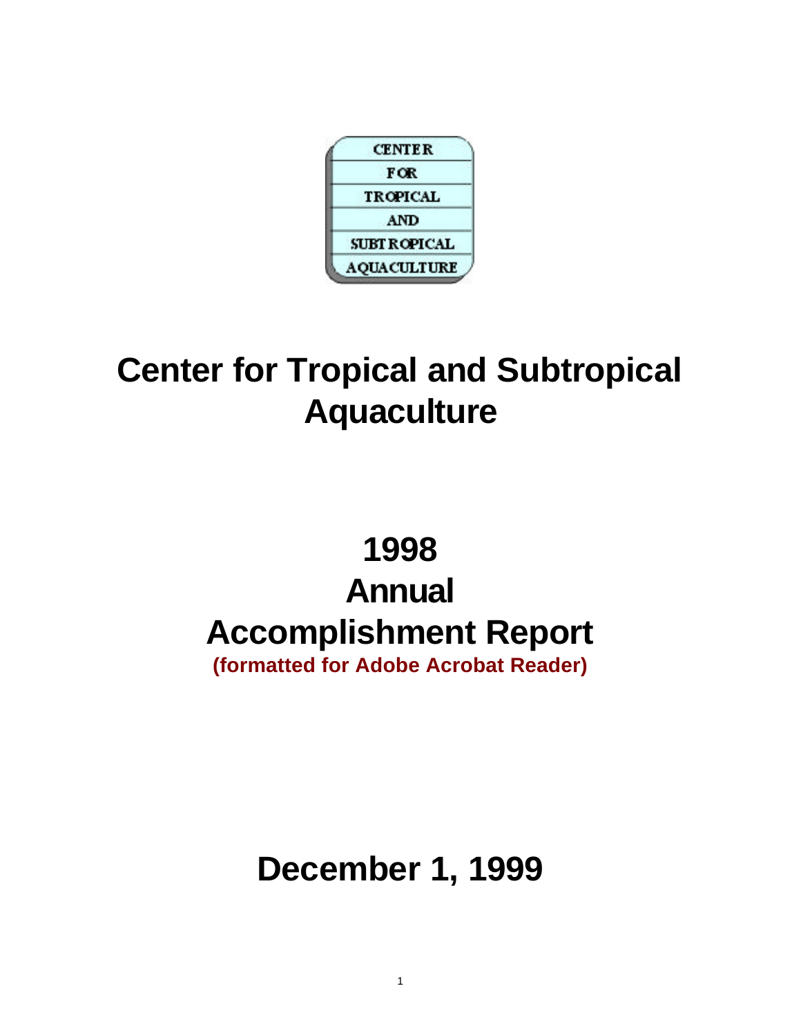CENTER FOR TROPICAL AND SUBTROPICAL AQUACULTURE

# Center for Tropical and Subtropical Aquaculture

# 1998 Annual Accomplishment Report

**(formatted for Adobe Acrobat Reader)**

## December 1, 1999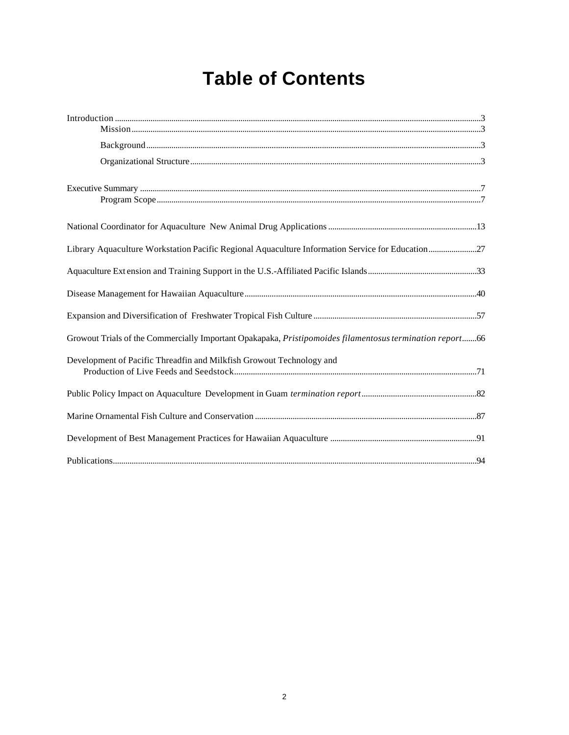# Table of Contents

Introduction ..... 3
- Mission ..... 3
- Background ..... 3
- Organizational Structure ..... 3

Executive Summary ..... 7
- Program Scope ..... 7

National Coordinator for Aquaculture New Animal Drug Applications ..... 13

Library Aquaculture Workstation Pacific Regional Aquaculture Information Service for Education ..... 27

Aquaculture Extension and Training Support in the U.S.-Affiliated Pacific Islands ..... 33

Disease Management for Hawaiian Aquaculture ..... 40

Expansion and Diversification of Freshwater Tropical Fish Culture ..... 57

Growout Trials of the Commercially Important Opakapaka, *Pristipomoides filamentosus termination report* ..... 66

Development of Pacific Threadfin and Milkfish Growout Technology and Production of Live Feeds and Seedstock ..... 71

Public Policy Impact on Aquaculture Development in Guam *termination report* ..... 82

Marine Ornamental Fish Culture and Conservation ..... 87

Development of Best Management Practices for Hawaiian Aquaculture ..... 91

Publications ..... 94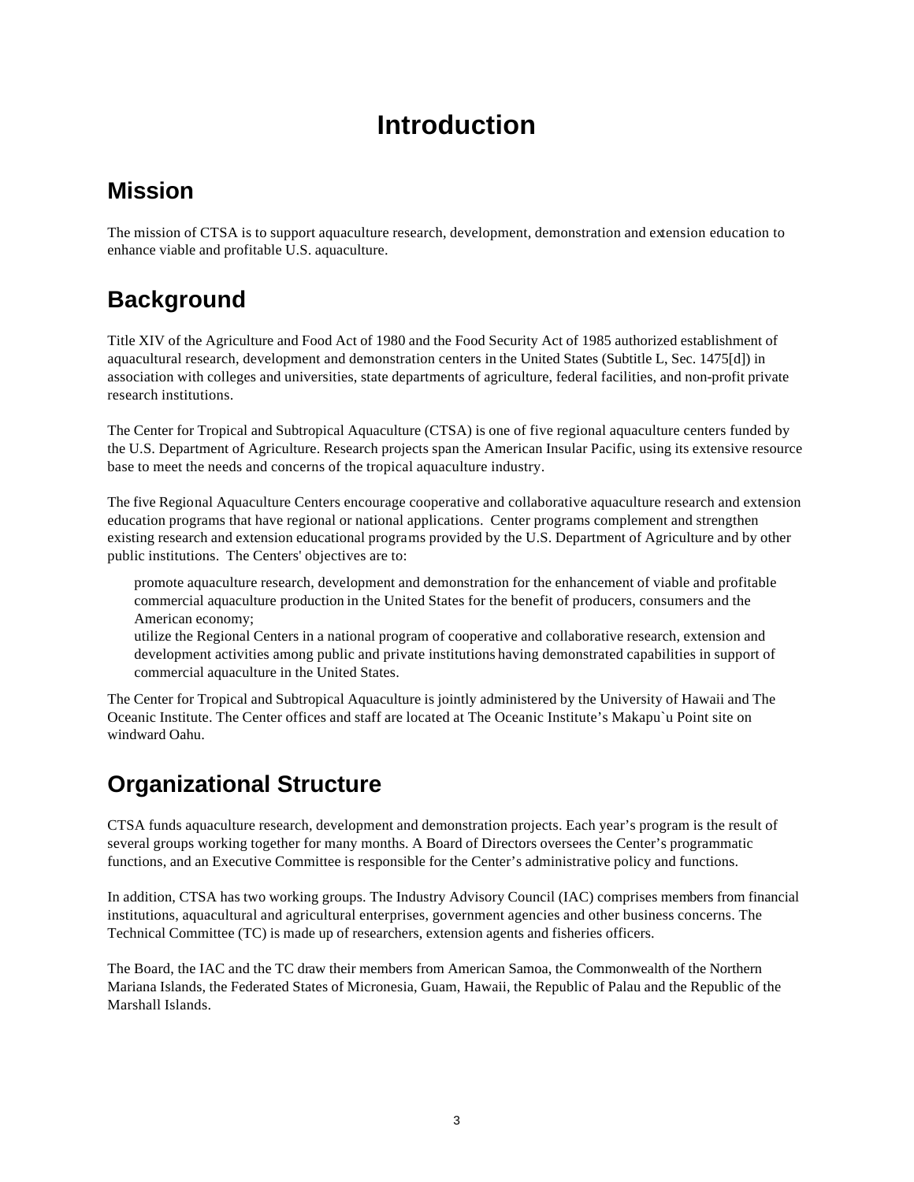# Introduction

## Mission

The mission of CTSA is to support aquaculture research, development, demonstration and extension education to enhance viable and profitable U.S. aquaculture.

## Background

Title XIV of the Agriculture and Food Act of 1980 and the Food Security Act of 1985 authorized establishment of aquacultural research, development and demonstration centers in the United States (Subtitle L, Sec. 1475[d]) in association with colleges and universities, state departments of agriculture, federal facilities, and non-profit private research institutions.

The Center for Tropical and Subtropical Aquaculture (CTSA) is one of five regional aquaculture centers funded by the U.S. Department of Agriculture. Research projects span the American Insular Pacific, using its extensive resource base to meet the needs and concerns of the tropical aquaculture industry.

The five Regional Aquaculture Centers encourage cooperative and collaborative aquaculture research and extension education programs that have regional or national applications. Center programs complement and strengthen existing research and extension educational programs provided by the U.S. Department of Agriculture and by other public institutions. The Centers' objectives are to:

- promote aquaculture research, development and demonstration for the enhancement of viable and profitable commercial aquaculture production in the United States for the benefit of producers, consumers and the American economy;
- utilize the Regional Centers in a national program of cooperative and collaborative research, extension and development activities among public and private institutions having demonstrated capabilities in support of commercial aquaculture in the United States.

The Center for Tropical and Subtropical Aquaculture is jointly administered by the University of Hawaii and The Oceanic Institute. The Center offices and staff are located at The Oceanic Institute's Makapu`u Point site on windward Oahu.

## Organizational Structure

CTSA funds aquaculture research, development and demonstration projects. Each year's program is the result of several groups working together for many months. A Board of Directors oversees the Center's programmatic functions, and an Executive Committee is responsible for the Center's administrative policy and functions.

In addition, CTSA has two working groups. The Industry Advisory Council (IAC) comprises members from financial institutions, aquacultural and agricultural enterprises, government agencies and other business concerns. The Technical Committee (TC) is made up of researchers, extension agents and fisheries officers.

The Board, the IAC and the TC draw their members from American Samoa, the Commonwealth of the Northern Mariana Islands, the Federated States of Micronesia, Guam, Hawaii, the Republic of Palau and the Republic of the Marshall Islands.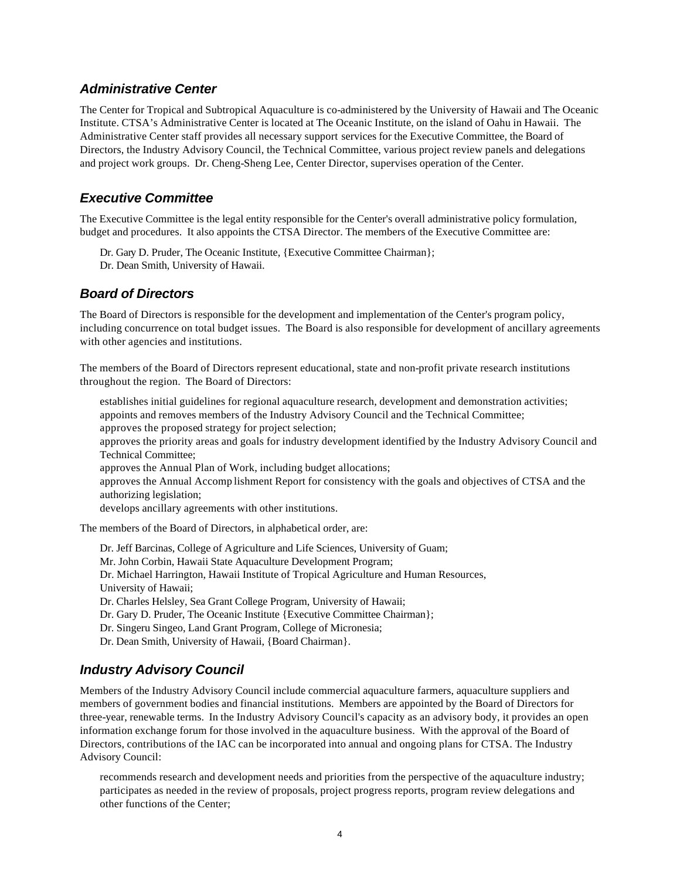## *Administrative Center*

The Center for Tropical and Subtropical Aquaculture is co-administered by the University of Hawaii and The Oceanic Institute. CTSA's Administrative Center is located at The Oceanic Institute, on the island of Oahu in Hawaii. The Administrative Center staff provides all necessary support services for the Executive Committee, the Board of Directors, the Industry Advisory Council, the Technical Committee, various project review panels and delegations and project work groups. Dr. Cheng-Sheng Lee, Center Director, supervises operation of the Center.

## *Executive Committee*

The Executive Committee is the legal entity responsible for the Center's overall administrative policy formulation, budget and procedures. It also appoints the CTSA Director. The members of the Executive Committee are:

Dr. Gary D. Pruder, The Oceanic Institute, {Executive Committee Chairman};
Dr. Dean Smith, University of Hawaii.

## *Board of Directors*

The Board of Directors is responsible for the development and implementation of the Center's program policy, including concurrence on total budget issues. The Board is also responsible for development of ancillary agreements with other agencies and institutions.

The members of the Board of Directors represent educational, state and non-profit private research institutions throughout the region. The Board of Directors:

establishes initial guidelines for regional aquaculture research, development and demonstration activities;
appoints and removes members of the Industry Advisory Council and the Technical Committee;
approves the proposed strategy for project selection;
approves the priority areas and goals for industry development identified by the Industry Advisory Council and Technical Committee;
approves the Annual Plan of Work, including budget allocations;
approves the Annual Accomplishment Report for consistency with the goals and objectives of CTSA and the authorizing legislation;
develops ancillary agreements with other institutions.

The members of the Board of Directors, in alphabetical order, are:

Dr. Jeff Barcinas, College of Agriculture and Life Sciences, University of Guam;
Mr. John Corbin, Hawaii State Aquaculture Development Program;
Dr. Michael Harrington, Hawaii Institute of Tropical Agriculture and Human Resources, University of Hawaii;
Dr. Charles Helsley, Sea Grant College Program, University of Hawaii;
Dr. Gary D. Pruder, The Oceanic Institute {Executive Committee Chairman};
Dr. Singeru Singeo, Land Grant Program, College of Micronesia;
Dr. Dean Smith, University of Hawaii, {Board Chairman}.

## *Industry Advisory Council*

Members of the Industry Advisory Council include commercial aquaculture farmers, aquaculture suppliers and members of government bodies and financial institutions. Members are appointed by the Board of Directors for three-year, renewable terms. In the Industry Advisory Council's capacity as an advisory body, it provides an open information exchange forum for those involved in the aquaculture business. With the approval of the Board of Directors, contributions of the IAC can be incorporated into annual and ongoing plans for CTSA. The Industry Advisory Council:

recommends research and development needs and priorities from the perspective of the aquaculture industry;
participates as needed in the review of proposals, project progress reports, program review delegations and other functions of the Center;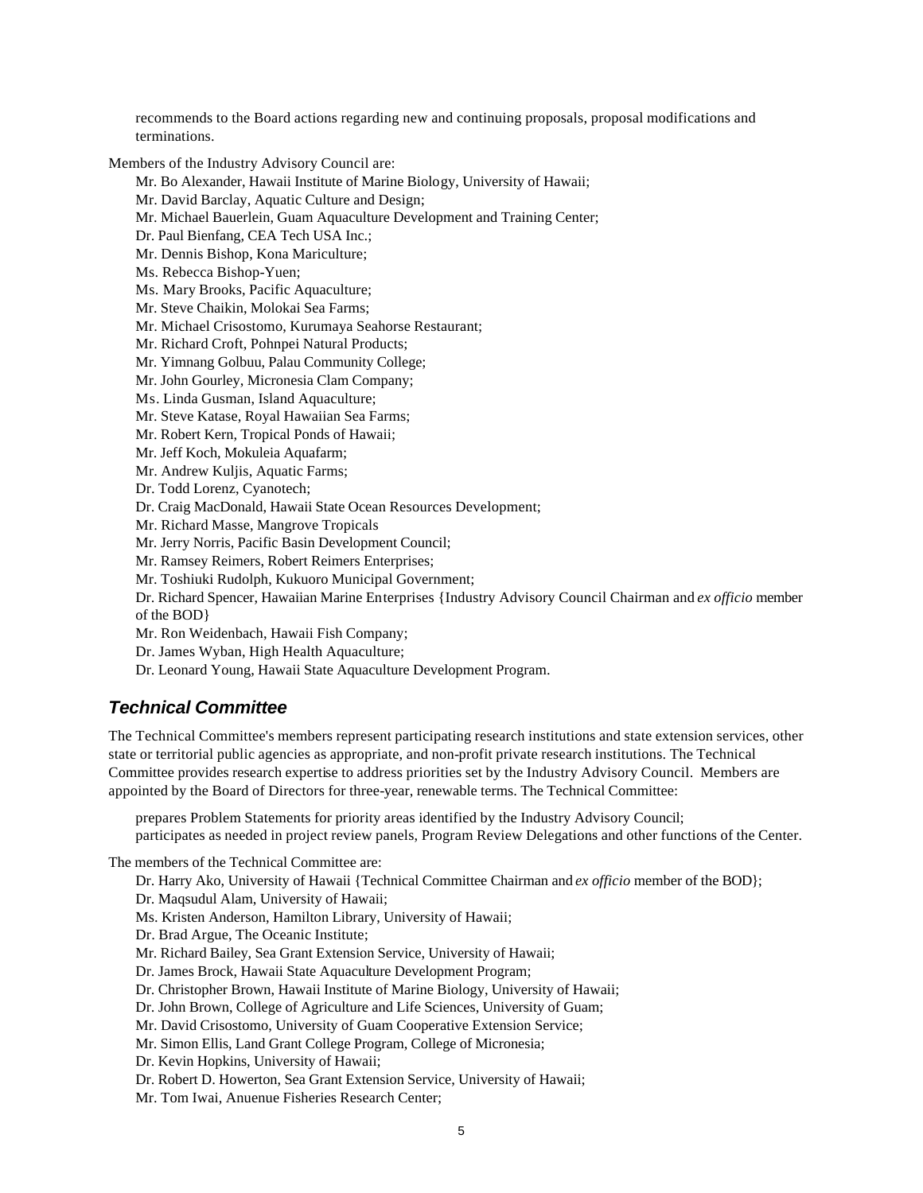recommends to the Board actions regarding new and continuing proposals, proposal modifications and terminations.

Members of the Industry Advisory Council are:

Mr. Bo Alexander, Hawaii Institute of Marine Biology, University of Hawaii;
Mr. David Barclay, Aquatic Culture and Design;
Mr. Michael Bauerlein, Guam Aquaculture Development and Training Center;
Dr. Paul Bienfang, CEA Tech USA Inc.;
Mr. Dennis Bishop, Kona Mariculture;
Ms. Rebecca Bishop-Yuen;
Ms. Mary Brooks, Pacific Aquaculture;
Mr. Steve Chaikin, Molokai Sea Farms;
Mr. Michael Crisostomo, Kurumaya Seahorse Restaurant;
Mr. Richard Croft, Pohnpei Natural Products;
Mr. Yimnang Golbuu, Palau Community College;
Mr. John Gourley, Micronesia Clam Company;
Ms. Linda Gusman, Island Aquaculture;
Mr. Steve Katase, Royal Hawaiian Sea Farms;
Mr. Robert Kern, Tropical Ponds of Hawaii;
Mr. Jeff Koch, Mokuleia Aquafarm;
Mr. Andrew Kuljis, Aquatic Farms;
Dr. Todd Lorenz, Cyanotech;
Dr. Craig MacDonald, Hawaii State Ocean Resources Development;
Mr. Richard Masse, Mangrove Tropicals
Mr. Jerry Norris, Pacific Basin Development Council;
Mr. Ramsey Reimers, Robert Reimers Enterprises;
Mr. Toshiuki Rudolph, Kukuoro Municipal Government;
Dr. Richard Spencer, Hawaiian Marine Enterprises {Industry Advisory Council Chairman and *ex officio* member of the BOD}
Mr. Ron Weidenbach, Hawaii Fish Company;
Dr. James Wyban, High Health Aquaculture;
Dr. Leonard Young, Hawaii State Aquaculture Development Program.

## *Technical Committee*

The Technical Committee's members represent participating research institutions and state extension services, other state or territorial public agencies as appropriate, and non-profit private research institutions. The Technical Committee provides research expertise to address priorities set by the Industry Advisory Council. Members are appointed by the Board of Directors for three-year, renewable terms. The Technical Committee:

prepares Problem Statements for priority areas identified by the Industry Advisory Council;
participates as needed in project review panels, Program Review Delegations and other functions of the Center.

The members of the Technical Committee are:

Dr. Harry Ako, University of Hawaii {Technical Committee Chairman and *ex officio* member of the BOD};
Dr. Maqsudul Alam, University of Hawaii;
Ms. Kristen Anderson, Hamilton Library, University of Hawaii;
Dr. Brad Argue, The Oceanic Institute;
Mr. Richard Bailey, Sea Grant Extension Service, University of Hawaii;
Dr. James Brock, Hawaii State Aquaculture Development Program;
Dr. Christopher Brown, Hawaii Institute of Marine Biology, University of Hawaii;
Dr. John Brown, College of Agriculture and Life Sciences, University of Guam;
Mr. David Crisostomo, University of Guam Cooperative Extension Service;
Mr. Simon Ellis, Land Grant College Program, College of Micronesia;
Dr. Kevin Hopkins, University of Hawaii;
Dr. Robert D. Howerton, Sea Grant Extension Service, University of Hawaii;
Mr. Tom Iwai, Anuenue Fisheries Research Center;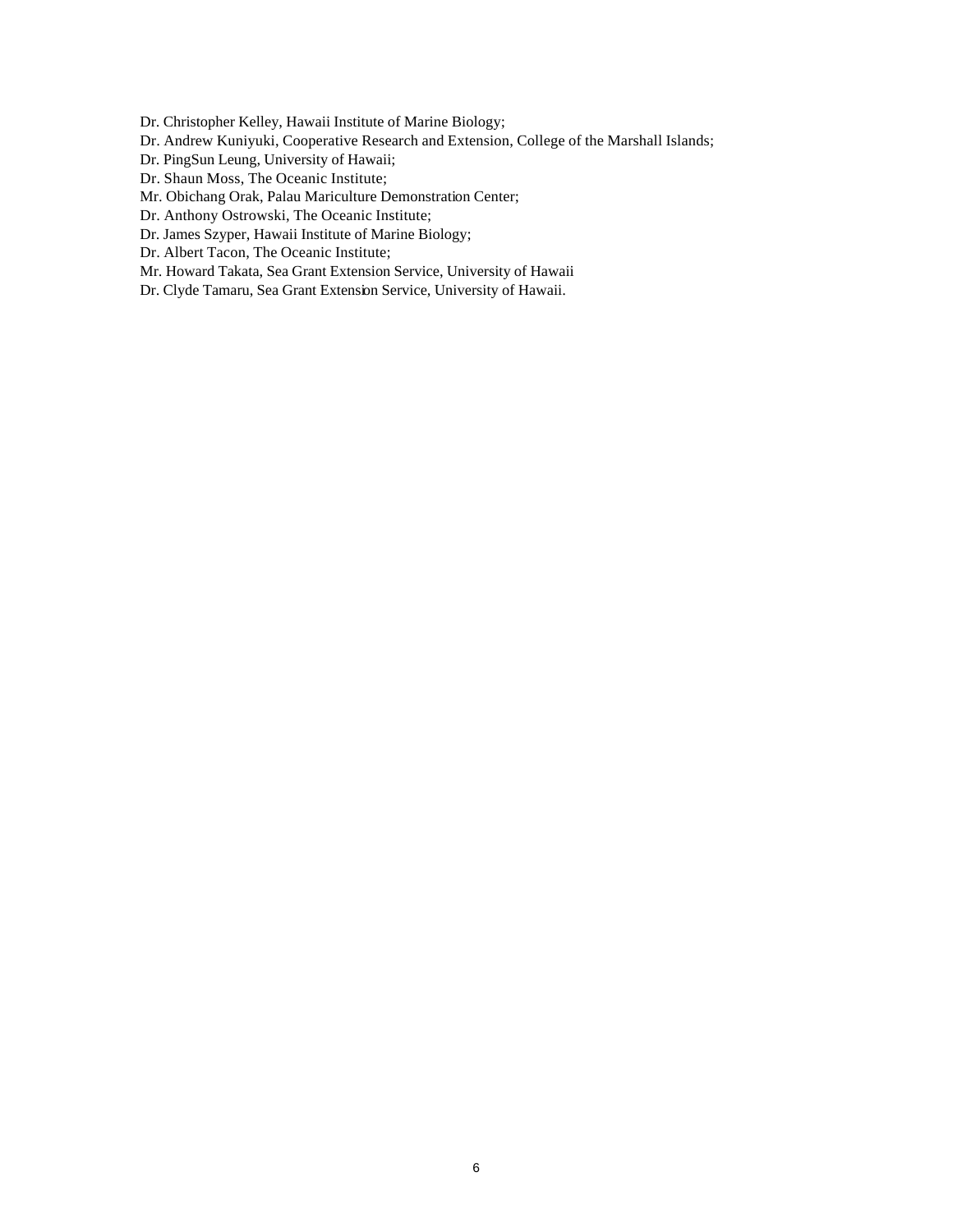Dr. Christopher Kelley, Hawaii Institute of Marine Biology;  
Dr. Andrew Kuniyuki, Cooperative Research and Extension, College of the Marshall Islands;  
Dr. PingSun Leung, University of Hawaii;  
Dr. Shaun Moss, The Oceanic Institute;  
Mr. Obichang Orak, Palau Mariculture Demonstration Center;  
Dr. Anthony Ostrowski, The Oceanic Institute;  
Dr. James Szyper, Hawaii Institute of Marine Biology;  
Dr. Albert Tacon, The Oceanic Institute;  
Mr. Howard Takata, Sea Grant Extension Service, University of Hawaii  
Dr. Clyde Tamaru, Sea Grant Extension Service, University of Hawaii.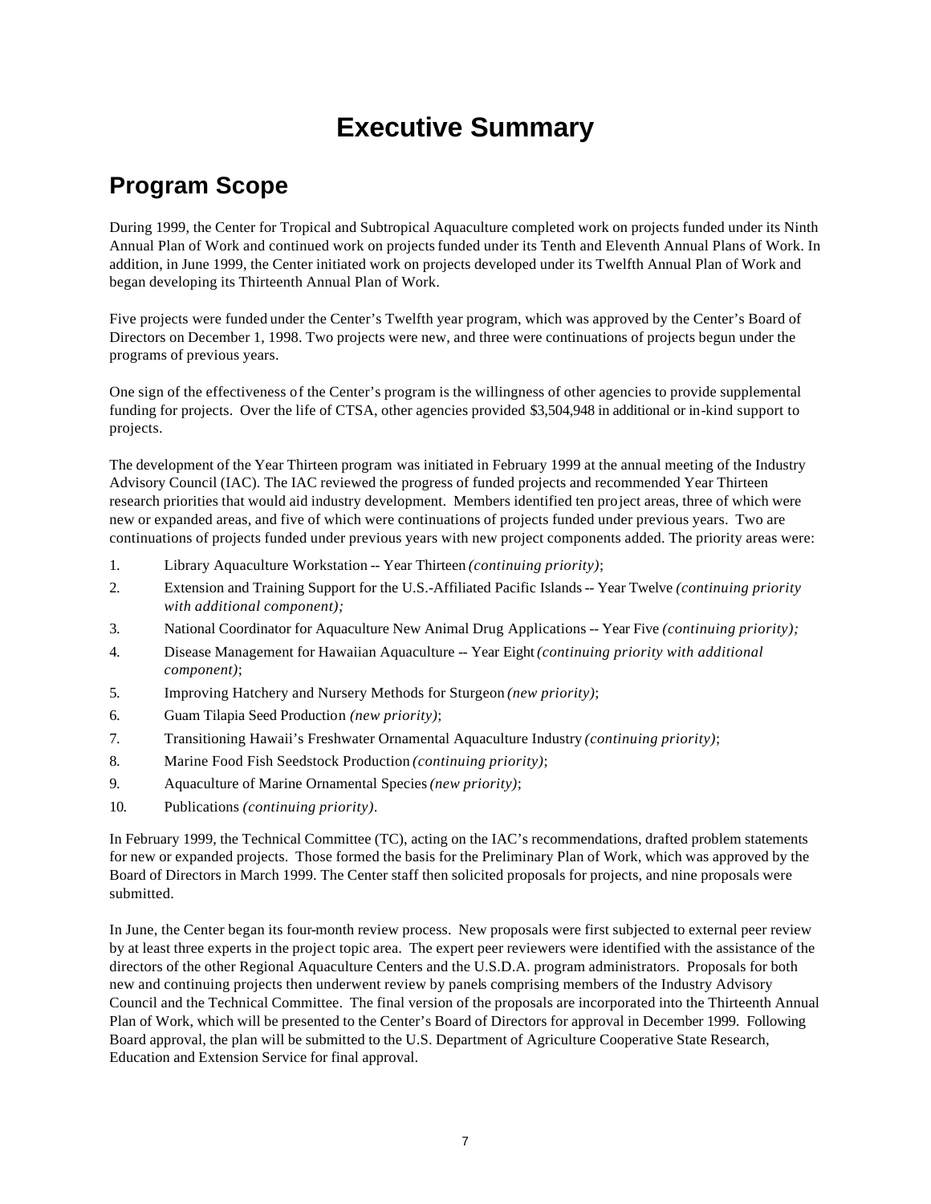# Executive Summary

## Program Scope

During 1999, the Center for Tropical and Subtropical Aquaculture completed work on projects funded under its Ninth Annual Plan of Work and continued work on projects funded under its Tenth and Eleventh Annual Plans of Work. In addition, in June 1999, the Center initiated work on projects developed under its Twelfth Annual Plan of Work and began developing its Thirteenth Annual Plan of Work.

Five projects were funded under the Center's Twelfth year program, which was approved by the Center's Board of Directors on December 1, 1998. Two projects were new, and three were continuations of projects begun under the programs of previous years.

One sign of the effectiveness of the Center's program is the willingness of other agencies to provide supplemental funding for projects. Over the life of CTSA, other agencies provided $3,504,948 in additional or in-kind support to projects.

The development of the Year Thirteen program was initiated in February 1999 at the annual meeting of the Industry Advisory Council (IAC). The IAC reviewed the progress of funded projects and recommended Year Thirteen research priorities that would aid industry development. Members identified ten project areas, three of which were new or expanded areas, and five of which were continuations of projects funded under previous years. Two are continuations of projects funded under previous years with new project components added. The priority areas were:

1. Library Aquaculture Workstation -- Year Thirteen *(continuing priority)*;
2. Extension and Training Support for the U.S.-Affiliated Pacific Islands -- Year Twelve *(continuing priority with additional component);*
3. National Coordinator for Aquaculture New Animal Drug Applications -- Year Five *(continuing priority);*
4. Disease Management for Hawaiian Aquaculture -- Year Eight *(continuing priority with additional component)*;
5. Improving Hatchery and Nursery Methods for Sturgeon *(new priority)*;
6. Guam Tilapia Seed Production *(new priority)*;
7. Transitioning Hawaii's Freshwater Ornamental Aquaculture Industry *(continuing priority)*;
8. Marine Food Fish Seedstock Production *(continuing priority)*;
9. Aquaculture of Marine Ornamental Species *(new priority)*;
10. Publications *(continuing priority)*.

In February 1999, the Technical Committee (TC), acting on the IAC's recommendations, drafted problem statements for new or expanded projects. Those formed the basis for the Preliminary Plan of Work, which was approved by the Board of Directors in March 1999. The Center staff then solicited proposals for projects, and nine proposals were submitted.

In June, the Center began its four-month review process. New proposals were first subjected to external peer review by at least three experts in the project topic area. The expert peer reviewers were identified with the assistance of the directors of the other Regional Aquaculture Centers and the U.S.D.A. program administrators. Proposals for both new and continuing projects then underwent review by panels comprising members of the Industry Advisory Council and the Technical Committee. The final version of the proposals are incorporated into the Thirteenth Annual Plan of Work, which will be presented to the Center's Board of Directors for approval in December 1999. Following Board approval, the plan will be submitted to the U.S. Department of Agriculture Cooperative State Research, Education and Extension Service for final approval.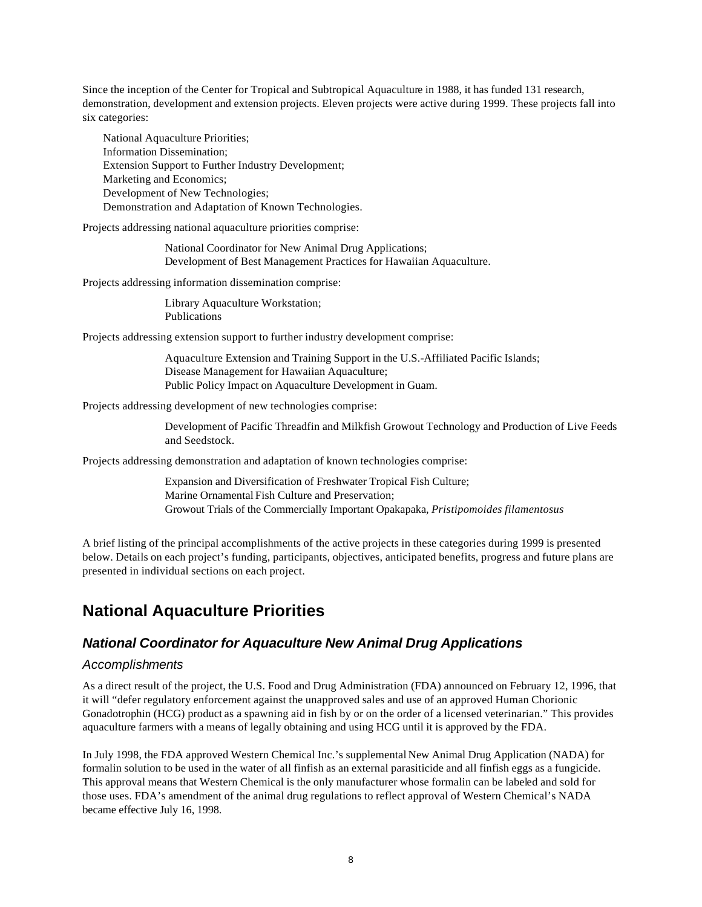Since the inception of the Center for Tropical and Subtropical Aquaculture in 1988, it has funded 131 research, demonstration, development and extension projects. Eleven projects were active during 1999. These projects fall into six categories:

National Aquaculture Priorities;
Information Dissemination;
Extension Support to Further Industry Development;
Marketing and Economics;
Development of New Technologies;
Demonstration and Adaptation of Known Technologies.

Projects addressing national aquaculture priorities comprise:

National Coordinator for New Animal Drug Applications;
Development of Best Management Practices for Hawaiian Aquaculture.

Projects addressing information dissemination comprise:

Library Aquaculture Workstation;
Publications

Projects addressing extension support to further industry development comprise:

Aquaculture Extension and Training Support in the U.S.-Affiliated Pacific Islands;
Disease Management for Hawaiian Aquaculture;
Public Policy Impact on Aquaculture Development in Guam.

Projects addressing development of new technologies comprise:

Development of Pacific Threadfin and Milkfish Growout Technology and Production of Live Feeds and Seedstock.

Projects addressing demonstration and adaptation of known technologies comprise:

Expansion and Diversification of Freshwater Tropical Fish Culture;
Marine Ornamental Fish Culture and Preservation;
Growout Trials of the Commercially Important Opakapaka, *Pristipomoides filamentosus*

A brief listing of the principal accomplishments of the active projects in these categories during 1999 is presented below. Details on each project's funding, participants, objectives, anticipated benefits, progress and future plans are presented in individual sections on each project.

# National Aquaculture Priorities

## *National Coordinator for Aquaculture New Animal Drug Applications*

### *Accomplishments*

As a direct result of the project, the U.S. Food and Drug Administration (FDA) announced on February 12, 1996, that it will "defer regulatory enforcement against the unapproved sales and use of an approved Human Chorionic Gonadotrophin (HCG) product as a spawning aid in fish by or on the order of a licensed veterinarian." This provides aquaculture farmers with a means of legally obtaining and using HCG until it is approved by the FDA.

In July 1998, the FDA approved Western Chemical Inc.'s supplemental New Animal Drug Application (NADA) for formalin solution to be used in the water of all finfish as an external parasiticide and all finfish eggs as a fungicide. This approval means that Western Chemical is the only manufacturer whose formalin can be labeled and sold for those uses. FDA's amendment of the animal drug regulations to reflect approval of Western Chemical's NADA became effective July 16, 1998.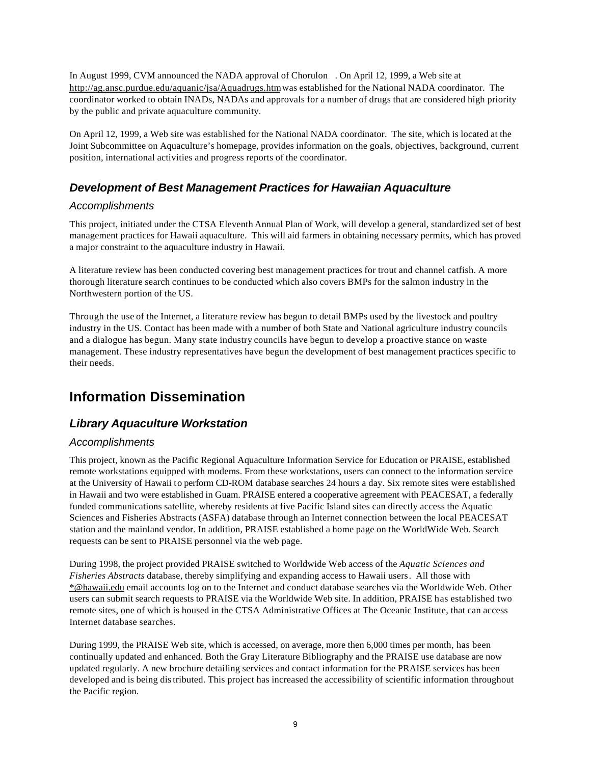In August 1999, CVM announced the NADA approval of Chorulon . On April 12, 1999, a Web site at http://ag.ansc.purdue.edu/aquanic/jsa/Aquadrugs.htm was established for the National NADA coordinator. The coordinator worked to obtain INADs, NADAs and approvals for a number of drugs that are considered high priority by the public and private aquaculture community.

On April 12, 1999, a Web site was established for the National NADA coordinator. The site, which is located at the Joint Subcommittee on Aquaculture's homepage, provides information on the goals, objectives, background, current position, international activities and progress reports of the coordinator.

### *Development of Best Management Practices for Hawaiian Aquaculture*

#### *Accomplishments*

This project, initiated under the CTSA Eleventh Annual Plan of Work, will develop a general, standardized set of best management practices for Hawaii aquaculture. This will aid farmers in obtaining necessary permits, which has proved a major constraint to the aquaculture industry in Hawaii.

A literature review has been conducted covering best management practices for trout and channel catfish. A more thorough literature search continues to be conducted which also covers BMPs for the salmon industry in the Northwestern portion of the US.

Through the use of the Internet, a literature review has begun to detail BMPs used by the livestock and poultry industry in the US. Contact has been made with a number of both State and National agriculture industry councils and a dialogue has begun. Many state industry councils have begun to develop a proactive stance on waste management. These industry representatives have begun the development of best management practices specific to their needs.

## Information Dissemination

### *Library Aquaculture Workstation*

#### *Accomplishments*

This project, known as the Pacific Regional Aquaculture Information Service for Education or PRAISE, established remote workstations equipped with modems. From these workstations, users can connect to the information service at the University of Hawaii to perform CD-ROM database searches 24 hours a day. Six remote sites were established in Hawaii and two were established in Guam. PRAISE entered a cooperative agreement with PEACESAT, a federally funded communications satellite, whereby residents at five Pacific Island sites can directly access the Aquatic Sciences and Fisheries Abstracts (ASFA) database through an Internet connection between the local PEACESAT station and the mainland vendor. In addition, PRAISE established a home page on the WorldWide Web. Search requests can be sent to PRAISE personnel via the web page.

During 1998, the project provided PRAISE switched to Worldwide Web access of the *Aquatic Sciences and Fisheries Abstracts* database, thereby simplifying and expanding access to Hawaii users. All those with *@hawaii.edu email accounts log on to the Internet and conduct database searches via the Worldwide Web. Other users can submit search requests to PRAISE via the Worldwide Web site. In addition, PRAISE has established two remote sites, one of which is housed in the CTSA Administrative Offices at The Oceanic Institute, that can access Internet database searches.

During 1999, the PRAISE Web site, which is accessed, on average, more then 6,000 times per month, has been continually updated and enhanced. Both the Gray Literature Bibliography and the PRAISE use database are now updated regularly. A new brochure detailing services and contact information for the PRAISE services has been developed and is being distributed. This project has increased the accessibility of scientific information throughout the Pacific region.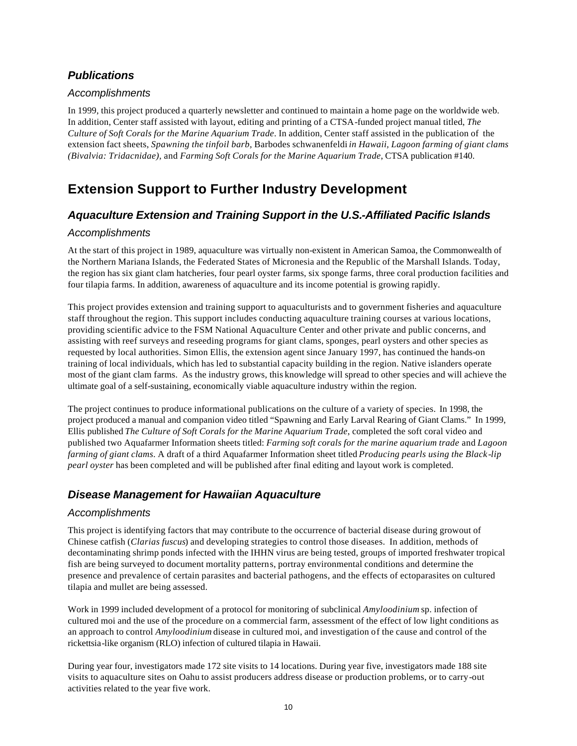### *Publications*

#### *Accomplishments*

In 1999, this project produced a quarterly newsletter and continued to maintain a home page on the worldwide web. In addition, Center staff assisted with layout, editing and printing of a CTSA-funded project manual titled, *The Culture of Soft Corals for the Marine Aquarium Trade*. In addition, Center staff assisted in the publication of the extension fact sheets, *Spawning the tinfoil barb,* Barbodes schwanenfeldi *in Hawaii, Lagoon farming of giant clams (Bivalvia: Tridacnidae)*, and *Farming Soft Corals for the Marine Aquarium Trade*, CTSA publication #140.

## Extension Support to Further Industry Development

### *Aquaculture Extension and Training Support in the U.S.-Affiliated Pacific Islands*

#### *Accomplishments*

At the start of this project in 1989, aquaculture was virtually non-existent in American Samoa, the Commonwealth of the Northern Mariana Islands, the Federated States of Micronesia and the Republic of the Marshall Islands. Today, the region has six giant clam hatcheries, four pearl oyster farms, six sponge farms, three coral production facilities and four tilapia farms. In addition, awareness of aquaculture and its income potential is growing rapidly.

This project provides extension and training support to aquaculturists and to government fisheries and aquaculture staff throughout the region. This support includes conducting aquaculture training courses at various locations, providing scientific advice to the FSM National Aquaculture Center and other private and public concerns, and assisting with reef surveys and reseeding programs for giant clams, sponges, pearl oysters and other species as requested by local authorities. Simon Ellis, the extension agent since January 1997, has continued the hands-on training of local individuals, which has led to substantial capacity building in the region. Native islanders operate most of the giant clam farms. As the industry grows, this knowledge will spread to other species and will achieve the ultimate goal of a self-sustaining, economically viable aquaculture industry within the region.

The project continues to produce informational publications on the culture of a variety of species. In 1998, the project produced a manual and companion video titled "Spawning and Early Larval Rearing of Giant Clams." In 1999, Ellis published *The Culture of Soft Corals for the Marine Aquarium Trade*, completed the soft coral video and published two Aquafarmer Information sheets titled: *Farming soft corals for the marine aquarium trade* and *Lagoon farming of giant clams*. A draft of a third Aquafarmer Information sheet titled *Producing pearls using the Black-lip pearl oyster* has been completed and will be published after final editing and layout work is completed.

### *Disease Management for Hawaiian Aquaculture*

#### *Accomplishments*

This project is identifying factors that may contribute to the occurrence of bacterial disease during growout of Chinese catfish (*Clarias fuscus*) and developing strategies to control those diseases. In addition, methods of decontaminating shrimp ponds infected with the IHHN virus are being tested, groups of imported freshwater tropical fish are being surveyed to document mortality patterns, portray environmental conditions and determine the presence and prevalence of certain parasites and bacterial pathogens, and the effects of ectoparasites on cultured tilapia and mullet are being assessed.

Work in 1999 included development of a protocol for monitoring of subclinical *Amyloodinium* sp. infection of cultured moi and the use of the procedure on a commercial farm, assessment of the effect of low light conditions as an approach to control *Amyloodinium* disease in cultured moi, and investigation of the cause and control of the rickettsia-like organism (RLO) infection of cultured tilapia in Hawaii.

During year four, investigators made 172 site visits to 14 locations. During year five, investigators made 188 site visits to aquaculture sites on Oahu to assist producers address disease or production problems, or to carry-out activities related to the year five work.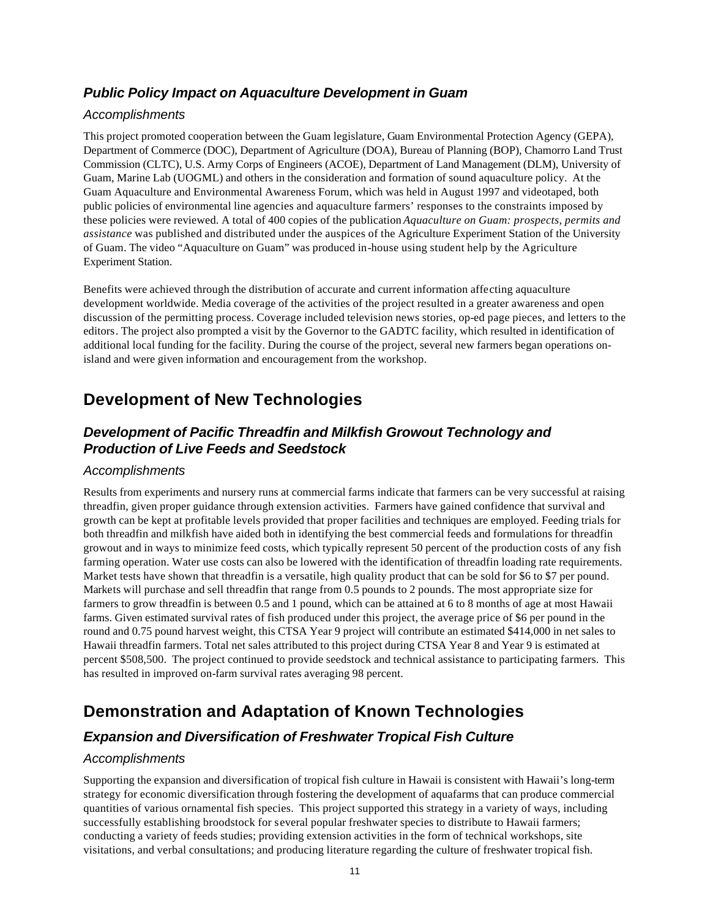### *Public Policy Impact on Aquaculture Development in Guam*

#### Accomplishments

This project promoted cooperation between the Guam legislature, Guam Environmental Protection Agency (GEPA), Department of Commerce (DOC), Department of Agriculture (DOA), Bureau of Planning (BOP), Chamorro Land Trust Commission (CLTC), U.S. Army Corps of Engineers (ACOE), Department of Land Management (DLM), University of Guam, Marine Lab (UOGML) and others in the consideration and formation of sound aquaculture policy. At the Guam Aquaculture and Environmental Awareness Forum, which was held in August 1997 and videotaped, both public policies of environmental line agencies and aquaculture farmers' responses to the constraints imposed by these policies were reviewed. A total of 400 copies of the publication *Aquaculture on Guam: prospects, permits and assistance* was published and distributed under the auspices of the Agriculture Experiment Station of the University of Guam. The video "Aquaculture on Guam" was produced in-house using student help by the Agriculture Experiment Station.

Benefits were achieved through the distribution of accurate and current information affecting aquaculture development worldwide. Media coverage of the activities of the project resulted in a greater awareness and open discussion of the permitting process. Coverage included television news stories, op-ed page pieces, and letters to the editors. The project also prompted a visit by the Governor to the GADTC facility, which resulted in identification of additional local funding for the facility. During the course of the project, several new farmers began operations on-island and were given information and encouragement from the workshop.

## Development of New Technologies

### *Development of Pacific Threadfin and Milkfish Growout Technology and Production of Live Feeds and Seedstock*

#### Accomplishments

Results from experiments and nursery runs at commercial farms indicate that farmers can be very successful at raising threadfin, given proper guidance through extension activities. Farmers have gained confidence that survival and growth can be kept at profitable levels provided that proper facilities and techniques are employed. Feeding trials for both threadfin and milkfish have aided both in identifying the best commercial feeds and formulations for threadfin growout and in ways to minimize feed costs, which typically represent 50 percent of the production costs of any fish farming operation. Water use costs can also be lowered with the identification of threadfin loading rate requirements. Market tests have shown that threadfin is a versatile, high quality product that can be sold for $6 to $7 per pound. Markets will purchase and sell threadfin that range from 0.5 pounds to 2 pounds. The most appropriate size for farmers to grow threadfin is between 0.5 and 1 pound, which can be attained at 6 to 8 months of age at most Hawaii farms. Given estimated survival rates of fish produced under this project, the average price of $6 per pound in the round and 0.75 pound harvest weight, this CTSA Year 9 project will contribute an estimated $414,000 in net sales to Hawaii threadfin farmers. Total net sales attributed to this project during CTSA Year 8 and Year 9 is estimated at percent $508,500. The project continued to provide seedstock and technical assistance to participating farmers. This has resulted in improved on-farm survival rates averaging 98 percent.

## Demonstration and Adaptation of Known Technologies

### *Expansion and Diversification of Freshwater Tropical Fish Culture*

#### Accomplishments

Supporting the expansion and diversification of tropical fish culture in Hawaii is consistent with Hawaii's long-term strategy for economic diversification through fostering the development of aquafarms that can produce commercial quantities of various ornamental fish species. This project supported this strategy in a variety of ways, including successfully establishing broodstock for several popular freshwater species to distribute to Hawaii farmers; conducting a variety of feeds studies; providing extension activities in the form of technical workshops, site visitations, and verbal consultations; and producing literature regarding the culture of freshwater tropical fish.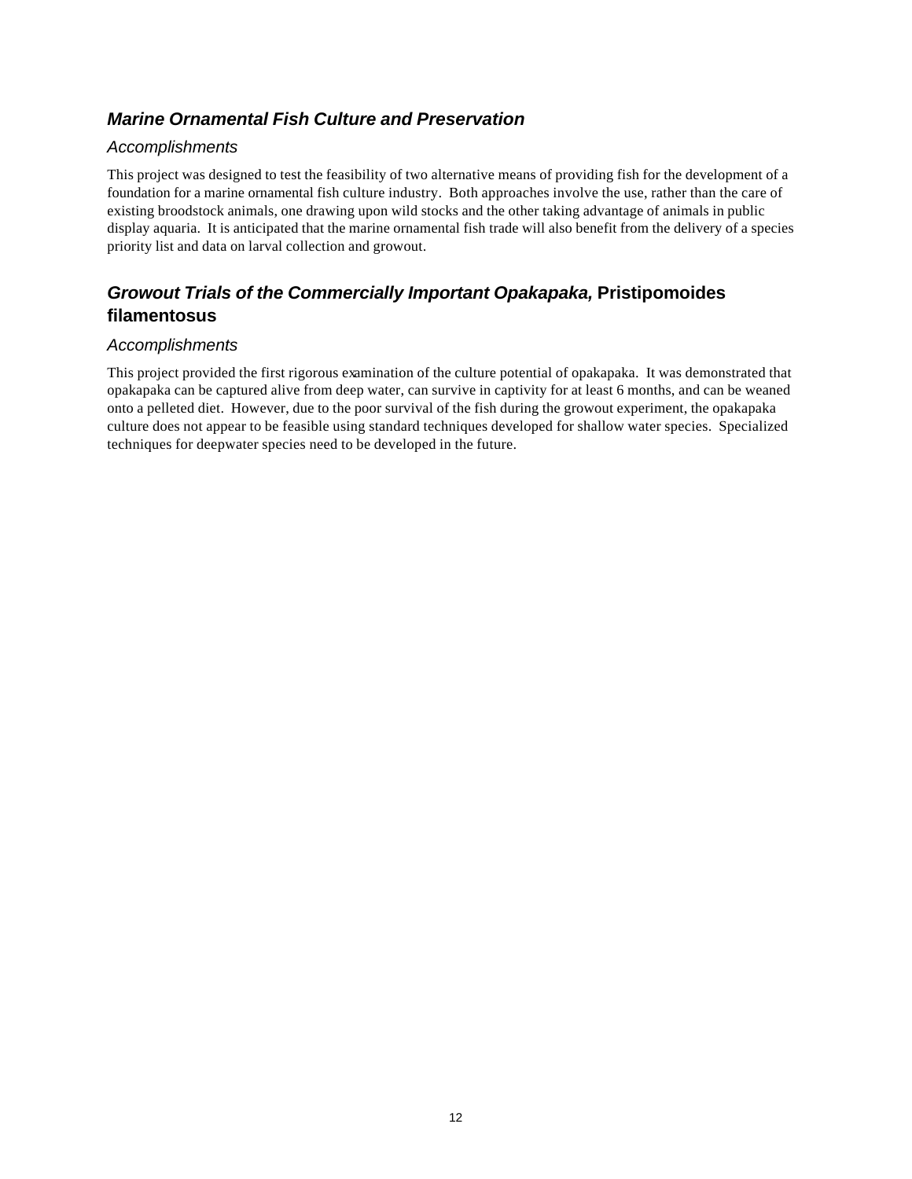## *Marine Ornamental Fish Culture and Preservation*

### *Accomplishments*

This project was designed to test the feasibility of two alternative means of providing fish for the development of a foundation for a marine ornamental fish culture industry. Both approaches involve the use, rather than the care of existing broodstock animals, one drawing upon wild stocks and the other taking advantage of animals in public display aquaria. It is anticipated that the marine ornamental fish trade will also benefit from the delivery of a species priority list and data on larval collection and growout.

## *Growout Trials of the Commercially Important Opakapaka,* **Pristipomoides filamentosus**

### *Accomplishments*

This project provided the first rigorous examination of the culture potential of opakapaka. It was demonstrated that opakapaka can be captured alive from deep water, can survive in captivity for at least 6 months, and can be weaned onto a pelleted diet. However, due to the poor survival of the fish during the growout experiment, the opakapaka culture does not appear to be feasible using standard techniques developed for shallow water species. Specialized techniques for deepwater species need to be developed in the future.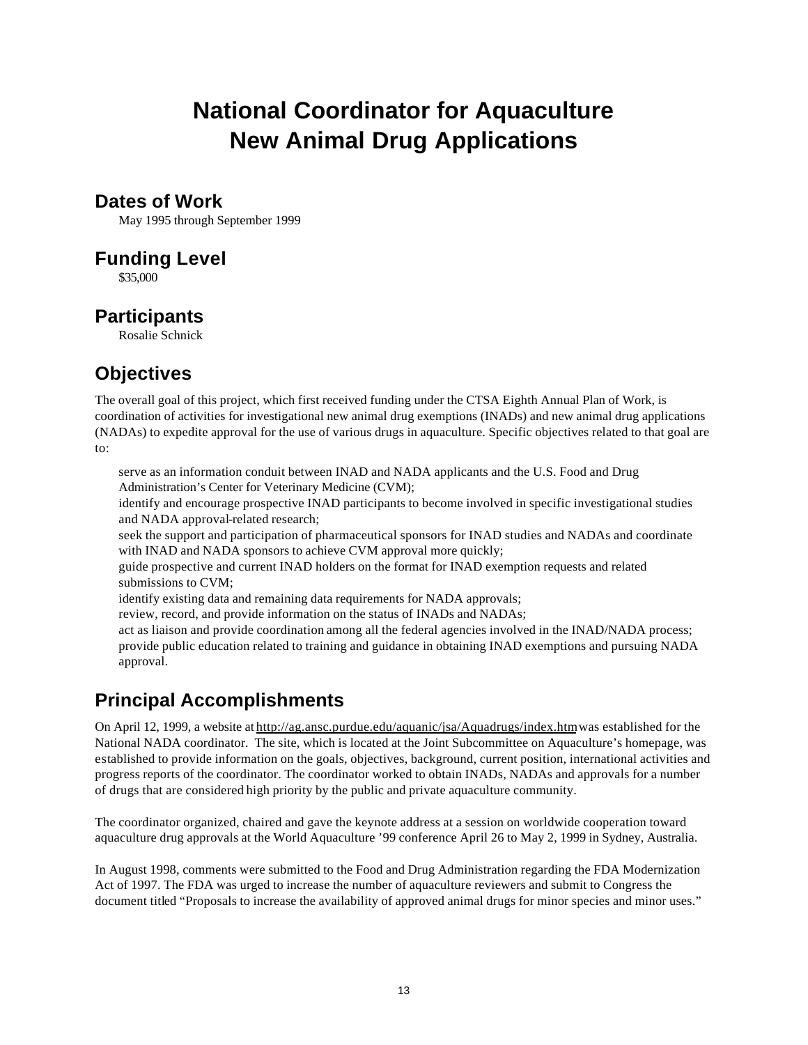# National Coordinator for Aquaculture New Animal Drug Applications

## Dates of Work

May 1995 through September 1999

## Funding Level

$35,000

## Participants

Rosalie Schnick

## Objectives

The overall goal of this project, which first received funding under the CTSA Eighth Annual Plan of Work, is coordination of activities for investigational new animal drug exemptions (INADs) and new animal drug applications (NADAs) to expedite approval for the use of various drugs in aquaculture. Specific objectives related to that goal are to:

- serve as an information conduit between INAD and NADA applicants and the U.S. Food and Drug Administration's Center for Veterinary Medicine (CVM);
- identify and encourage prospective INAD participants to become involved in specific investigational studies and NADA approval-related research;
- seek the support and participation of pharmaceutical sponsors for INAD studies and NADAs and coordinate with INAD and NADA sponsors to achieve CVM approval more quickly;
- guide prospective and current INAD holders on the format for INAD exemption requests and related submissions to CVM;
- identify existing data and remaining data requirements for NADA approvals;
- review, record, and provide information on the status of INADs and NADAs;
- act as liaison and provide coordination among all the federal agencies involved in the INAD/NADA process;
- provide public education related to training and guidance in obtaining INAD exemptions and pursuing NADA approval.

## Principal Accomplishments

On April 12, 1999, a website at http://ag.ansc.purdue.edu/aquanic/jsa/Aquadrugs/index.htm was established for the National NADA coordinator. The site, which is located at the Joint Subcommittee on Aquaculture's homepage, was established to provide information on the goals, objectives, background, current position, international activities and progress reports of the coordinator. The coordinator worked to obtain INADs, NADAs and approvals for a number of drugs that are considered high priority by the public and private aquaculture community.

The coordinator organized, chaired and gave the keynote address at a session on worldwide cooperation toward aquaculture drug approvals at the World Aquaculture '99 conference April 26 to May 2, 1999 in Sydney, Australia.

In August 1998, comments were submitted to the Food and Drug Administration regarding the FDA Modernization Act of 1997. The FDA was urged to increase the number of aquaculture reviewers and submit to Congress the document titled "Proposals to increase the availability of approved animal drugs for minor species and minor uses."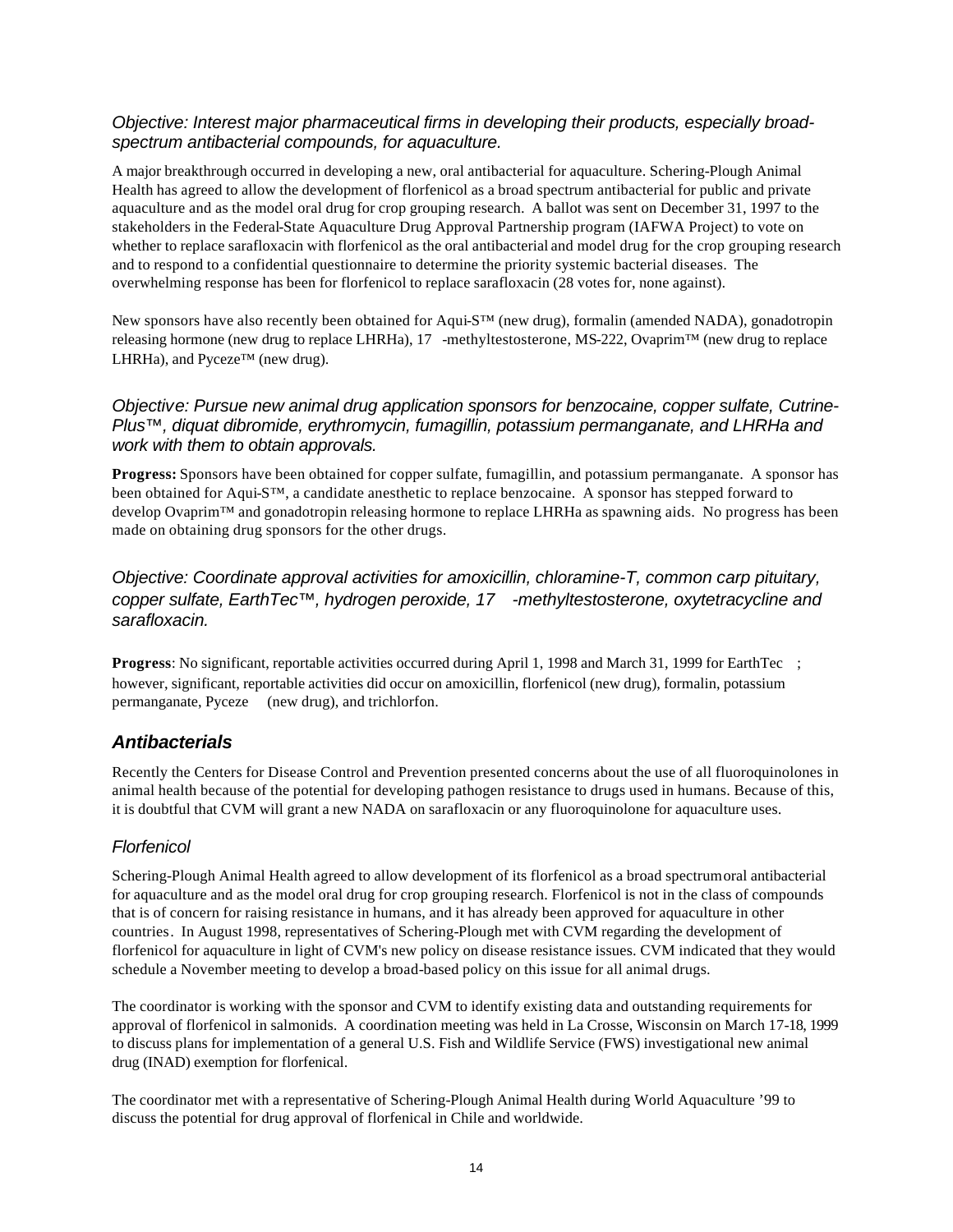*Objective: Interest major pharmaceutical firms in developing their products, especially broad-spectrum antibacterial compounds, for aquaculture.*

A major breakthrough occurred in developing a new, oral antibacterial for aquaculture. Schering-Plough Animal Health has agreed to allow the development of florfenicol as a broad spectrum antibacterial for public and private aquaculture and as the model oral drug for crop grouping research. A ballot was sent on December 31, 1997 to the stakeholders in the Federal-State Aquaculture Drug Approval Partnership program (IAFWA Project) to vote on whether to replace sarafloxacin with florfenicol as the oral antibacterial and model drug for the crop grouping research and to respond to a confidential questionnaire to determine the priority systemic bacterial diseases. The overwhelming response has been for florfenicol to replace sarafloxacin (28 votes for, none against).

New sponsors have also recently been obtained for Aqui-S™ (new drug), formalin (amended NADA), gonadotropin releasing hormone (new drug to replace LHRHa), 17 -methyltestosterone, MS-222, Ovaprim™ (new drug to replace LHRHa), and Pyceze™ (new drug).

*Objective: Pursue new animal drug application sponsors for benzocaine, copper sulfate, Cutrine-Plus™, diquat dibromide, erythromycin, fumagillin, potassium permanganate, and LHRHa and work with them to obtain approvals.*

**Progress:** Sponsors have been obtained for copper sulfate, fumagillin, and potassium permanganate. A sponsor has been obtained for Aqui-S™, a candidate anesthetic to replace benzocaine. A sponsor has stepped forward to develop Ovaprim™ and gonadotropin releasing hormone to replace LHRHa as spawning aids. No progress has been made on obtaining drug sponsors for the other drugs.

*Objective: Coordinate approval activities for amoxicillin, chloramine-T, common carp pituitary, copper sulfate, EarthTec™, hydrogen peroxide, 17 -methyltestosterone, oxytetracycline and sarafloxacin.*

**Progress**: No significant, reportable activities occurred during April 1, 1998 and March 31, 1999 for EarthTec ; however, significant, reportable activities did occur on amoxicillin, florfenicol (new drug), formalin, potassium permanganate, Pyceze (new drug), and trichlorfon.

## ***Antibacterials***

Recently the Centers for Disease Control and Prevention presented concerns about the use of all fluoroquinolones in animal health because of the potential for developing pathogen resistance to drugs used in humans. Because of this, it is doubtful that CVM will grant a new NADA on sarafloxacin or any fluoroquinolone for aquaculture uses.

### *Florfenicol*

Schering-Plough Animal Health agreed to allow development of its florfenicol as a broad spectrum oral antibacterial for aquaculture and as the model oral drug for crop grouping research. Florfenicol is not in the class of compounds that is of concern for raising resistance in humans, and it has already been approved for aquaculture in other countries. In August 1998, representatives of Schering-Plough met with CVM regarding the development of florfenicol for aquaculture in light of CVM's new policy on disease resistance issues. CVM indicated that they would schedule a November meeting to develop a broad-based policy on this issue for all animal drugs.

The coordinator is working with the sponsor and CVM to identify existing data and outstanding requirements for approval of florfenicol in salmonids. A coordination meeting was held in La Crosse, Wisconsin on March 17-18, 1999 to discuss plans for implementation of a general U.S. Fish and Wildlife Service (FWS) investigational new animal drug (INAD) exemption for florfenical.

The coordinator met with a representative of Schering-Plough Animal Health during World Aquaculture '99 to discuss the potential for drug approval of florfenical in Chile and worldwide.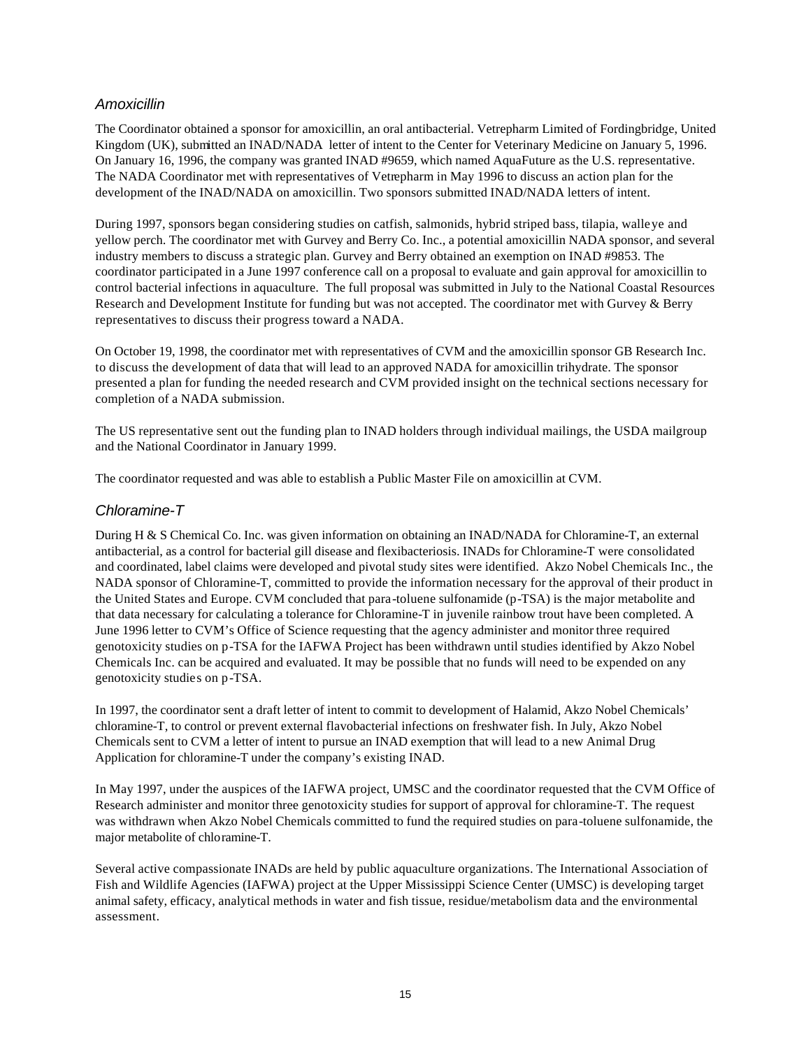### *Amoxicillin*

The Coordinator obtained a sponsor for amoxicillin, an oral antibacterial. Vetrepharm Limited of Fordingbridge, United Kingdom (UK), submitted an INAD/NADA letter of intent to the Center for Veterinary Medicine on January 5, 1996. On January 16, 1996, the company was granted INAD #9659, which named AquaFuture as the U.S. representative. The NADA Coordinator met with representatives of Vetrepharm in May 1996 to discuss an action plan for the development of the INAD/NADA on amoxicillin. Two sponsors submitted INAD/NADA letters of intent.

During 1997, sponsors began considering studies on catfish, salmonids, hybrid striped bass, tilapia, walleye and yellow perch. The coordinator met with Gurvey and Berry Co. Inc., a potential amoxicillin NADA sponsor, and several industry members to discuss a strategic plan. Gurvey and Berry obtained an exemption on INAD #9853. The coordinator participated in a June 1997 conference call on a proposal to evaluate and gain approval for amoxicillin to control bacterial infections in aquaculture. The full proposal was submitted in July to the National Coastal Resources Research and Development Institute for funding but was not accepted. The coordinator met with Gurvey & Berry representatives to discuss their progress toward a NADA.

On October 19, 1998, the coordinator met with representatives of CVM and the amoxicillin sponsor GB Research Inc. to discuss the development of data that will lead to an approved NADA for amoxicillin trihydrate. The sponsor presented a plan for funding the needed research and CVM provided insight on the technical sections necessary for completion of a NADA submission.

The US representative sent out the funding plan to INAD holders through individual mailings, the USDA mailgroup and the National Coordinator in January 1999.

The coordinator requested and was able to establish a Public Master File on amoxicillin at CVM.

### *Chloramine-T*

During H & S Chemical Co. Inc. was given information on obtaining an INAD/NADA for Chloramine-T, an external antibacterial, as a control for bacterial gill disease and flexibacteriosis. INADs for Chloramine-T were consolidated and coordinated, label claims were developed and pivotal study sites were identified. Akzo Nobel Chemicals Inc., the NADA sponsor of Chloramine-T, committed to provide the information necessary for the approval of their product in the United States and Europe. CVM concluded that para-toluene sulfonamide (p-TSA) is the major metabolite and that data necessary for calculating a tolerance for Chloramine-T in juvenile rainbow trout have been completed. A June 1996 letter to CVM's Office of Science requesting that the agency administer and monitor three required genotoxicity studies on p-TSA for the IAFWA Project has been withdrawn until studies identified by Akzo Nobel Chemicals Inc. can be acquired and evaluated. It may be possible that no funds will need to be expended on any genotoxicity studies on p-TSA.

In 1997, the coordinator sent a draft letter of intent to commit to development of Halamid, Akzo Nobel Chemicals' chloramine-T, to control or prevent external flavobacterial infections on freshwater fish. In July, Akzo Nobel Chemicals sent to CVM a letter of intent to pursue an INAD exemption that will lead to a new Animal Drug Application for chloramine-T under the company's existing INAD.

In May 1997, under the auspices of the IAFWA project, UMSC and the coordinator requested that the CVM Office of Research administer and monitor three genotoxicity studies for support of approval for chloramine-T. The request was withdrawn when Akzo Nobel Chemicals committed to fund the required studies on para-toluene sulfonamide, the major metabolite of chloramine-T.

Several active compassionate INADs are held by public aquaculture organizations. The International Association of Fish and Wildlife Agencies (IAFWA) project at the Upper Mississippi Science Center (UMSC) is developing target animal safety, efficacy, analytical methods in water and fish tissue, residue/metabolism data and the environmental assessment.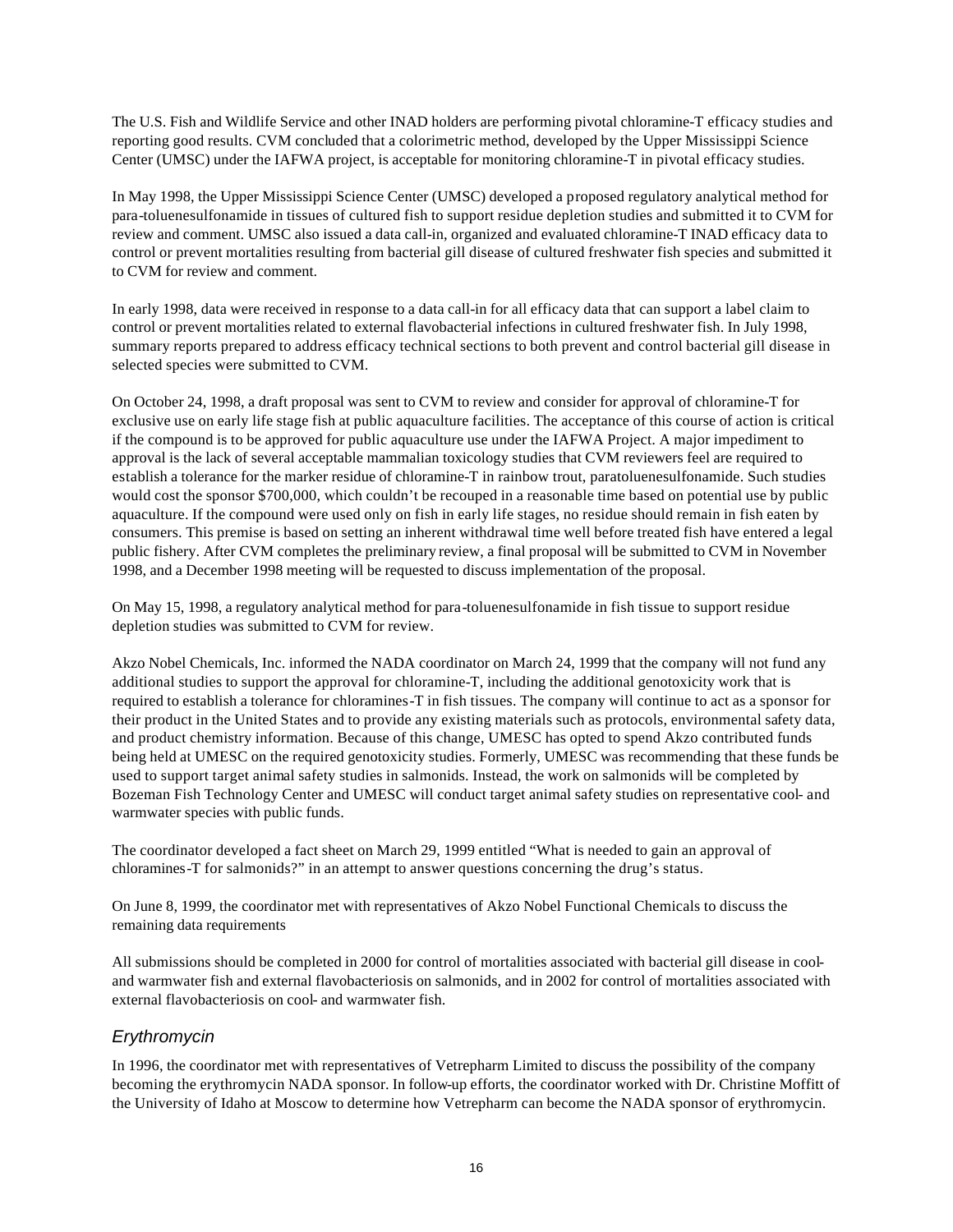The U.S. Fish and Wildlife Service and other INAD holders are performing pivotal chloramine-T efficacy studies and reporting good results. CVM concluded that a colorimetric method, developed by the Upper Mississippi Science Center (UMSC) under the IAFWA project, is acceptable for monitoring chloramine-T in pivotal efficacy studies.

In May 1998, the Upper Mississippi Science Center (UMSC) developed a proposed regulatory analytical method for para-toluenesulfonamide in tissues of cultured fish to support residue depletion studies and submitted it to CVM for review and comment. UMSC also issued a data call-in, organized and evaluated chloramine-T INAD efficacy data to control or prevent mortalities resulting from bacterial gill disease of cultured freshwater fish species and submitted it to CVM for review and comment.

In early 1998, data were received in response to a data call-in for all efficacy data that can support a label claim to control or prevent mortalities related to external flavobacterial infections in cultured freshwater fish. In July 1998, summary reports prepared to address efficacy technical sections to both prevent and control bacterial gill disease in selected species were submitted to CVM.

On October 24, 1998, a draft proposal was sent to CVM to review and consider for approval of chloramine-T for exclusive use on early life stage fish at public aquaculture facilities. The acceptance of this course of action is critical if the compound is to be approved for public aquaculture use under the IAFWA Project. A major impediment to approval is the lack of several acceptable mammalian toxicology studies that CVM reviewers feel are required to establish a tolerance for the marker residue of chloramine-T in rainbow trout, paratoluenesulfonamide. Such studies would cost the sponsor $700,000, which couldn't be recouped in a reasonable time based on potential use by public aquaculture. If the compound were used only on fish in early life stages, no residue should remain in fish eaten by consumers. This premise is based on setting an inherent withdrawal time well before treated fish have entered a legal public fishery. After CVM completes the preliminary review, a final proposal will be submitted to CVM in November 1998, and a December 1998 meeting will be requested to discuss implementation of the proposal.

On May 15, 1998, a regulatory analytical method for para-toluenesulfonamide in fish tissue to support residue depletion studies was submitted to CVM for review.

Akzo Nobel Chemicals, Inc. informed the NADA coordinator on March 24, 1999 that the company will not fund any additional studies to support the approval for chloramine-T, including the additional genotoxicity work that is required to establish a tolerance for chloramines-T in fish tissues. The company will continue to act as a sponsor for their product in the United States and to provide any existing materials such as protocols, environmental safety data, and product chemistry information. Because of this change, UMESC has opted to spend Akzo contributed funds being held at UMESC on the required genotoxicity studies. Formerly, UMESC was recommending that these funds be used to support target animal safety studies in salmonids. Instead, the work on salmonids will be completed by Bozeman Fish Technology Center and UMESC will conduct target animal safety studies on representative cool- and warmwater species with public funds.

The coordinator developed a fact sheet on March 29, 1999 entitled "What is needed to gain an approval of chloramines-T for salmonids?" in an attempt to answer questions concerning the drug's status.

On June 8, 1999, the coordinator met with representatives of Akzo Nobel Functional Chemicals to discuss the remaining data requirements

All submissions should be completed in 2000 for control of mortalities associated with bacterial gill disease in cool- and warmwater fish and external flavobacteriosis on salmonids, and in 2002 for control of mortalities associated with external flavobacteriosis on cool- and warmwater fish.

### *Erythromycin*

In 1996, the coordinator met with representatives of Vetrepharm Limited to discuss the possibility of the company becoming the erythromycin NADA sponsor. In follow-up efforts, the coordinator worked with Dr. Christine Moffitt of the University of Idaho at Moscow to determine how Vetrepharm can become the NADA sponsor of erythromycin.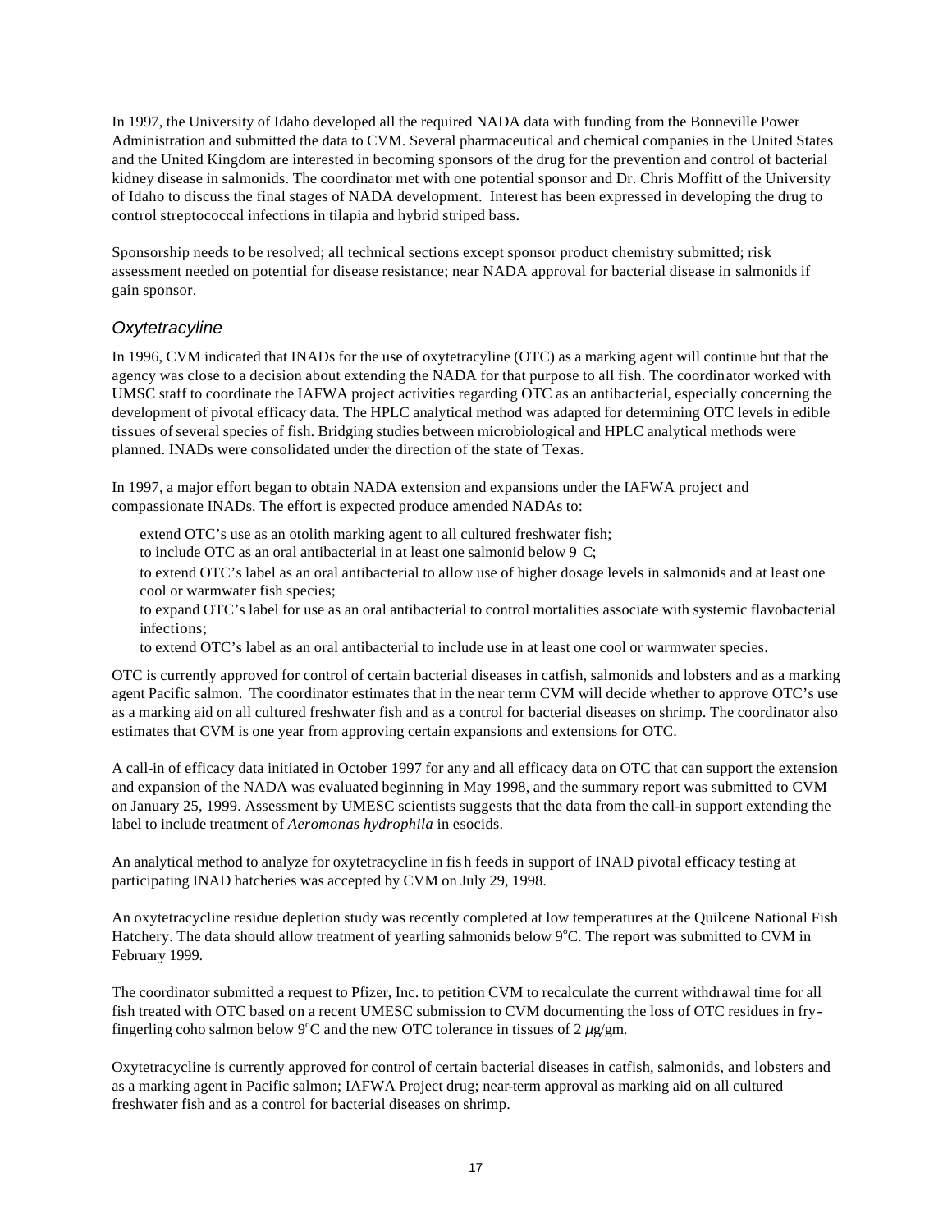In 1997, the University of Idaho developed all the required NADA data with funding from the Bonneville Power Administration and submitted the data to CVM. Several pharmaceutical and chemical companies in the United States and the United Kingdom are interested in becoming sponsors of the drug for the prevention and control of bacterial kidney disease in salmonids. The coordinator met with one potential sponsor and Dr. Chris Moffitt of the University of Idaho to discuss the final stages of NADA development. Interest has been expressed in developing the drug to control streptococcal infections in tilapia and hybrid striped bass.

Sponsorship needs to be resolved; all technical sections except sponsor product chemistry submitted; risk assessment needed on potential for disease resistance; near NADA approval for bacterial disease in salmonids if gain sponsor.

### *Oxytetracyline*

In 1996, CVM indicated that INADs for the use of oxytetracyline (OTC) as a marking agent will continue but that the agency was close to a decision about extending the NADA for that purpose to all fish. The coordinator worked with UMSC staff to coordinate the IAFWA project activities regarding OTC as an antibacterial, especially concerning the development of pivotal efficacy data. The HPLC analytical method was adapted for determining OTC levels in edible tissues of several species of fish. Bridging studies between microbiological and HPLC analytical methods were planned. INADs were consolidated under the direction of the state of Texas.

In 1997, a major effort began to obtain NADA extension and expansions under the IAFWA project and compassionate INADs. The effort is expected produce amended NADAs to:

- extend OTC's use as an otolith marking agent to all cultured freshwater fish;
- to include OTC as an oral antibacterial in at least one salmonid below 9 C;
- to extend OTC's label as an oral antibacterial to allow use of higher dosage levels in salmonids and at least one cool or warmwater fish species;
- to expand OTC's label for use as an oral antibacterial to control mortalities associate with systemic flavobacterial infections;
- to extend OTC's label as an oral antibacterial to include use in at least one cool or warmwater species.

OTC is currently approved for control of certain bacterial diseases in catfish, salmonids and lobsters and as a marking agent Pacific salmon. The coordinator estimates that in the near term CVM will decide whether to approve OTC's use as a marking aid on all cultured freshwater fish and as a control for bacterial diseases on shrimp. The coordinator also estimates that CVM is one year from approving certain expansions and extensions for OTC.

A call-in of efficacy data initiated in October 1997 for any and all efficacy data on OTC that can support the extension and expansion of the NADA was evaluated beginning in May 1998, and the summary report was submitted to CVM on January 25, 1999. Assessment by UMESC scientists suggests that the data from the call-in support extending the label to include treatment of *Aeromonas hydrophila* in esocids.

An analytical method to analyze for oxytetracycline in fish feeds in support of INAD pivotal efficacy testing at participating INAD hatcheries was accepted by CVM on July 29, 1998.

An oxytetracycline residue depletion study was recently completed at low temperatures at the Quilcene National Fish Hatchery. The data should allow treatment of yearling salmonids below 9°C. The report was submitted to CVM in February 1999.

The coordinator submitted a request to Pfizer, Inc. to petition CVM to recalculate the current withdrawal time for all fish treated with OTC based on a recent UMESC submission to CVM documenting the loss of OTC residues in fry-fingerling coho salmon below 9°C and the new OTC tolerance in tissues of 2 $\mu$g/gm.

Oxytetracycline is currently approved for control of certain bacterial diseases in catfish, salmonids, and lobsters and as a marking agent in Pacific salmon; IAFWA Project drug; near-term approval as marking aid on all cultured freshwater fish and as a control for bacterial diseases on shrimp.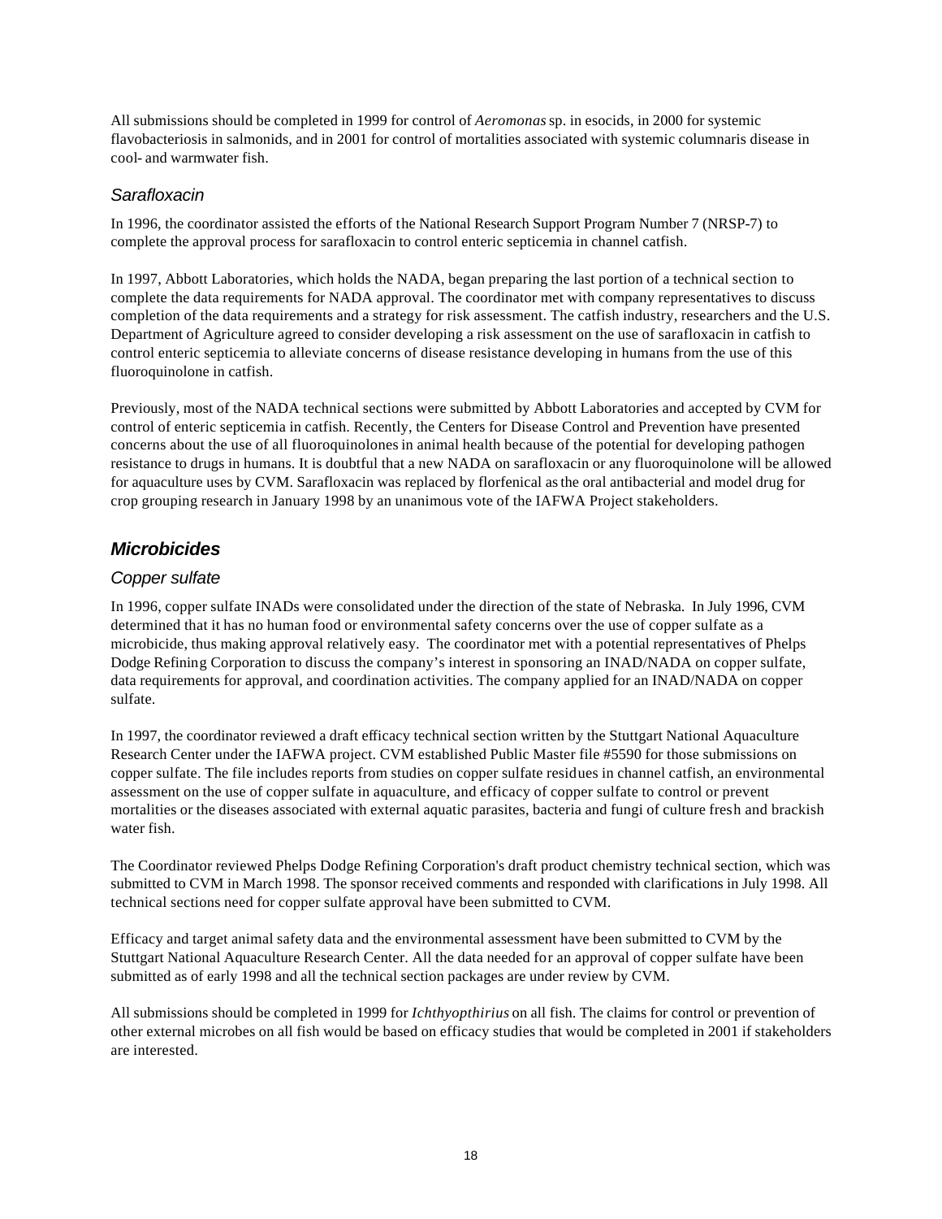All submissions should be completed in 1999 for control of *Aeromonas* sp. in esocids, in 2000 for systemic flavobacteriosis in salmonids, and in 2001 for control of mortalities associated with systemic columnaris disease in cool- and warmwater fish.

### *Sarafloxacin*

In 1996, the coordinator assisted the efforts of the National Research Support Program Number 7 (NRSP-7) to complete the approval process for sarafloxacin to control enteric septicemia in channel catfish.

In 1997, Abbott Laboratories, which holds the NADA, began preparing the last portion of a technical section to complete the data requirements for NADA approval. The coordinator met with company representatives to discuss completion of the data requirements and a strategy for risk assessment. The catfish industry, researchers and the U.S. Department of Agriculture agreed to consider developing a risk assessment on the use of sarafloxacin in catfish to control enteric septicemia to alleviate concerns of disease resistance developing in humans from the use of this fluoroquinolone in catfish.

Previously, most of the NADA technical sections were submitted by Abbott Laboratories and accepted by CVM for control of enteric septicemia in catfish. Recently, the Centers for Disease Control and Prevention have presented concerns about the use of all fluoroquinolones in animal health because of the potential for developing pathogen resistance to drugs in humans. It is doubtful that a new NADA on sarafloxacin or any fluoroquinolone will be allowed for aquaculture uses by CVM. Sarafloxacin was replaced by florfenical as the oral antibacterial and model drug for crop grouping research in January 1998 by an unanimous vote of the IAFWA Project stakeholders.

## ***Microbicides***

### *Copper sulfate*

In 1996, copper sulfate INADs were consolidated under the direction of the state of Nebraska. In July 1996, CVM determined that it has no human food or environmental safety concerns over the use of copper sulfate as a microbicide, thus making approval relatively easy. The coordinator met with a potential representatives of Phelps Dodge Refining Corporation to discuss the company's interest in sponsoring an INAD/NADA on copper sulfate, data requirements for approval, and coordination activities. The company applied for an INAD/NADA on copper sulfate.

In 1997, the coordinator reviewed a draft efficacy technical section written by the Stuttgart National Aquaculture Research Center under the IAFWA project. CVM established Public Master file #5590 for those submissions on copper sulfate. The file includes reports from studies on copper sulfate residues in channel catfish, an environmental assessment on the use of copper sulfate in aquaculture, and efficacy of copper sulfate to control or prevent mortalities or the diseases associated with external aquatic parasites, bacteria and fungi of culture fresh and brackish water fish.

The Coordinator reviewed Phelps Dodge Refining Corporation's draft product chemistry technical section, which was submitted to CVM in March 1998. The sponsor received comments and responded with clarifications in July 1998. All technical sections need for copper sulfate approval have been submitted to CVM.

Efficacy and target animal safety data and the environmental assessment have been submitted to CVM by the Stuttgart National Aquaculture Research Center. All the data needed for an approval of copper sulfate have been submitted as of early 1998 and all the technical section packages are under review by CVM.

All submissions should be completed in 1999 for *Ichthyopthirius* on all fish. The claims for control or prevention of other external microbes on all fish would be based on efficacy studies that would be completed in 2001 if stakeholders are interested.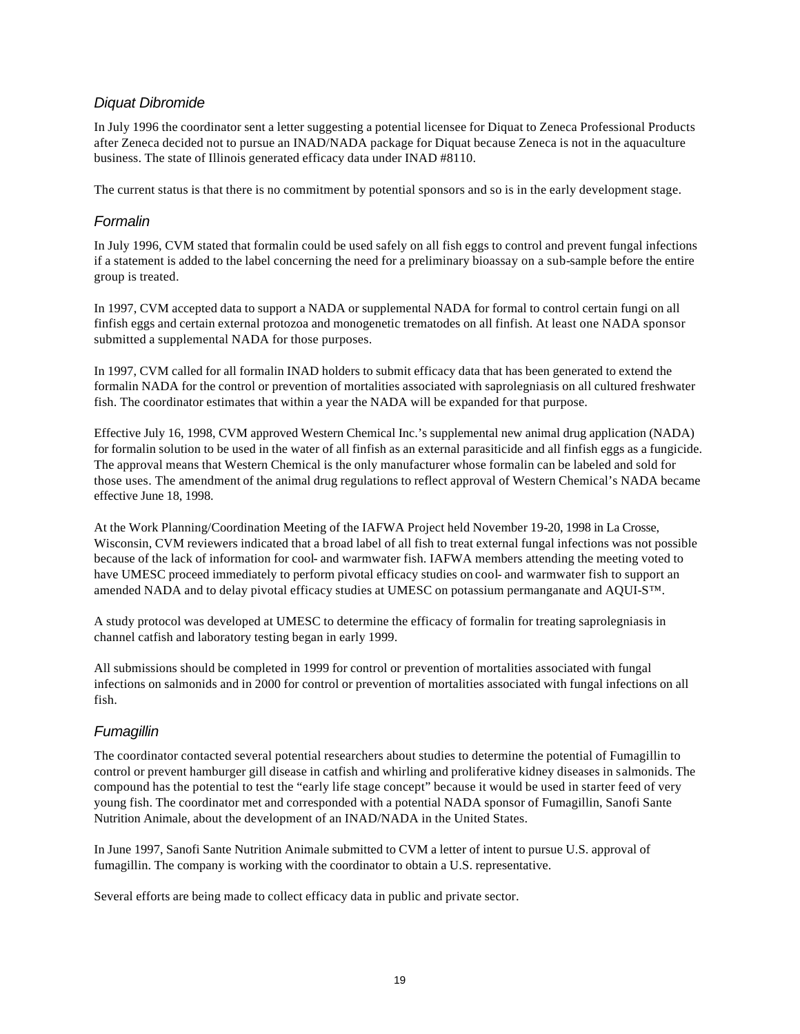### *Diquat Dibromide*

In July 1996 the coordinator sent a letter suggesting a potential licensee for Diquat to Zeneca Professional Products after Zeneca decided not to pursue an INAD/NADA package for Diquat because Zeneca is not in the aquaculture business. The state of Illinois generated efficacy data under INAD #8110.

The current status is that there is no commitment by potential sponsors and so is in the early development stage.

### *Formalin*

In July 1996, CVM stated that formalin could be used safely on all fish eggs to control and prevent fungal infections if a statement is added to the label concerning the need for a preliminary bioassay on a sub-sample before the entire group is treated.

In 1997, CVM accepted data to support a NADA or supplemental NADA for formal to control certain fungi on all finfish eggs and certain external protozoa and monogenetic trematodes on all finfish. At least one NADA sponsor submitted a supplemental NADA for those purposes.

In 1997, CVM called for all formalin INAD holders to submit efficacy data that has been generated to extend the formalin NADA for the control or prevention of mortalities associated with saprolegniasis on all cultured freshwater fish. The coordinator estimates that within a year the NADA will be expanded for that purpose.

Effective July 16, 1998, CVM approved Western Chemical Inc.'s supplemental new animal drug application (NADA) for formalin solution to be used in the water of all finfish as an external parasiticide and all finfish eggs as a fungicide. The approval means that Western Chemical is the only manufacturer whose formalin can be labeled and sold for those uses. The amendment of the animal drug regulations to reflect approval of Western Chemical's NADA became effective June 18, 1998.

At the Work Planning/Coordination Meeting of the IAFWA Project held November 19-20, 1998 in La Crosse, Wisconsin, CVM reviewers indicated that a broad label of all fish to treat external fungal infections was not possible because of the lack of information for cool- and warmwater fish. IAFWA members attending the meeting voted to have UMESC proceed immediately to perform pivotal efficacy studies on cool- and warmwater fish to support an amended NADA and to delay pivotal efficacy studies at UMESC on potassium permanganate and AQUI-S™.

A study protocol was developed at UMESC to determine the efficacy of formalin for treating saprolegniasis in channel catfish and laboratory testing began in early 1999.

All submissions should be completed in 1999 for control or prevention of mortalities associated with fungal infections on salmonids and in 2000 for control or prevention of mortalities associated with fungal infections on all fish.

### *Fumagillin*

The coordinator contacted several potential researchers about studies to determine the potential of Fumagillin to control or prevent hamburger gill disease in catfish and whirling and proliferative kidney diseases in salmonids. The compound has the potential to test the "early life stage concept" because it would be used in starter feed of very young fish. The coordinator met and corresponded with a potential NADA sponsor of Fumagillin, Sanofi Sante Nutrition Animale, about the development of an INAD/NADA in the United States.

In June 1997, Sanofi Sante Nutrition Animale submitted to CVM a letter of intent to pursue U.S. approval of fumagillin. The company is working with the coordinator to obtain a U.S. representative.

Several efforts are being made to collect efficacy data in public and private sector.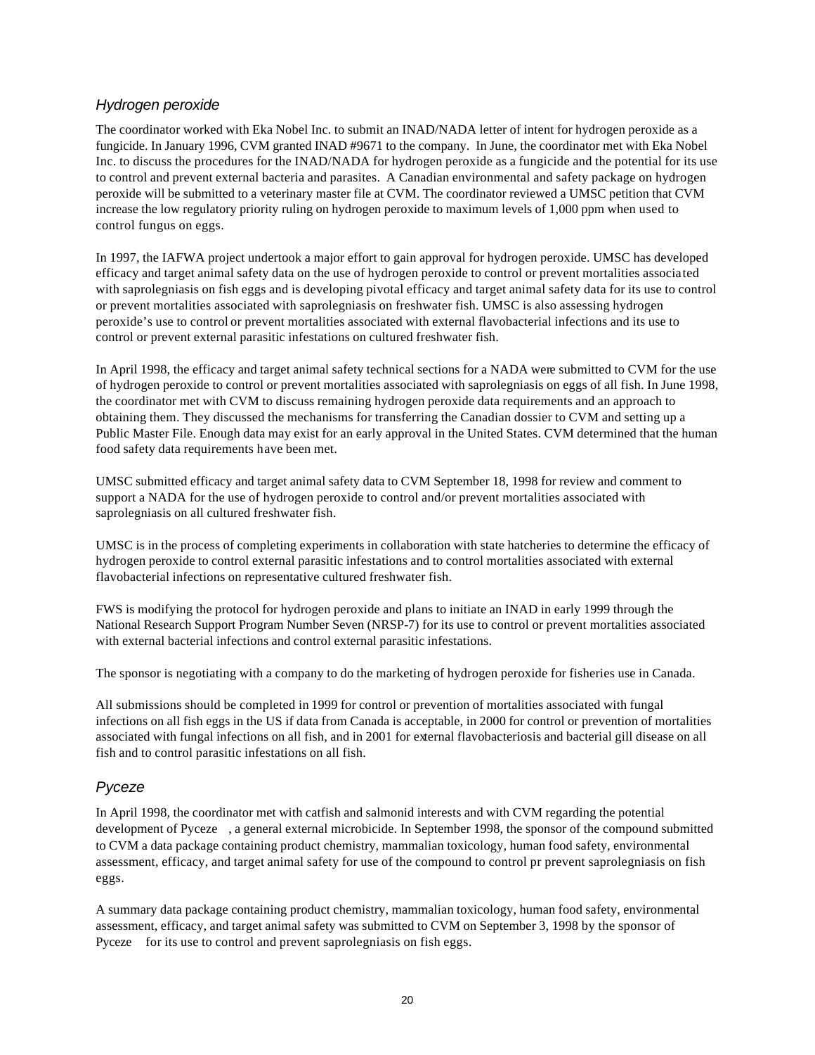### *Hydrogen peroxide*

The coordinator worked with Eka Nobel Inc. to submit an INAD/NADA letter of intent for hydrogen peroxide as a fungicide. In January 1996, CVM granted INAD #9671 to the company. In June, the coordinator met with Eka Nobel Inc. to discuss the procedures for the INAD/NADA for hydrogen peroxide as a fungicide and the potential for its use to control and prevent external bacteria and parasites. A Canadian environmental and safety package on hydrogen peroxide will be submitted to a veterinary master file at CVM. The coordinator reviewed a UMSC petition that CVM increase the low regulatory priority ruling on hydrogen peroxide to maximum levels of 1,000 ppm when used to control fungus on eggs.

In 1997, the IAFWA project undertook a major effort to gain approval for hydrogen peroxide. UMSC has developed efficacy and target animal safety data on the use of hydrogen peroxide to control or prevent mortalities associated with saprolegniasis on fish eggs and is developing pivotal efficacy and target animal safety data for its use to control or prevent mortalities associated with saprolegniasis on freshwater fish. UMSC is also assessing hydrogen peroxide's use to control or prevent mortalities associated with external flavobacterial infections and its use to control or prevent external parasitic infestations on cultured freshwater fish.

In April 1998, the efficacy and target animal safety technical sections for a NADA were submitted to CVM for the use of hydrogen peroxide to control or prevent mortalities associated with saprolegniasis on eggs of all fish. In June 1998, the coordinator met with CVM to discuss remaining hydrogen peroxide data requirements and an approach to obtaining them. They discussed the mechanisms for transferring the Canadian dossier to CVM and setting up a Public Master File. Enough data may exist for an early approval in the United States. CVM determined that the human food safety data requirements have been met.

UMSC submitted efficacy and target animal safety data to CVM September 18, 1998 for review and comment to support a NADA for the use of hydrogen peroxide to control and/or prevent mortalities associated with saprolegniasis on all cultured freshwater fish.

UMSC is in the process of completing experiments in collaboration with state hatcheries to determine the efficacy of hydrogen peroxide to control external parasitic infestations and to control mortalities associated with external flavobacterial infections on representative cultured freshwater fish.

FWS is modifying the protocol for hydrogen peroxide and plans to initiate an INAD in early 1999 through the National Research Support Program Number Seven (NRSP-7) for its use to control or prevent mortalities associated with external bacterial infections and control external parasitic infestations.

The sponsor is negotiating with a company to do the marketing of hydrogen peroxide for fisheries use in Canada.

All submissions should be completed in 1999 for control or prevention of mortalities associated with fungal infections on all fish eggs in the US if data from Canada is acceptable, in 2000 for control or prevention of mortalities associated with fungal infections on all fish, and in 2001 for external flavobacteriosis and bacterial gill disease on all fish and to control parasitic infestations on all fish.

### *Pyceze*

In April 1998, the coordinator met with catfish and salmonid interests and with CVM regarding the potential development of Pyceze, a general external microbicide. In September 1998, the sponsor of the compound submitted to CVM a data package containing product chemistry, mammalian toxicology, human food safety, environmental assessment, efficacy, and target animal safety for use of the compound to control pr prevent saprolegniasis on fish eggs.

A summary data package containing product chemistry, mammalian toxicology, human food safety, environmental assessment, efficacy, and target animal safety was submitted to CVM on September 3, 1998 by the sponsor of Pyceze for its use to control and prevent saprolegniasis on fish eggs.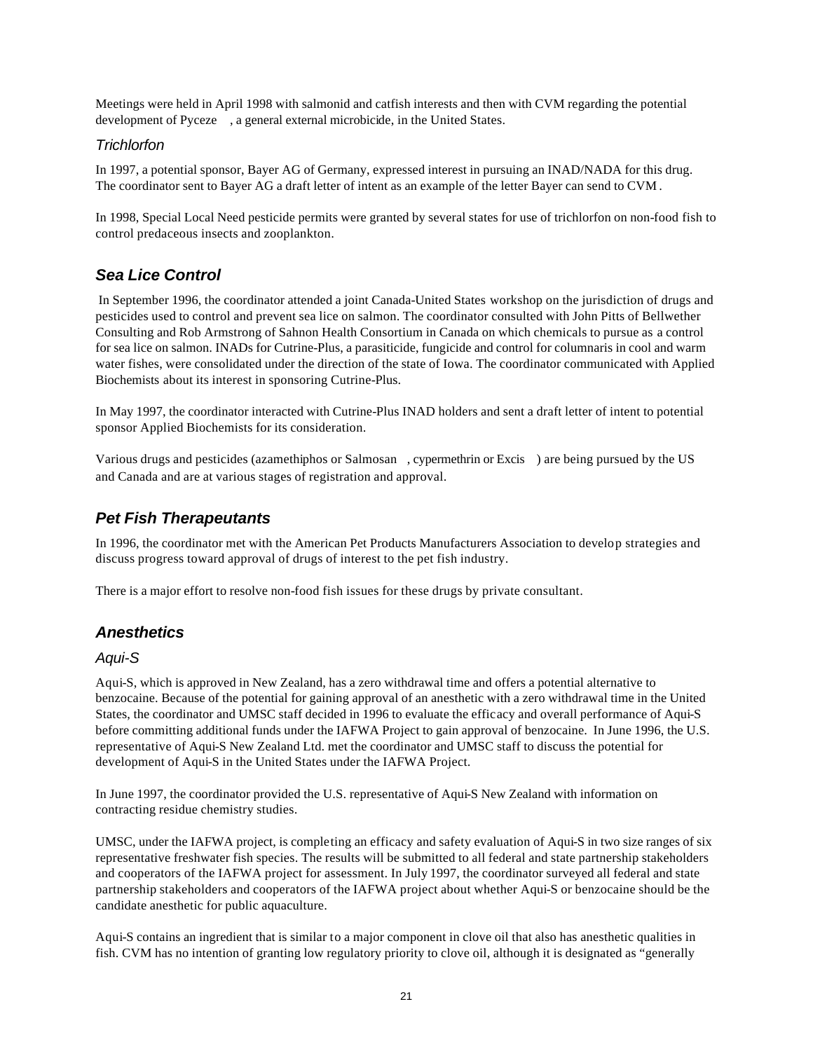Meetings were held in April 1998 with salmonid and catfish interests and then with CVM regarding the potential development of Pyceze , a general external microbicide, in the United States.

### *Trichlorfon*

In 1997, a potential sponsor, Bayer AG of Germany, expressed interest in pursuing an INAD/NADA for this drug. The coordinator sent to Bayer AG a draft letter of intent as an example of the letter Bayer can send to CVM.

In 1998, Special Local Need pesticide permits were granted by several states for use of trichlorfon on non-food fish to control predaceous insects and zooplankton.

## *Sea Lice Control*

In September 1996, the coordinator attended a joint Canada-United States workshop on the jurisdiction of drugs and pesticides used to control and prevent sea lice on salmon. The coordinator consulted with John Pitts of Bellwether Consulting and Rob Armstrong of Sahnon Health Consortium in Canada on which chemicals to pursue as a control for sea lice on salmon. INADs for Cutrine-Plus, a parasiticide, fungicide and control for columnaris in cool and warm water fishes, were consolidated under the direction of the state of Iowa. The coordinator communicated with Applied Biochemists about its interest in sponsoring Cutrine-Plus.

In May 1997, the coordinator interacted with Cutrine-Plus INAD holders and sent a draft letter of intent to potential sponsor Applied Biochemists for its consideration.

Various drugs and pesticides (azamethiphos or Salmosan , cypermethrin or Excis ) are being pursued by the US and Canada and are at various stages of registration and approval.

## *Pet Fish Therapeutants*

In 1996, the coordinator met with the American Pet Products Manufacturers Association to develop strategies and discuss progress toward approval of drugs of interest to the pet fish industry.

There is a major effort to resolve non-food fish issues for these drugs by private consultant.

## *Anesthetics*

### *Aqui-S*

Aqui-S, which is approved in New Zealand, has a zero withdrawal time and offers a potential alternative to benzocaine. Because of the potential for gaining approval of an anesthetic with a zero withdrawal time in the United States, the coordinator and UMSC staff decided in 1996 to evaluate the efficacy and overall performance of Aqui-S before committing additional funds under the IAFWA Project to gain approval of benzocaine. In June 1996, the U.S. representative of Aqui-S New Zealand Ltd. met the coordinator and UMSC staff to discuss the potential for development of Aqui-S in the United States under the IAFWA Project.

In June 1997, the coordinator provided the U.S. representative of Aqui-S New Zealand with information on contracting residue chemistry studies.

UMSC, under the IAFWA project, is completing an efficacy and safety evaluation of Aqui-S in two size ranges of six representative freshwater fish species. The results will be submitted to all federal and state partnership stakeholders and cooperators of the IAFWA project for assessment. In July 1997, the coordinator surveyed all federal and state partnership stakeholders and cooperators of the IAFWA project about whether Aqui-S or benzocaine should be the candidate anesthetic for public aquaculture.

Aqui-S contains an ingredient that is similar to a major component in clove oil that also has anesthetic qualities in fish. CVM has no intention of granting low regulatory priority to clove oil, although it is designated as "generally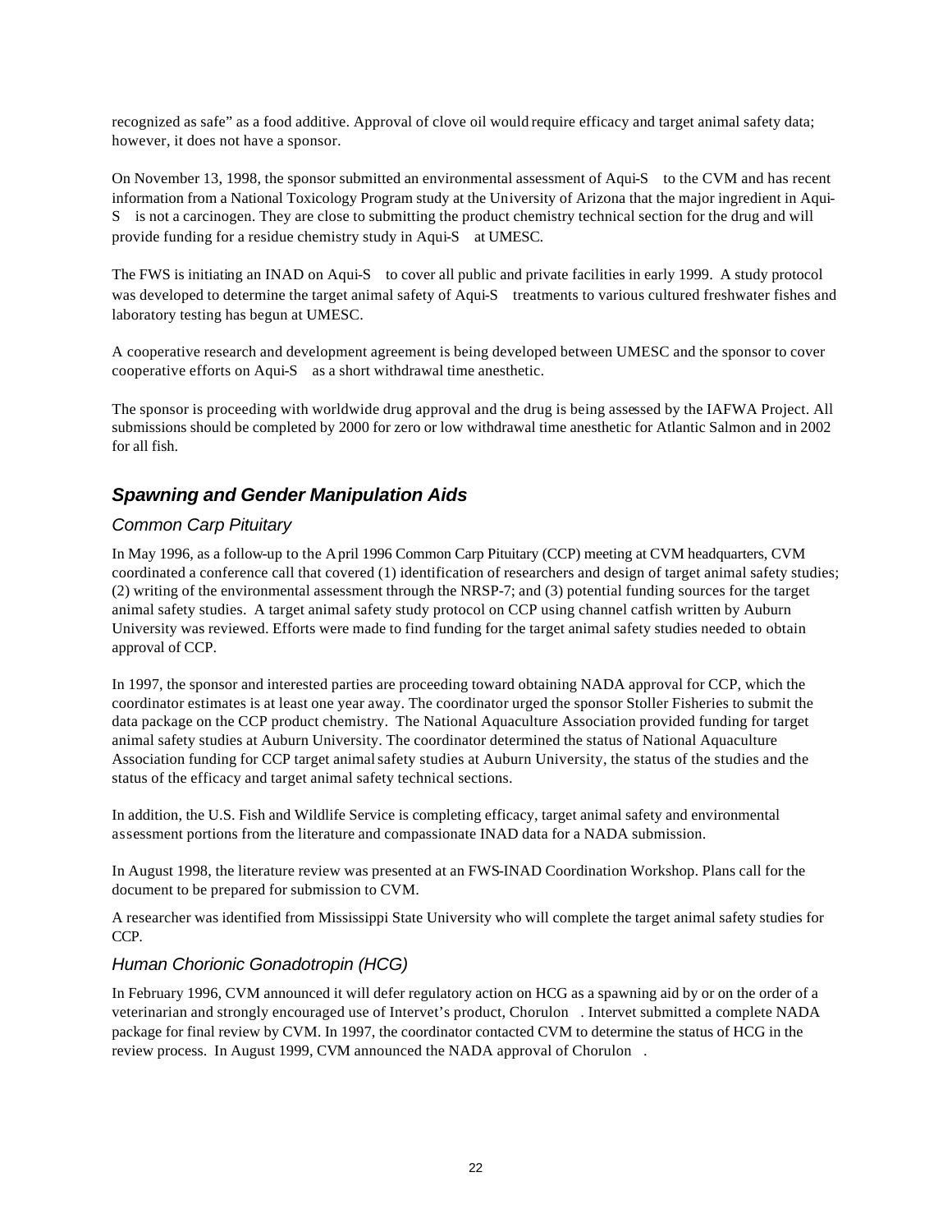recognized as safe" as a food additive. Approval of clove oil would require efficacy and target animal safety data; however, it does not have a sponsor.

On November 13, 1998, the sponsor submitted an environmental assessment of Aqui-S to the CVM and has recent information from a National Toxicology Program study at the University of Arizona that the major ingredient in Aqui-S is not a carcinogen. They are close to submitting the product chemistry technical section for the drug and will provide funding for a residue chemistry study in Aqui-S at UMESC.

The FWS is initiating an INAD on Aqui-S to cover all public and private facilities in early 1999. A study protocol was developed to determine the target animal safety of Aqui-S treatments to various cultured freshwater fishes and laboratory testing has begun at UMESC.

A cooperative research and development agreement is being developed between UMESC and the sponsor to cover cooperative efforts on Aqui-S as a short withdrawal time anesthetic.

The sponsor is proceeding with worldwide drug approval and the drug is being assessed by the IAFWA Project. All submissions should be completed by 2000 for zero or low withdrawal time anesthetic for Atlantic Salmon and in 2002 for all fish.

## *Spawning and Gender Manipulation Aids*

### *Common Carp Pituitary*

In May 1996, as a follow-up to the April 1996 Common Carp Pituitary (CCP) meeting at CVM headquarters, CVM coordinated a conference call that covered (1) identification of researchers and design of target animal safety studies; (2) writing of the environmental assessment through the NRSP-7; and (3) potential funding sources for the target animal safety studies. A target animal safety study protocol on CCP using channel catfish written by Auburn University was reviewed. Efforts were made to find funding for the target animal safety studies needed to obtain approval of CCP.

In 1997, the sponsor and interested parties are proceeding toward obtaining NADA approval for CCP, which the coordinator estimates is at least one year away. The coordinator urged the sponsor Stoller Fisheries to submit the data package on the CCP product chemistry. The National Aquaculture Association provided funding for target animal safety studies at Auburn University. The coordinator determined the status of National Aquaculture Association funding for CCP target animal safety studies at Auburn University, the status of the studies and the status of the efficacy and target animal safety technical sections.

In addition, the U.S. Fish and Wildlife Service is completing efficacy, target animal safety and environmental assessment portions from the literature and compassionate INAD data for a NADA submission.

In August 1998, the literature review was presented at an FWS-INAD Coordination Workshop. Plans call for the document to be prepared for submission to CVM.

A researcher was identified from Mississippi State University who will complete the target animal safety studies for CCP.

### *Human Chorionic Gonadotropin (HCG)*

In February 1996, CVM announced it will defer regulatory action on HCG as a spawning aid by or on the order of a veterinarian and strongly encouraged use of Intervet's product, Chorulon. Intervet submitted a complete NADA package for final review by CVM. In 1997, the coordinator contacted CVM to determine the status of HCG in the review process. In August 1999, CVM announced the NADA approval of Chorulon.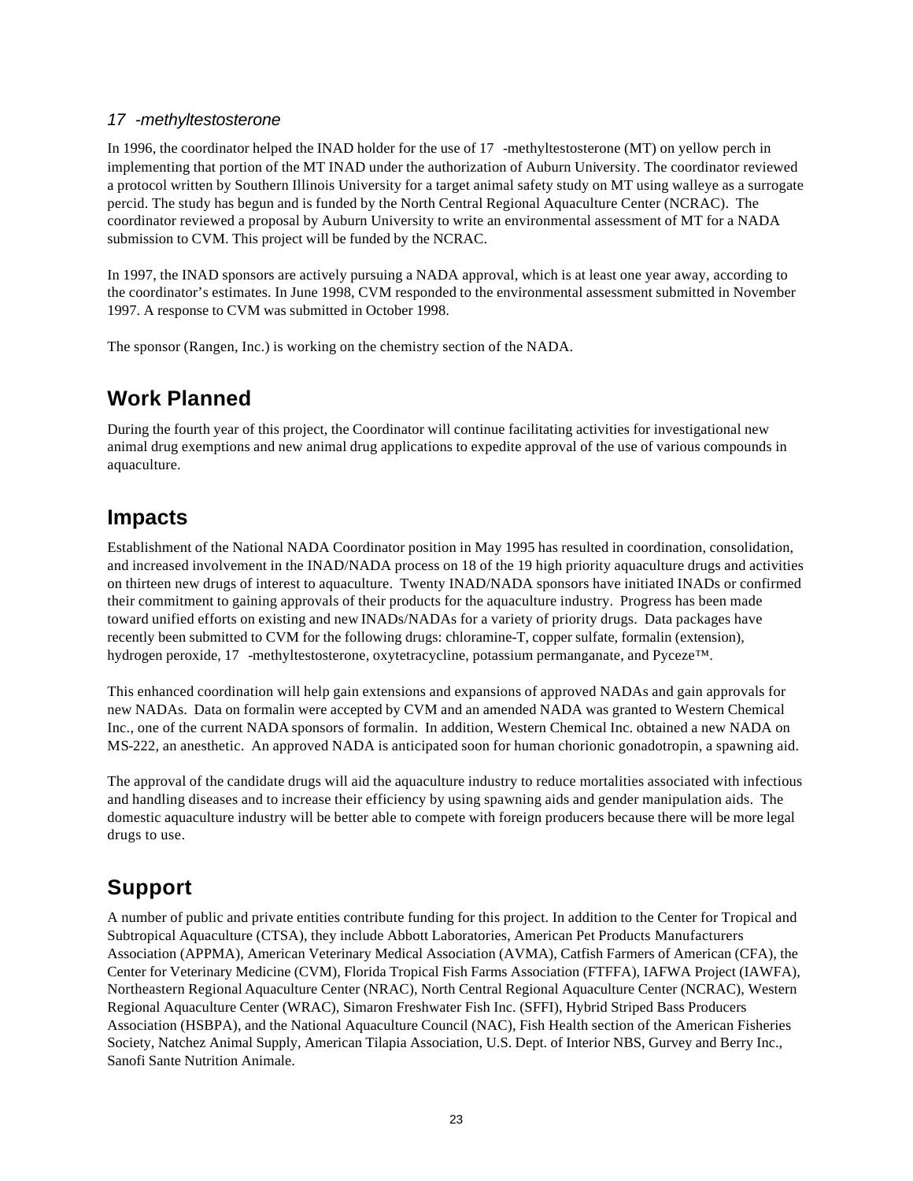*17 -methyltestosterone*

In 1996, the coordinator helped the INAD holder for the use of 17 -methyltestosterone (MT) on yellow perch in implementing that portion of the MT INAD under the authorization of Auburn University. The coordinator reviewed a protocol written by Southern Illinois University for a target animal safety study on MT using walleye as a surrogate percid. The study has begun and is funded by the North Central Regional Aquaculture Center (NCRAC). The coordinator reviewed a proposal by Auburn University to write an environmental assessment of MT for a NADA submission to CVM. This project will be funded by the NCRAC.

In 1997, the INAD sponsors are actively pursuing a NADA approval, which is at least one year away, according to the coordinator's estimates. In June 1998, CVM responded to the environmental assessment submitted in November 1997. A response to CVM was submitted in October 1998.

The sponsor (Rangen, Inc.) is working on the chemistry section of the NADA.

## Work Planned

During the fourth year of this project, the Coordinator will continue facilitating activities for investigational new animal drug exemptions and new animal drug applications to expedite approval of the use of various compounds in aquaculture.

## Impacts

Establishment of the National NADA Coordinator position in May 1995 has resulted in coordination, consolidation, and increased involvement in the INAD/NADA process on 18 of the 19 high priority aquaculture drugs and activities on thirteen new drugs of interest to aquaculture. Twenty INAD/NADA sponsors have initiated INADs or confirmed their commitment to gaining approvals of their products for the aquaculture industry. Progress has been made toward unified efforts on existing and new INADs/NADAs for a variety of priority drugs. Data packages have recently been submitted to CVM for the following drugs: chloramine-T, copper sulfate, formalin (extension), hydrogen peroxide, 17 -methyltestosterone, oxytetracycline, potassium permanganate, and Pyceze™.

This enhanced coordination will help gain extensions and expansions of approved NADAs and gain approvals for new NADAs. Data on formalin were accepted by CVM and an amended NADA was granted to Western Chemical Inc., one of the current NADA sponsors of formalin. In addition, Western Chemical Inc. obtained a new NADA on MS-222, an anesthetic. An approved NADA is anticipated soon for human chorionic gonadotropin, a spawning aid.

The approval of the candidate drugs will aid the aquaculture industry to reduce mortalities associated with infectious and handling diseases and to increase their efficiency by using spawning aids and gender manipulation aids. The domestic aquaculture industry will be better able to compete with foreign producers because there will be more legal drugs to use.

## Support

A number of public and private entities contribute funding for this project. In addition to the Center for Tropical and Subtropical Aquaculture (CTSA), they include Abbott Laboratories, American Pet Products Manufacturers Association (APPMA), American Veterinary Medical Association (AVMA), Catfish Farmers of American (CFA), the Center for Veterinary Medicine (CVM), Florida Tropical Fish Farms Association (FTFFA), IAFWA Project (IAWFA), Northeastern Regional Aquaculture Center (NRAC), North Central Regional Aquaculture Center (NCRAC), Western Regional Aquaculture Center (WRAC), Simaron Freshwater Fish Inc. (SFFI), Hybrid Striped Bass Producers Association (HSBPA), and the National Aquaculture Council (NAC), Fish Health section of the American Fisheries Society, Natchez Animal Supply, American Tilapia Association, U.S. Dept. of Interior NBS, Gurvey and Berry Inc., Sanofi Sante Nutrition Animale.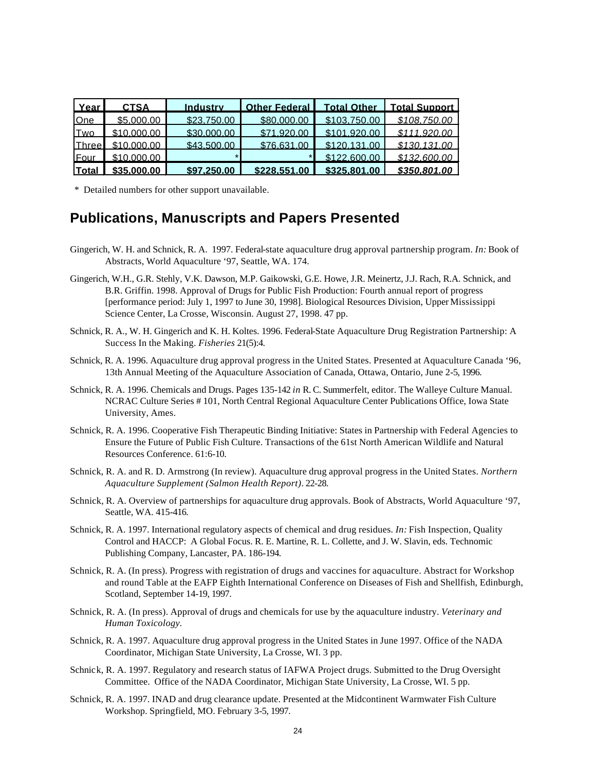| Year | CTSA | Industry | Other Federal | Total Other | Total Support |
|---|---|---|---|---|---|
| One | $5,000.00 | $23,750.00 | $80,000.00 | $103,750.00 | *$108,750.00* |
| Two | $10,000.00 | $30,000.00 | $71,920.00 | $101,920.00 | *$111,920.00* |
| Three | $10,000.00 | $43,500.00 | $76,631.00 | $120,131.00 | *$130,131.00* |
| Four | $10,000.00 | * | * | $122,600.00 | *$132,600.00* |
| **Total** | **$35,000.00** | **$97,250.00** | **$228,551.00** | **$325,801.00** | ***$350,801.00*** |

\* Detailed numbers for other support unavailable.

## Publications, Manuscripts and Papers Presented

Gingerich, W. H. and Schnick, R. A. 1997. Federal-state aquaculture drug approval partnership program. *In:* Book of Abstracts, World Aquaculture '97, Seattle, WA. 174.

Gingerich, W.H., G.R. Stehly, V.K. Dawson, M.P. Gaikowski, G.E. Howe, J.R. Meinertz, J.J. Rach, R.A. Schnick, and B.R. Griffin. 1998. Approval of Drugs for Public Fish Production: Fourth annual report of progress [performance period: July 1, 1997 to June 30, 1998]. Biological Resources Division, Upper Mississippi Science Center, La Crosse, Wisconsin. August 27, 1998. 47 pp.

Schnick, R. A., W. H. Gingerich and K. H. Koltes. 1996. Federal-State Aquaculture Drug Registration Partnership: A Success In the Making. *Fisheries* 21(5):4.

Schnick, R. A. 1996. Aquaculture drug approval progress in the United States. Presented at Aquaculture Canada '96, 13th Annual Meeting of the Aquaculture Association of Canada, Ottawa, Ontario, June 2-5, 1996.

Schnick, R. A. 1996. Chemicals and Drugs. Pages 135-142 *in* R. C. Summerfelt, editor. The Walleye Culture Manual. NCRAC Culture Series # 101, North Central Regional Aquaculture Center Publications Office, Iowa State University, Ames.

Schnick, R. A. 1996. Cooperative Fish Therapeutic Binding Initiative: States in Partnership with Federal Agencies to Ensure the Future of Public Fish Culture. Transactions of the 61st North American Wildlife and Natural Resources Conference. 61:6-10.

Schnick, R. A. and R. D. Armstrong (In review). Aquaculture drug approval progress in the United States. *Northern Aquaculture Supplement (Salmon Health Report)*. 22-28.

Schnick, R. A. Overview of partnerships for aquaculture drug approvals. Book of Abstracts, World Aquaculture '97, Seattle, WA. 415-416.

Schnick, R. A. 1997. International regulatory aspects of chemical and drug residues. *In:* Fish Inspection, Quality Control and HACCP: A Global Focus. R. E. Martine, R. L. Collette, and J. W. Slavin, eds. Technomic Publishing Company, Lancaster, PA. 186-194.

Schnick, R. A. (In press). Progress with registration of drugs and vaccines for aquaculture. Abstract for Workshop and round Table at the EAFP Eighth International Conference on Diseases of Fish and Shellfish, Edinburgh, Scotland, September 14-19, 1997.

Schnick, R. A. (In press). Approval of drugs and chemicals for use by the aquaculture industry. *Veterinary and Human Toxicology.*

Schnick, R. A. 1997. Aquaculture drug approval progress in the United States in June 1997. Office of the NADA Coordinator, Michigan State University, La Crosse, WI. 3 pp.

Schnick, R. A. 1997. Regulatory and research status of IAFWA Project drugs. Submitted to the Drug Oversight Committee. Office of the NADA Coordinator, Michigan State University, La Crosse, WI. 5 pp.

Schnick, R. A. 1997. INAD and drug clearance update. Presented at the Midcontinent Warmwater Fish Culture Workshop. Springfield, MO. February 3-5, 1997.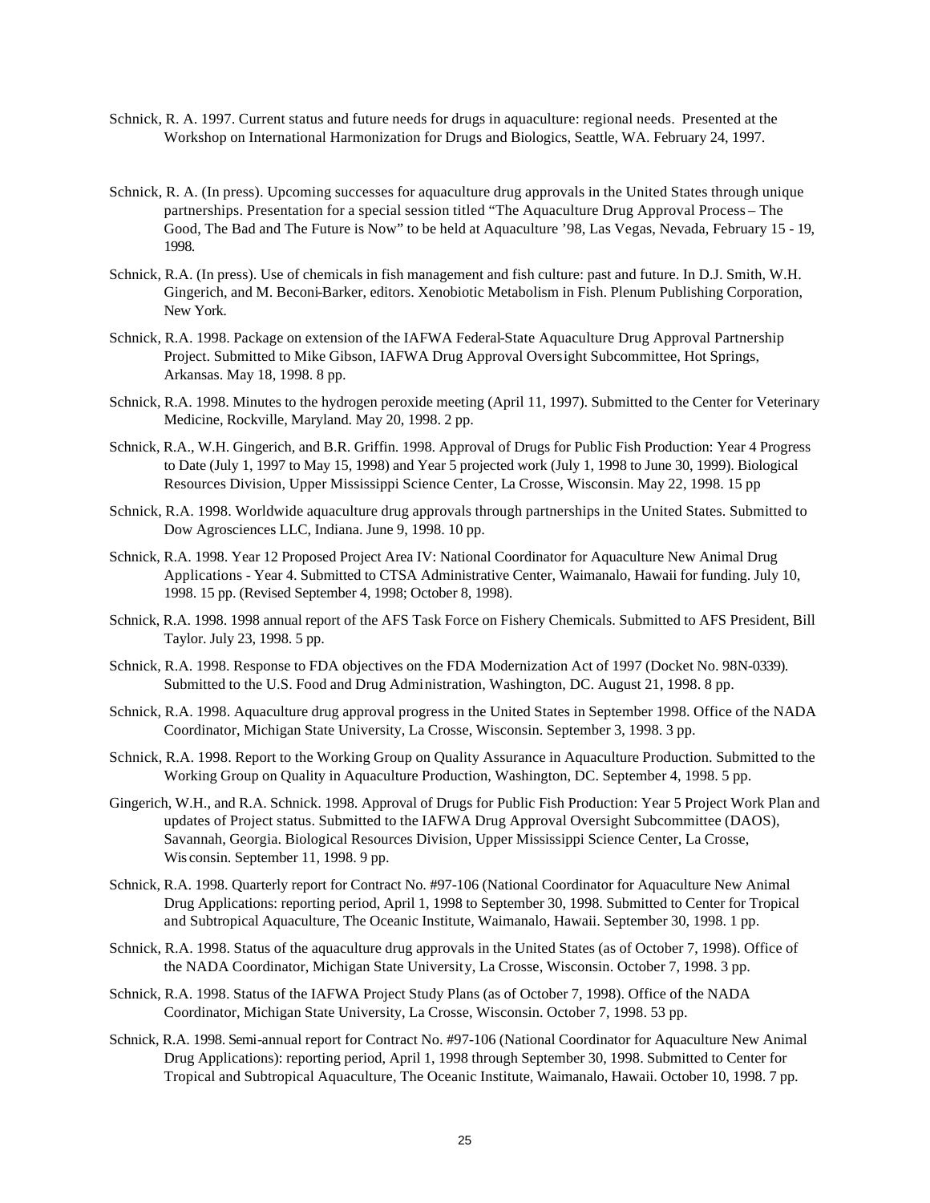Schnick, R. A. 1997. Current status and future needs for drugs in aquaculture: regional needs. Presented at the Workshop on International Harmonization for Drugs and Biologics, Seattle, WA. February 24, 1997.

Schnick, R. A. (In press). Upcoming successes for aquaculture drug approvals in the United States through unique partnerships. Presentation for a special session titled "The Aquaculture Drug Approval Process – The Good, The Bad and The Future is Now" to be held at Aquaculture '98, Las Vegas, Nevada, February 15 - 19, 1998.

Schnick, R.A. (In press). Use of chemicals in fish management and fish culture: past and future. In D.J. Smith, W.H. Gingerich, and M. Beconi-Barker, editors. Xenobiotic Metabolism in Fish. Plenum Publishing Corporation, New York.

Schnick, R.A. 1998. Package on extension of the IAFWA Federal-State Aquaculture Drug Approval Partnership Project. Submitted to Mike Gibson, IAFWA Drug Approval Oversight Subcommittee, Hot Springs, Arkansas. May 18, 1998. 8 pp.

Schnick, R.A. 1998. Minutes to the hydrogen peroxide meeting (April 11, 1997). Submitted to the Center for Veterinary Medicine, Rockville, Maryland. May 20, 1998. 2 pp.

Schnick, R.A., W.H. Gingerich, and B.R. Griffin. 1998. Approval of Drugs for Public Fish Production: Year 4 Progress to Date (July 1, 1997 to May 15, 1998) and Year 5 projected work (July 1, 1998 to June 30, 1999). Biological Resources Division, Upper Mississippi Science Center, La Crosse, Wisconsin. May 22, 1998. 15 pp

Schnick, R.A. 1998. Worldwide aquaculture drug approvals through partnerships in the United States. Submitted to Dow Agrosciences LLC, Indiana. June 9, 1998. 10 pp.

Schnick, R.A. 1998. Year 12 Proposed Project Area IV: National Coordinator for Aquaculture New Animal Drug Applications - Year 4. Submitted to CTSA Administrative Center, Waimanalo, Hawaii for funding. July 10, 1998. 15 pp. (Revised September 4, 1998; October 8, 1998).

Schnick, R.A. 1998. 1998 annual report of the AFS Task Force on Fishery Chemicals. Submitted to AFS President, Bill Taylor. July 23, 1998. 5 pp.

Schnick, R.A. 1998. Response to FDA objectives on the FDA Modernization Act of 1997 (Docket No. 98N-0339). Submitted to the U.S. Food and Drug Administration, Washington, DC. August 21, 1998. 8 pp.

Schnick, R.A. 1998. Aquaculture drug approval progress in the United States in September 1998. Office of the NADA Coordinator, Michigan State University, La Crosse, Wisconsin. September 3, 1998. 3 pp.

Schnick, R.A. 1998. Report to the Working Group on Quality Assurance in Aquaculture Production. Submitted to the Working Group on Quality in Aquaculture Production, Washington, DC. September 4, 1998. 5 pp.

Gingerich, W.H., and R.A. Schnick. 1998. Approval of Drugs for Public Fish Production: Year 5 Project Work Plan and updates of Project status. Submitted to the IAFWA Drug Approval Oversight Subcommittee (DAOS), Savannah, Georgia. Biological Resources Division, Upper Mississippi Science Center, La Crosse, Wisconsin. September 11, 1998. 9 pp.

Schnick, R.A. 1998. Quarterly report for Contract No. #97-106 (National Coordinator for Aquaculture New Animal Drug Applications: reporting period, April 1, 1998 to September 30, 1998. Submitted to Center for Tropical and Subtropical Aquaculture, The Oceanic Institute, Waimanalo, Hawaii. September 30, 1998. 1 pp.

Schnick, R.A. 1998. Status of the aquaculture drug approvals in the United States (as of October 7, 1998). Office of the NADA Coordinator, Michigan State University, La Crosse, Wisconsin. October 7, 1998. 3 pp.

Schnick, R.A. 1998. Status of the IAFWA Project Study Plans (as of October 7, 1998). Office of the NADA Coordinator, Michigan State University, La Crosse, Wisconsin. October 7, 1998. 53 pp.

Schnick, R.A. 1998. Semi-annual report for Contract No. #97-106 (National Coordinator for Aquaculture New Animal Drug Applications): reporting period, April 1, 1998 through September 30, 1998. Submitted to Center for Tropical and Subtropical Aquaculture, The Oceanic Institute, Waimanalo, Hawaii. October 10, 1998. 7 pp.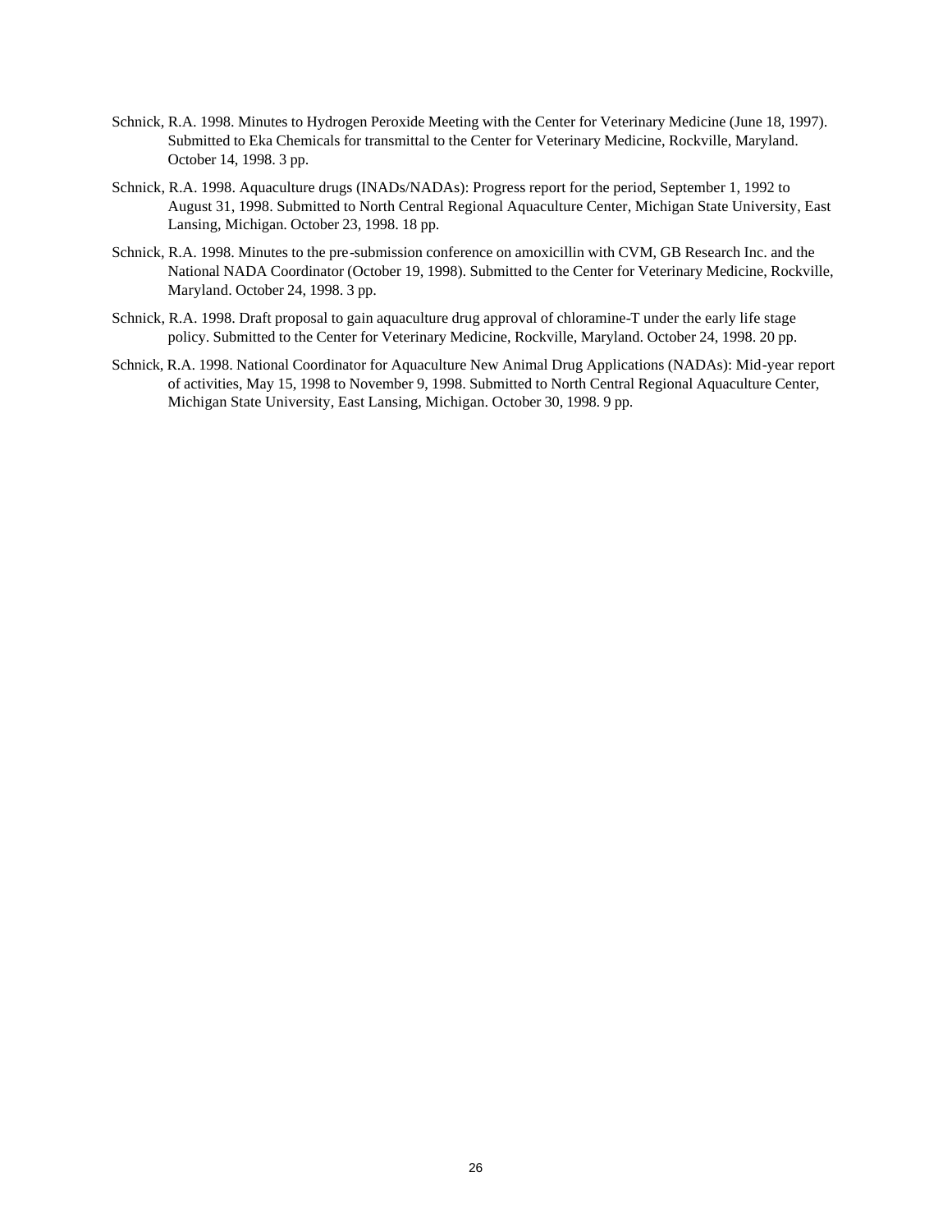Schnick, R.A. 1998. Minutes to Hydrogen Peroxide Meeting with the Center for Veterinary Medicine (June 18, 1997). Submitted to Eka Chemicals for transmittal to the Center for Veterinary Medicine, Rockville, Maryland. October 14, 1998. 3 pp.

Schnick, R.A. 1998. Aquaculture drugs (INADs/NADAs): Progress report for the period, September 1, 1992 to August 31, 1998. Submitted to North Central Regional Aquaculture Center, Michigan State University, East Lansing, Michigan. October 23, 1998. 18 pp.

Schnick, R.A. 1998. Minutes to the pre-submission conference on amoxicillin with CVM, GB Research Inc. and the National NADA Coordinator (October 19, 1998). Submitted to the Center for Veterinary Medicine, Rockville, Maryland. October 24, 1998. 3 pp.

Schnick, R.A. 1998. Draft proposal to gain aquaculture drug approval of chloramine-T under the early life stage policy. Submitted to the Center for Veterinary Medicine, Rockville, Maryland. October 24, 1998. 20 pp.

Schnick, R.A. 1998. National Coordinator for Aquaculture New Animal Drug Applications (NADAs): Mid-year report of activities, May 15, 1998 to November 9, 1998. Submitted to North Central Regional Aquaculture Center, Michigan State University, East Lansing, Michigan. October 30, 1998. 9 pp.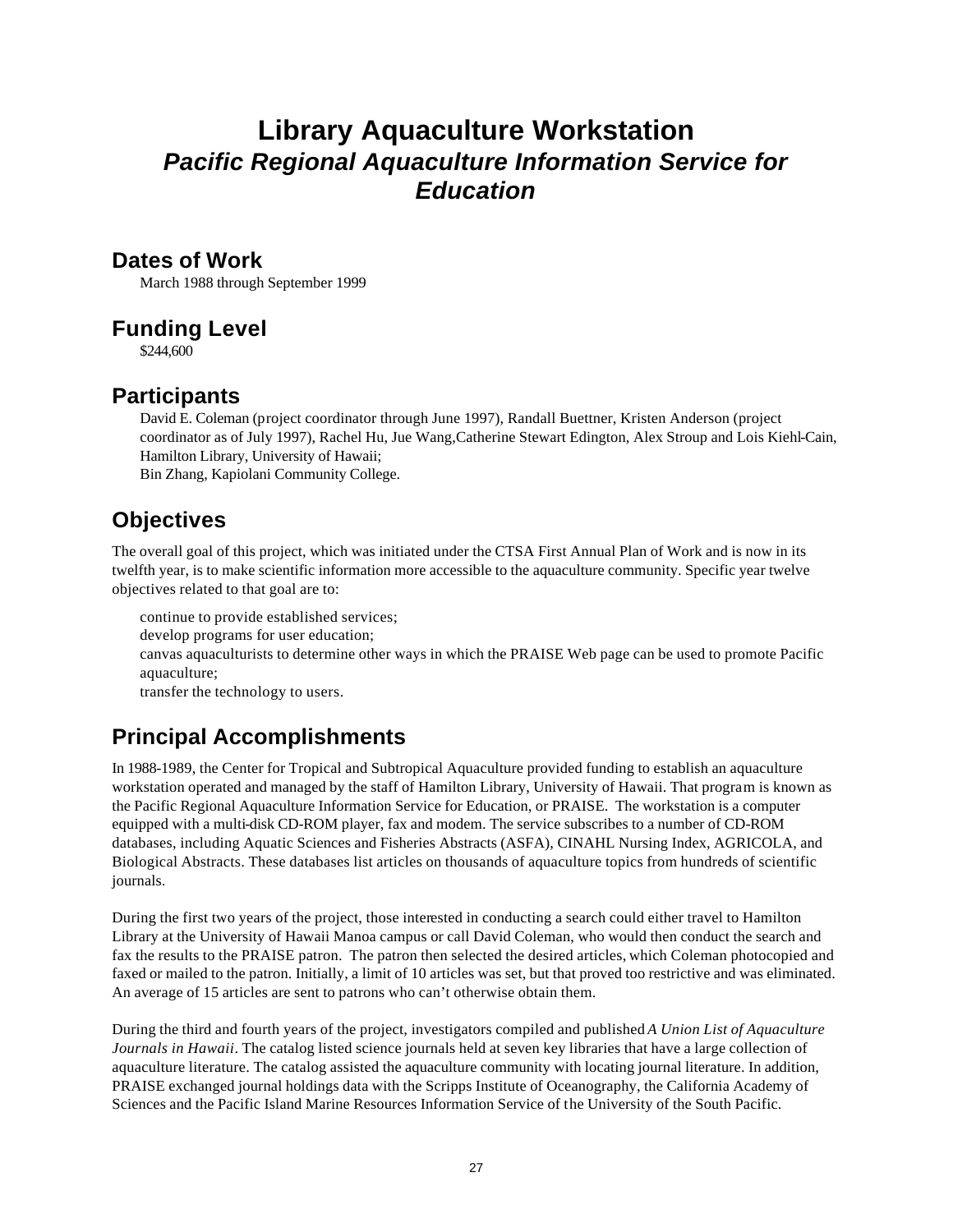# Library Aquaculture Workstation

## *Pacific Regional Aquaculture Information Service for Education*

## Dates of Work

March 1988 through September 1999

## Funding Level

$244,600

## Participants

David E. Coleman (project coordinator through June 1997), Randall Buettner, Kristen Anderson (project coordinator as of July 1997), Rachel Hu, Jue Wang,Catherine Stewart Edington, Alex Stroup and Lois Kiehl-Cain, Hamilton Library, University of Hawaii;
Bin Zhang, Kapiolani Community College.

## Objectives

The overall goal of this project, which was initiated under the CTSA First Annual Plan of Work and is now in its twelfth year, is to make scientific information more accessible to the aquaculture community. Specific year twelve objectives related to that goal are to:

- continue to provide established services;
- develop programs for user education;
- canvas aquaculturists to determine other ways in which the PRAISE Web page can be used to promote Pacific aquaculture;
- transfer the technology to users.

## Principal Accomplishments

In 1988-1989, the Center for Tropical and Subtropical Aquaculture provided funding to establish an aquaculture workstation operated and managed by the staff of Hamilton Library, University of Hawaii. That program is known as the Pacific Regional Aquaculture Information Service for Education, or PRAISE. The workstation is a computer equipped with a multi-disk CD-ROM player, fax and modem. The service subscribes to a number of CD-ROM databases, including Aquatic Sciences and Fisheries Abstracts (ASFA), CINAHL Nursing Index, AGRICOLA, and Biological Abstracts. These databases list articles on thousands of aquaculture topics from hundreds of scientific journals.

During the first two years of the project, those interested in conducting a search could either travel to Hamilton Library at the University of Hawaii Manoa campus or call David Coleman, who would then conduct the search and fax the results to the PRAISE patron. The patron then selected the desired articles, which Coleman photocopied and faxed or mailed to the patron. Initially, a limit of 10 articles was set, but that proved too restrictive and was eliminated. An average of 15 articles are sent to patrons who can't otherwise obtain them.

During the third and fourth years of the project, investigators compiled and published *A Union List of Aquaculture Journals in Hawaii*. The catalog listed science journals held at seven key libraries that have a large collection of aquaculture literature. The catalog assisted the aquaculture community with locating journal literature. In addition, PRAISE exchanged journal holdings data with the Scripps Institute of Oceanography, the California Academy of Sciences and the Pacific Island Marine Resources Information Service of the University of the South Pacific.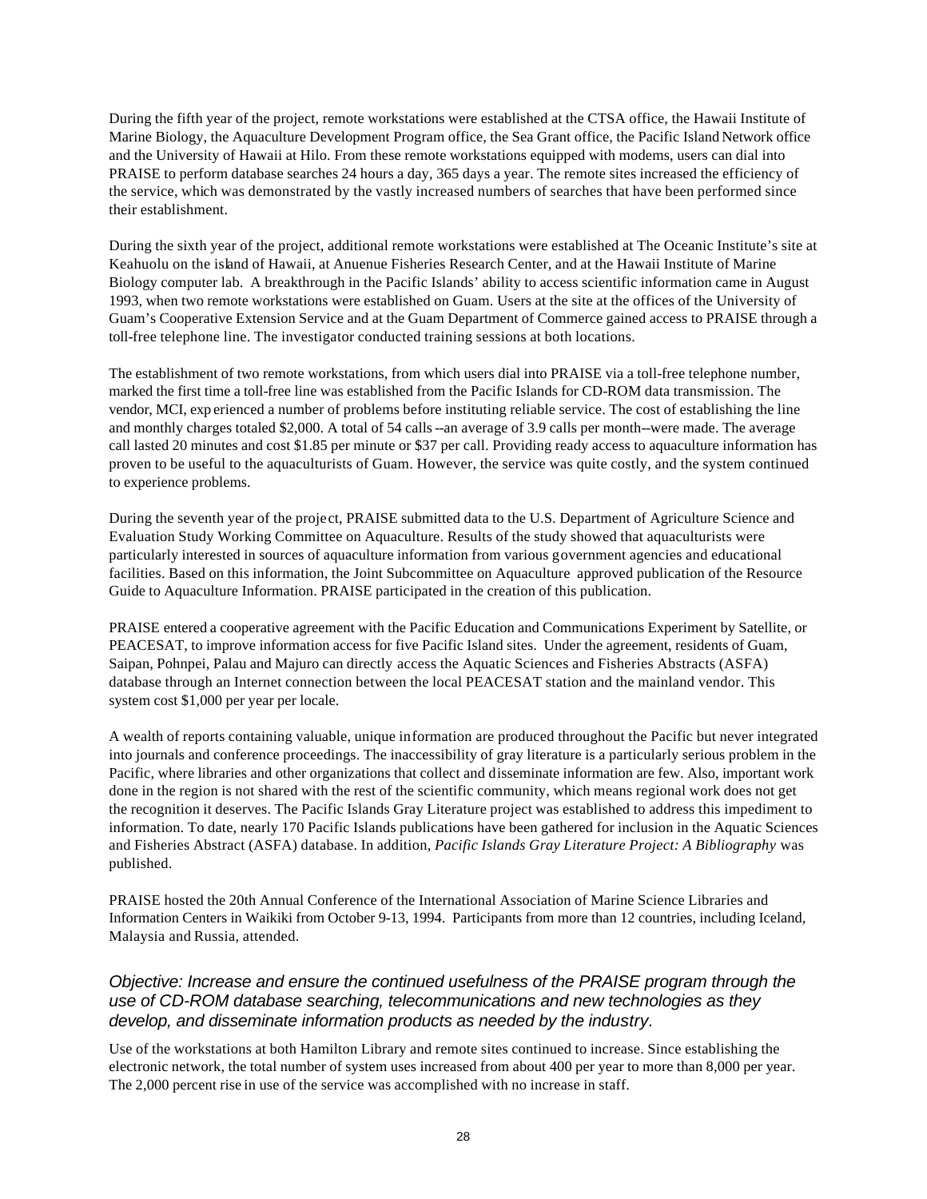During the fifth year of the project, remote workstations were established at the CTSA office, the Hawaii Institute of Marine Biology, the Aquaculture Development Program office, the Sea Grant office, the Pacific Island Network office and the University of Hawaii at Hilo. From these remote workstations equipped with modems, users can dial into PRAISE to perform database searches 24 hours a day, 365 days a year. The remote sites increased the efficiency of the service, which was demonstrated by the vastly increased numbers of searches that have been performed since their establishment.

During the sixth year of the project, additional remote workstations were established at The Oceanic Institute's site at Keahuolu on the island of Hawaii, at Anuenue Fisheries Research Center, and at the Hawaii Institute of Marine Biology computer lab. A breakthrough in the Pacific Islands' ability to access scientific information came in August 1993, when two remote workstations were established on Guam. Users at the site at the offices of the University of Guam's Cooperative Extension Service and at the Guam Department of Commerce gained access to PRAISE through a toll-free telephone line. The investigator conducted training sessions at both locations.

The establishment of two remote workstations, from which users dial into PRAISE via a toll-free telephone number, marked the first time a toll-free line was established from the Pacific Islands for CD-ROM data transmission. The vendor, MCI, experienced a number of problems before instituting reliable service. The cost of establishing the line and monthly charges totaled $2,000. A total of 54 calls--an average of 3.9 calls per month--were made. The average call lasted 20 minutes and cost $1.85 per minute or $37 per call. Providing ready access to aquaculture information has proven to be useful to the aquaculturists of Guam. However, the service was quite costly, and the system continued to experience problems.

During the seventh year of the project, PRAISE submitted data to the U.S. Department of Agriculture Science and Evaluation Study Working Committee on Aquaculture. Results of the study showed that aquaculturists were particularly interested in sources of aquaculture information from various government agencies and educational facilities. Based on this information, the Joint Subcommittee on Aquaculture approved publication of the Resource Guide to Aquaculture Information. PRAISE participated in the creation of this publication.

PRAISE entered a cooperative agreement with the Pacific Education and Communications Experiment by Satellite, or PEACESAT, to improve information access for five Pacific Island sites. Under the agreement, residents of Guam, Saipan, Pohnpei, Palau and Majuro can directly access the Aquatic Sciences and Fisheries Abstracts (ASFA) database through an Internet connection between the local PEACESAT station and the mainland vendor. This system cost $1,000 per year per locale.

A wealth of reports containing valuable, unique information are produced throughout the Pacific but never integrated into journals and conference proceedings. The inaccessibility of gray literature is a particularly serious problem in the Pacific, where libraries and other organizations that collect and disseminate information are few. Also, important work done in the region is not shared with the rest of the scientific community, which means regional work does not get the recognition it deserves. The Pacific Islands Gray Literature project was established to address this impediment to information. To date, nearly 170 Pacific Islands publications have been gathered for inclusion in the Aquatic Sciences and Fisheries Abstract (ASFA) database. In addition, *Pacific Islands Gray Literature Project: A Bibliography* was published.

PRAISE hosted the 20th Annual Conference of the International Association of Marine Science Libraries and Information Centers in Waikiki from October 9-13, 1994. Participants from more than 12 countries, including Iceland, Malaysia and Russia, attended.

### *Objective: Increase and ensure the continued usefulness of the PRAISE program through the use of CD-ROM database searching, telecommunications and new technologies as they develop, and disseminate information products as needed by the industry.*

Use of the workstations at both Hamilton Library and remote sites continued to increase. Since establishing the electronic network, the total number of system uses increased from about 400 per year to more than 8,000 per year. The 2,000 percent rise in use of the service was accomplished with no increase in staff.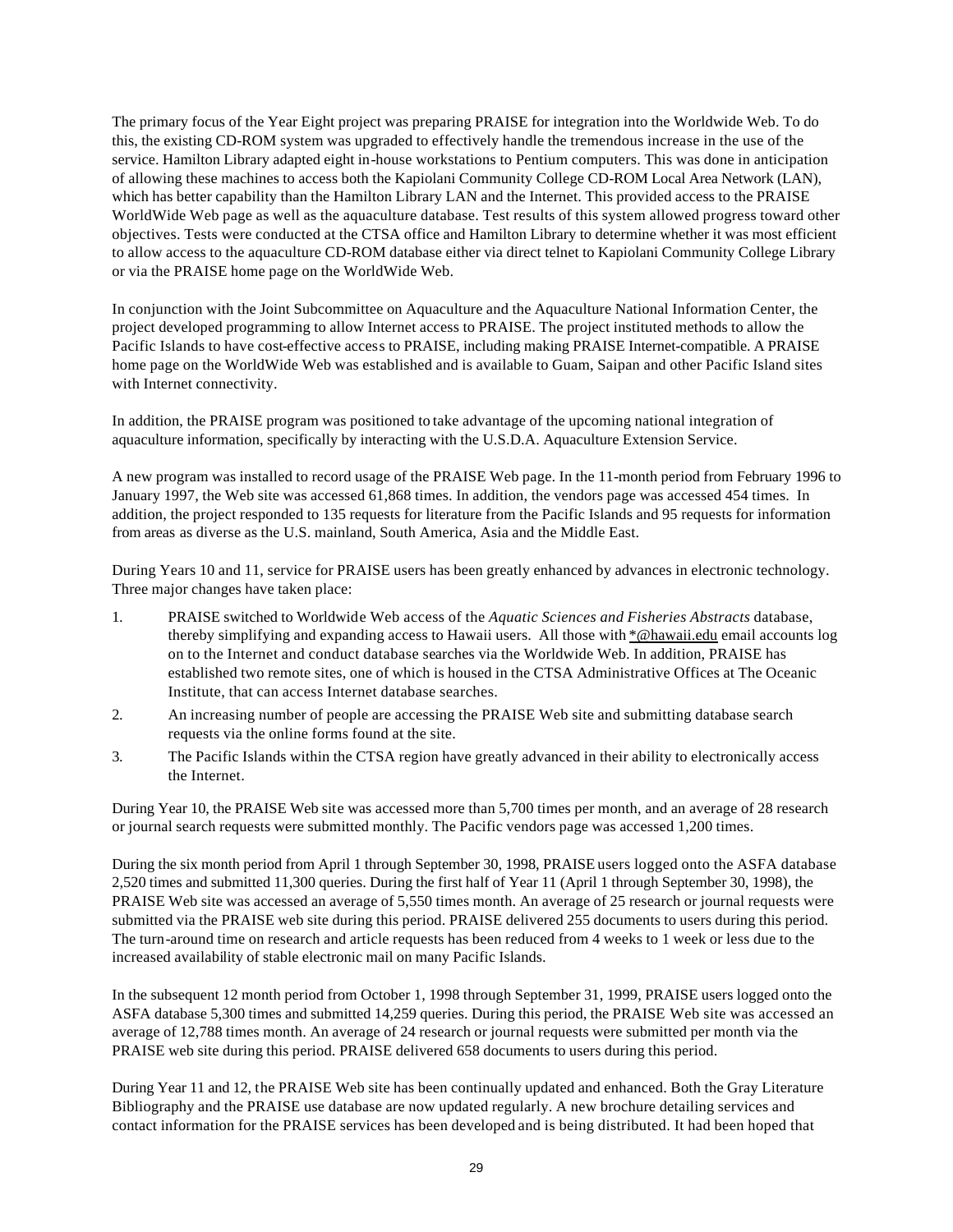The primary focus of the Year Eight project was preparing PRAISE for integration into the Worldwide Web. To do this, the existing CD-ROM system was upgraded to effectively handle the tremendous increase in the use of the service. Hamilton Library adapted eight in-house workstations to Pentium computers. This was done in anticipation of allowing these machines to access both the Kapiolani Community College CD-ROM Local Area Network (LAN), which has better capability than the Hamilton Library LAN and the Internet. This provided access to the PRAISE WorldWide Web page as well as the aquaculture database. Test results of this system allowed progress toward other objectives. Tests were conducted at the CTSA office and Hamilton Library to determine whether it was most efficient to allow access to the aquaculture CD-ROM database either via direct telnet to Kapiolani Community College Library or via the PRAISE home page on the WorldWide Web.

In conjunction with the Joint Subcommittee on Aquaculture and the Aquaculture National Information Center, the project developed programming to allow Internet access to PRAISE. The project instituted methods to allow the Pacific Islands to have cost-effective access to PRAISE, including making PRAISE Internet-compatible. A PRAISE home page on the WorldWide Web was established and is available to Guam, Saipan and other Pacific Island sites with Internet connectivity.

In addition, the PRAISE program was positioned to take advantage of the upcoming national integration of aquaculture information, specifically by interacting with the U.S.D.A. Aquaculture Extension Service.

A new program was installed to record usage of the PRAISE Web page. In the 11-month period from February 1996 to January 1997, the Web site was accessed 61,868 times. In addition, the vendors page was accessed 454 times. In addition, the project responded to 135 requests for literature from the Pacific Islands and 95 requests for information from areas as diverse as the U.S. mainland, South America, Asia and the Middle East.

During Years 10 and 11, service for PRAISE users has been greatly enhanced by advances in electronic technology. Three major changes have taken place:

1. PRAISE switched to Worldwide Web access of the *Aquatic Sciences and Fisheries Abstracts* database, thereby simplifying and expanding access to Hawaii users. All those with *@hawaii.edu email accounts log on to the Internet and conduct database searches via the Worldwide Web. In addition, PRAISE has established two remote sites, one of which is housed in the CTSA Administrative Offices at The Oceanic Institute, that can access Internet database searches.
2. An increasing number of people are accessing the PRAISE Web site and submitting database search requests via the online forms found at the site.
3. The Pacific Islands within the CTSA region have greatly advanced in their ability to electronically access the Internet.

During Year 10, the PRAISE Web site was accessed more than 5,700 times per month, and an average of 28 research or journal search requests were submitted monthly. The Pacific vendors page was accessed 1,200 times.

During the six month period from April 1 through September 30, 1998, PRAISE users logged onto the ASFA database 2,520 times and submitted 11,300 queries. During the first half of Year 11 (April 1 through September 30, 1998), the PRAISE Web site was accessed an average of 5,550 times month. An average of 25 research or journal requests were submitted via the PRAISE web site during this period. PRAISE delivered 255 documents to users during this period. The turn-around time on research and article requests has been reduced from 4 weeks to 1 week or less due to the increased availability of stable electronic mail on many Pacific Islands.

In the subsequent 12 month period from October 1, 1998 through September 31, 1999, PRAISE users logged onto the ASFA database 5,300 times and submitted 14,259 queries. During this period, the PRAISE Web site was accessed an average of 12,788 times month. An average of 24 research or journal requests were submitted per month via the PRAISE web site during this period. PRAISE delivered 658 documents to users during this period.

During Year 11 and 12, the PRAISE Web site has been continually updated and enhanced. Both the Gray Literature Bibliography and the PRAISE use database are now updated regularly. A new brochure detailing services and contact information for the PRAISE services has been developed and is being distributed. It had been hoped that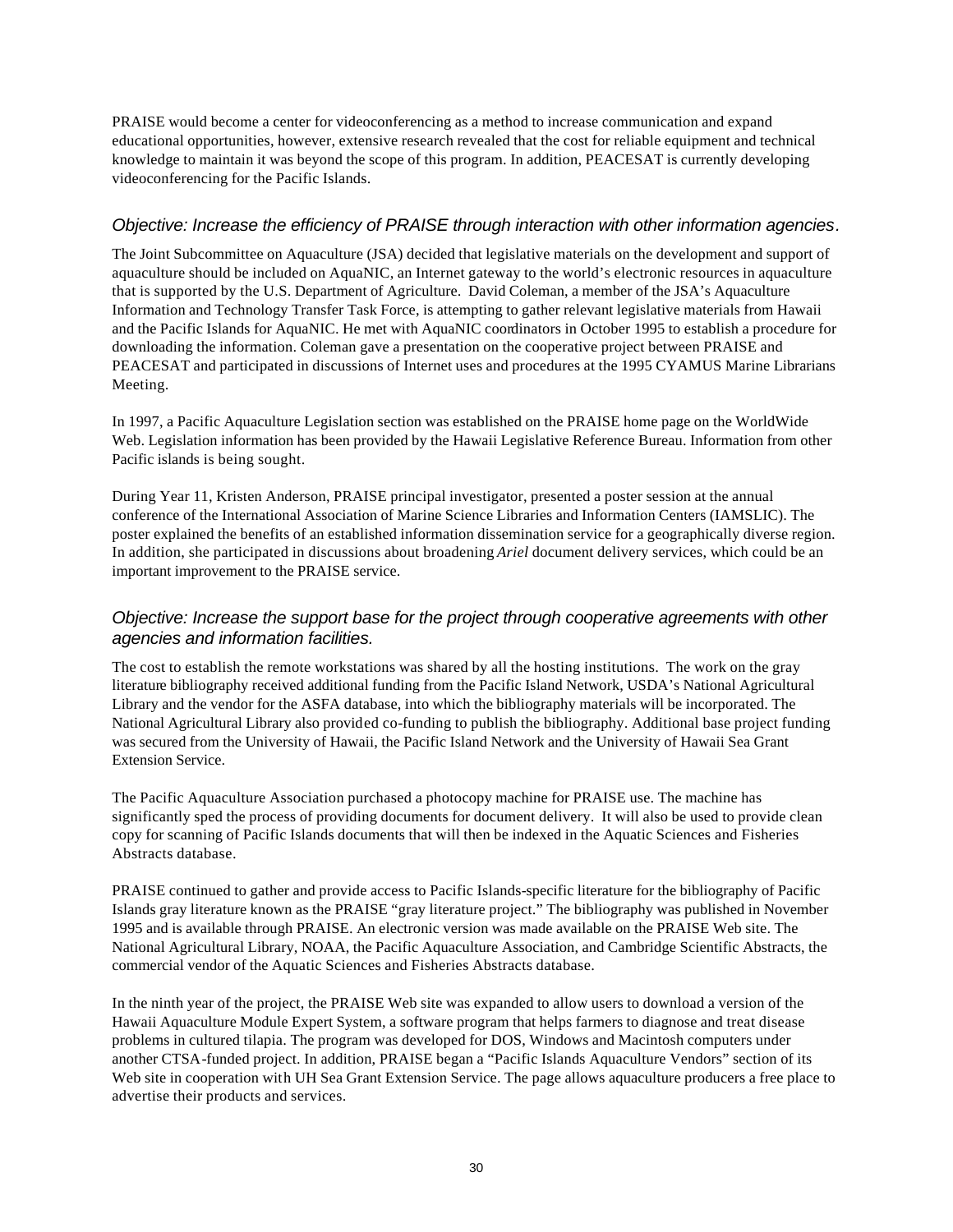PRAISE would become a center for videoconferencing as a method to increase communication and expand educational opportunities, however, extensive research revealed that the cost for reliable equipment and technical knowledge to maintain it was beyond the scope of this program. In addition, PEACESAT is currently developing videoconferencing for the Pacific Islands.

### *Objective: Increase the efficiency of PRAISE through interaction with other information agencies.*

The Joint Subcommittee on Aquaculture (JSA) decided that legislative materials on the development and support of aquaculture should be included on AquaNIC, an Internet gateway to the world's electronic resources in aquaculture that is supported by the U.S. Department of Agriculture. David Coleman, a member of the JSA's Aquaculture Information and Technology Transfer Task Force, is attempting to gather relevant legislative materials from Hawaii and the Pacific Islands for AquaNIC. He met with AquaNIC coordinators in October 1995 to establish a procedure for downloading the information. Coleman gave a presentation on the cooperative project between PRAISE and PEACESAT and participated in discussions of Internet uses and procedures at the 1995 CYAMUS Marine Librarians Meeting.

In 1997, a Pacific Aquaculture Legislation section was established on the PRAISE home page on the WorldWide Web. Legislation information has been provided by the Hawaii Legislative Reference Bureau. Information from other Pacific islands is being sought.

During Year 11, Kristen Anderson, PRAISE principal investigator, presented a poster session at the annual conference of the International Association of Marine Science Libraries and Information Centers (IAMSLIC). The poster explained the benefits of an established information dissemination service for a geographically diverse region. In addition, she participated in discussions about broadening *Ariel* document delivery services, which could be an important improvement to the PRAISE service.

### *Objective: Increase the support base for the project through cooperative agreements with other agencies and information facilities.*

The cost to establish the remote workstations was shared by all the hosting institutions. The work on the gray literature bibliography received additional funding from the Pacific Island Network, USDA's National Agricultural Library and the vendor for the ASFA database, into which the bibliography materials will be incorporated. The National Agricultural Library also provided co-funding to publish the bibliography. Additional base project funding was secured from the University of Hawaii, the Pacific Island Network and the University of Hawaii Sea Grant Extension Service.

The Pacific Aquaculture Association purchased a photocopy machine for PRAISE use. The machine has significantly sped the process of providing documents for document delivery. It will also be used to provide clean copy for scanning of Pacific Islands documents that will then be indexed in the Aquatic Sciences and Fisheries Abstracts database.

PRAISE continued to gather and provide access to Pacific Islands-specific literature for the bibliography of Pacific Islands gray literature known as the PRAISE "gray literature project." The bibliography was published in November 1995 and is available through PRAISE. An electronic version was made available on the PRAISE Web site. The National Agricultural Library, NOAA, the Pacific Aquaculture Association, and Cambridge Scientific Abstracts, the commercial vendor of the Aquatic Sciences and Fisheries Abstracts database.

In the ninth year of the project, the PRAISE Web site was expanded to allow users to download a version of the Hawaii Aquaculture Module Expert System, a software program that helps farmers to diagnose and treat disease problems in cultured tilapia. The program was developed for DOS, Windows and Macintosh computers under another CTSA-funded project. In addition, PRAISE began a "Pacific Islands Aquaculture Vendors" section of its Web site in cooperation with UH Sea Grant Extension Service. The page allows aquaculture producers a free place to advertise their products and services.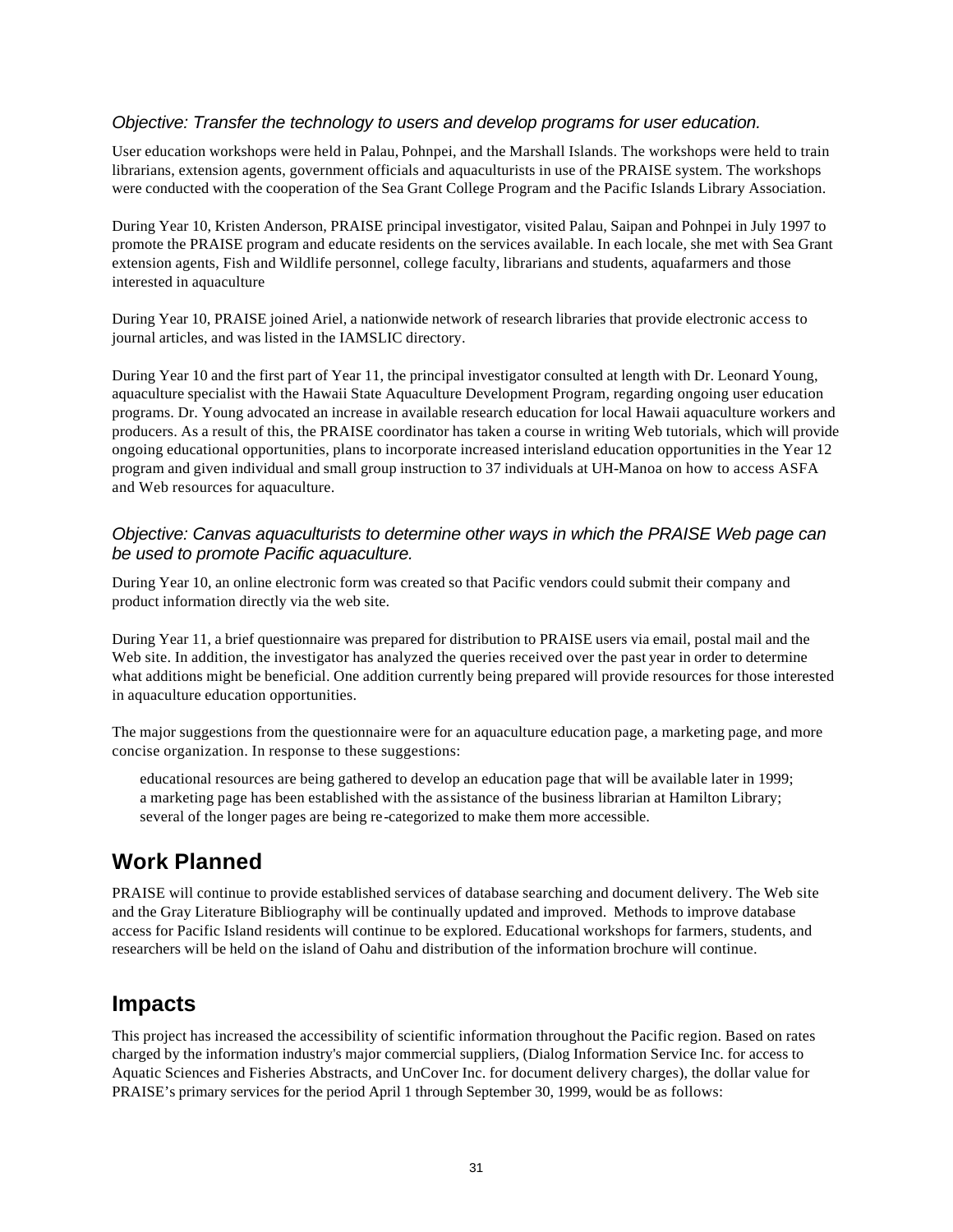*Objective: Transfer the technology to users and develop programs for user education.*

User education workshops were held in Palau, Pohnpei, and the Marshall Islands. The workshops were held to train librarians, extension agents, government officials and aquaculturists in use of the PRAISE system. The workshops were conducted with the cooperation of the Sea Grant College Program and the Pacific Islands Library Association.

During Year 10, Kristen Anderson, PRAISE principal investigator, visited Palau, Saipan and Pohnpei in July 1997 to promote the PRAISE program and educate residents on the services available. In each locale, she met with Sea Grant extension agents, Fish and Wildlife personnel, college faculty, librarians and students, aquafarmers and those interested in aquaculture

During Year 10, PRAISE joined Ariel, a nationwide network of research libraries that provide electronic access to journal articles, and was listed in the IAMSLIC directory.

During Year 10 and the first part of Year 11, the principal investigator consulted at length with Dr. Leonard Young, aquaculture specialist with the Hawaii State Aquaculture Development Program, regarding ongoing user education programs. Dr. Young advocated an increase in available research education for local Hawaii aquaculture workers and producers. As a result of this, the PRAISE coordinator has taken a course in writing Web tutorials, which will provide ongoing educational opportunities, plans to incorporate increased interisland education opportunities in the Year 12 program and given individual and small group instruction to 37 individuals at UH-Manoa on how to access ASFA and Web resources for aquaculture.

*Objective: Canvas aquaculturists to determine other ways in which the PRAISE Web page can be used to promote Pacific aquaculture.*

During Year 10, an online electronic form was created so that Pacific vendors could submit their company and product information directly via the web site.

During Year 11, a brief questionnaire was prepared for distribution to PRAISE users via email, postal mail and the Web site. In addition, the investigator has analyzed the queries received over the past year in order to determine what additions might be beneficial. One addition currently being prepared will provide resources for those interested in aquaculture education opportunities.

The major suggestions from the questionnaire were for an aquaculture education page, a marketing page, and more concise organization. In response to these suggestions:

- educational resources are being gathered to develop an education page that will be available later in 1999;
- a marketing page has been established with the assistance of the business librarian at Hamilton Library;
- several of the longer pages are being re-categorized to make them more accessible.

## Work Planned

PRAISE will continue to provide established services of database searching and document delivery. The Web site and the Gray Literature Bibliography will be continually updated and improved. Methods to improve database access for Pacific Island residents will continue to be explored. Educational workshops for farmers, students, and researchers will be held on the island of Oahu and distribution of the information brochure will continue.

## Impacts

This project has increased the accessibility of scientific information throughout the Pacific region. Based on rates charged by the information industry's major commercial suppliers, (Dialog Information Service Inc. for access to Aquatic Sciences and Fisheries Abstracts, and UnCover Inc. for document delivery charges), the dollar value for PRAISE's primary services for the period April 1 through September 30, 1999, would be as follows: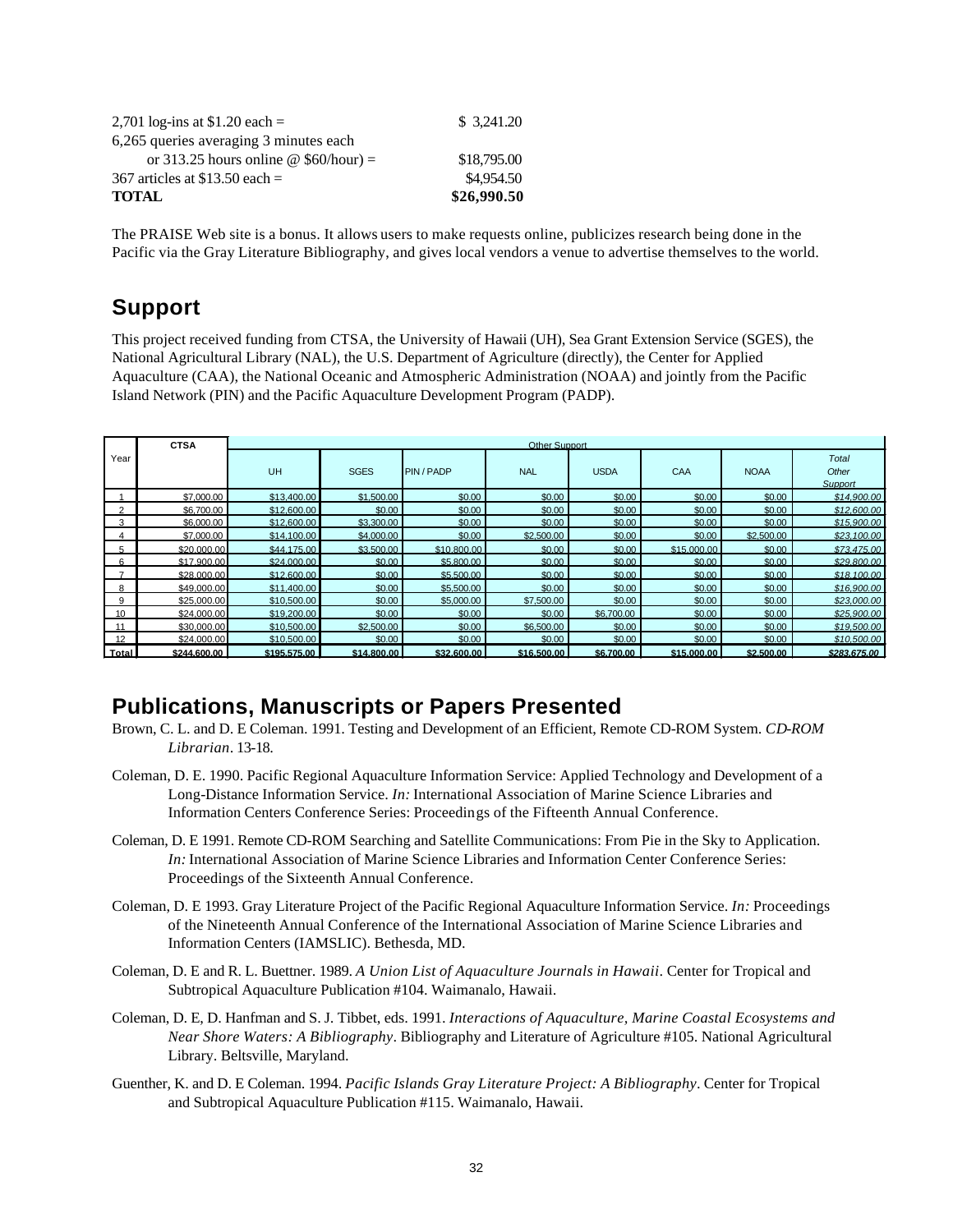| | |
|---|---|
| 2,701 log-ins at $1.20 each = | $ 3,241.20 |
| 6,265 queries averaging 3 minutes each | |
| or 313.25 hours online @ $60/hour) = | $18,795.00 |
| 367 articles at $13.50 each = | $4,954.50 |
| **TOTAL** | **$26,990.50** |

The PRAISE Web site is a bonus. It allows users to make requests online, publicizes research being done in the Pacific via the Gray Literature Bibliography, and gives local vendors a venue to advertise themselves to the world.

## Support

This project received funding from CTSA, the University of Hawaii (UH), Sea Grant Extension Service (SGES), the National Agricultural Library (NAL), the U.S. Department of Agriculture (directly), the Center for Applied Aquaculture (CAA), the National Oceanic and Atmospheric Administration (NOAA) and jointly from the Pacific Island Network (PIN) and the Pacific Aquaculture Development Program (PADP).

| Year | CTSA | Other Support | | | | | | | |
|---|---|---|---|---|---|---|---|---|---|
| | | UH | SGES | PIN / PADP | NAL | USDA | CAA | NOAA | *Total Other Support* |
| 1 | $7,000.00 | $13,400.00 | $1,500.00 | $0.00 | $0.00 | $0.00 | $0.00 | $0.00 | *$14,900.00* |
| 2 | $6,700.00 | $12,600.00 | $0.00 | $0.00 | $0.00 | $0.00 | $0.00 | $0.00 | *$12,600.00* |
| 3 | $6,000.00 | $12,600.00 | $3,300.00 | $0.00 | $0.00 | $0.00 | $0.00 | $0.00 | *$15,900.00* |
| 4 | $7,000.00 | $14,100.00 | $4,000.00 | $0.00 | $2,500.00 | $0.00 | $0.00 | $2,500.00 | *$23,100.00* |
| 5 | $20,000.00 | $44,175.00 | $3,500.00 | $10,800.00 | $0.00 | $0.00 | $15,000.00 | $0.00 | *$73,475.00* |
| 6 | $17,900.00 | $24,000.00 | $0.00 | $5,800.00 | $0.00 | $0.00 | $0.00 | $0.00 | *$29,800.00* |
| 7 | $28,000.00 | $12,600.00 | $0.00 | $5,500.00 | $0.00 | $0.00 | $0.00 | $0.00 | *$18,100.00* |
| 8 | $49,000.00 | $11,400.00 | $0.00 | $5,500.00 | $0.00 | $0.00 | $0.00 | $0.00 | *$16,900.00* |
| 9 | $25,000.00 | $10,500.00 | $0.00 | $5,000.00 | $7,500.00 | $0.00 | $0.00 | $0.00 | *$23,000.00* |
| 10 | $24,000.00 | $19,200.00 | $0.00 | $0.00 | $0.00 | $6,700.00 | $0.00 | $0.00 | *$25,900.00* |
| 11 | $30,000.00 | $10,500.00 | $2,500.00 | $0.00 | $6,500.00 | $0.00 | $0.00 | $0.00 | *$19,500.00* |
| 12 | $24,000.00 | $10,500.00 | $0.00 | $0.00 | $0.00 | $0.00 | $0.00 | $0.00 | *$10,500.00* |
| **Total** | **$244,600.00** | **$195,575.00** | **$14,800.00** | **$32,600.00** | **$16,500.00** | **$6,700.00** | **$15,000.00** | **$2,500.00** | ***$283,675.00*** |

## Publications, Manuscripts or Papers Presented

Brown, C. L. and D. E Coleman. 1991. Testing and Development of an Efficient, Remote CD-ROM System. *CD-ROM Librarian*. 13-18.

Coleman, D. E. 1990. Pacific Regional Aquaculture Information Service: Applied Technology and Development of a Long-Distance Information Service. *In:* International Association of Marine Science Libraries and Information Centers Conference Series: Proceedings of the Fifteenth Annual Conference.

Coleman, D. E 1991. Remote CD-ROM Searching and Satellite Communications: From Pie in the Sky to Application. *In:* International Association of Marine Science Libraries and Information Center Conference Series: Proceedings of the Sixteenth Annual Conference.

Coleman, D. E 1993. Gray Literature Project of the Pacific Regional Aquaculture Information Service. *In:* Proceedings of the Nineteenth Annual Conference of the International Association of Marine Science Libraries and Information Centers (IAMSLIC). Bethesda, MD.

Coleman, D. E and R. L. Buettner. 1989. *A Union List of Aquaculture Journals in Hawaii*. Center for Tropical and Subtropical Aquaculture Publication #104. Waimanalo, Hawaii.

Coleman, D. E, D. Hanfman and S. J. Tibbet, eds. 1991. *Interactions of Aquaculture, Marine Coastal Ecosystems and Near Shore Waters: A Bibliography*. Bibliography and Literature of Agriculture #105. National Agricultural Library. Beltsville, Maryland.

Guenther, K. and D. E Coleman. 1994. *Pacific Islands Gray Literature Project: A Bibliography*. Center for Tropical and Subtropical Aquaculture Publication #115. Waimanalo, Hawaii.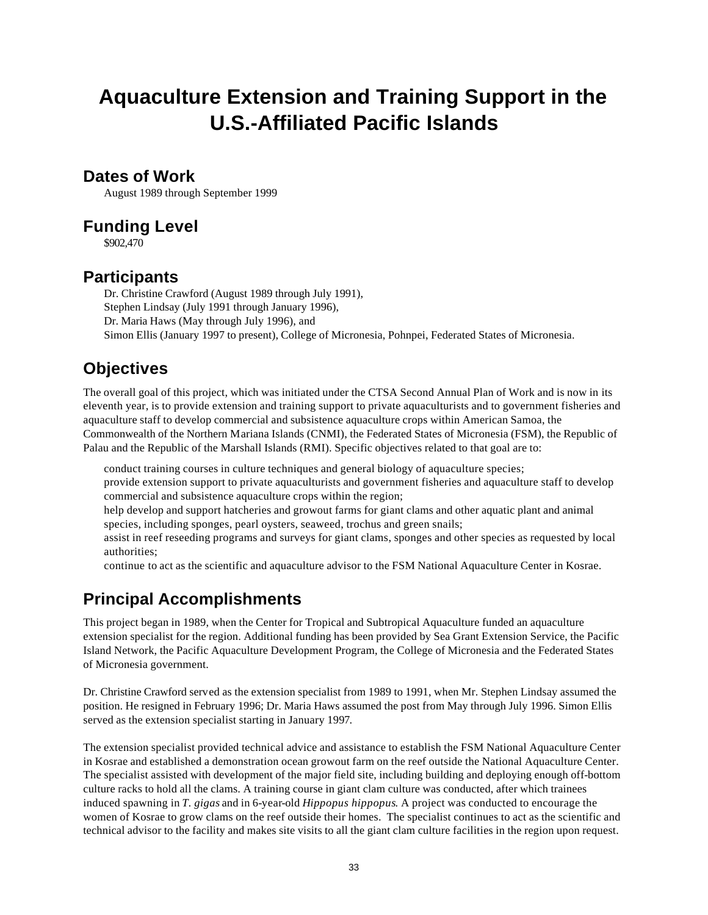# Aquaculture Extension and Training Support in the U.S.-Affiliated Pacific Islands

## Dates of Work

August 1989 through September 1999

## Funding Level

$902,470

## Participants

Dr. Christine Crawford (August 1989 through July 1991),
Stephen Lindsay (July 1991 through January 1996),
Dr. Maria Haws (May through July 1996), and
Simon Ellis (January 1997 to present), College of Micronesia, Pohnpei, Federated States of Micronesia.

## Objectives

The overall goal of this project, which was initiated under the CTSA Second Annual Plan of Work and is now in its eleventh year, is to provide extension and training support to private aquaculturists and to government fisheries and aquaculture staff to develop commercial and subsistence aquaculture crops within American Samoa, the Commonwealth of the Northern Mariana Islands (CNMI), the Federated States of Micronesia (FSM), the Republic of Palau and the Republic of the Marshall Islands (RMI). Specific objectives related to that goal are to:

- conduct training courses in culture techniques and general biology of aquaculture species;
- provide extension support to private aquaculturists and government fisheries and aquaculture staff to develop commercial and subsistence aquaculture crops within the region;
- help develop and support hatcheries and growout farms for giant clams and other aquatic plant and animal species, including sponges, pearl oysters, seaweed, trochus and green snails;
- assist in reef reseeding programs and surveys for giant clams, sponges and other species as requested by local authorities;
- continue to act as the scientific and aquaculture advisor to the FSM National Aquaculture Center in Kosrae.

## Principal Accomplishments

This project began in 1989, when the Center for Tropical and Subtropical Aquaculture funded an aquaculture extension specialist for the region. Additional funding has been provided by Sea Grant Extension Service, the Pacific Island Network, the Pacific Aquaculture Development Program, the College of Micronesia and the Federated States of Micronesia government.

Dr. Christine Crawford served as the extension specialist from 1989 to 1991, when Mr. Stephen Lindsay assumed the position. He resigned in February 1996; Dr. Maria Haws assumed the post from May through July 1996. Simon Ellis served as the extension specialist starting in January 1997.

The extension specialist provided technical advice and assistance to establish the FSM National Aquaculture Center in Kosrae and established a demonstration ocean growout farm on the reef outside the National Aquaculture Center. The specialist assisted with development of the major field site, including building and deploying enough off-bottom culture racks to hold all the clams. A training course in giant clam culture was conducted, after which trainees induced spawning in *T. gigas* and in 6-year-old *Hippopus hippopus*. A project was conducted to encourage the women of Kosrae to grow clams on the reef outside their homes. The specialist continues to act as the scientific and technical advisor to the facility and makes site visits to all the giant clam culture facilities in the region upon request.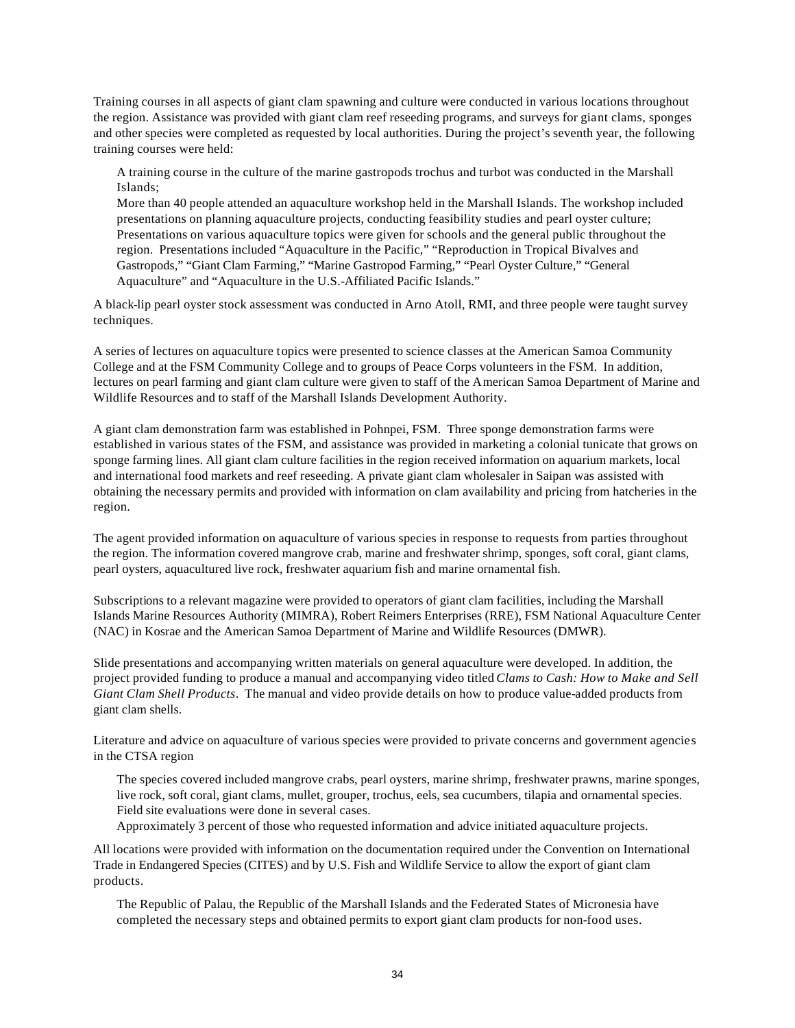Training courses in all aspects of giant clam spawning and culture were conducted in various locations throughout the region. Assistance was provided with giant clam reef reseeding programs, and surveys for giant clams, sponges and other species were completed as requested by local authorities. During the project's seventh year, the following training courses were held:

- A training course in the culture of the marine gastropods trochus and turbot was conducted in the Marshall Islands;
- More than 40 people attended an aquaculture workshop held in the Marshall Islands. The workshop included presentations on planning aquaculture projects, conducting feasibility studies and pearl oyster culture;
- Presentations on various aquaculture topics were given for schools and the general public throughout the region. Presentations included "Aquaculture in the Pacific," "Reproduction in Tropical Bivalves and Gastropods," "Giant Clam Farming," "Marine Gastropod Farming," "Pearl Oyster Culture," "General Aquaculture" and "Aquaculture in the U.S.-Affiliated Pacific Islands."

A black-lip pearl oyster stock assessment was conducted in Arno Atoll, RMI, and three people were taught survey techniques.

A series of lectures on aquaculture topics were presented to science classes at the American Samoa Community College and at the FSM Community College and to groups of Peace Corps volunteers in the FSM. In addition, lectures on pearl farming and giant clam culture were given to staff of the American Samoa Department of Marine and Wildlife Resources and to staff of the Marshall Islands Development Authority.

A giant clam demonstration farm was established in Pohnpei, FSM. Three sponge demonstration farms were established in various states of the FSM, and assistance was provided in marketing a colonial tunicate that grows on sponge farming lines. All giant clam culture facilities in the region received information on aquarium markets, local and international food markets and reef reseeding. A private giant clam wholesaler in Saipan was assisted with obtaining the necessary permits and provided with information on clam availability and pricing from hatcheries in the region.

The agent provided information on aquaculture of various species in response to requests from parties throughout the region. The information covered mangrove crab, marine and freshwater shrimp, sponges, soft coral, giant clams, pearl oysters, aquacultured live rock, freshwater aquarium fish and marine ornamental fish.

Subscriptions to a relevant magazine were provided to operators of giant clam facilities, including the Marshall Islands Marine Resources Authority (MIMRA), Robert Reimers Enterprises (RRE), FSM National Aquaculture Center (NAC) in Kosrae and the American Samoa Department of Marine and Wildlife Resources (DMWR).

Slide presentations and accompanying written materials on general aquaculture were developed. In addition, the project provided funding to produce a manual and accompanying video titled *Clams to Cash: How to Make and Sell Giant Clam Shell Products*. The manual and video provide details on how to produce value-added products from giant clam shells.

Literature and advice on aquaculture of various species were provided to private concerns and government agencies in the CTSA region

- The species covered included mangrove crabs, pearl oysters, marine shrimp, freshwater prawns, marine sponges, live rock, soft coral, giant clams, mullet, grouper, trochus, eels, sea cucumbers, tilapia and ornamental species. Field site evaluations were done in several cases.
- Approximately 3 percent of those who requested information and advice initiated aquaculture projects.

All locations were provided with information on the documentation required under the Convention on International Trade in Endangered Species (CITES) and by U.S. Fish and Wildlife Service to allow the export of giant clam products.

- The Republic of Palau, the Republic of the Marshall Islands and the Federated States of Micronesia have completed the necessary steps and obtained permits to export giant clam products for non-food uses.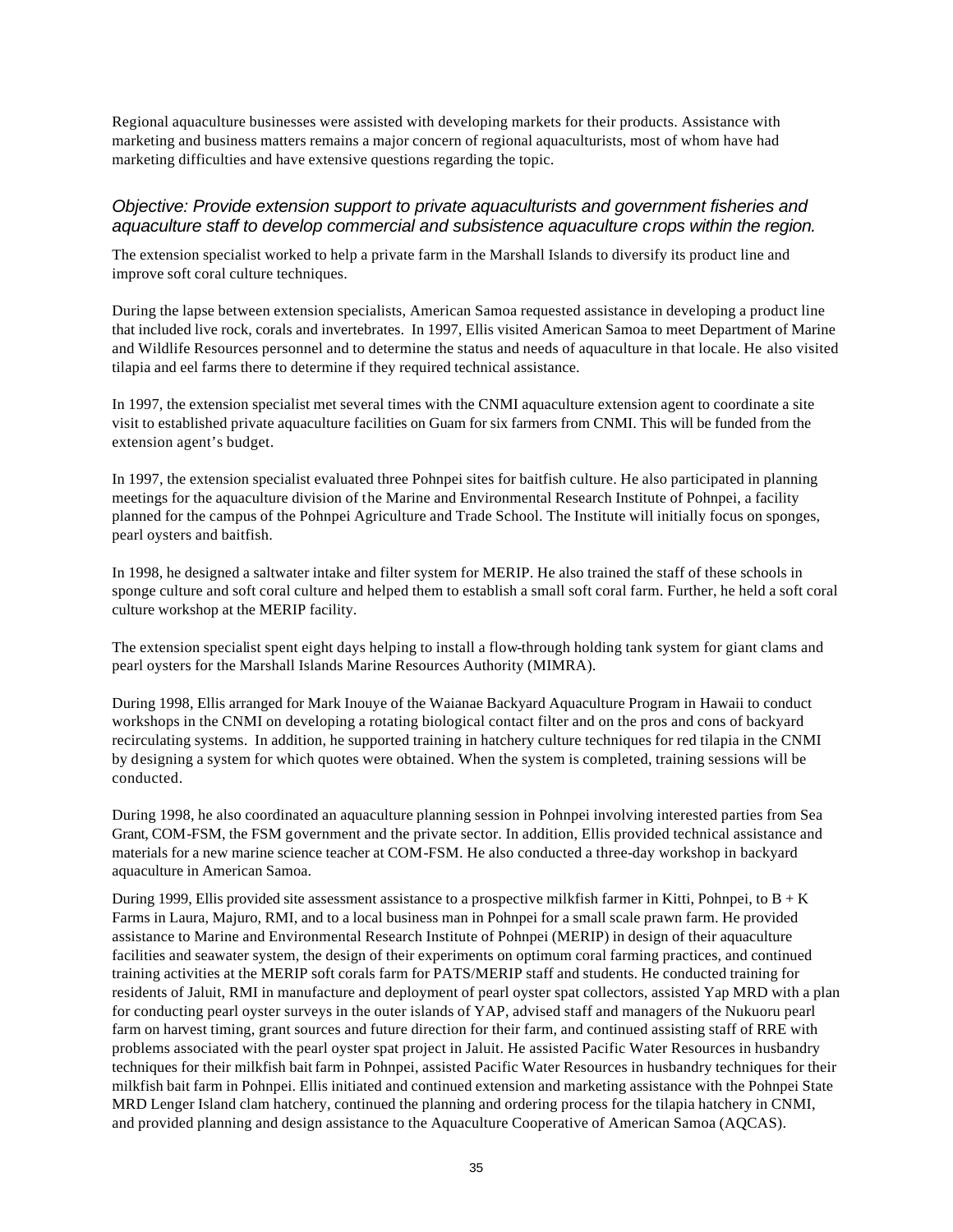Regional aquaculture businesses were assisted with developing markets for their products. Assistance with marketing and business matters remains a major concern of regional aquaculturists, most of whom have had marketing difficulties and have extensive questions regarding the topic.

### *Objective: Provide extension support to private aquaculturists and government fisheries and aquaculture staff to develop commercial and subsistence aquaculture crops within the region.*

The extension specialist worked to help a private farm in the Marshall Islands to diversify its product line and improve soft coral culture techniques.

During the lapse between extension specialists, American Samoa requested assistance in developing a product line that included live rock, corals and invertebrates. In 1997, Ellis visited American Samoa to meet Department of Marine and Wildlife Resources personnel and to determine the status and needs of aquaculture in that locale. He also visited tilapia and eel farms there to determine if they required technical assistance.

In 1997, the extension specialist met several times with the CNMI aquaculture extension agent to coordinate a site visit to established private aquaculture facilities on Guam for six farmers from CNMI. This will be funded from the extension agent's budget.

In 1997, the extension specialist evaluated three Pohnpei sites for baitfish culture. He also participated in planning meetings for the aquaculture division of the Marine and Environmental Research Institute of Pohnpei, a facility planned for the campus of the Pohnpei Agriculture and Trade School. The Institute will initially focus on sponges, pearl oysters and baitfish.

In 1998, he designed a saltwater intake and filter system for MERIP. He also trained the staff of these schools in sponge culture and soft coral culture and helped them to establish a small soft coral farm. Further, he held a soft coral culture workshop at the MERIP facility.

The extension specialist spent eight days helping to install a flow-through holding tank system for giant clams and pearl oysters for the Marshall Islands Marine Resources Authority (MIMRA).

During 1998, Ellis arranged for Mark Inouye of the Waianae Backyard Aquaculture Program in Hawaii to conduct workshops in the CNMI on developing a rotating biological contact filter and on the pros and cons of backyard recirculating systems. In addition, he supported training in hatchery culture techniques for red tilapia in the CNMI by designing a system for which quotes were obtained. When the system is completed, training sessions will be conducted.

During 1998, he also coordinated an aquaculture planning session in Pohnpei involving interested parties from Sea Grant, COM-FSM, the FSM government and the private sector. In addition, Ellis provided technical assistance and materials for a new marine science teacher at COM-FSM. He also conducted a three-day workshop in backyard aquaculture in American Samoa.

During 1999, Ellis provided site assessment assistance to a prospective milkfish farmer in Kitti, Pohnpei, to B + K Farms in Laura, Majuro, RMI, and to a local business man in Pohnpei for a small scale prawn farm. He provided assistance to Marine and Environmental Research Institute of Pohnpei (MERIP) in design of their aquaculture facilities and seawater system, the design of their experiments on optimum coral farming practices, and continued training activities at the MERIP soft corals farm for PATS/MERIP staff and students. He conducted training for residents of Jaluit, RMI in manufacture and deployment of pearl oyster spat collectors, assisted Yap MRD with a plan for conducting pearl oyster surveys in the outer islands of YAP, advised staff and managers of the Nukuoru pearl farm on harvest timing, grant sources and future direction for their farm, and continued assisting staff of RRE with problems associated with the pearl oyster spat project in Jaluit. He assisted Pacific Water Resources in husbandry techniques for their milkfish bait farm in Pohnpei, assisted Pacific Water Resources in husbandry techniques for their milkfish bait farm in Pohnpei. Ellis initiated and continued extension and marketing assistance with the Pohnpei State MRD Lenger Island clam hatchery, continued the planning and ordering process for the tilapia hatchery in CNMI, and provided planning and design assistance to the Aquaculture Cooperative of American Samoa (AQCAS).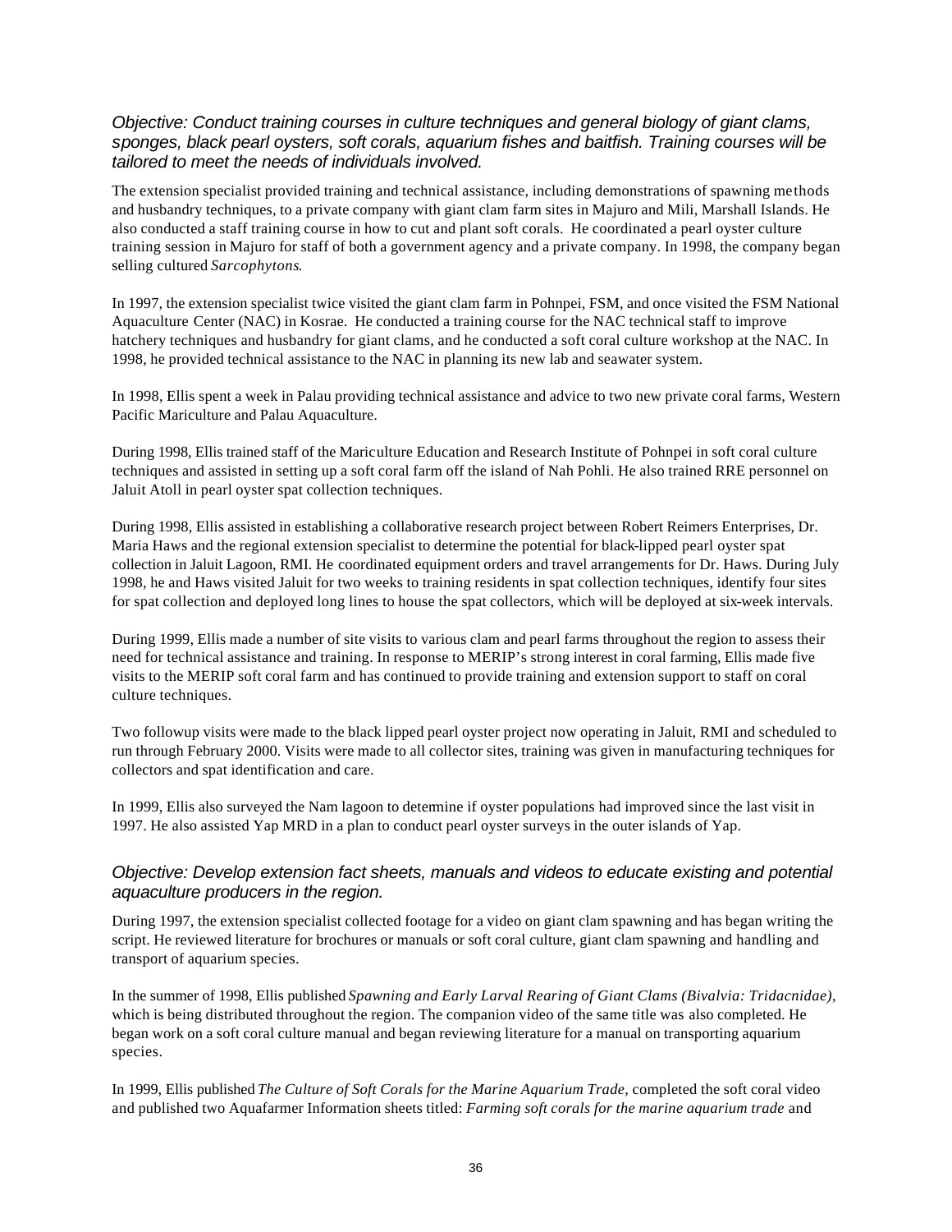*Objective: Conduct training courses in culture techniques and general biology of giant clams, sponges, black pearl oysters, soft corals, aquarium fishes and baitfish. Training courses will be tailored to meet the needs of individuals involved.*

The extension specialist provided training and technical assistance, including demonstrations of spawning methods and husbandry techniques, to a private company with giant clam farm sites in Majuro and Mili, Marshall Islands. He also conducted a staff training course in how to cut and plant soft corals. He coordinated a pearl oyster culture training session in Majuro for staff of both a government agency and a private company. In 1998, the company began selling cultured *Sarcophytons*.

In 1997, the extension specialist twice visited the giant clam farm in Pohnpei, FSM, and once visited the FSM National Aquaculture Center (NAC) in Kosrae. He conducted a training course for the NAC technical staff to improve hatchery techniques and husbandry for giant clams, and he conducted a soft coral culture workshop at the NAC. In 1998, he provided technical assistance to the NAC in planning its new lab and seawater system.

In 1998, Ellis spent a week in Palau providing technical assistance and advice to two new private coral farms, Western Pacific Mariculture and Palau Aquaculture.

During 1998, Ellis trained staff of the Mariculture Education and Research Institute of Pohnpei in soft coral culture techniques and assisted in setting up a soft coral farm off the island of Nah Pohli. He also trained RRE personnel on Jaluit Atoll in pearl oyster spat collection techniques.

During 1998, Ellis assisted in establishing a collaborative research project between Robert Reimers Enterprises, Dr. Maria Haws and the regional extension specialist to determine the potential for black-lipped pearl oyster spat collection in Jaluit Lagoon, RMI. He coordinated equipment orders and travel arrangements for Dr. Haws. During July 1998, he and Haws visited Jaluit for two weeks to training residents in spat collection techniques, identify four sites for spat collection and deployed long lines to house the spat collectors, which will be deployed at six-week intervals.

During 1999, Ellis made a number of site visits to various clam and pearl farms throughout the region to assess their need for technical assistance and training. In response to MERIP's strong interest in coral farming, Ellis made five visits to the MERIP soft coral farm and has continued to provide training and extension support to staff on coral culture techniques.

Two followup visits were made to the black lipped pearl oyster project now operating in Jaluit, RMI and scheduled to run through February 2000. Visits were made to all collector sites, training was given in manufacturing techniques for collectors and spat identification and care.

In 1999, Ellis also surveyed the Nam lagoon to determine if oyster populations had improved since the last visit in 1997. He also assisted Yap MRD in a plan to conduct pearl oyster surveys in the outer islands of Yap.

*Objective: Develop extension fact sheets, manuals and videos to educate existing and potential aquaculture producers in the region.*

During 1997, the extension specialist collected footage for a video on giant clam spawning and has began writing the script. He reviewed literature for brochures or manuals or soft coral culture, giant clam spawning and handling and transport of aquarium species.

In the summer of 1998, Ellis published *Spawning and Early Larval Rearing of Giant Clams (Bivalvia: Tridacnidae)*, which is being distributed throughout the region. The companion video of the same title was also completed. He began work on a soft coral culture manual and began reviewing literature for a manual on transporting aquarium species.

In 1999, Ellis published *The Culture of Soft Corals for the Marine Aquarium Trade*, completed the soft coral video and published two Aquafarmer Information sheets titled: *Farming soft corals for the marine aquarium trade* and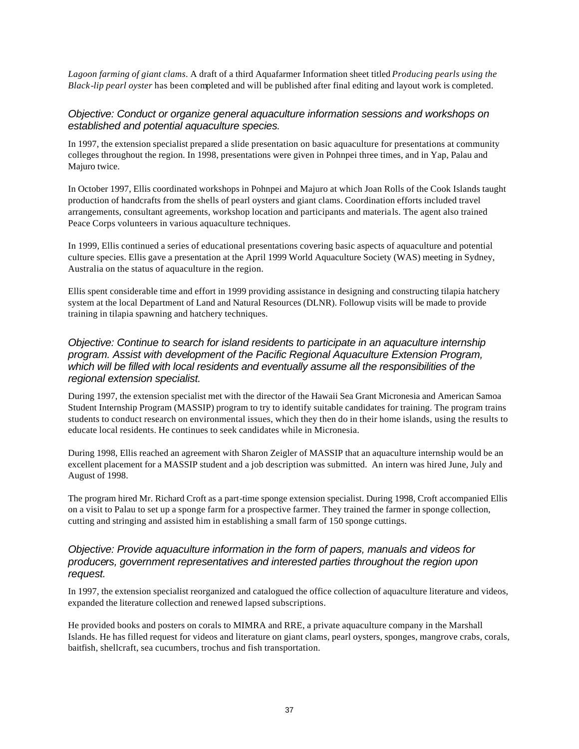*Lagoon farming of giant clams*. A draft of a third Aquafarmer Information sheet titled *Producing pearls using the Black-lip pearl oyster* has been completed and will be published after final editing and layout work is completed.

### *Objective: Conduct or organize general aquaculture information sessions and workshops on established and potential aquaculture species.*

In 1997, the extension specialist prepared a slide presentation on basic aquaculture for presentations at community colleges throughout the region. In 1998, presentations were given in Pohnpei three times, and in Yap, Palau and Majuro twice.

In October 1997, Ellis coordinated workshops in Pohnpei and Majuro at which Joan Rolls of the Cook Islands taught production of handcrafts from the shells of pearl oysters and giant clams. Coordination efforts included travel arrangements, consultant agreements, workshop location and participants and materials. The agent also trained Peace Corps volunteers in various aquaculture techniques.

In 1999, Ellis continued a series of educational presentations covering basic aspects of aquaculture and potential culture species. Ellis gave a presentation at the April 1999 World Aquaculture Society (WAS) meeting in Sydney, Australia on the status of aquaculture in the region.

Ellis spent considerable time and effort in 1999 providing assistance in designing and constructing tilapia hatchery system at the local Department of Land and Natural Resources (DLNR). Followup visits will be made to provide training in tilapia spawning and hatchery techniques.

### *Objective: Continue to search for island residents to participate in an aquaculture internship program. Assist with development of the Pacific Regional Aquaculture Extension Program, which will be filled with local residents and eventually assume all the responsibilities of the regional extension specialist.*

During 1997, the extension specialist met with the director of the Hawaii Sea Grant Micronesia and American Samoa Student Internship Program (MASSIP) program to try to identify suitable candidates for training. The program trains students to conduct research on environmental issues, which they then do in their home islands, using the results to educate local residents. He continues to seek candidates while in Micronesia.

During 1998, Ellis reached an agreement with Sharon Zeigler of MASSIP that an aquaculture internship would be an excellent placement for a MASSIP student and a job description was submitted. An intern was hired June, July and August of 1998.

The program hired Mr. Richard Croft as a part-time sponge extension specialist. During 1998, Croft accompanied Ellis on a visit to Palau to set up a sponge farm for a prospective farmer. They trained the farmer in sponge collection, cutting and stringing and assisted him in establishing a small farm of 150 sponge cuttings.

### *Objective: Provide aquaculture information in the form of papers, manuals and videos for producers, government representatives and interested parties throughout the region upon request.*

In 1997, the extension specialist reorganized and catalogued the office collection of aquaculture literature and videos, expanded the literature collection and renewed lapsed subscriptions.

He provided books and posters on corals to MIMRA and RRE, a private aquaculture company in the Marshall Islands. He has filled request for videos and literature on giant clams, pearl oysters, sponges, mangrove crabs, corals, baitfish, shellcraft, sea cucumbers, trochus and fish transportation.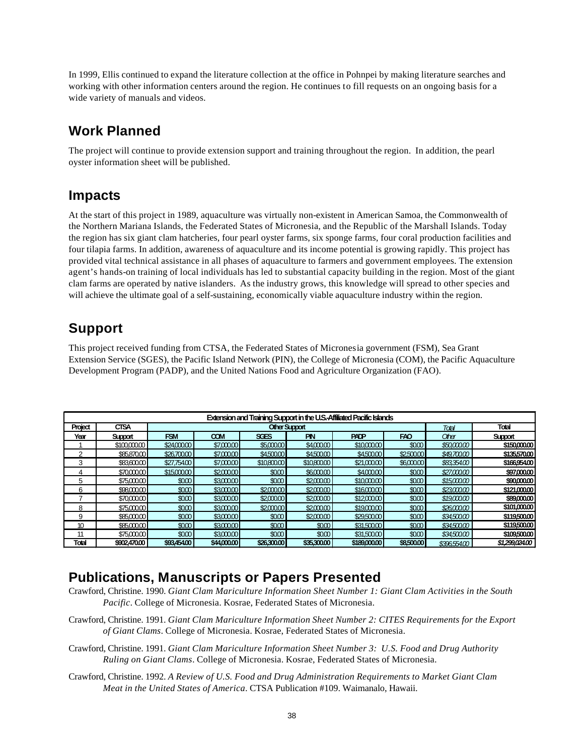In 1999, Ellis continued to expand the literature collection at the office in Pohnpei by making literature searches and working with other information centers around the region. He continues to fill requests on an ongoing basis for a wide variety of manuals and videos.

## Work Planned

The project will continue to provide extension support and training throughout the region. In addition, the pearl oyster information sheet will be published.

## Impacts

At the start of this project in 1989, aquaculture was virtually non-existent in American Samoa, the Commonwealth of the Northern Mariana Islands, the Federated States of Micronesia, and the Republic of the Marshall Islands. Today the region has six giant clam hatcheries, four pearl oyster farms, six sponge farms, four coral production facilities and four tilapia farms. In addition, awareness of aquaculture and its income potential is growing rapidly. This project has provided vital technical assistance in all phases of aquaculture to farmers and government employees. The extension agent's hands-on training of local individuals has led to substantial capacity building in the region. Most of the giant clam farms are operated by native islanders. As the industry grows, this knowledge will spread to other species and will achieve the ultimate goal of a self-sustaining, economically viable aquaculture industry within the region.

## Support

This project received funding from CTSA, the Federated States of Micronesia government (FSM), Sea Grant Extension Service (SGES), the Pacific Island Network (PIN), the College of Micronesia (COM), the Pacific Aquaculture Development Program (PADP), and the United Nations Food and Agriculture Organization (FAO).

**Extension and Training Support in the U.S.-Affiliated Pacific Islands**

| Project | CTSA | Other Support | | | | | | Total | Total |
|---|---|---|---|---|---|---|---|---|---|
| Year | Support | FSM | COM | SGES | PIN | PADP | FAO | Other | Support |
| 1 | $100,000.00 | $24,000.00 | $7,000.00 | $5,000.00 | $4,000.00 | $10,000.00 | $0.00 | $50,000.00 | $150,000.00 |
| 2 | $85,870.00 | $26,700.00 | $7,000.00 | $4,500.00 | $4,500.00 | $4,500.00 | $2,500.00 | $49,700.00 | $135,570.00 |
| 3 | $83,600.00 | $27,754.00 | $7,000.00 | $10,800.00 | $10,800.00 | $21,000.00 | $6,000.00 | $83,354.00 | $166,954.00 |
| 4 | $70,000.00 | $15,000.00 | $2,000.00 | $0.00 | $6,000.00 | $4,000.00 | $0.00 | $27,000.00 | $97,000.00 |
| 5 | $75,000.00 | $0.00 | $3,000.00 | $0.00 | $2,000.00 | $10,000.00 | $0.00 | $15,000.00 | $90,000.00 |
| 6 | $98,000.00 | $0.00 | $3,000.00 | $2,000.00 | $2,000.00 | $16,000.00 | $0.00 | $23,000.00 | $121,000.00 |
| 7 | $70,000.00 | $0.00 | $3,000.00 | $2,000.00 | $2,000.00 | $12,000.00 | $0.00 | $19,000.00 | $89,000.00 |
| 8 | $75,000.00 | $0.00 | $3,000.00 | $2,000.00 | $2,000.00 | $19,000.00 | $0.00 | $26,000.00 | $101,000.00 |
| 9 | $85,000.00 | $0.00 | $3,000.00 | $0.00 | $2,000.00 | $29,500.00 | $0.00 | $34,500.00 | $119,500.00 |
| 10 | $85,000.00 | $0.00 | $3,000.00 | $0.00 | $0.00 | $31,500.00 | $0.00 | $34,500.00 | $119,500.00 |
| 11 | $75,000.00 | $0.00 | $3,000.00 | $0.00 | $0.00 | $31,500.00 | $0.00 | $34,500.00 | $109,500.00 |
| Total | $902,470.00 | $93,454.00 | $44,000.00 | $26,300.00 | $35,300.00 | $189,000.00 | $8,500.00 | $396,554.00 | $1,299,024.00 |

## Publications, Manuscripts or Papers Presented

Crawford, Christine. 1990. *Giant Clam Mariculture Information Sheet Number 1: Giant Clam Activities in the South Pacific*. College of Micronesia. Kosrae, Federated States of Micronesia.

Crawford, Christine. 1991. *Giant Clam Mariculture Information Sheet Number 2: CITES Requirements for the Export of Giant Clams*. College of Micronesia. Kosrae, Federated States of Micronesia.

Crawford, Christine. 1991. *Giant Clam Mariculture Information Sheet Number 3: U.S. Food and Drug Authority Ruling on Giant Clams*. College of Micronesia. Kosrae, Federated States of Micronesia.

Crawford, Christine. 1992. *A Review of U.S. Food and Drug Administration Requirements to Market Giant Clam Meat in the United States of America*. CTSA Publication #109. Waimanalo, Hawaii.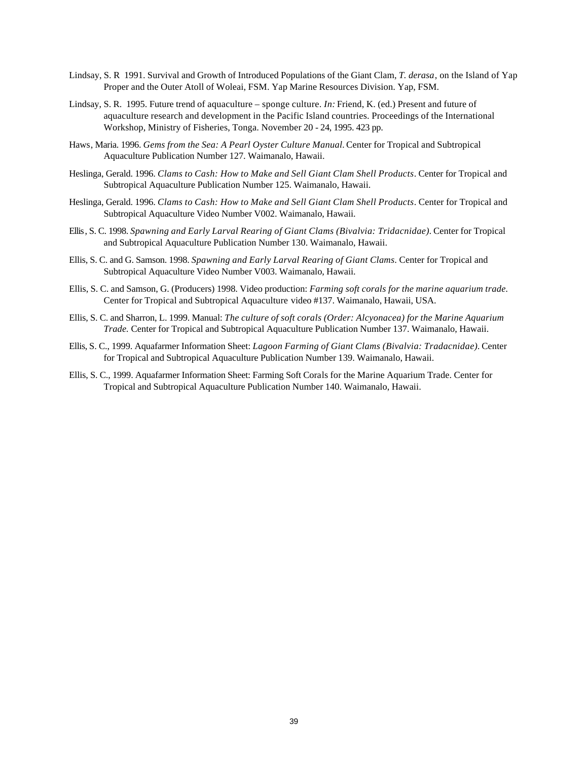Lindsay, S. R 1991. Survival and Growth of Introduced Populations of the Giant Clam, *T. derasa*, on the Island of Yap Proper and the Outer Atoll of Woleai, FSM. Yap Marine Resources Division. Yap, FSM.

Lindsay, S. R. 1995. Future trend of aquaculture – sponge culture. *In:* Friend, K. (ed.) Present and future of aquaculture research and development in the Pacific Island countries. Proceedings of the International Workshop, Ministry of Fisheries, Tonga. November 20 - 24, 1995. 423 pp.

Haws, Maria. 1996. *Gems from the Sea: A Pearl Oyster Culture Manual*. Center for Tropical and Subtropical Aquaculture Publication Number 127. Waimanalo, Hawaii.

Heslinga, Gerald. 1996. *Clams to Cash: How to Make and Sell Giant Clam Shell Products*. Center for Tropical and Subtropical Aquaculture Publication Number 125. Waimanalo, Hawaii.

Heslinga, Gerald. 1996. *Clams to Cash: How to Make and Sell Giant Clam Shell Products*. Center for Tropical and Subtropical Aquaculture Video Number V002. Waimanalo, Hawaii.

Ellis, S. C. 1998. *Spawning and Early Larval Rearing of Giant Clams (Bivalvia: Tridacnidae)*. Center for Tropical and Subtropical Aquaculture Publication Number 130. Waimanalo, Hawaii.

Ellis, S. C. and G. Samson. 1998. *Spawning and Early Larval Rearing of Giant Clams*. Center for Tropical and Subtropical Aquaculture Video Number V003. Waimanalo, Hawaii.

Ellis, S. C. and Samson, G. (Producers) 1998. Video production: *Farming soft corals for the marine aquarium trade*. Center for Tropical and Subtropical Aquaculture video #137. Waimanalo, Hawaii, USA.

Ellis, S. C. and Sharron, L. 1999. Manual: *The culture of soft corals (Order: Alcyonacea) for the Marine Aquarium Trade.* Center for Tropical and Subtropical Aquaculture Publication Number 137. Waimanalo, Hawaii.

Ellis, S. C., 1999. Aquafarmer Information Sheet: *Lagoon Farming of Giant Clams (Bivalvia: Tradacnidae)*. Center for Tropical and Subtropical Aquaculture Publication Number 139. Waimanalo, Hawaii.

Ellis, S. C., 1999. Aquafarmer Information Sheet: Farming Soft Corals for the Marine Aquarium Trade. Center for Tropical and Subtropical Aquaculture Publication Number 140. Waimanalo, Hawaii.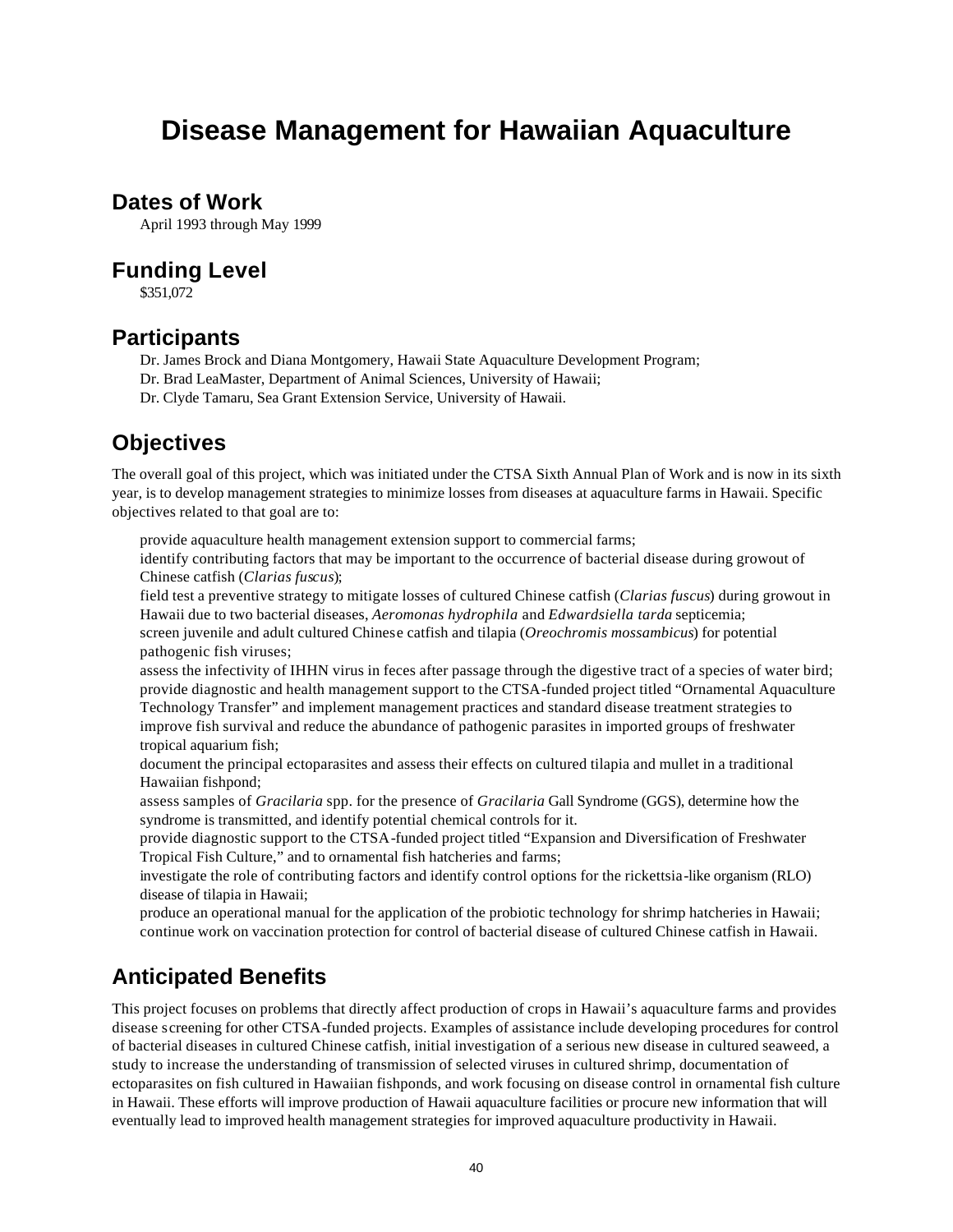# Disease Management for Hawaiian Aquaculture

## Dates of Work

April 1993 through May 1999

## Funding Level

$351,072

## Participants

Dr. James Brock and Diana Montgomery, Hawaii State Aquaculture Development Program;
Dr. Brad LeaMaster, Department of Animal Sciences, University of Hawaii;
Dr. Clyde Tamaru, Sea Grant Extension Service, University of Hawaii.

## Objectives

The overall goal of this project, which was initiated under the CTSA Sixth Annual Plan of Work and is now in its sixth year, is to develop management strategies to minimize losses from diseases at aquaculture farms in Hawaii. Specific objectives related to that goal are to:

- provide aquaculture health management extension support to commercial farms;
- identify contributing factors that may be important to the occurrence of bacterial disease during growout of Chinese catfish (*Clarias fuscus*);
- field test a preventive strategy to mitigate losses of cultured Chinese catfish (*Clarias fuscus*) during growout in Hawaii due to two bacterial diseases, *Aeromonas hydrophila* and *Edwardsiella tarda* septicemia;
- screen juvenile and adult cultured Chinese catfish and tilapia (*Oreochromis mossambicus*) for potential pathogenic fish viruses;
- assess the infectivity of IHHN virus in feces after passage through the digestive tract of a species of water bird;
- provide diagnostic and health management support to the CTSA-funded project titled "Ornamental Aquaculture Technology Transfer" and implement management practices and standard disease treatment strategies to improve fish survival and reduce the abundance of pathogenic parasites in imported groups of freshwater tropical aquarium fish;
- document the principal ectoparasites and assess their effects on cultured tilapia and mullet in a traditional Hawaiian fishpond;
- assess samples of *Gracilaria* spp. for the presence of *Gracilaria* Gall Syndrome (GGS), determine how the syndrome is transmitted, and identify potential chemical controls for it.
- provide diagnostic support to the CTSA-funded project titled "Expansion and Diversification of Freshwater Tropical Fish Culture," and to ornamental fish hatcheries and farms;
- investigate the role of contributing factors and identify control options for the rickettsia-like organism (RLO) disease of tilapia in Hawaii;
- produce an operational manual for the application of the probiotic technology for shrimp hatcheries in Hawaii;
- continue work on vaccination protection for control of bacterial disease of cultured Chinese catfish in Hawaii.

## Anticipated Benefits

This project focuses on problems that directly affect production of crops in Hawaii's aquaculture farms and provides disease screening for other CTSA-funded projects. Examples of assistance include developing procedures for control of bacterial diseases in cultured Chinese catfish, initial investigation of a serious new disease in cultured seaweed, a study to increase the understanding of transmission of selected viruses in cultured shrimp, documentation of ectoparasites on fish cultured in Hawaiian fishponds, and work focusing on disease control in ornamental fish culture in Hawaii. These efforts will improve production of Hawaii aquaculture facilities or procure new information that will eventually lead to improved health management strategies for improved aquaculture productivity in Hawaii.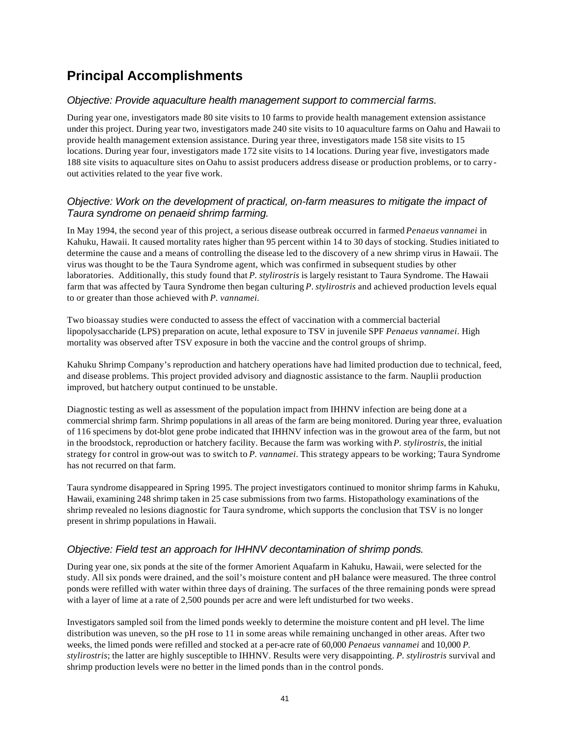## Principal Accomplishments

### *Objective: Provide aquaculture health management support to commercial farms.*

During year one, investigators made 80 site visits to 10 farms to provide health management extension assistance under this project. During year two, investigators made 240 site visits to 10 aquaculture farms on Oahu and Hawaii to provide health management extension assistance. During year three, investigators made 158 site visits to 15 locations. During year four, investigators made 172 site visits to 14 locations. During year five, investigators made 188 site visits to aquaculture sites on Oahu to assist producers address disease or production problems, or to carry-out activities related to the year five work.

### *Objective: Work on the development of practical, on-farm measures to mitigate the impact of Taura syndrome on penaeid shrimp farming.*

In May 1994, the second year of this project, a serious disease outbreak occurred in farmed *Penaeus vannamei* in Kahuku, Hawaii. It caused mortality rates higher than 95 percent within 14 to 30 days of stocking. Studies initiated to determine the cause and a means of controlling the disease led to the discovery of a new shrimp virus in Hawaii. The virus was thought to be the Taura Syndrome agent, which was confirmed in subsequent studies by other laboratories. Additionally, this study found that *P. stylirostris* is largely resistant to Taura Syndrome. The Hawaii farm that was affected by Taura Syndrome then began culturing *P. stylirostris* and achieved production levels equal to or greater than those achieved with *P. vannamei.*

Two bioassay studies were conducted to assess the effect of vaccination with a commercial bacterial lipopolysaccharide (LPS) preparation on acute, lethal exposure to TSV in juvenile SPF *Penaeus vannamei*. High mortality was observed after TSV exposure in both the vaccine and the control groups of shrimp.

Kahuku Shrimp Company's reproduction and hatchery operations have had limited production due to technical, feed, and disease problems. This project provided advisory and diagnostic assistance to the farm. Nauplii production improved, but hatchery output continued to be unstable.

Diagnostic testing as well as assessment of the population impact from IHHNV infection are being done at a commercial shrimp farm. Shrimp populations in all areas of the farm are being monitored. During year three, evaluation of 116 specimens by dot-blot gene probe indicated that IHHNV infection was in the growout area of the farm, but not in the broodstock, reproduction or hatchery facility. Because the farm was working with *P. stylirostris*, the initial strategy for control in grow-out was to switch to *P. vannamei*. This strategy appears to be working; Taura Syndrome has not recurred on that farm.

Taura syndrome disappeared in Spring 1995. The project investigators continued to monitor shrimp farms in Kahuku, Hawaii, examining 248 shrimp taken in 25 case submissions from two farms. Histopathology examinations of the shrimp revealed no lesions diagnostic for Taura syndrome, which supports the conclusion that TSV is no longer present in shrimp populations in Hawaii.

### *Objective: Field test an approach for IHHNV decontamination of shrimp ponds.*

During year one, six ponds at the site of the former Amorient Aquafarm in Kahuku, Hawaii, were selected for the study. All six ponds were drained, and the soil's moisture content and pH balance were measured. The three control ponds were refilled with water within three days of draining. The surfaces of the three remaining ponds were spread with a layer of lime at a rate of 2,500 pounds per acre and were left undisturbed for two weeks.

Investigators sampled soil from the limed ponds weekly to determine the moisture content and pH level. The lime distribution was uneven, so the pH rose to 11 in some areas while remaining unchanged in other areas. After two weeks, the limed ponds were refilled and stocked at a per-acre rate of 60,000 *Penaeus vannamei* and 10,000 *P. stylirostris*; the latter are highly susceptible to IHHNV. Results were very disappointing. *P. stylirostris* survival and shrimp production levels were no better in the limed ponds than in the control ponds.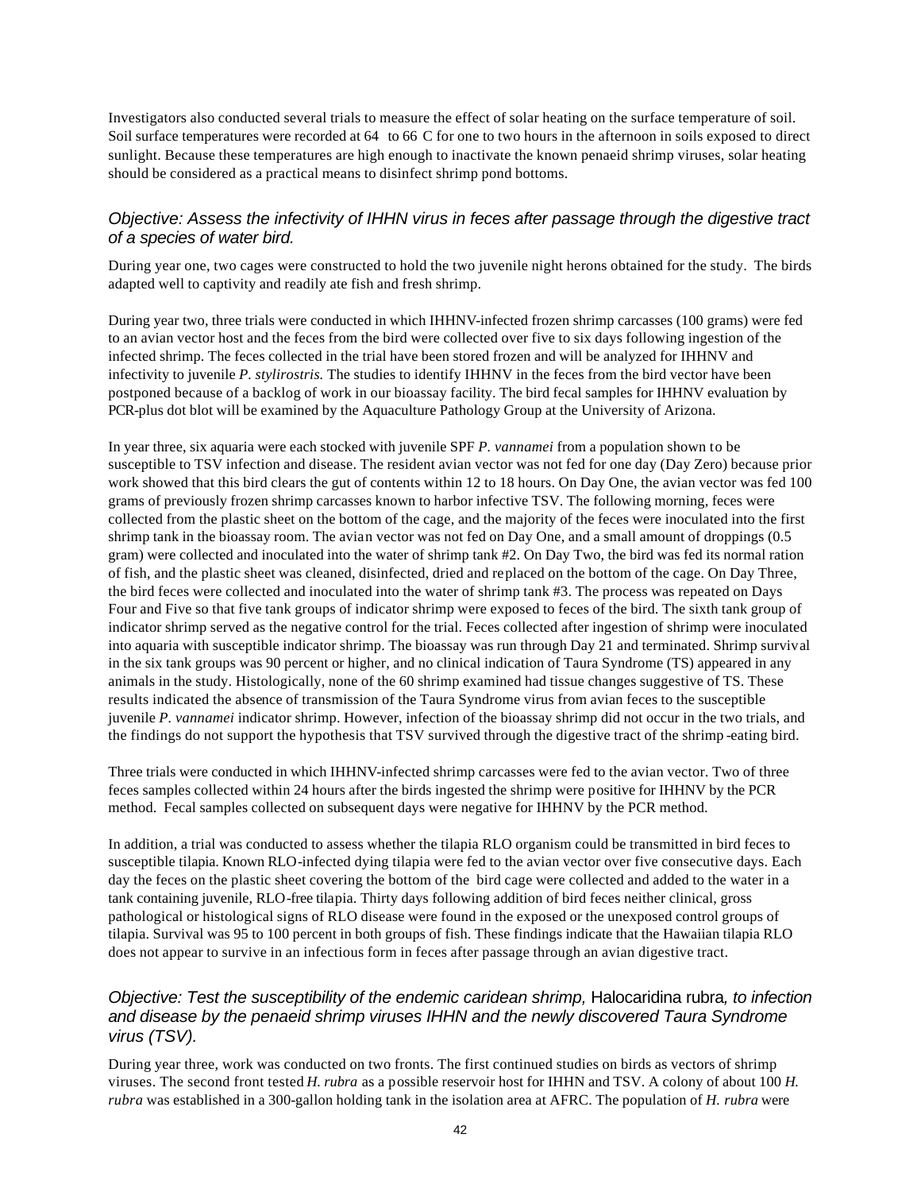Investigators also conducted several trials to measure the effect of solar heating on the surface temperature of soil. Soil surface temperatures were recorded at 64 to 66 C for one to two hours in the afternoon in soils exposed to direct sunlight. Because these temperatures are high enough to inactivate the known penaeid shrimp viruses, solar heating should be considered as a practical means to disinfect shrimp pond bottoms.

### *Objective: Assess the infectivity of IHHN virus in feces after passage through the digestive tract of a species of water bird.*

During year one, two cages were constructed to hold the two juvenile night herons obtained for the study. The birds adapted well to captivity and readily ate fish and fresh shrimp.

During year two, three trials were conducted in which IHHNV-infected frozen shrimp carcasses (100 grams) were fed to an avian vector host and the feces from the bird were collected over five to six days following ingestion of the infected shrimp. The feces collected in the trial have been stored frozen and will be analyzed for IHHNV and infectivity to juvenile *P. stylirostris.* The studies to identify IHHNV in the feces from the bird vector have been postponed because of a backlog of work in our bioassay facility. The bird fecal samples for IHHNV evaluation by PCR-plus dot blot will be examined by the Aquaculture Pathology Group at the University of Arizona.

In year three, six aquaria were each stocked with juvenile SPF *P. vannamei* from a population shown to be susceptible to TSV infection and disease. The resident avian vector was not fed for one day (Day Zero) because prior work showed that this bird clears the gut of contents within 12 to 18 hours. On Day One, the avian vector was fed 100 grams of previously frozen shrimp carcasses known to harbor infective TSV. The following morning, feces were collected from the plastic sheet on the bottom of the cage, and the majority of the feces were inoculated into the first shrimp tank in the bioassay room. The avian vector was not fed on Day One, and a small amount of droppings (0.5 gram) were collected and inoculated into the water of shrimp tank #2. On Day Two, the bird was fed its normal ration of fish, and the plastic sheet was cleaned, disinfected, dried and replaced on the bottom of the cage. On Day Three, the bird feces were collected and inoculated into the water of shrimp tank #3. The process was repeated on Days Four and Five so that five tank groups of indicator shrimp were exposed to feces of the bird. The sixth tank group of indicator shrimp served as the negative control for the trial. Feces collected after ingestion of shrimp were inoculated into aquaria with susceptible indicator shrimp. The bioassay was run through Day 21 and terminated. Shrimp survival in the six tank groups was 90 percent or higher, and no clinical indication of Taura Syndrome (TS) appeared in any animals in the study. Histologically, none of the 60 shrimp examined had tissue changes suggestive of TS. These results indicated the absence of transmission of the Taura Syndrome virus from avian feces to the susceptible juvenile *P. vannamei* indicator shrimp. However, infection of the bioassay shrimp did not occur in the two trials, and the findings do not support the hypothesis that TSV survived through the digestive tract of the shrimp-eating bird.

Three trials were conducted in which IHHNV-infected shrimp carcasses were fed to the avian vector. Two of three feces samples collected within 24 hours after the birds ingested the shrimp were positive for IHHNV by the PCR method. Fecal samples collected on subsequent days were negative for IHHNV by the PCR method.

In addition, a trial was conducted to assess whether the tilapia RLO organism could be transmitted in bird feces to susceptible tilapia. Known RLO-infected dying tilapia were fed to the avian vector over five consecutive days. Each day the feces on the plastic sheet covering the bottom of the bird cage were collected and added to the water in a tank containing juvenile, RLO-free tilapia. Thirty days following addition of bird feces neither clinical, gross pathological or histological signs of RLO disease were found in the exposed or the unexposed control groups of tilapia. Survival was 95 to 100 percent in both groups of fish. These findings indicate that the Hawaiian tilapia RLO does not appear to survive in an infectious form in feces after passage through an avian digestive tract.

### *Objective: Test the susceptibility of the endemic caridean shrimp,* Halocaridina rubra*, to infection and disease by the penaeid shrimp viruses IHHN and the newly discovered Taura Syndrome virus (TSV).*

During year three, work was conducted on two fronts. The first continued studies on birds as vectors of shrimp viruses. The second front tested *H. rubra* as a possible reservoir host for IHHN and TSV. A colony of about 100 *H. rubra* was established in a 300-gallon holding tank in the isolation area at AFRC. The population of *H. rubra* were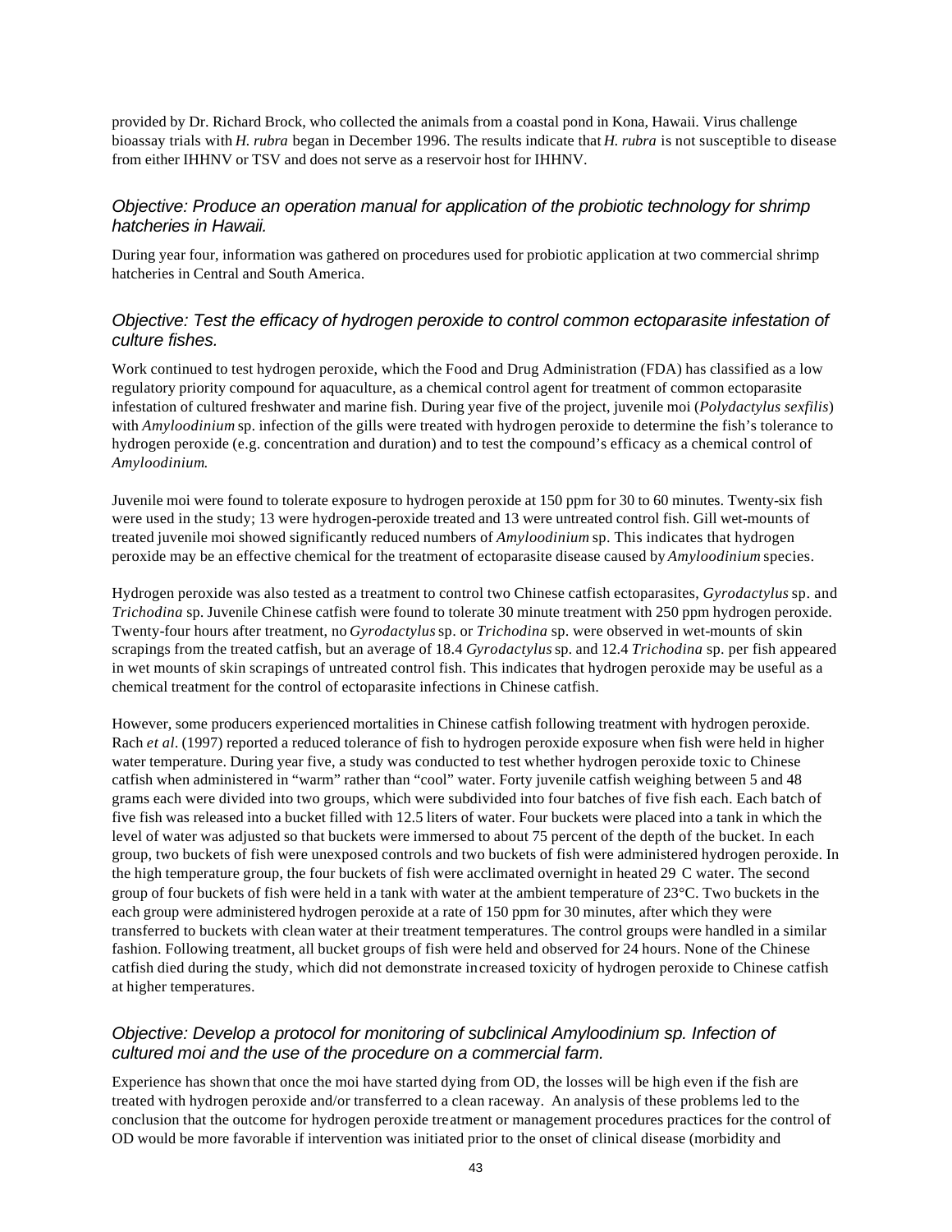provided by Dr. Richard Brock, who collected the animals from a coastal pond in Kona, Hawaii. Virus challenge bioassay trials with *H. rubra* began in December 1996. The results indicate that *H. rubra* is not susceptible to disease from either IHHNV or TSV and does not serve as a reservoir host for IHHNV.

### *Objective: Produce an operation manual for application of the probiotic technology for shrimp hatcheries in Hawaii.*

During year four, information was gathered on procedures used for probiotic application at two commercial shrimp hatcheries in Central and South America.

### *Objective: Test the efficacy of hydrogen peroxide to control common ectoparasite infestation of culture fishes.*

Work continued to test hydrogen peroxide, which the Food and Drug Administration (FDA) has classified as a low regulatory priority compound for aquaculture, as a chemical control agent for treatment of common ectoparasite infestation of cultured freshwater and marine fish. During year five of the project, juvenile moi (*Polydactylus sexfilis*) with *Amyloodinium* sp. infection of the gills were treated with hydrogen peroxide to determine the fish's tolerance to hydrogen peroxide (e.g. concentration and duration) and to test the compound's efficacy as a chemical control of *Amyloodinium*.

Juvenile moi were found to tolerate exposure to hydrogen peroxide at 150 ppm for 30 to 60 minutes. Twenty-six fish were used in the study; 13 were hydrogen-peroxide treated and 13 were untreated control fish. Gill wet-mounts of treated juvenile moi showed significantly reduced numbers of *Amyloodinium* sp. This indicates that hydrogen peroxide may be an effective chemical for the treatment of ectoparasite disease caused by *Amyloodinium* species.

Hydrogen peroxide was also tested as a treatment to control two Chinese catfish ectoparasites, *Gyrodactylus* sp. and *Trichodina* sp. Juvenile Chinese catfish were found to tolerate 30 minute treatment with 250 ppm hydrogen peroxide. Twenty-four hours after treatment, no *Gyrodactylus* sp. or *Trichodina* sp. were observed in wet-mounts of skin scrapings from the treated catfish, but an average of 18.4 *Gyrodactylus* sp. and 12.4 *Trichodina* sp. per fish appeared in wet mounts of skin scrapings of untreated control fish. This indicates that hydrogen peroxide may be useful as a chemical treatment for the control of ectoparasite infections in Chinese catfish.

However, some producers experienced mortalities in Chinese catfish following treatment with hydrogen peroxide. Rach *et al.* (1997) reported a reduced tolerance of fish to hydrogen peroxide exposure when fish were held in higher water temperature. During year five, a study was conducted to test whether hydrogen peroxide toxic to Chinese catfish when administered in "warm" rather than "cool" water. Forty juvenile catfish weighing between 5 and 48 grams each were divided into two groups, which were subdivided into four batches of five fish each. Each batch of five fish was released into a bucket filled with 12.5 liters of water. Four buckets were placed into a tank in which the level of water was adjusted so that buckets were immersed to about 75 percent of the depth of the bucket. In each group, two buckets of fish were unexposed controls and two buckets of fish were administered hydrogen peroxide. In the high temperature group, the four buckets of fish were acclimated overnight in heated 29 C water. The second group of four buckets of fish were held in a tank with water at the ambient temperature of 23°C. Two buckets in the each group were administered hydrogen peroxide at a rate of 150 ppm for 30 minutes, after which they were transferred to buckets with clean water at their treatment temperatures. The control groups were handled in a similar fashion. Following treatment, all bucket groups of fish were held and observed for 24 hours. None of the Chinese catfish died during the study, which did not demonstrate increased toxicity of hydrogen peroxide to Chinese catfish at higher temperatures.

### *Objective: Develop a protocol for monitoring of subclinical Amyloodinium sp. Infection of cultured moi and the use of the procedure on a commercial farm.*

Experience has shown that once the moi have started dying from OD, the losses will be high even if the fish are treated with hydrogen peroxide and/or transferred to a clean raceway. An analysis of these problems led to the conclusion that the outcome for hydrogen peroxide treatment or management procedures practices for the control of OD would be more favorable if intervention was initiated prior to the onset of clinical disease (morbidity and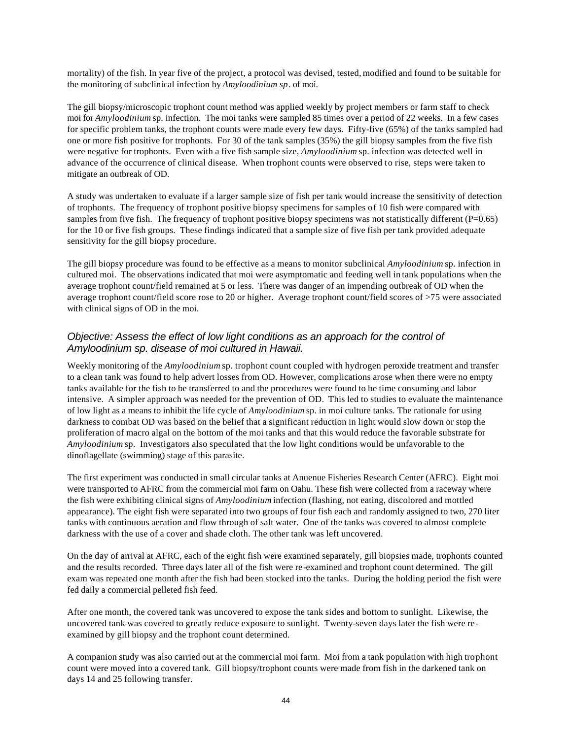mortality) of the fish. In year five of the project, a protocol was devised, tested, modified and found to be suitable for the monitoring of subclinical infection by *Amyloodinium sp*. of moi.

The gill biopsy/microscopic trophont count method was applied weekly by project members or farm staff to check moi for *Amyloodinium* sp. infection. The moi tanks were sampled 85 times over a period of 22 weeks. In a few cases for specific problem tanks, the trophont counts were made every few days. Fifty-five (65%) of the tanks sampled had one or more fish positive for trophonts. For 30 of the tank samples (35%) the gill biopsy samples from the five fish were negative for trophonts. Even with a five fish sample size, *Amyloodinium* sp. infection was detected well in advance of the occurrence of clinical disease. When trophont counts were observed to rise, steps were taken to mitigate an outbreak of OD.

A study was undertaken to evaluate if a larger sample size of fish per tank would increase the sensitivity of detection of trophonts. The frequency of trophont positive biopsy specimens for samples of 10 fish were compared with samples from five fish. The frequency of trophont positive biopsy specimens was not statistically different ($P=0.65$) for the 10 or five fish groups. These findings indicated that a sample size of five fish per tank provided adequate sensitivity for the gill biopsy procedure.

The gill biopsy procedure was found to be effective as a means to monitor subclinical *Amyloodinium* sp. infection in cultured moi. The observations indicated that moi were asymptomatic and feeding well in tank populations when the average trophont count/field remained at 5 or less. There was danger of an impending outbreak of OD when the average trophont count/field score rose to 20 or higher. Average trophont count/field scores of >75 were associated with clinical signs of OD in the moi.

### *Objective: Assess the effect of low light conditions as an approach for the control of Amyloodinium sp. disease of moi cultured in Hawaii.*

Weekly monitoring of the *Amyloodinium* sp. trophont count coupled with hydrogen peroxide treatment and transfer to a clean tank was found to help advert losses from OD. However, complications arose when there were no empty tanks available for the fish to be transferred to and the procedures were found to be time consuming and labor intensive. A simpler approach was needed for the prevention of OD. This led to studies to evaluate the maintenance of low light as a means to inhibit the life cycle of *Amyloodinium* sp. in moi culture tanks. The rationale for using darkness to combat OD was based on the belief that a significant reduction in light would slow down or stop the proliferation of macro algal on the bottom of the moi tanks and that this would reduce the favorable substrate for *Amyloodinium* sp. Investigators also speculated that the low light conditions would be unfavorable to the dinoflagellate (swimming) stage of this parasite.

The first experiment was conducted in small circular tanks at Anuenue Fisheries Research Center (AFRC). Eight moi were transported to AFRC from the commercial moi farm on Oahu. These fish were collected from a raceway where the fish were exhibiting clinical signs of *Amyloodinium* infection (flashing, not eating, discolored and mottled appearance). The eight fish were separated into two groups of four fish each and randomly assigned to two, 270 liter tanks with continuous aeration and flow through of salt water. One of the tanks was covered to almost complete darkness with the use of a cover and shade cloth. The other tank was left uncovered.

On the day of arrival at AFRC, each of the eight fish were examined separately, gill biopsies made, trophonts counted and the results recorded. Three days later all of the fish were re-examined and trophont count determined. The gill exam was repeated one month after the fish had been stocked into the tanks. During the holding period the fish were fed daily a commercial pelleted fish feed.

After one month, the covered tank was uncovered to expose the tank sides and bottom to sunlight. Likewise, the uncovered tank was covered to greatly reduce exposure to sunlight. Twenty-seven days later the fish were re-examined by gill biopsy and the trophont count determined.

A companion study was also carried out at the commercial moi farm. Moi from a tank population with high trophont count were moved into a covered tank. Gill biopsy/trophont counts were made from fish in the darkened tank on days 14 and 25 following transfer.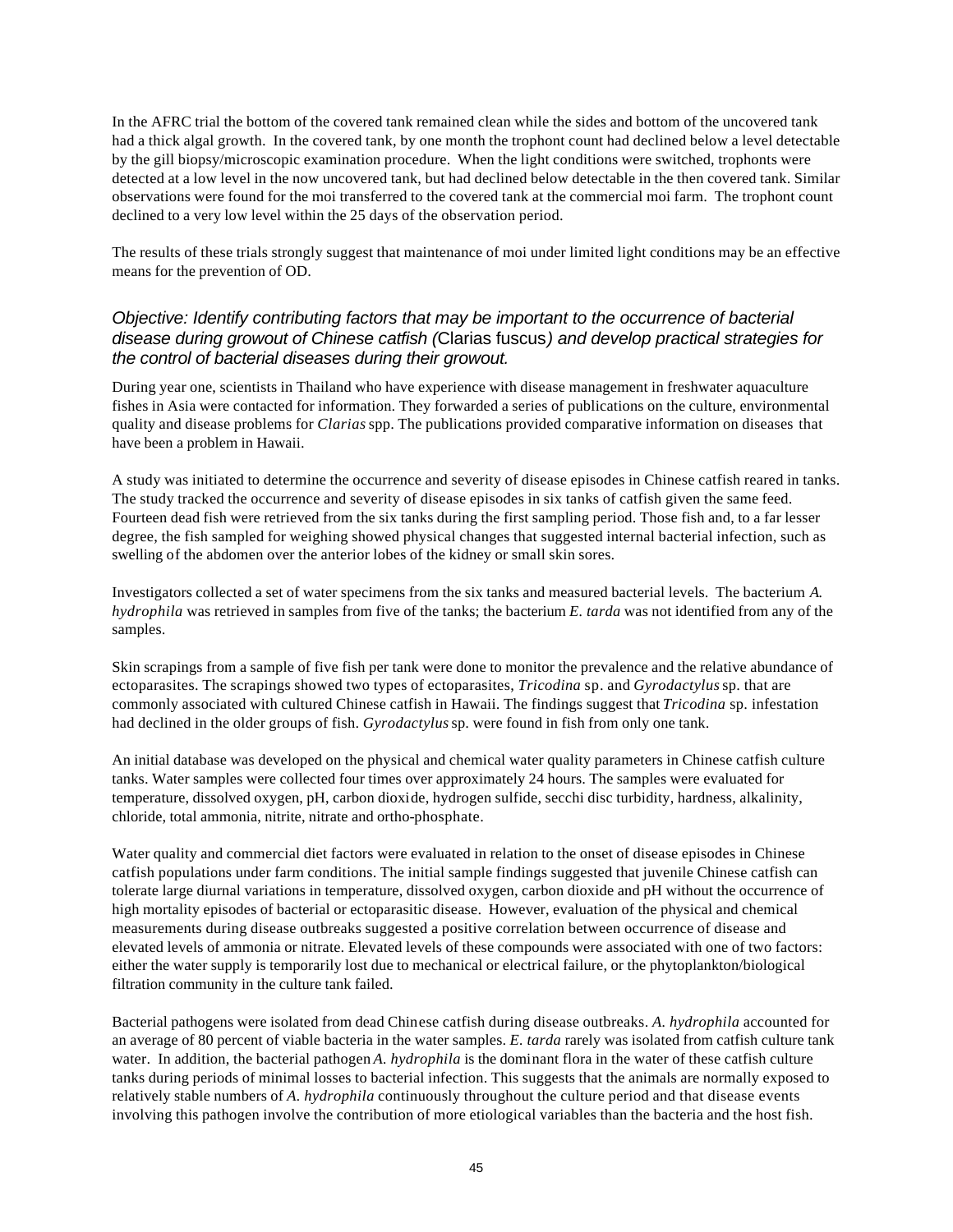In the AFRC trial the bottom of the covered tank remained clean while the sides and bottom of the uncovered tank had a thick algal growth. In the covered tank, by one month the trophont count had declined below a level detectable by the gill biopsy/microscopic examination procedure. When the light conditions were switched, trophonts were detected at a low level in the now uncovered tank, but had declined below detectable in the then covered tank. Similar observations were found for the moi transferred to the covered tank at the commercial moi farm. The trophont count declined to a very low level within the 25 days of the observation period.

The results of these trials strongly suggest that maintenance of moi under limited light conditions may be an effective means for the prevention of OD.

### *Objective: Identify contributing factors that may be important to the occurrence of bacterial disease during growout of Chinese catfish (*Clarias fuscus*) and develop practical strategies for the control of bacterial diseases during their growout.*

During year one, scientists in Thailand who have experience with disease management in freshwater aquaculture fishes in Asia were contacted for information. They forwarded a series of publications on the culture, environmental quality and disease problems for *Clarias* spp. The publications provided comparative information on diseases that have been a problem in Hawaii.

A study was initiated to determine the occurrence and severity of disease episodes in Chinese catfish reared in tanks. The study tracked the occurrence and severity of disease episodes in six tanks of catfish given the same feed. Fourteen dead fish were retrieved from the six tanks during the first sampling period. Those fish and, to a far lesser degree, the fish sampled for weighing showed physical changes that suggested internal bacterial infection, such as swelling of the abdomen over the anterior lobes of the kidney or small skin sores.

Investigators collected a set of water specimens from the six tanks and measured bacterial levels. The bacterium *A. hydrophila* was retrieved in samples from five of the tanks; the bacterium *E. tarda* was not identified from any of the samples.

Skin scrapings from a sample of five fish per tank were done to monitor the prevalence and the relative abundance of ectoparasites. The scrapings showed two types of ectoparasites, *Tricodina* sp. and *Gyrodactylus* sp. that are commonly associated with cultured Chinese catfish in Hawaii. The findings suggest that *Tricodina* sp. infestation had declined in the older groups of fish. *Gyrodactylus* sp. were found in fish from only one tank.

An initial database was developed on the physical and chemical water quality parameters in Chinese catfish culture tanks. Water samples were collected four times over approximately 24 hours. The samples were evaluated for temperature, dissolved oxygen, pH, carbon dioxide, hydrogen sulfide, secchi disc turbidity, hardness, alkalinity, chloride, total ammonia, nitrite, nitrate and ortho-phosphate.

Water quality and commercial diet factors were evaluated in relation to the onset of disease episodes in Chinese catfish populations under farm conditions. The initial sample findings suggested that juvenile Chinese catfish can tolerate large diurnal variations in temperature, dissolved oxygen, carbon dioxide and pH without the occurrence of high mortality episodes of bacterial or ectoparasitic disease. However, evaluation of the physical and chemical measurements during disease outbreaks suggested a positive correlation between occurrence of disease and elevated levels of ammonia or nitrate. Elevated levels of these compounds were associated with one of two factors: either the water supply is temporarily lost due to mechanical or electrical failure, or the phytoplankton/biological filtration community in the culture tank failed.

Bacterial pathogens were isolated from dead Chinese catfish during disease outbreaks. *A. hydrophila* accounted for an average of 80 percent of viable bacteria in the water samples. *E. tarda* rarely was isolated from catfish culture tank water. In addition, the bacterial pathogen *A. hydrophila* is the dominant flora in the water of these catfish culture tanks during periods of minimal losses to bacterial infection. This suggests that the animals are normally exposed to relatively stable numbers of *A. hydrophila* continuously throughout the culture period and that disease events involving this pathogen involve the contribution of more etiological variables than the bacteria and the host fish.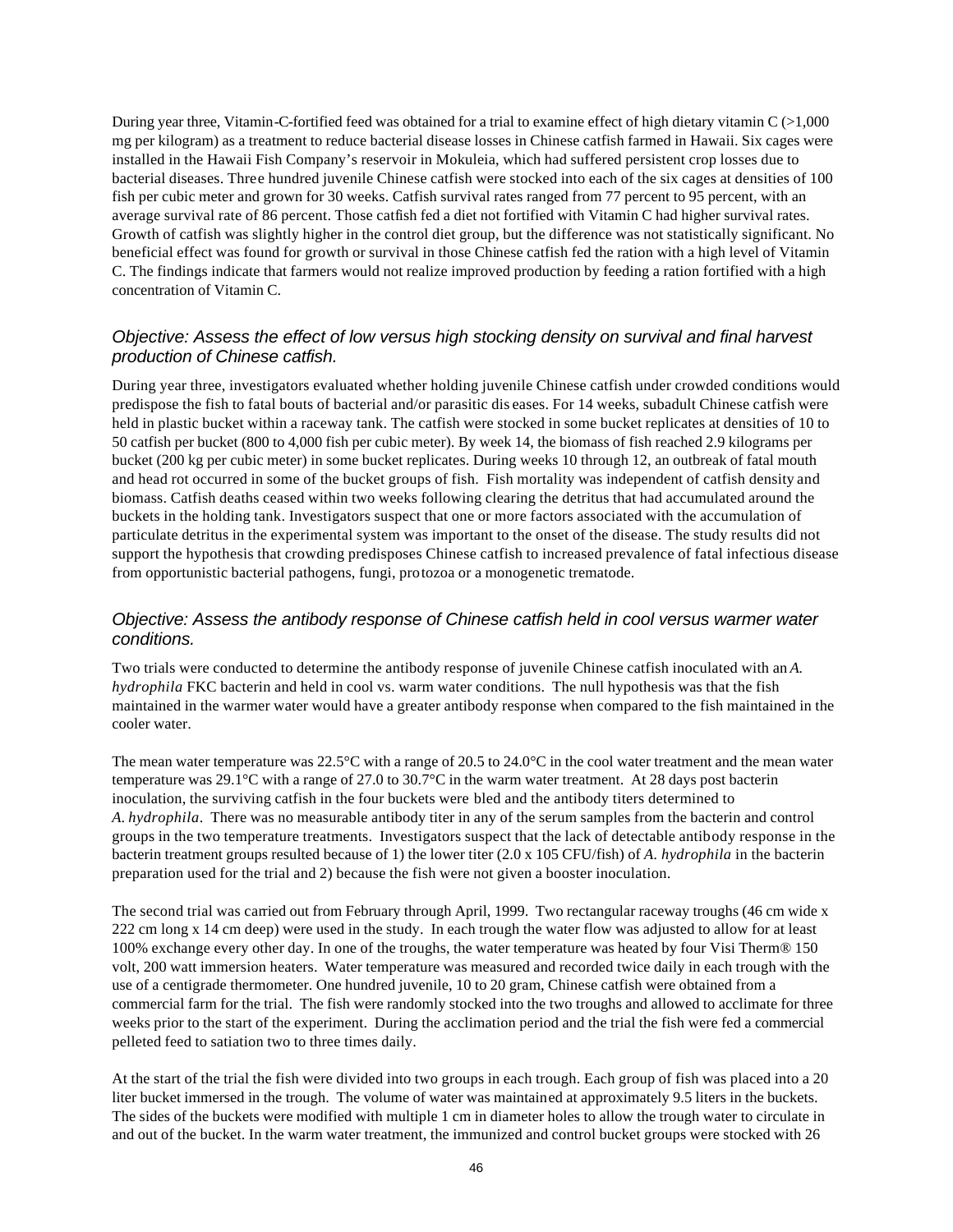During year three, Vitamin-C-fortified feed was obtained for a trial to examine effect of high dietary vitamin C (>1,000 mg per kilogram) as a treatment to reduce bacterial disease losses in Chinese catfish farmed in Hawaii. Six cages were installed in the Hawaii Fish Company's reservoir in Mokuleia, which had suffered persistent crop losses due to bacterial diseases. Three hundred juvenile Chinese catfish were stocked into each of the six cages at densities of 100 fish per cubic meter and grown for 30 weeks. Catfish survival rates ranged from 77 percent to 95 percent, with an average survival rate of 86 percent. Those catfish fed a diet not fortified with Vitamin C had higher survival rates. Growth of catfish was slightly higher in the control diet group, but the difference was not statistically significant. No beneficial effect was found for growth or survival in those Chinese catfish fed the ration with a high level of Vitamin C. The findings indicate that farmers would not realize improved production by feeding a ration fortified with a high concentration of Vitamin C.

### *Objective: Assess the effect of low versus high stocking density on survival and final harvest production of Chinese catfish.*

During year three, investigators evaluated whether holding juvenile Chinese catfish under crowded conditions would predispose the fish to fatal bouts of bacterial and/or parasitic diseases. For 14 weeks, subadult Chinese catfish were held in plastic bucket within a raceway tank. The catfish were stocked in some bucket replicates at densities of 10 to 50 catfish per bucket (800 to 4,000 fish per cubic meter). By week 14, the biomass of fish reached 2.9 kilograms per bucket (200 kg per cubic meter) in some bucket replicates. During weeks 10 through 12, an outbreak of fatal mouth and head rot occurred in some of the bucket groups of fish. Fish mortality was independent of catfish density and biomass. Catfish deaths ceased within two weeks following clearing the detritus that had accumulated around the buckets in the holding tank. Investigators suspect that one or more factors associated with the accumulation of particulate detritus in the experimental system was important to the onset of the disease. The study results did not support the hypothesis that crowding predisposes Chinese catfish to increased prevalence of fatal infectious disease from opportunistic bacterial pathogens, fungi, protozoa or a monogenetic trematode.

### *Objective: Assess the antibody response of Chinese catfish held in cool versus warmer water conditions.*

Two trials were conducted to determine the antibody response of juvenile Chinese catfish inoculated with an *A. hydrophila* FKC bacterin and held in cool vs. warm water conditions. The null hypothesis was that the fish maintained in the warmer water would have a greater antibody response when compared to the fish maintained in the cooler water.

The mean water temperature was 22.5°C with a range of 20.5 to 24.0°C in the cool water treatment and the mean water temperature was 29.1°C with a range of 27.0 to 30.7°C in the warm water treatment. At 28 days post bacterin inoculation, the surviving catfish in the four buckets were bled and the antibody titers determined to *A. hydrophila*. There was no measurable antibody titer in any of the serum samples from the bacterin and control groups in the two temperature treatments. Investigators suspect that the lack of detectable antibody response in the bacterin treatment groups resulted because of 1) the lower titer (2.0 x 105 CFU/fish) of *A. hydrophila* in the bacterin preparation used for the trial and 2) because the fish were not given a booster inoculation.

The second trial was carried out from February through April, 1999. Two rectangular raceway troughs (46 cm wide x 222 cm long x 14 cm deep) were used in the study. In each trough the water flow was adjusted to allow for at least 100% exchange every other day. In one of the troughs, the water temperature was heated by four Visi Therm® 150 volt, 200 watt immersion heaters. Water temperature was measured and recorded twice daily in each trough with the use of a centigrade thermometer. One hundred juvenile, 10 to 20 gram, Chinese catfish were obtained from a commercial farm for the trial. The fish were randomly stocked into the two troughs and allowed to acclimate for three weeks prior to the start of the experiment. During the acclimation period and the trial the fish were fed a commercial pelleted feed to satiation two to three times daily.

At the start of the trial the fish were divided into two groups in each trough. Each group of fish was placed into a 20 liter bucket immersed in the trough. The volume of water was maintained at approximately 9.5 liters in the buckets. The sides of the buckets were modified with multiple 1 cm in diameter holes to allow the trough water to circulate in and out of the bucket. In the warm water treatment, the immunized and control bucket groups were stocked with 26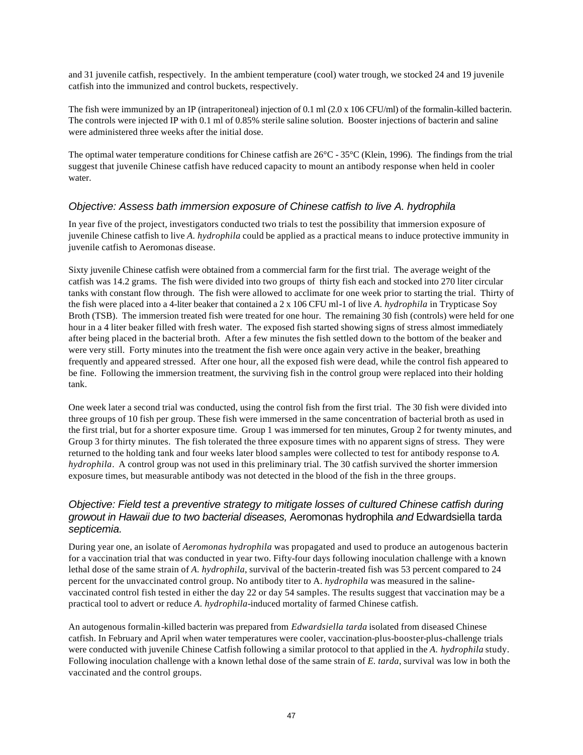and 31 juvenile catfish, respectively. In the ambient temperature (cool) water trough, we stocked 24 and 19 juvenile catfish into the immunized and control buckets, respectively.

The fish were immunized by an IP (intraperitoneal) injection of 0.1 ml (2.0 x 106 CFU/ml) of the formalin-killed bacterin. The controls were injected IP with 0.1 ml of 0.85% sterile saline solution. Booster injections of bacterin and saline were administered three weeks after the initial dose.

The optimal water temperature conditions for Chinese catfish are 26°C - 35°C (Klein, 1996). The findings from the trial suggest that juvenile Chinese catfish have reduced capacity to mount an antibody response when held in cooler water.

### *Objective: Assess bath immersion exposure of Chinese catfish to live A. hydrophila*

In year five of the project, investigators conducted two trials to test the possibility that immersion exposure of juvenile Chinese catfish to live *A. hydrophila* could be applied as a practical means to induce protective immunity in juvenile catfish to Aeromonas disease.

Sixty juvenile Chinese catfish were obtained from a commercial farm for the first trial. The average weight of the catfish was 14.2 grams. The fish were divided into two groups of thirty fish each and stocked into 270 liter circular tanks with constant flow through. The fish were allowed to acclimate for one week prior to starting the trial. Thirty of the fish were placed into a 4-liter beaker that contained a 2 x 106 CFU ml-1 of live *A. hydrophila* in Trypticase Soy Broth (TSB). The immersion treated fish were treated for one hour. The remaining 30 fish (controls) were held for one hour in a 4 liter beaker filled with fresh water. The exposed fish started showing signs of stress almost immediately after being placed in the bacterial broth. After a few minutes the fish settled down to the bottom of the beaker and were very still. Forty minutes into the treatment the fish were once again very active in the beaker, breathing frequently and appeared stressed. After one hour, all the exposed fish were dead, while the control fish appeared to be fine. Following the immersion treatment, the surviving fish in the control group were replaced into their holding tank.

One week later a second trial was conducted, using the control fish from the first trial. The 30 fish were divided into three groups of 10 fish per group. These fish were immersed in the same concentration of bacterial broth as used in the first trial, but for a shorter exposure time. Group 1 was immersed for ten minutes, Group 2 for twenty minutes, and Group 3 for thirty minutes. The fish tolerated the three exposure times with no apparent signs of stress. They were returned to the holding tank and four weeks later blood samples were collected to test for antibody response to *A. hydrophila*. A control group was not used in this preliminary trial. The 30 catfish survived the shorter immersion exposure times, but measurable antibody was not detected in the blood of the fish in the three groups.

### *Objective: Field test a preventive strategy to mitigate losses of cultured Chinese catfish during growout in Hawaii due to two bacterial diseases,* Aeromonas hydrophila *and* Edwardsiella tarda *septicemia.*

During year one, an isolate of *Aeromonas hydrophila* was propagated and used to produce an autogenous bacterin for a vaccination trial that was conducted in year two. Fifty-four days following inoculation challenge with a known lethal dose of the same strain of *A. hydrophila*, survival of the bacterin-treated fish was 53 percent compared to 24 percent for the unvaccinated control group. No antibody titer to A. *hydrophila* was measured in the saline-vaccinated control fish tested in either the day 22 or day 54 samples. The results suggest that vaccination may be a practical tool to advert or reduce *A. hydrophila*-induced mortality of farmed Chinese catfish.

An autogenous formalin-killed bacterin was prepared from *Edwardsiella tarda* isolated from diseased Chinese catfish. In February and April when water temperatures were cooler, vaccination-plus-booster-plus-challenge trials were conducted with juvenile Chinese Catfish following a similar protocol to that applied in the *A. hydrophila* study. Following inoculation challenge with a known lethal dose of the same strain of *E. tarda*, survival was low in both the vaccinated and the control groups.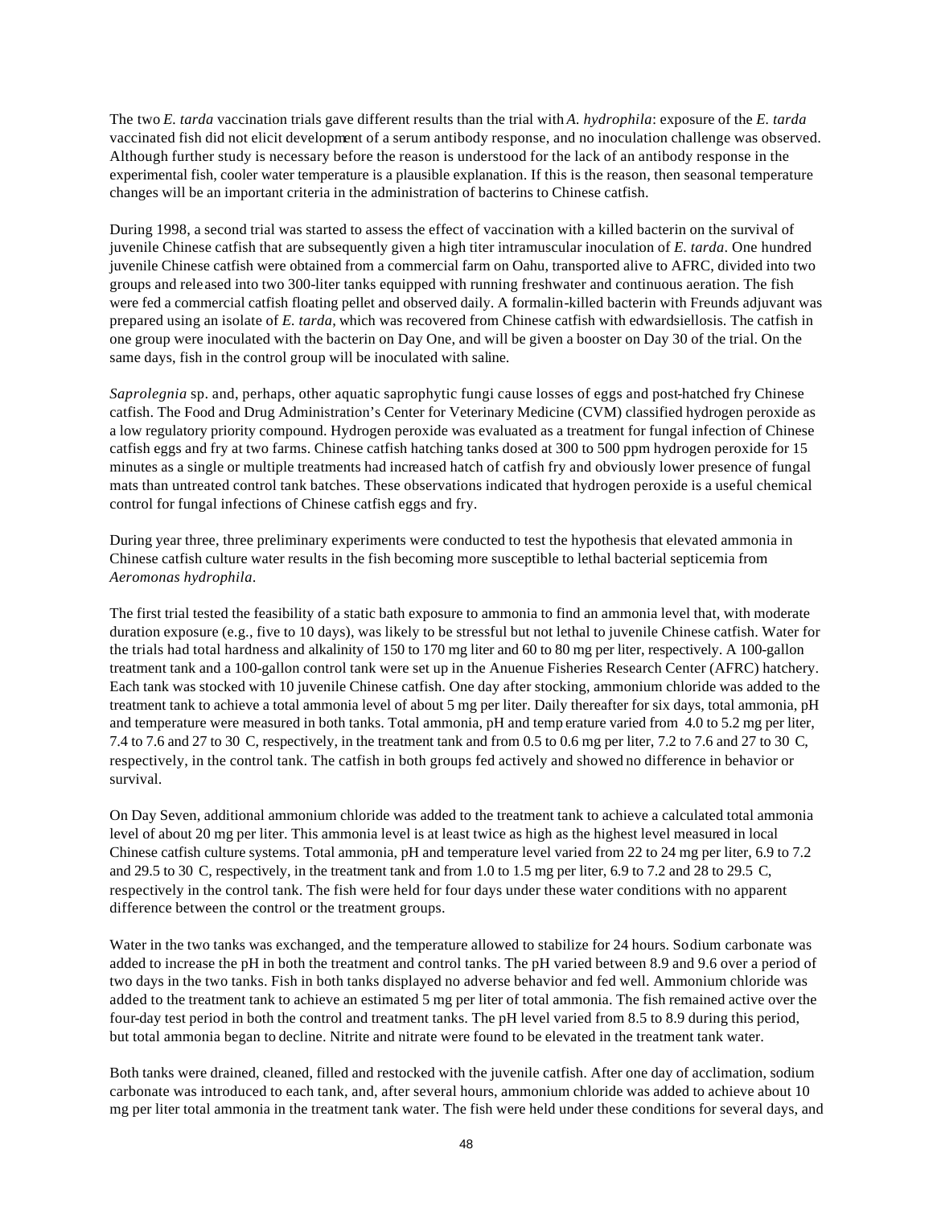The two *E. tarda* vaccination trials gave different results than the trial with *A. hydrophila*: exposure of the *E. tarda* vaccinated fish did not elicit development of a serum antibody response, and no inoculation challenge was observed. Although further study is necessary before the reason is understood for the lack of an antibody response in the experimental fish, cooler water temperature is a plausible explanation. If this is the reason, then seasonal temperature changes will be an important criteria in the administration of bacterins to Chinese catfish.

During 1998, a second trial was started to assess the effect of vaccination with a killed bacterin on the survival of juvenile Chinese catfish that are subsequently given a high titer intramuscular inoculation of *E. tarda*. One hundred juvenile Chinese catfish were obtained from a commercial farm on Oahu, transported alive to AFRC, divided into two groups and released into two 300-liter tanks equipped with running freshwater and continuous aeration. The fish were fed a commercial catfish floating pellet and observed daily. A formalin-killed bacterin with Freunds adjuvant was prepared using an isolate of *E. tarda*, which was recovered from Chinese catfish with edwardsiellosis. The catfish in one group were inoculated with the bacterin on Day One, and will be given a booster on Day 30 of the trial. On the same days, fish in the control group will be inoculated with saline.

*Saprolegnia* sp. and, perhaps, other aquatic saprophytic fungi cause losses of eggs and post-hatched fry Chinese catfish. The Food and Drug Administration's Center for Veterinary Medicine (CVM) classified hydrogen peroxide as a low regulatory priority compound. Hydrogen peroxide was evaluated as a treatment for fungal infection of Chinese catfish eggs and fry at two farms. Chinese catfish hatching tanks dosed at 300 to 500 ppm hydrogen peroxide for 15 minutes as a single or multiple treatments had increased hatch of catfish fry and obviously lower presence of fungal mats than untreated control tank batches. These observations indicated that hydrogen peroxide is a useful chemical control for fungal infections of Chinese catfish eggs and fry.

During year three, three preliminary experiments were conducted to test the hypothesis that elevated ammonia in Chinese catfish culture water results in the fish becoming more susceptible to lethal bacterial septicemia from *Aeromonas hydrophila*.

The first trial tested the feasibility of a static bath exposure to ammonia to find an ammonia level that, with moderate duration exposure (e.g., five to 10 days), was likely to be stressful but not lethal to juvenile Chinese catfish. Water for the trials had total hardness and alkalinity of 150 to 170 mg liter and 60 to 80 mg per liter, respectively. A 100-gallon treatment tank and a 100-gallon control tank were set up in the Anuenue Fisheries Research Center (AFRC) hatchery. Each tank was stocked with 10 juvenile Chinese catfish. One day after stocking, ammonium chloride was added to the treatment tank to achieve a total ammonia level of about 5 mg per liter. Daily thereafter for six days, total ammonia, pH and temperature were measured in both tanks. Total ammonia, pH and temperature varied from 4.0 to 5.2 mg per liter, 7.4 to 7.6 and 27 to 30 C, respectively, in the treatment tank and from 0.5 to 0.6 mg per liter, 7.2 to 7.6 and 27 to 30 C, respectively, in the control tank. The catfish in both groups fed actively and showed no difference in behavior or survival.

On Day Seven, additional ammonium chloride was added to the treatment tank to achieve a calculated total ammonia level of about 20 mg per liter. This ammonia level is at least twice as high as the highest level measured in local Chinese catfish culture systems. Total ammonia, pH and temperature level varied from 22 to 24 mg per liter, 6.9 to 7.2 and 29.5 to 30 C, respectively, in the treatment tank and from 1.0 to 1.5 mg per liter, 6.9 to 7.2 and 28 to 29.5 C, respectively in the control tank. The fish were held for four days under these water conditions with no apparent difference between the control or the treatment groups.

Water in the two tanks was exchanged, and the temperature allowed to stabilize for 24 hours. Sodium carbonate was added to increase the pH in both the treatment and control tanks. The pH varied between 8.9 and 9.6 over a period of two days in the two tanks. Fish in both tanks displayed no adverse behavior and fed well. Ammonium chloride was added to the treatment tank to achieve an estimated 5 mg per liter of total ammonia. The fish remained active over the four-day test period in both the control and treatment tanks. The pH level varied from 8.5 to 8.9 during this period, but total ammonia began to decline. Nitrite and nitrate were found to be elevated in the treatment tank water.

Both tanks were drained, cleaned, filled and restocked with the juvenile catfish. After one day of acclimation, sodium carbonate was introduced to each tank, and, after several hours, ammonium chloride was added to achieve about 10 mg per liter total ammonia in the treatment tank water. The fish were held under these conditions for several days, and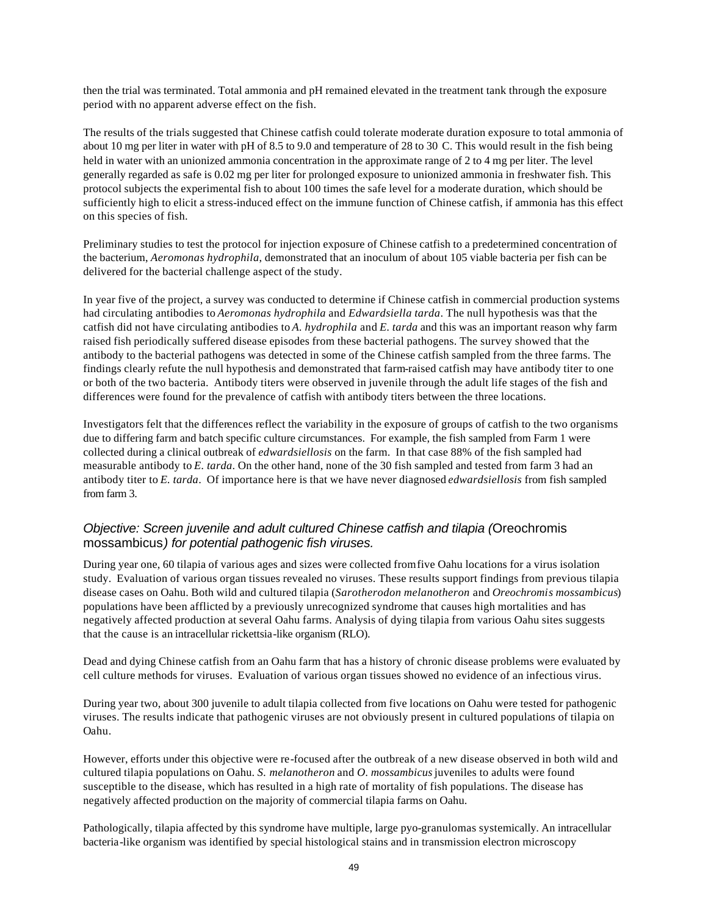then the trial was terminated. Total ammonia and pH remained elevated in the treatment tank through the exposure period with no apparent adverse effect on the fish.

The results of the trials suggested that Chinese catfish could tolerate moderate duration exposure to total ammonia of about 10 mg per liter in water with pH of 8.5 to 9.0 and temperature of 28 to 30 C. This would result in the fish being held in water with an unionized ammonia concentration in the approximate range of 2 to 4 mg per liter. The level generally regarded as safe is 0.02 mg per liter for prolonged exposure to unionized ammonia in freshwater fish. This protocol subjects the experimental fish to about 100 times the safe level for a moderate duration, which should be sufficiently high to elicit a stress-induced effect on the immune function of Chinese catfish, if ammonia has this effect on this species of fish.

Preliminary studies to test the protocol for injection exposure of Chinese catfish to a predetermined concentration of the bacterium, *Aeromonas hydrophila*, demonstrated that an inoculum of about 105 viable bacteria per fish can be delivered for the bacterial challenge aspect of the study.

In year five of the project, a survey was conducted to determine if Chinese catfish in commercial production systems had circulating antibodies to *Aeromonas hydrophila* and *Edwardsiella tarda*. The null hypothesis was that the catfish did not have circulating antibodies to *A. hydrophila* and *E. tarda* and this was an important reason why farm raised fish periodically suffered disease episodes from these bacterial pathogens. The survey showed that the antibody to the bacterial pathogens was detected in some of the Chinese catfish sampled from the three farms. The findings clearly refute the null hypothesis and demonstrated that farm-raised catfish may have antibody titer to one or both of the two bacteria. Antibody titers were observed in juvenile through the adult life stages of the fish and differences were found for the prevalence of catfish with antibody titers between the three locations.

Investigators felt that the differences reflect the variability in the exposure of groups of catfish to the two organisms due to differing farm and batch specific culture circumstances. For example, the fish sampled from Farm 1 were collected during a clinical outbreak of *edwardsiellosis* on the farm. In that case 88% of the fish sampled had measurable antibody to *E. tarda*. On the other hand, none of the 30 fish sampled and tested from farm 3 had an antibody titer to *E. tarda*. Of importance here is that we have never diagnosed *edwardsiellosis* from fish sampled from farm 3.

### *Objective: Screen juvenile and adult cultured Chinese catfish and tilapia (*Oreochromis mossambicus*) for potential pathogenic fish viruses.*

During year one, 60 tilapia of various ages and sizes were collected from five Oahu locations for a virus isolation study. Evaluation of various organ tissues revealed no viruses. These results support findings from previous tilapia disease cases on Oahu. Both wild and cultured tilapia (*Sarotherodon melanotheron* and *Oreochromis mossambicus*) populations have been afflicted by a previously unrecognized syndrome that causes high mortalities and has negatively affected production at several Oahu farms. Analysis of dying tilapia from various Oahu sites suggests that the cause is an intracellular rickettsia-like organism (RLO).

Dead and dying Chinese catfish from an Oahu farm that has a history of chronic disease problems were evaluated by cell culture methods for viruses. Evaluation of various organ tissues showed no evidence of an infectious virus.

During year two, about 300 juvenile to adult tilapia collected from five locations on Oahu were tested for pathogenic viruses. The results indicate that pathogenic viruses are not obviously present in cultured populations of tilapia on Oahu.

However, efforts under this objective were re-focused after the outbreak of a new disease observed in both wild and cultured tilapia populations on Oahu. *S. melanotheron* and *O. mossambicus* juveniles to adults were found susceptible to the disease, which has resulted in a high rate of mortality of fish populations. The disease has negatively affected production on the majority of commercial tilapia farms on Oahu.

Pathologically, tilapia affected by this syndrome have multiple, large pyo-granulomas systemically. An intracellular bacteria-like organism was identified by special histological stains and in transmission electron microscopy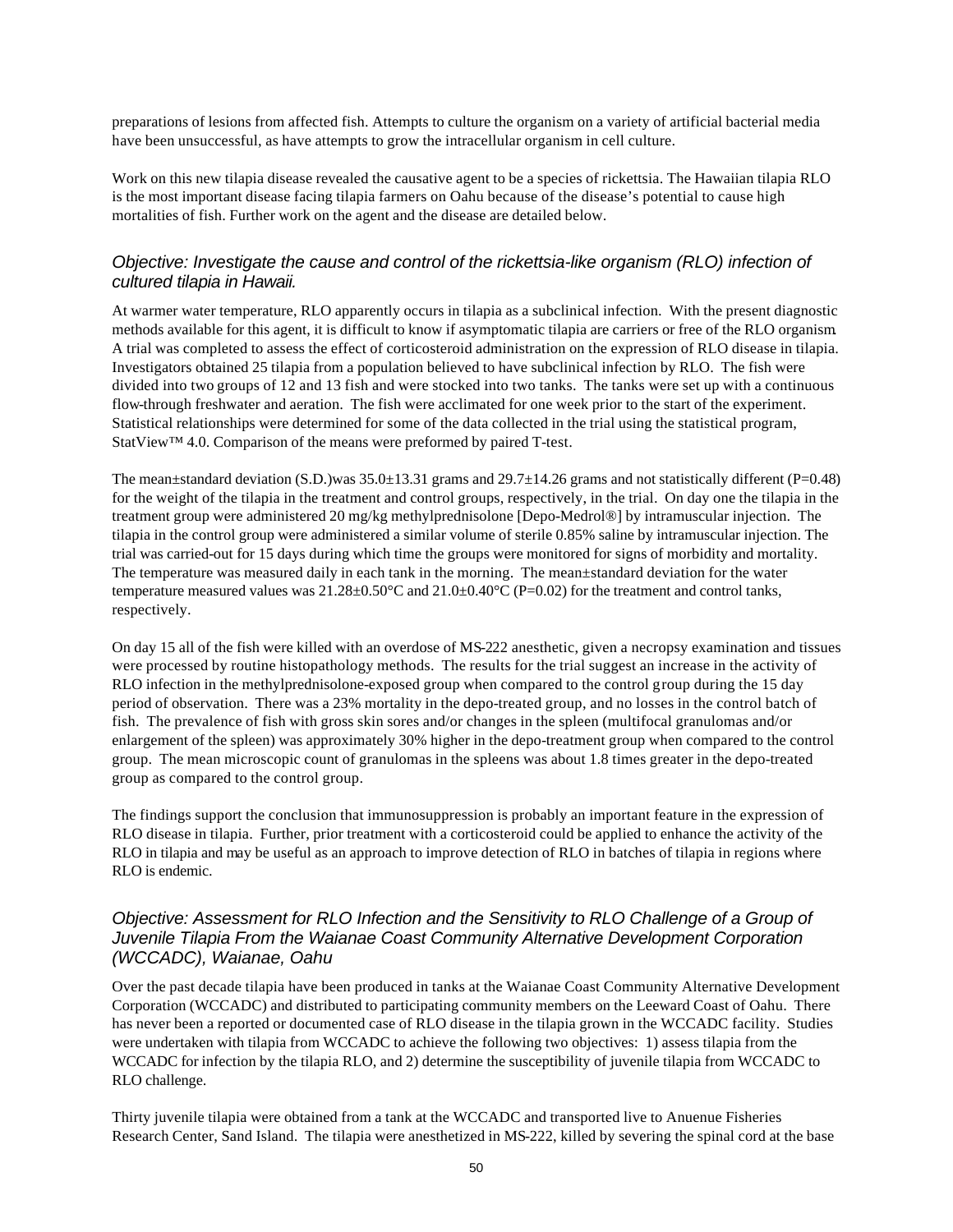preparations of lesions from affected fish. Attempts to culture the organism on a variety of artificial bacterial media have been unsuccessful, as have attempts to grow the intracellular organism in cell culture.

Work on this new tilapia disease revealed the causative agent to be a species of rickettsia. The Hawaiian tilapia RLO is the most important disease facing tilapia farmers on Oahu because of the disease's potential to cause high mortalities of fish. Further work on the agent and the disease are detailed below.

### *Objective: Investigate the cause and control of the rickettsia-like organism (RLO) infection of cultured tilapia in Hawaii.*

At warmer water temperature, RLO apparently occurs in tilapia as a subclinical infection. With the present diagnostic methods available for this agent, it is difficult to know if asymptomatic tilapia are carriers or free of the RLO organism. A trial was completed to assess the effect of corticosteroid administration on the expression of RLO disease in tilapia. Investigators obtained 25 tilapia from a population believed to have subclinical infection by RLO. The fish were divided into two groups of 12 and 13 fish and were stocked into two tanks. The tanks were set up with a continuous flow-through freshwater and aeration. The fish were acclimated for one week prior to the start of the experiment. Statistical relationships were determined for some of the data collected in the trial using the statistical program, StatView™ 4.0. Comparison of the means were preformed by paired T-test.

The mean±standard deviation (S.D.)was 35.0±13.31 grams and 29.7±14.26 grams and not statistically different ($P=0.48$) for the weight of the tilapia in the treatment and control groups, respectively, in the trial. On day one the tilapia in the treatment group were administered 20 mg/kg methylprednisolone [Depo-Medrol®] by intramuscular injection. The tilapia in the control group were administered a similar volume of sterile 0.85% saline by intramuscular injection. The trial was carried-out for 15 days during which time the groups were monitored for signs of morbidity and mortality. The temperature was measured daily in each tank in the morning. The mean±standard deviation for the water temperature measured values was 21.28±0.50°C and 21.0±0.40°C ($P=0.02$) for the treatment and control tanks, respectively.

On day 15 all of the fish were killed with an overdose of MS-222 anesthetic, given a necropsy examination and tissues were processed by routine histopathology methods. The results for the trial suggest an increase in the activity of RLO infection in the methylprednisolone-exposed group when compared to the control group during the 15 day period of observation. There was a 23% mortality in the depo-treated group, and no losses in the control batch of fish. The prevalence of fish with gross skin sores and/or changes in the spleen (multifocal granulomas and/or enlargement of the spleen) was approximately 30% higher in the depo-treatment group when compared to the control group. The mean microscopic count of granulomas in the spleens was about 1.8 times greater in the depo-treated group as compared to the control group.

The findings support the conclusion that immunosuppression is probably an important feature in the expression of RLO disease in tilapia. Further, prior treatment with a corticosteroid could be applied to enhance the activity of the RLO in tilapia and may be useful as an approach to improve detection of RLO in batches of tilapia in regions where RLO is endemic.

### *Objective: Assessment for RLO Infection and the Sensitivity to RLO Challenge of a Group of Juvenile Tilapia From the Waianae Coast Community Alternative Development Corporation (WCCADC), Waianae, Oahu*

Over the past decade tilapia have been produced in tanks at the Waianae Coast Community Alternative Development Corporation (WCCADC) and distributed to participating community members on the Leeward Coast of Oahu. There has never been a reported or documented case of RLO disease in the tilapia grown in the WCCADC facility. Studies were undertaken with tilapia from WCCADC to achieve the following two objectives: 1) assess tilapia from the WCCADC for infection by the tilapia RLO, and 2) determine the susceptibility of juvenile tilapia from WCCADC to RLO challenge.

Thirty juvenile tilapia were obtained from a tank at the WCCADC and transported live to Anuenue Fisheries Research Center, Sand Island. The tilapia were anesthetized in MS-222, killed by severing the spinal cord at the base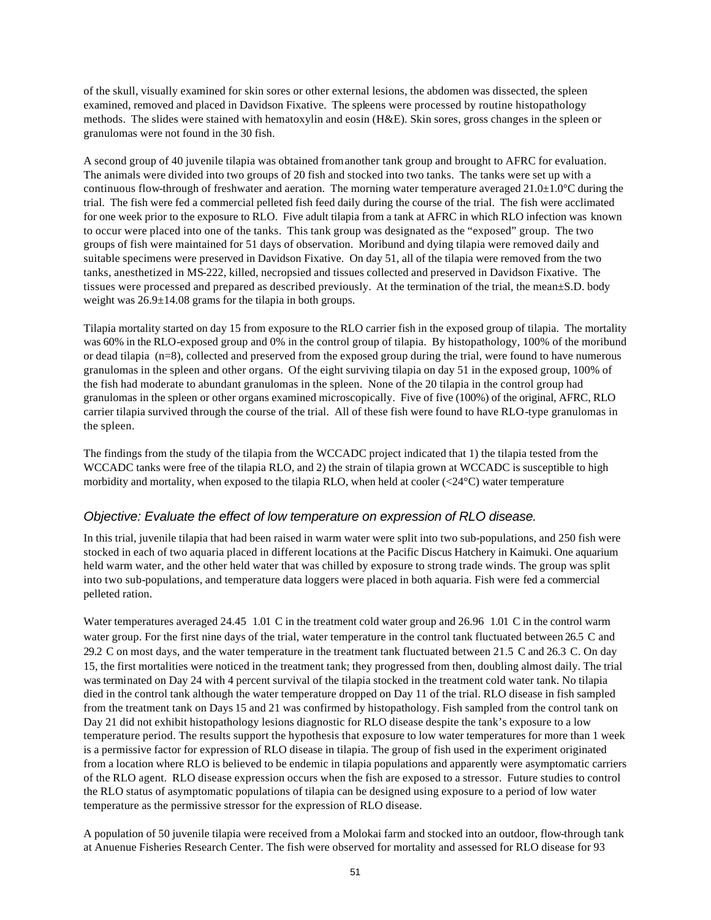of the skull, visually examined for skin sores or other external lesions, the abdomen was dissected, the spleen examined, removed and placed in Davidson Fixative. The spleens were processed by routine histopathology methods. The slides were stained with hematoxylin and eosin (H&E). Skin sores, gross changes in the spleen or granulomas were not found in the 30 fish.

A second group of 40 juvenile tilapia was obtained from another tank group and brought to AFRC for evaluation. The animals were divided into two groups of 20 fish and stocked into two tanks. The tanks were set up with a continuous flow-through of freshwater and aeration. The morning water temperature averaged 21.0±1.0°C during the trial. The fish were fed a commercial pelleted fish feed daily during the course of the trial. The fish were acclimated for one week prior to the exposure to RLO. Five adult tilapia from a tank at AFRC in which RLO infection was known to occur were placed into one of the tanks. This tank group was designated as the "exposed" group. The two groups of fish were maintained for 51 days of observation. Moribund and dying tilapia were removed daily and suitable specimens were preserved in Davidson Fixative. On day 51, all of the tilapia were removed from the two tanks, anesthetized in MS-222, killed, necropsied and tissues collected and preserved in Davidson Fixative. The tissues were processed and prepared as described previously. At the termination of the trial, the mean±S.D. body weight was 26.9±14.08 grams for the tilapia in both groups.

Tilapia mortality started on day 15 from exposure to the RLO carrier fish in the exposed group of tilapia. The mortality was 60% in the RLO-exposed group and 0% in the control group of tilapia. By histopathology, 100% of the moribund or dead tilapia (n=8), collected and preserved from the exposed group during the trial, were found to have numerous granulomas in the spleen and other organs. Of the eight surviving tilapia on day 51 in the exposed group, 100% of the fish had moderate to abundant granulomas in the spleen. None of the 20 tilapia in the control group had granulomas in the spleen or other organs examined microscopically. Five of five (100%) of the original, AFRC, RLO carrier tilapia survived through the course of the trial. All of these fish were found to have RLO-type granulomas in the spleen.

The findings from the study of the tilapia from the WCCADC project indicated that 1) the tilapia tested from the WCCADC tanks were free of the tilapia RLO, and 2) the strain of tilapia grown at WCCADC is susceptible to high morbidity and mortality, when exposed to the tilapia RLO, when held at cooler (<24°C) water temperature

### *Objective: Evaluate the effect of low temperature on expression of RLO disease.*

In this trial, juvenile tilapia that had been raised in warm water were split into two sub-populations, and 250 fish were stocked in each of two aquaria placed in different locations at the Pacific Discus Hatchery in Kaimuki. One aquarium held warm water, and the other held water that was chilled by exposure to strong trade winds. The group was split into two sub-populations, and temperature data loggers were placed in both aquaria. Fish were fed a commercial pelleted ration.

Water temperatures averaged 24.45 1.01 C in the treatment cold water group and 26.96 1.01 C in the control warm water group. For the first nine days of the trial, water temperature in the control tank fluctuated between 26.5 C and 29.2 C on most days, and the water temperature in the treatment tank fluctuated between 21.5 C and 26.3 C. On day 15, the first mortalities were noticed in the treatment tank; they progressed from then, doubling almost daily. The trial was terminated on Day 24 with 4 percent survival of the tilapia stocked in the treatment cold water tank. No tilapia died in the control tank although the water temperature dropped on Day 11 of the trial. RLO disease in fish sampled from the treatment tank on Days 15 and 21 was confirmed by histopathology. Fish sampled from the control tank on Day 21 did not exhibit histopathology lesions diagnostic for RLO disease despite the tank's exposure to a low temperature period. The results support the hypothesis that exposure to low water temperatures for more than 1 week is a permissive factor for expression of RLO disease in tilapia. The group of fish used in the experiment originated from a location where RLO is believed to be endemic in tilapia populations and apparently were asymptomatic carriers of the RLO agent. RLO disease expression occurs when the fish are exposed to a stressor. Future studies to control the RLO status of asymptomatic populations of tilapia can be designed using exposure to a period of low water temperature as the permissive stressor for the expression of RLO disease.

A population of 50 juvenile tilapia were received from a Molokai farm and stocked into an outdoor, flow-through tank at Anuenue Fisheries Research Center. The fish were observed for mortality and assessed for RLO disease for 93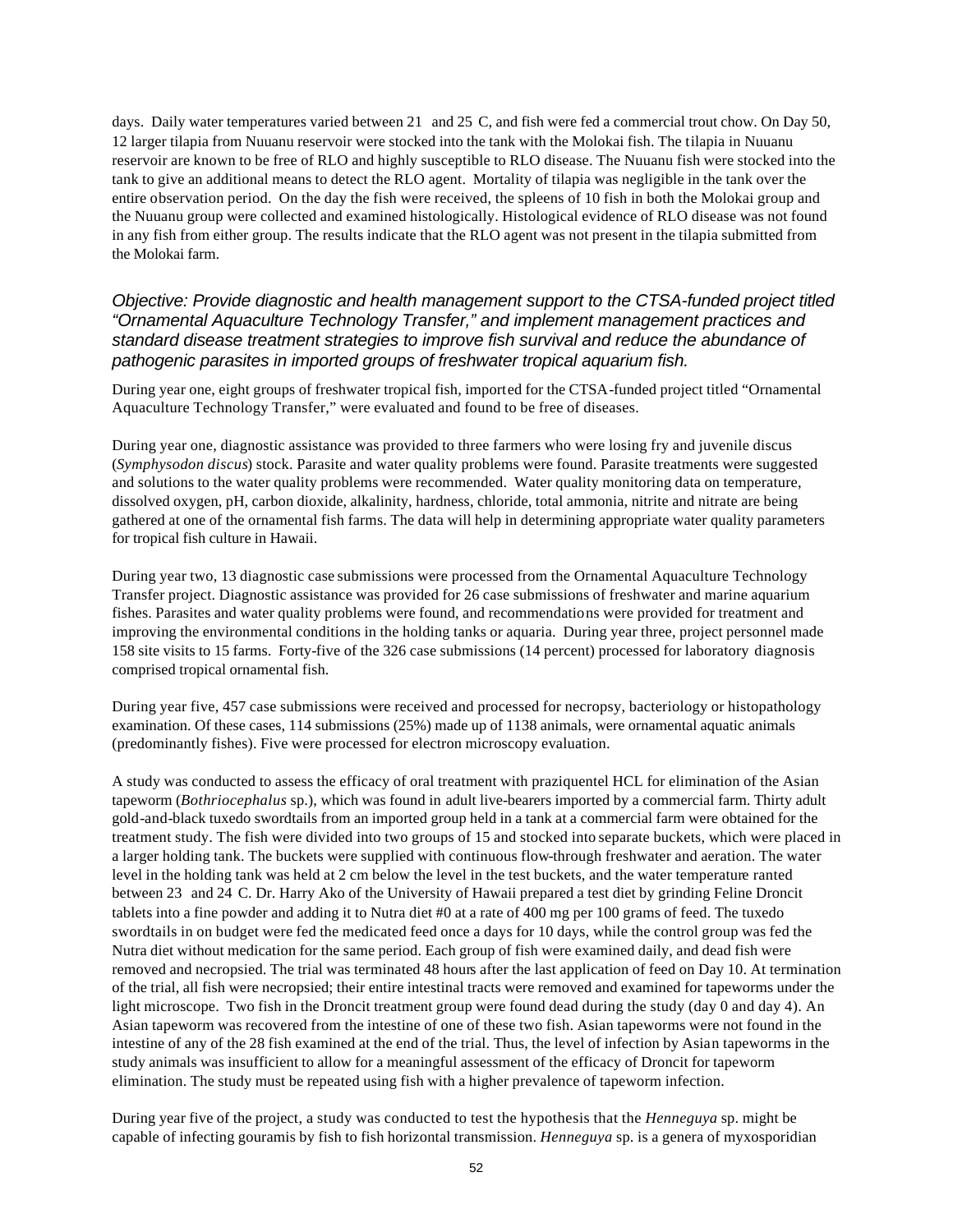days. Daily water temperatures varied between 21 and 25 C, and fish were fed a commercial trout chow. On Day 50, 12 larger tilapia from Nuuanu reservoir were stocked into the tank with the Molokai fish. The tilapia in Nuuanu reservoir are known to be free of RLO and highly susceptible to RLO disease. The Nuuanu fish were stocked into the tank to give an additional means to detect the RLO agent. Mortality of tilapia was negligible in the tank over the entire observation period. On the day the fish were received, the spleens of 10 fish in both the Molokai group and the Nuuanu group were collected and examined histologically. Histological evidence of RLO disease was not found in any fish from either group. The results indicate that the RLO agent was not present in the tilapia submitted from the Molokai farm.

*Objective: Provide diagnostic and health management support to the CTSA-funded project titled "Ornamental Aquaculture Technology Transfer," and implement management practices and standard disease treatment strategies to improve fish survival and reduce the abundance of pathogenic parasites in imported groups of freshwater tropical aquarium fish.*

During year one, eight groups of freshwater tropical fish, imported for the CTSA-funded project titled "Ornamental Aquaculture Technology Transfer," were evaluated and found to be free of diseases.

During year one, diagnostic assistance was provided to three farmers who were losing fry and juvenile discus (*Symphysodon discus*) stock. Parasite and water quality problems were found. Parasite treatments were suggested and solutions to the water quality problems were recommended. Water quality monitoring data on temperature, dissolved oxygen, pH, carbon dioxide, alkalinity, hardness, chloride, total ammonia, nitrite and nitrate are being gathered at one of the ornamental fish farms. The data will help in determining appropriate water quality parameters for tropical fish culture in Hawaii.

During year two, 13 diagnostic case submissions were processed from the Ornamental Aquaculture Technology Transfer project. Diagnostic assistance was provided for 26 case submissions of freshwater and marine aquarium fishes. Parasites and water quality problems were found, and recommendations were provided for treatment and improving the environmental conditions in the holding tanks or aquaria. During year three, project personnel made 158 site visits to 15 farms. Forty-five of the 326 case submissions (14 percent) processed for laboratory diagnosis comprised tropical ornamental fish.

During year five, 457 case submissions were received and processed for necropsy, bacteriology or histopathology examination. Of these cases, 114 submissions (25%) made up of 1138 animals, were ornamental aquatic animals (predominantly fishes). Five were processed for electron microscopy evaluation.

A study was conducted to assess the efficacy of oral treatment with praziquentel HCL for elimination of the Asian tapeworm (*Bothriocephalus* sp.), which was found in adult live-bearers imported by a commercial farm. Thirty adult gold-and-black tuxedo swordtails from an imported group held in a tank at a commercial farm were obtained for the treatment study. The fish were divided into two groups of 15 and stocked into separate buckets, which were placed in a larger holding tank. The buckets were supplied with continuous flow-through freshwater and aeration. The water level in the holding tank was held at 2 cm below the level in the test buckets, and the water temperature ranted between 23 and 24 C. Dr. Harry Ako of the University of Hawaii prepared a test diet by grinding Feline Droncit tablets into a fine powder and adding it to Nutra diet #0 at a rate of 400 mg per 100 grams of feed. The tuxedo swordtails in on budget were fed the medicated feed once a days for 10 days, while the control group was fed the Nutra diet without medication for the same period. Each group of fish were examined daily, and dead fish were removed and necropsied. The trial was terminated 48 hours after the last application of feed on Day 10. At termination of the trial, all fish were necropsied; their entire intestinal tracts were removed and examined for tapeworms under the light microscope. Two fish in the Droncit treatment group were found dead during the study (day 0 and day 4). An Asian tapeworm was recovered from the intestine of one of these two fish. Asian tapeworms were not found in the intestine of any of the 28 fish examined at the end of the trial. Thus, the level of infection by Asian tapeworms in the study animals was insufficient to allow for a meaningful assessment of the efficacy of Droncit for tapeworm elimination. The study must be repeated using fish with a higher prevalence of tapeworm infection.

During year five of the project, a study was conducted to test the hypothesis that the *Henneguya* sp. might be capable of infecting gouramis by fish to fish horizontal transmission. *Henneguya* sp. is a genera of myxosporidian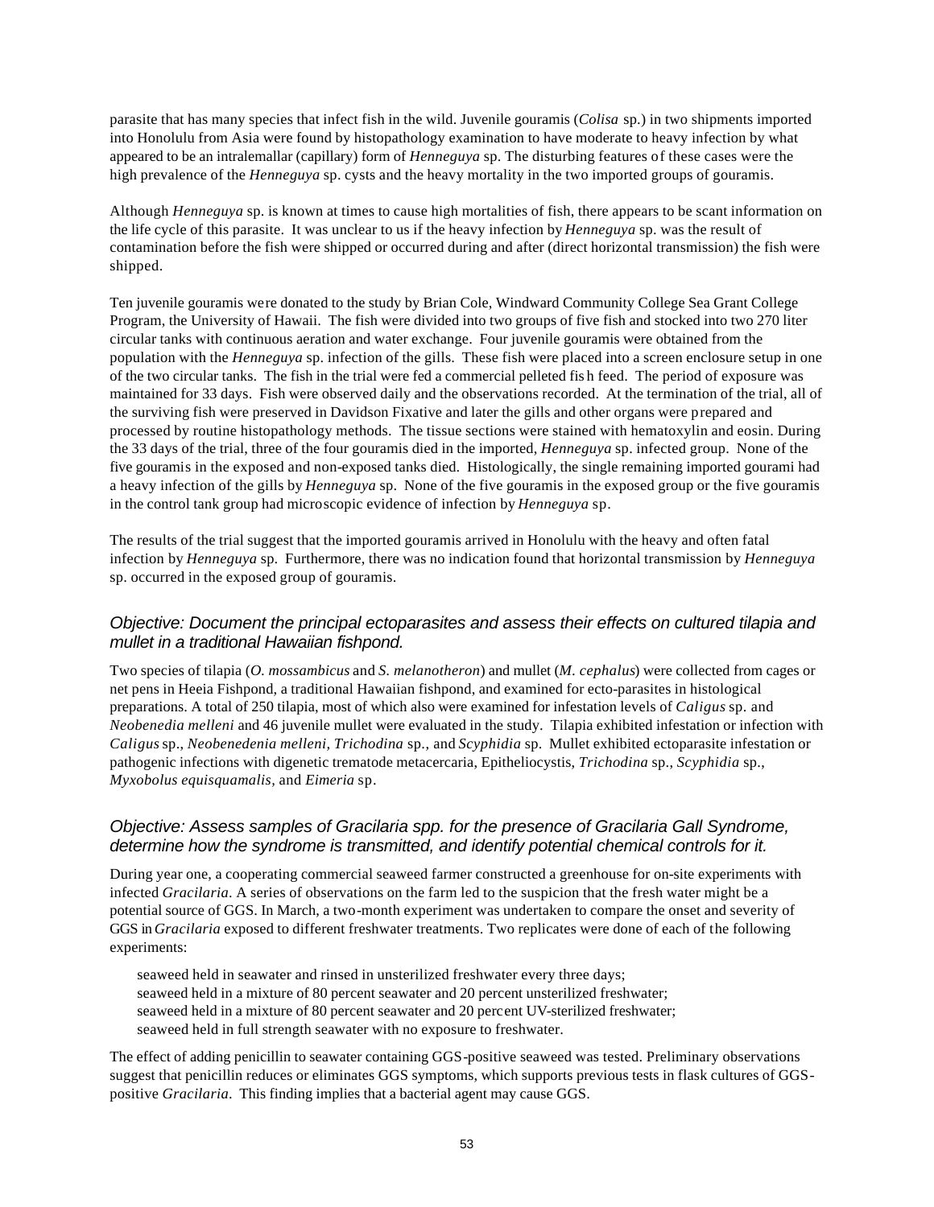parasite that has many species that infect fish in the wild. Juvenile gouramis (*Colisa* sp.) in two shipments imported into Honolulu from Asia were found by histopathology examination to have moderate to heavy infection by what appeared to be an intralemallar (capillary) form of *Henneguya* sp. The disturbing features of these cases were the high prevalence of the *Henneguya* sp. cysts and the heavy mortality in the two imported groups of gouramis.

Although *Henneguya* sp. is known at times to cause high mortalities of fish, there appears to be scant information on the life cycle of this parasite. It was unclear to us if the heavy infection by *Henneguya* sp. was the result of contamination before the fish were shipped or occurred during and after (direct horizontal transmission) the fish were shipped.

Ten juvenile gouramis were donated to the study by Brian Cole, Windward Community College Sea Grant College Program, the University of Hawaii. The fish were divided into two groups of five fish and stocked into two 270 liter circular tanks with continuous aeration and water exchange. Four juvenile gouramis were obtained from the population with the *Henneguya* sp. infection of the gills. These fish were placed into a screen enclosure setup in one of the two circular tanks. The fish in the trial were fed a commercial pelleted fish feed. The period of exposure was maintained for 33 days. Fish were observed daily and the observations recorded. At the termination of the trial, all of the surviving fish were preserved in Davidson Fixative and later the gills and other organs were prepared and processed by routine histopathology methods. The tissue sections were stained with hematoxylin and eosin. During the 33 days of the trial, three of the four gouramis died in the imported, *Henneguya* sp. infected group. None of the five gouramis in the exposed and non-exposed tanks died. Histologically, the single remaining imported gourami had a heavy infection of the gills by *Henneguya* sp. None of the five gouramis in the exposed group or the five gouramis in the control tank group had microscopic evidence of infection by *Henneguya* sp.

The results of the trial suggest that the imported gouramis arrived in Honolulu with the heavy and often fatal infection by *Henneguya* sp. Furthermore, there was no indication found that horizontal transmission by *Henneguya* sp. occurred in the exposed group of gouramis.

### *Objective: Document the principal ectoparasites and assess their effects on cultured tilapia and mullet in a traditional Hawaiian fishpond.*

Two species of tilapia (*O. mossambicus* and *S. melanotheron*) and mullet (*M. cephalus*) were collected from cages or net pens in Heeia Fishpond, a traditional Hawaiian fishpond, and examined for ecto-parasites in histological preparations. A total of 250 tilapia, most of which also were examined for infestation levels of *Caligus* sp. and *Neobenedia melleni* and 46 juvenile mullet were evaluated in the study. Tilapia exhibited infestation or infection with *Caligus* sp., *Neobenedenia melleni, Trichodina* sp., and *Scyphidia* sp. Mullet exhibited ectoparasite infestation or pathogenic infections with digenetic trematode metacercaria, Epitheliocystis, *Trichodina* sp., *Scyphidia* sp., *Myxobolus equisquamalis,* and *Eimeria* sp.

### *Objective: Assess samples of Gracilaria spp. for the presence of Gracilaria Gall Syndrome, determine how the syndrome is transmitted, and identify potential chemical controls for it.*

During year one, a cooperating commercial seaweed farmer constructed a greenhouse for on-site experiments with infected *Gracilaria*. A series of observations on the farm led to the suspicion that the fresh water might be a potential source of GGS. In March, a two-month experiment was undertaken to compare the onset and severity of GGS in *Gracilaria* exposed to different freshwater treatments. Two replicates were done of each of the following experiments:

- seaweed held in seawater and rinsed in unsterilized freshwater every three days;
- seaweed held in a mixture of 80 percent seawater and 20 percent unsterilized freshwater;
- seaweed held in a mixture of 80 percent seawater and 20 percent UV-sterilized freshwater;
- seaweed held in full strength seawater with no exposure to freshwater.

The effect of adding penicillin to seawater containing GGS-positive seaweed was tested. Preliminary observations suggest that penicillin reduces or eliminates GGS symptoms, which supports previous tests in flask cultures of GGS-positive *Gracilaria*. This finding implies that a bacterial agent may cause GGS.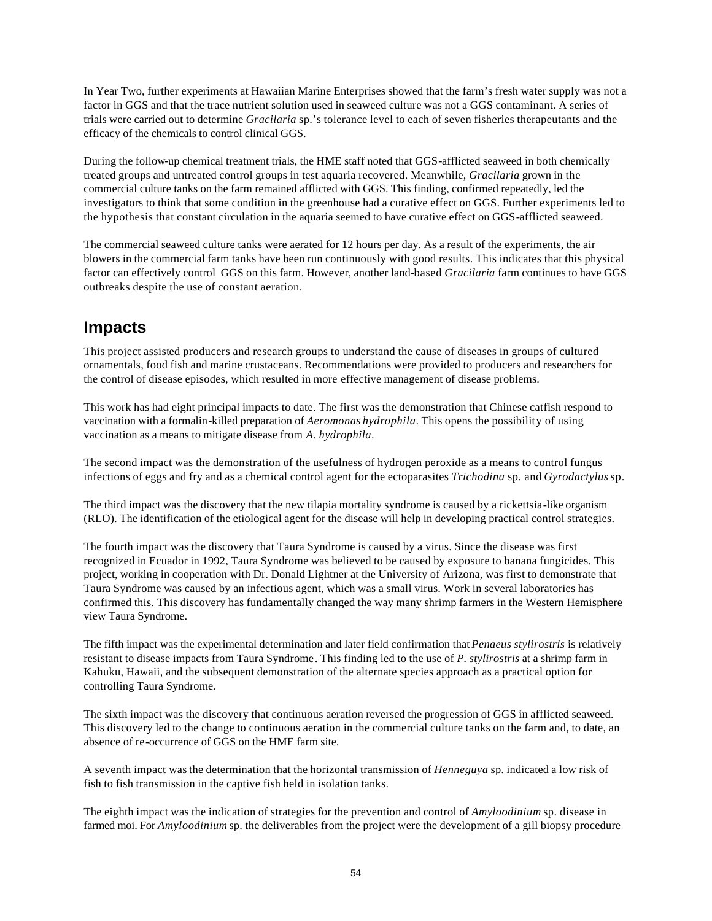In Year Two, further experiments at Hawaiian Marine Enterprises showed that the farm's fresh water supply was not a factor in GGS and that the trace nutrient solution used in seaweed culture was not a GGS contaminant. A series of trials were carried out to determine *Gracilaria* sp.'s tolerance level to each of seven fisheries therapeutants and the efficacy of the chemicals to control clinical GGS.

During the follow-up chemical treatment trials, the HME staff noted that GGS-afflicted seaweed in both chemically treated groups and untreated control groups in test aquaria recovered. Meanwhile, *Gracilaria* grown in the commercial culture tanks on the farm remained afflicted with GGS. This finding, confirmed repeatedly, led the investigators to think that some condition in the greenhouse had a curative effect on GGS. Further experiments led to the hypothesis that constant circulation in the aquaria seemed to have curative effect on GGS-afflicted seaweed.

The commercial seaweed culture tanks were aerated for 12 hours per day. As a result of the experiments, the air blowers in the commercial farm tanks have been run continuously with good results. This indicates that this physical factor can effectively control GGS on this farm. However, another land-based *Gracilaria* farm continues to have GGS outbreaks despite the use of constant aeration.

## Impacts

This project assisted producers and research groups to understand the cause of diseases in groups of cultured ornamentals, food fish and marine crustaceans. Recommendations were provided to producers and researchers for the control of disease episodes, which resulted in more effective management of disease problems.

This work has had eight principal impacts to date. The first was the demonstration that Chinese catfish respond to vaccination with a formalin-killed preparation of *Aeromonas hydrophila*. This opens the possibility of using vaccination as a means to mitigate disease from *A. hydrophila*.

The second impact was the demonstration of the usefulness of hydrogen peroxide as a means to control fungus infections of eggs and fry and as a chemical control agent for the ectoparasites *Trichodina* sp. and *Gyrodactylus* sp.

The third impact was the discovery that the new tilapia mortality syndrome is caused by a rickettsia-like organism (RLO). The identification of the etiological agent for the disease will help in developing practical control strategies.

The fourth impact was the discovery that Taura Syndrome is caused by a virus. Since the disease was first recognized in Ecuador in 1992, Taura Syndrome was believed to be caused by exposure to banana fungicides. This project, working in cooperation with Dr. Donald Lightner at the University of Arizona, was first to demonstrate that Taura Syndrome was caused by an infectious agent, which was a small virus. Work in several laboratories has confirmed this. This discovery has fundamentally changed the way many shrimp farmers in the Western Hemisphere view Taura Syndrome.

The fifth impact was the experimental determination and later field confirmation that *Penaeus stylirostris* is relatively resistant to disease impacts from Taura Syndrome. This finding led to the use of *P. stylirostris* at a shrimp farm in Kahuku, Hawaii, and the subsequent demonstration of the alternate species approach as a practical option for controlling Taura Syndrome.

The sixth impact was the discovery that continuous aeration reversed the progression of GGS in afflicted seaweed. This discovery led to the change to continuous aeration in the commercial culture tanks on the farm and, to date, an absence of re-occurrence of GGS on the HME farm site.

A seventh impact was the determination that the horizontal transmission of *Henneguya* sp. indicated a low risk of fish to fish transmission in the captive fish held in isolation tanks.

The eighth impact was the indication of strategies for the prevention and control of *Amyloodinium* sp. disease in farmed moi. For *Amyloodinium* sp. the deliverables from the project were the development of a gill biopsy procedure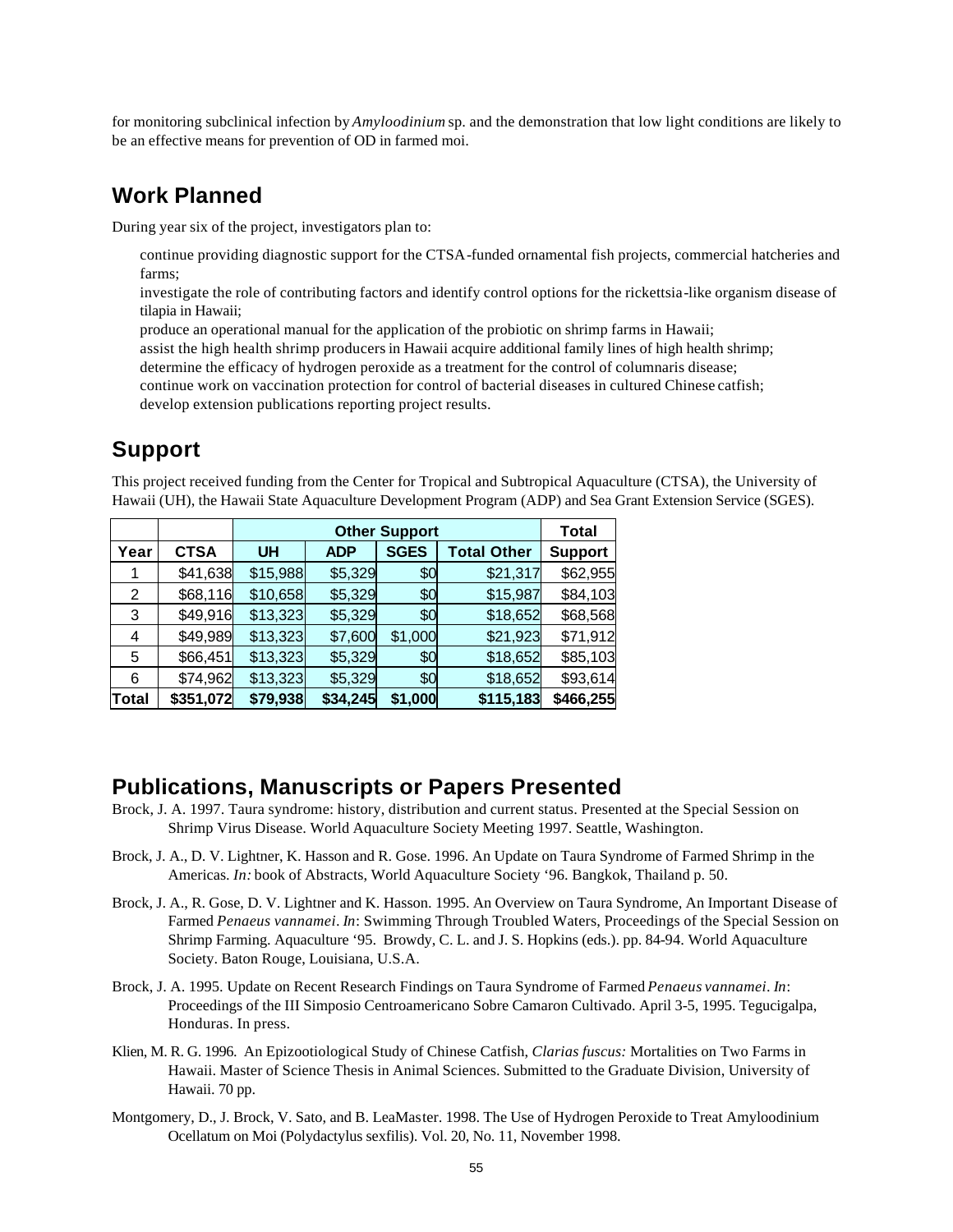for monitoring subclinical infection by *Amyloodinium* sp. and the demonstration that low light conditions are likely to be an effective means for prevention of OD in farmed moi.

## Work Planned

During year six of the project, investigators plan to:

- continue providing diagnostic support for the CTSA-funded ornamental fish projects, commercial hatcheries and farms;
- investigate the role of contributing factors and identify control options for the rickettsia-like organism disease of tilapia in Hawaii;
- produce an operational manual for the application of the probiotic on shrimp farms in Hawaii;
- assist the high health shrimp producers in Hawaii acquire additional family lines of high health shrimp;
- determine the efficacy of hydrogen peroxide as a treatment for the control of columnaris disease;
- continue work on vaccination protection for control of bacterial diseases in cultured Chinese catfish;
- develop extension publications reporting project results.

## Support

This project received funding from the Center for Tropical and Subtropical Aquaculture (CTSA), the University of Hawaii (UH), the Hawaii State Aquaculture Development Program (ADP) and Sea Grant Extension Service (SGES).

| | | Other Support | | | | Total |
|---|---|---|---|---|---|---|
| **Year** | **CTSA** | **UH** | **ADP** | **SGES** | **Total Other** | **Support** |
| 1 | $41,638 | $15,988 | $5,329 | $0 | $21,317 | $62,955 |
| 2 | $68,116 | $10,658 | $5,329 | $0 | $15,987 | $84,103 |
| 3 | $49,916 | $13,323 | $5,329 | $0 | $18,652 | $68,568 |
| 4 | $49,989 | $13,323 | $7,600 | $1,000 | $21,923 | $71,912 |
| 5 | $66,451 | $13,323 | $5,329 | $0 | $18,652 | $85,103 |
| 6 | $74,962 | $13,323 | $5,329 | $0 | $18,652 | $93,614 |
| **Total** | **$351,072** | **$79,938** | **$34,245** | **$1,000** | **$115,183** | **$466,255** |

## Publications, Manuscripts or Papers Presented

Brock, J. A. 1997. Taura syndrome: history, distribution and current status. Presented at the Special Session on Shrimp Virus Disease. World Aquaculture Society Meeting 1997. Seattle, Washington.

Brock, J. A., D. V. Lightner, K. Hasson and R. Gose. 1996. An Update on Taura Syndrome of Farmed Shrimp in the Americas. *In:* book of Abstracts, World Aquaculture Society '96. Bangkok, Thailand p. 50.

Brock, J. A., R. Gose, D. V. Lightner and K. Hasson. 1995. An Overview on Taura Syndrome, An Important Disease of Farmed *Penaeus vannamei*. *In*: Swimming Through Troubled Waters, Proceedings of the Special Session on Shrimp Farming. Aquaculture '95. Browdy, C. L. and J. S. Hopkins (eds.). pp. 84-94. World Aquaculture Society. Baton Rouge, Louisiana, U.S.A.

Brock, J. A. 1995. Update on Recent Research Findings on Taura Syndrome of Farmed *Penaeus vannamei*. *In*: Proceedings of the III Simposio Centroamericano Sobre Camaron Cultivado. April 3-5, 1995. Tegucigalpa, Honduras. In press.

Klien, M. R. G. 1996. An Epizootiological Study of Chinese Catfish, *Clarias fuscus:* Mortalities on Two Farms in Hawaii. Master of Science Thesis in Animal Sciences. Submitted to the Graduate Division, University of Hawaii. 70 pp.

Montgomery, D., J. Brock, V. Sato, and B. LeaMaster. 1998. The Use of Hydrogen Peroxide to Treat Amyloodinium Ocellatum on Moi (Polydactylus sexfilis). Vol. 20, No. 11, November 1998.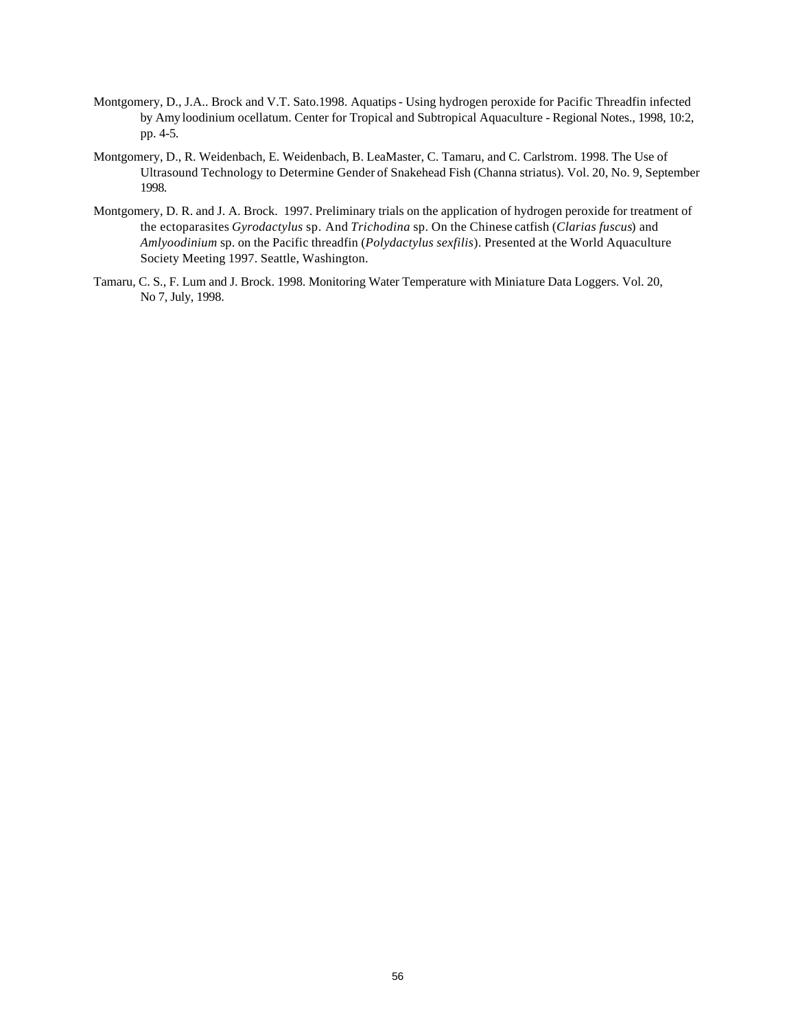Montgomery, D., J.A.. Brock and V.T. Sato.1998. Aquatips - Using hydrogen peroxide for Pacific Threadfin infected by Amy loodinium ocellatum. Center for Tropical and Subtropical Aquaculture - Regional Notes., 1998, 10:2, pp. 4-5.

Montgomery, D., R. Weidenbach, E. Weidenbach, B. LeaMaster, C. Tamaru, and C. Carlstrom. 1998. The Use of Ultrasound Technology to Determine Gender of Snakehead Fish (Channa striatus). Vol. 20, No. 9, September 1998.

Montgomery, D. R. and J. A. Brock. 1997. Preliminary trials on the application of hydrogen peroxide for treatment of the ectoparasites *Gyrodactylus* sp. And *Trichodina* sp. On the Chinese catfish (*Clarias fuscus*) and *Amlyoodinium* sp. on the Pacific threadfin (*Polydactylus sexfilis*). Presented at the World Aquaculture Society Meeting 1997. Seattle, Washington.

Tamaru, C. S., F. Lum and J. Brock. 1998. Monitoring Water Temperature with Miniature Data Loggers. Vol. 20, No 7, July, 1998.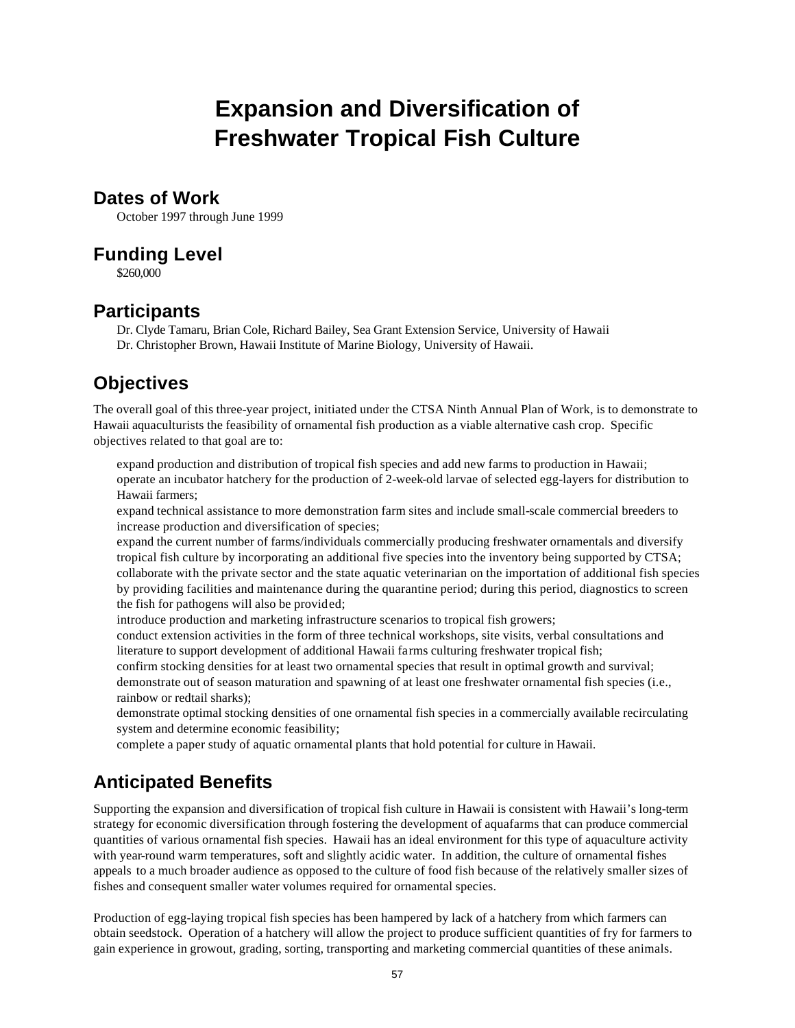# Expansion and Diversification of Freshwater Tropical Fish Culture

## Dates of Work

October 1997 through June 1999

## Funding Level

$260,000

## Participants

Dr. Clyde Tamaru, Brian Cole, Richard Bailey, Sea Grant Extension Service, University of Hawaii
Dr. Christopher Brown, Hawaii Institute of Marine Biology, University of Hawaii.

## Objectives

The overall goal of this three-year project, initiated under the CTSA Ninth Annual Plan of Work, is to demonstrate to Hawaii aquaculturists the feasibility of ornamental fish production as a viable alternative cash crop. Specific objectives related to that goal are to:

- expand production and distribution of tropical fish species and add new farms to production in Hawaii;
- operate an incubator hatchery for the production of 2-week-old larvae of selected egg-layers for distribution to Hawaii farmers;
- expand technical assistance to more demonstration farm sites and include small-scale commercial breeders to increase production and diversification of species;
- expand the current number of farms/individuals commercially producing freshwater ornamentals and diversify tropical fish culture by incorporating an additional five species into the inventory being supported by CTSA;
- collaborate with the private sector and the state aquatic veterinarian on the importation of additional fish species by providing facilities and maintenance during the quarantine period; during this period, diagnostics to screen the fish for pathogens will also be provided;
- introduce production and marketing infrastructure scenarios to tropical fish growers;
- conduct extension activities in the form of three technical workshops, site visits, verbal consultations and literature to support development of additional Hawaii farms culturing freshwater tropical fish;
- confirm stocking densities for at least two ornamental species that result in optimal growth and survival;
- demonstrate out of season maturation and spawning of at least one freshwater ornamental fish species (i.e., rainbow or redtail sharks);
- demonstrate optimal stocking densities of one ornamental fish species in a commercially available recirculating system and determine economic feasibility;
- complete a paper study of aquatic ornamental plants that hold potential for culture in Hawaii.

## Anticipated Benefits

Supporting the expansion and diversification of tropical fish culture in Hawaii is consistent with Hawaii's long-term strategy for economic diversification through fostering the development of aquafarms that can produce commercial quantities of various ornamental fish species. Hawaii has an ideal environment for this type of aquaculture activity with year-round warm temperatures, soft and slightly acidic water. In addition, the culture of ornamental fishes appeals to a much broader audience as opposed to the culture of food fish because of the relatively smaller sizes of fishes and consequent smaller water volumes required for ornamental species.

Production of egg-laying tropical fish species has been hampered by lack of a hatchery from which farmers can obtain seedstock. Operation of a hatchery will allow the project to produce sufficient quantities of fry for farmers to gain experience in growout, grading, sorting, transporting and marketing commercial quantities of these animals.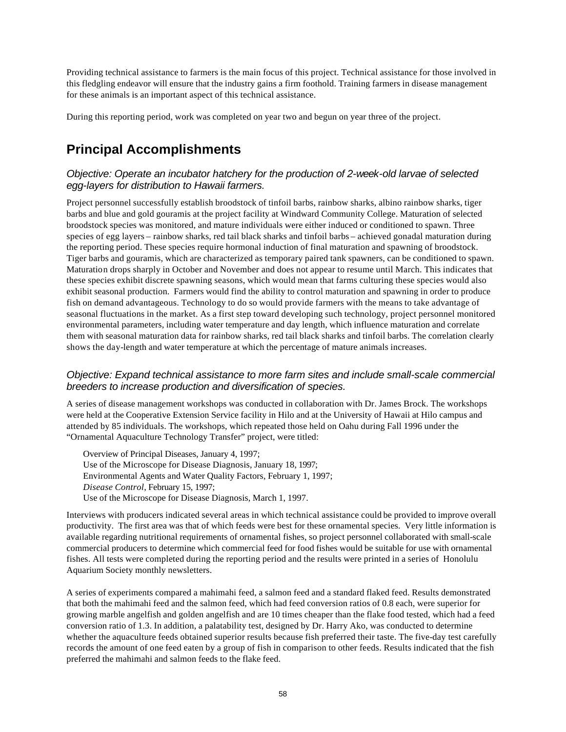Providing technical assistance to farmers is the main focus of this project. Technical assistance for those involved in this fledgling endeavor will ensure that the industry gains a firm foothold. Training farmers in disease management for these animals is an important aspect of this technical assistance.

During this reporting period, work was completed on year two and begun on year three of the project.

## Principal Accomplishments

### *Objective: Operate an incubator hatchery for the production of 2-week-old larvae of selected egg-layers for distribution to Hawaii farmers.*

Project personnel successfully establish broodstock of tinfoil barbs, rainbow sharks, albino rainbow sharks, tiger barbs and blue and gold gouramis at the project facility at Windward Community College. Maturation of selected broodstock species was monitored, and mature individuals were either induced or conditioned to spawn. Three species of egg layers – rainbow sharks, red tail black sharks and tinfoil barbs – achieved gonadal maturation during the reporting period. These species require hormonal induction of final maturation and spawning of broodstock. Tiger barbs and gouramis, which are characterized as temporary paired tank spawners, can be conditioned to spawn. Maturation drops sharply in October and November and does not appear to resume until March. This indicates that these species exhibit discrete spawning seasons, which would mean that farms culturing these species would also exhibit seasonal production. Farmers would find the ability to control maturation and spawning in order to produce fish on demand advantageous. Technology to do so would provide farmers with the means to take advantage of seasonal fluctuations in the market. As a first step toward developing such technology, project personnel monitored environmental parameters, including water temperature and day length, which influence maturation and correlate them with seasonal maturation data for rainbow sharks, red tail black sharks and tinfoil barbs. The correlation clearly shows the day-length and water temperature at which the percentage of mature animals increases.

### *Objective: Expand technical assistance to more farm sites and include small-scale commercial breeders to increase production and diversification of species.*

A series of disease management workshops was conducted in collaboration with Dr. James Brock. The workshops were held at the Cooperative Extension Service facility in Hilo and at the University of Hawaii at Hilo campus and attended by 85 individuals. The workshops, which repeated those held on Oahu during Fall 1996 under the "Ornamental Aquaculture Technology Transfer" project, were titled:

Overview of Principal Diseases, January 4, 1997;
Use of the Microscope for Disease Diagnosis, January 18, 1997;
Environmental Agents and Water Quality Factors, February 1, 1997;
*Disease Control*, February 15, 1997;
Use of the Microscope for Disease Diagnosis, March 1, 1997.

Interviews with producers indicated several areas in which technical assistance could be provided to improve overall productivity. The first area was that of which feeds were best for these ornamental species. Very little information is available regarding nutritional requirements of ornamental fishes, so project personnel collaborated with small-scale commercial producers to determine which commercial feed for food fishes would be suitable for use with ornamental fishes. All tests were completed during the reporting period and the results were printed in a series of Honolulu Aquarium Society monthly newsletters.

A series of experiments compared a mahimahi feed, a salmon feed and a standard flaked feed. Results demonstrated that both the mahimahi feed and the salmon feed, which had feed conversion ratios of 0.8 each, were superior for growing marble angelfish and golden angelfish and are 10 times cheaper than the flake food tested, which had a feed conversion ratio of 1.3. In addition, a palatability test, designed by Dr. Harry Ako, was conducted to determine whether the aquaculture feeds obtained superior results because fish preferred their taste. The five-day test carefully records the amount of one feed eaten by a group of fish in comparison to other feeds. Results indicated that the fish preferred the mahimahi and salmon feeds to the flake feed.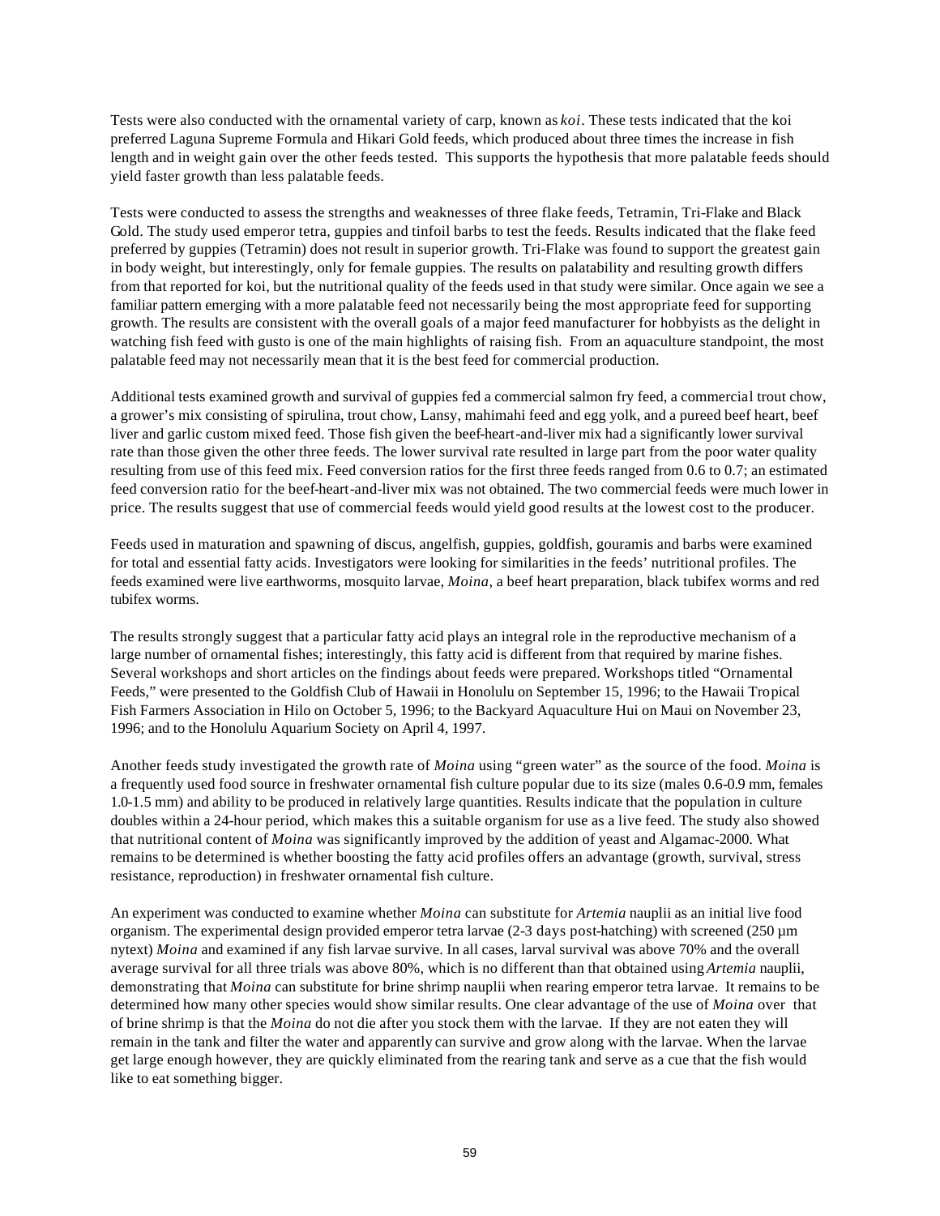Tests were also conducted with the ornamental variety of carp, known as *koi*. These tests indicated that the koi preferred Laguna Supreme Formula and Hikari Gold feeds, which produced about three times the increase in fish length and in weight gain over the other feeds tested. This supports the hypothesis that more palatable feeds should yield faster growth than less palatable feeds.

Tests were conducted to assess the strengths and weaknesses of three flake feeds, Tetramin, Tri-Flake and Black Gold. The study used emperor tetra, guppies and tinfoil barbs to test the feeds. Results indicated that the flake feed preferred by guppies (Tetramin) does not result in superior growth. Tri-Flake was found to support the greatest gain in body weight, but interestingly, only for female guppies. The results on palatability and resulting growth differs from that reported for koi, but the nutritional quality of the feeds used in that study were similar. Once again we see a familiar pattern emerging with a more palatable feed not necessarily being the most appropriate feed for supporting growth. The results are consistent with the overall goals of a major feed manufacturer for hobbyists as the delight in watching fish feed with gusto is one of the main highlights of raising fish. From an aquaculture standpoint, the most palatable feed may not necessarily mean that it is the best feed for commercial production.

Additional tests examined growth and survival of guppies fed a commercial salmon fry feed, a commercial trout chow, a grower's mix consisting of spirulina, trout chow, Lansy, mahimahi feed and egg yolk, and a pureed beef heart, beef liver and garlic custom mixed feed. Those fish given the beef-heart-and-liver mix had a significantly lower survival rate than those given the other three feeds. The lower survival rate resulted in large part from the poor water quality resulting from use of this feed mix. Feed conversion ratios for the first three feeds ranged from 0.6 to 0.7; an estimated feed conversion ratio for the beef-heart-and-liver mix was not obtained. The two commercial feeds were much lower in price. The results suggest that use of commercial feeds would yield good results at the lowest cost to the producer.

Feeds used in maturation and spawning of discus, angelfish, guppies, goldfish, gouramis and barbs were examined for total and essential fatty acids. Investigators were looking for similarities in the feeds' nutritional profiles. The feeds examined were live earthworms, mosquito larvae, *Moina*, a beef heart preparation, black tubifex worms and red tubifex worms.

The results strongly suggest that a particular fatty acid plays an integral role in the reproductive mechanism of a large number of ornamental fishes; interestingly, this fatty acid is different from that required by marine fishes. Several workshops and short articles on the findings about feeds were prepared. Workshops titled "Ornamental Feeds," were presented to the Goldfish Club of Hawaii in Honolulu on September 15, 1996; to the Hawaii Tropical Fish Farmers Association in Hilo on October 5, 1996; to the Backyard Aquaculture Hui on Maui on November 23, 1996; and to the Honolulu Aquarium Society on April 4, 1997.

Another feeds study investigated the growth rate of *Moina* using "green water" as the source of the food. *Moina* is a frequently used food source in freshwater ornamental fish culture popular due to its size (males 0.6-0.9 mm, females 1.0-1.5 mm) and ability to be produced in relatively large quantities. Results indicate that the population in culture doubles within a 24-hour period, which makes this a suitable organism for use as a live feed. The study also showed that nutritional content of *Moina* was significantly improved by the addition of yeast and Algamac-2000. What remains to be determined is whether boosting the fatty acid profiles offers an advantage (growth, survival, stress resistance, reproduction) in freshwater ornamental fish culture.

An experiment was conducted to examine whether *Moina* can substitute for *Artemia* nauplii as an initial live food organism. The experimental design provided emperor tetra larvae (2-3 days post-hatching) with screened (250 µm nytext) *Moina* and examined if any fish larvae survive. In all cases, larval survival was above 70% and the overall average survival for all three trials was above 80%, which is no different than that obtained using *Artemia* nauplii, demonstrating that *Moina* can substitute for brine shrimp nauplii when rearing emperor tetra larvae. It remains to be determined how many other species would show similar results. One clear advantage of the use of *Moina* over that of brine shrimp is that the *Moina* do not die after you stock them with the larvae. If they are not eaten they will remain in the tank and filter the water and apparently can survive and grow along with the larvae. When the larvae get large enough however, they are quickly eliminated from the rearing tank and serve as a cue that the fish would like to eat something bigger.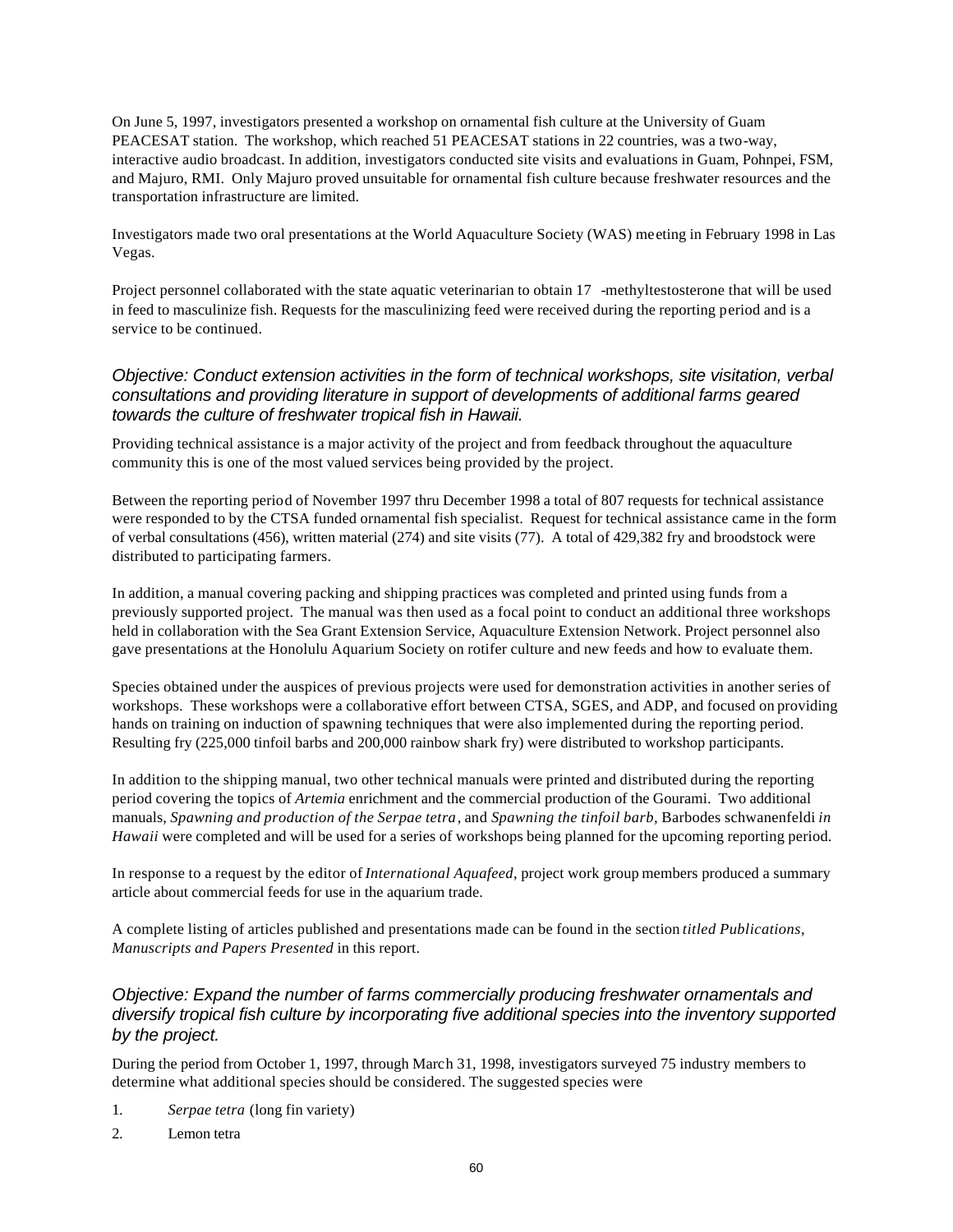On June 5, 1997, investigators presented a workshop on ornamental fish culture at the University of Guam PEACESAT station. The workshop, which reached 51 PEACESAT stations in 22 countries, was a two-way, interactive audio broadcast. In addition, investigators conducted site visits and evaluations in Guam, Pohnpei, FSM, and Majuro, RMI. Only Majuro proved unsuitable for ornamental fish culture because freshwater resources and the transportation infrastructure are limited.

Investigators made two oral presentations at the World Aquaculture Society (WAS) meeting in February 1998 in Las Vegas.

Project personnel collaborated with the state aquatic veterinarian to obtain 17 -methyltestosterone that will be used in feed to masculinize fish. Requests for the masculinizing feed were received during the reporting period and is a service to be continued.

### *Objective: Conduct extension activities in the form of technical workshops, site visitation, verbal consultations and providing literature in support of developments of additional farms geared towards the culture of freshwater tropical fish in Hawaii.*

Providing technical assistance is a major activity of the project and from feedback throughout the aquaculture community this is one of the most valued services being provided by the project.

Between the reporting period of November 1997 thru December 1998 a total of 807 requests for technical assistance were responded to by the CTSA funded ornamental fish specialist. Request for technical assistance came in the form of verbal consultations (456), written material (274) and site visits (77). A total of 429,382 fry and broodstock were distributed to participating farmers.

In addition, a manual covering packing and shipping practices was completed and printed using funds from a previously supported project. The manual was then used as a focal point to conduct an additional three workshops held in collaboration with the Sea Grant Extension Service, Aquaculture Extension Network. Project personnel also gave presentations at the Honolulu Aquarium Society on rotifer culture and new feeds and how to evaluate them.

Species obtained under the auspices of previous projects were used for demonstration activities in another series of workshops. These workshops were a collaborative effort between CTSA, SGES, and ADP, and focused on providing hands on training on induction of spawning techniques that were also implemented during the reporting period. Resulting fry (225,000 tinfoil barbs and 200,000 rainbow shark fry) were distributed to workshop participants.

In addition to the shipping manual, two other technical manuals were printed and distributed during the reporting period covering the topics of *Artemia* enrichment and the commercial production of the Gourami. Two additional manuals, *Spawning and production of the Serpae tetra*, and *Spawning the tinfoil barb,* Barbodes schwanenfeldi *in Hawaii* were completed and will be used for a series of workshops being planned for the upcoming reporting period.

In response to a request by the editor of *International Aquafeed*, project work group members produced a summary article about commercial feeds for use in the aquarium trade.

A complete listing of articles published and presentations made can be found in the section *titled Publications, Manuscripts and Papers Presented* in this report.

### *Objective: Expand the number of farms commercially producing freshwater ornamentals and diversify tropical fish culture by incorporating five additional species into the inventory supported by the project.*

During the period from October 1, 1997, through March 31, 1998, investigators surveyed 75 industry members to determine what additional species should be considered. The suggested species were

1. *Serpae tetra* (long fin variety)
2. Lemon tetra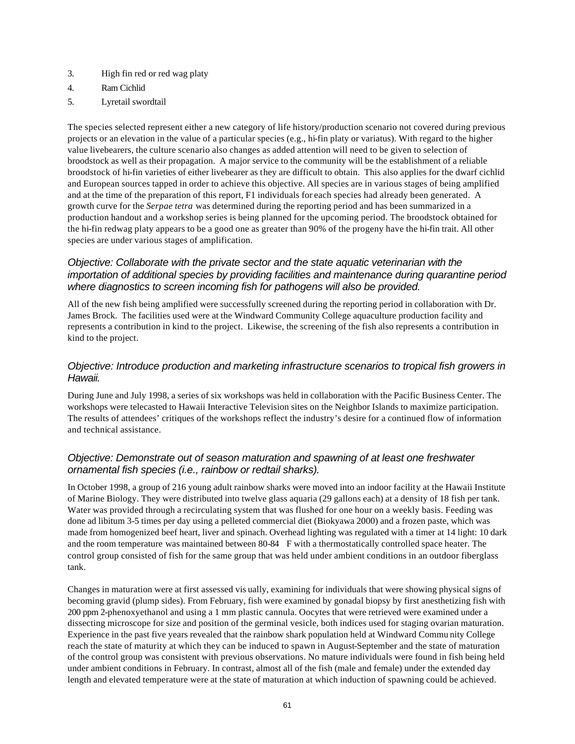3. High fin red or red wag platy
4. Ram Cichlid
5. Lyretail swordtail

The species selected represent either a new category of life history/production scenario not covered during previous projects or an elevation in the value of a particular species (e.g., hi-fin platy or variatus). With regard to the higher value livebearers, the culture scenario also changes as added attention will need to be given to selection of broodstock as well as their propagation. A major service to the community will be the establishment of a reliable broodstock of hi-fin varieties of either livebearer as they are difficult to obtain. This also applies for the dwarf cichlid and European sources tapped in order to achieve this objective. All species are in various stages of being amplified and at the time of the preparation of this report, F1 individuals for each species had already been generated. A growth curve for the *Serpae tetra* was determined during the reporting period and has been summarized in a production handout and a workshop series is being planned for the upcoming period. The broodstock obtained for the hi-fin redwag platy appears to be a good one as greater than 90% of the progeny have the hi-fin trait. All other species are under various stages of amplification.

### *Objective: Collaborate with the private sector and the state aquatic veterinarian with the importation of additional species by providing facilities and maintenance during quarantine period where diagnostics to screen incoming fish for pathogens will also be provided.*

All of the new fish being amplified were successfully screened during the reporting period in collaboration with Dr. James Brock. The facilities used were at the Windward Community College aquaculture production facility and represents a contribution in kind to the project. Likewise, the screening of the fish also represents a contribution in kind to the project.

### *Objective: Introduce production and marketing infrastructure scenarios to tropical fish growers in Hawaii.*

During June and July 1998, a series of six workshops was held in collaboration with the Pacific Business Center. The workshops were telecasted to Hawaii Interactive Television sites on the Neighbor Islands to maximize participation. The results of attendees' critiques of the workshops reflect the industry's desire for a continued flow of information and technical assistance.

### *Objective: Demonstrate out of season maturation and spawning of at least one freshwater ornamental fish species (i.e., rainbow or redtail sharks).*

In October 1998, a group of 216 young adult rainbow sharks were moved into an indoor facility at the Hawaii Institute of Marine Biology. They were distributed into twelve glass aquaria (29 gallons each) at a density of 18 fish per tank. Water was provided through a recirculating system that was flushed for one hour on a weekly basis. Feeding was done ad libitum 3-5 times per day using a pelleted commercial diet (Biokyawa 2000) and a frozen paste, which was made from homogenized beef heart, liver and spinach. Overhead lighting was regulated with a timer at 14 light: 10 dark and the room temperature was maintained between 80-84 F with a thermostatically controlled space heater. The control group consisted of fish for the same group that was held under ambient conditions in an outdoor fiberglass tank.

Changes in maturation were at first assessed visually, examining for individuals that were showing physical signs of becoming gravid (plump sides). From February, fish were examined by gonadal biopsy by first anesthetizing fish with 200 ppm 2-phenoxyethanol and using a 1 mm plastic cannula. Oocytes that were retrieved were examined under a dissecting microscope for size and position of the germinal vesicle, both indices used for staging ovarian maturation. Experience in the past five years revealed that the rainbow shark population held at Windward Community College reach the state of maturity at which they can be induced to spawn in August-September and the state of maturation of the control group was consistent with previous observations. No mature individuals were found in fish being held under ambient conditions in February. In contrast, almost all of the fish (male and female) under the extended day length and elevated temperature were at the state of maturation at which induction of spawning could be achieved.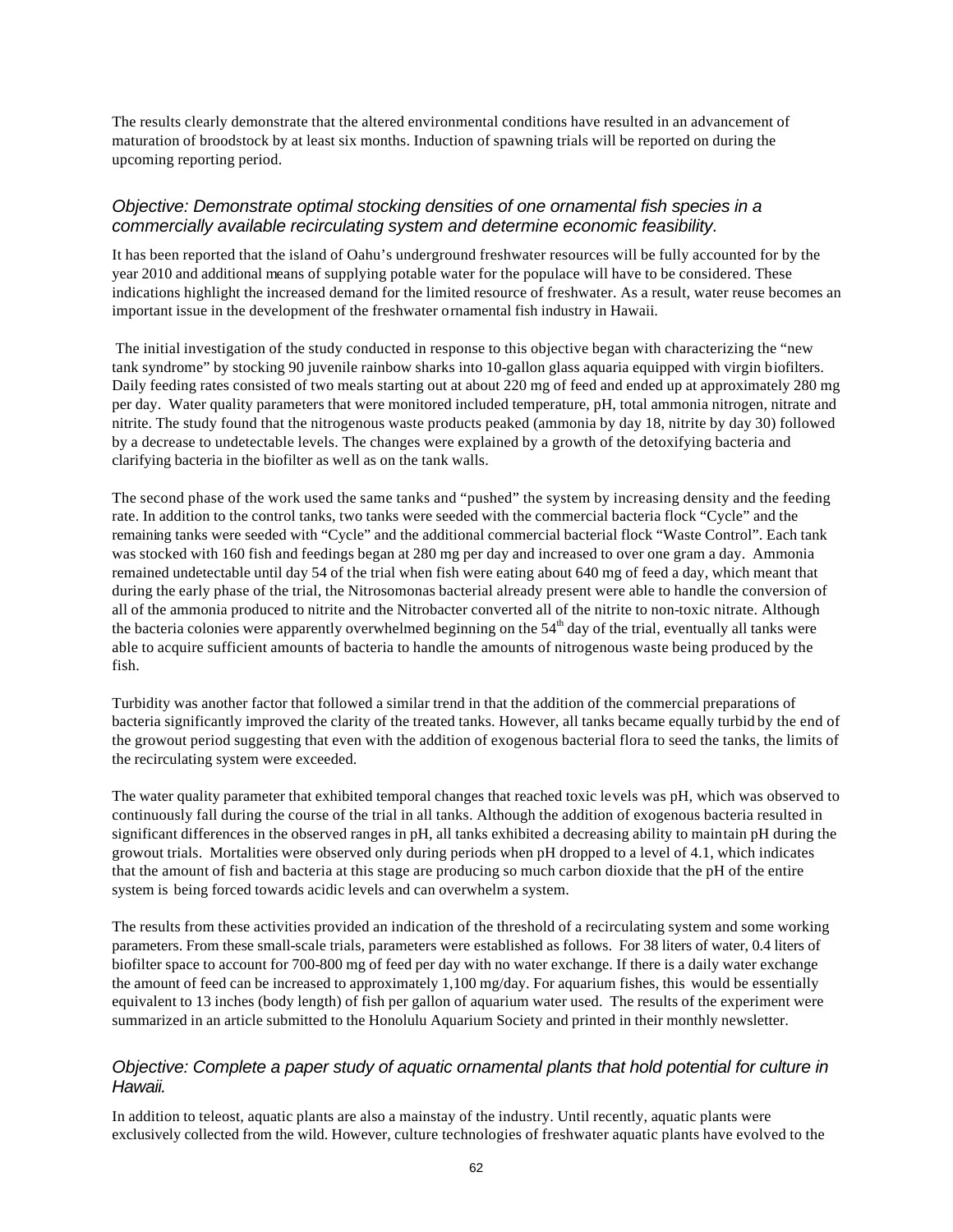The results clearly demonstrate that the altered environmental conditions have resulted in an advancement of maturation of broodstock by at least six months. Induction of spawning trials will be reported on during the upcoming reporting period.

### *Objective: Demonstrate optimal stocking densities of one ornamental fish species in a commercially available recirculating system and determine economic feasibility.*

It has been reported that the island of Oahu's underground freshwater resources will be fully accounted for by the year 2010 and additional means of supplying potable water for the populace will have to be considered. These indications highlight the increased demand for the limited resource of freshwater. As a result, water reuse becomes an important issue in the development of the freshwater ornamental fish industry in Hawaii.

The initial investigation of the study conducted in response to this objective began with characterizing the "new tank syndrome" by stocking 90 juvenile rainbow sharks into 10-gallon glass aquaria equipped with virgin biofilters. Daily feeding rates consisted of two meals starting out at about 220 mg of feed and ended up at approximately 280 mg per day. Water quality parameters that were monitored included temperature, pH, total ammonia nitrogen, nitrate and nitrite. The study found that the nitrogenous waste products peaked (ammonia by day 18, nitrite by day 30) followed by a decrease to undetectable levels. The changes were explained by a growth of the detoxifying bacteria and clarifying bacteria in the biofilter as well as on the tank walls.

The second phase of the work used the same tanks and "pushed" the system by increasing density and the feeding rate. In addition to the control tanks, two tanks were seeded with the commercial bacteria flock "Cycle" and the remaining tanks were seeded with "Cycle" and the additional commercial bacterial flock "Waste Control". Each tank was stocked with 160 fish and feedings began at 280 mg per day and increased to over one gram a day. Ammonia remained undetectable until day 54 of the trial when fish were eating about 640 mg of feed a day, which meant that during the early phase of the trial, the Nitrosomonas bacterial already present were able to handle the conversion of all of the ammonia produced to nitrite and the Nitrobacter converted all of the nitrite to non-toxic nitrate. Although the bacteria colonies were apparently overwhelmed beginning on the 54th day of the trial, eventually all tanks were able to acquire sufficient amounts of bacteria to handle the amounts of nitrogenous waste being produced by the fish.

Turbidity was another factor that followed a similar trend in that the addition of the commercial preparations of bacteria significantly improved the clarity of the treated tanks. However, all tanks became equally turbid by the end of the growout period suggesting that even with the addition of exogenous bacterial flora to seed the tanks, the limits of the recirculating system were exceeded.

The water quality parameter that exhibited temporal changes that reached toxic levels was pH, which was observed to continuously fall during the course of the trial in all tanks. Although the addition of exogenous bacteria resulted in significant differences in the observed ranges in pH, all tanks exhibited a decreasing ability to maintain pH during the growout trials. Mortalities were observed only during periods when pH dropped to a level of 4.1, which indicates that the amount of fish and bacteria at this stage are producing so much carbon dioxide that the pH of the entire system is being forced towards acidic levels and can overwhelm a system.

The results from these activities provided an indication of the threshold of a recirculating system and some working parameters. From these small-scale trials, parameters were established as follows. For 38 liters of water, 0.4 liters of biofilter space to account for 700-800 mg of feed per day with no water exchange. If there is a daily water exchange the amount of feed can be increased to approximately 1,100 mg/day. For aquarium fishes, this would be essentially equivalent to 13 inches (body length) of fish per gallon of aquarium water used. The results of the experiment were summarized in an article submitted to the Honolulu Aquarium Society and printed in their monthly newsletter.

### *Objective: Complete a paper study of aquatic ornamental plants that hold potential for culture in Hawaii.*

In addition to teleost, aquatic plants are also a mainstay of the industry. Until recently, aquatic plants were exclusively collected from the wild. However, culture technologies of freshwater aquatic plants have evolved to the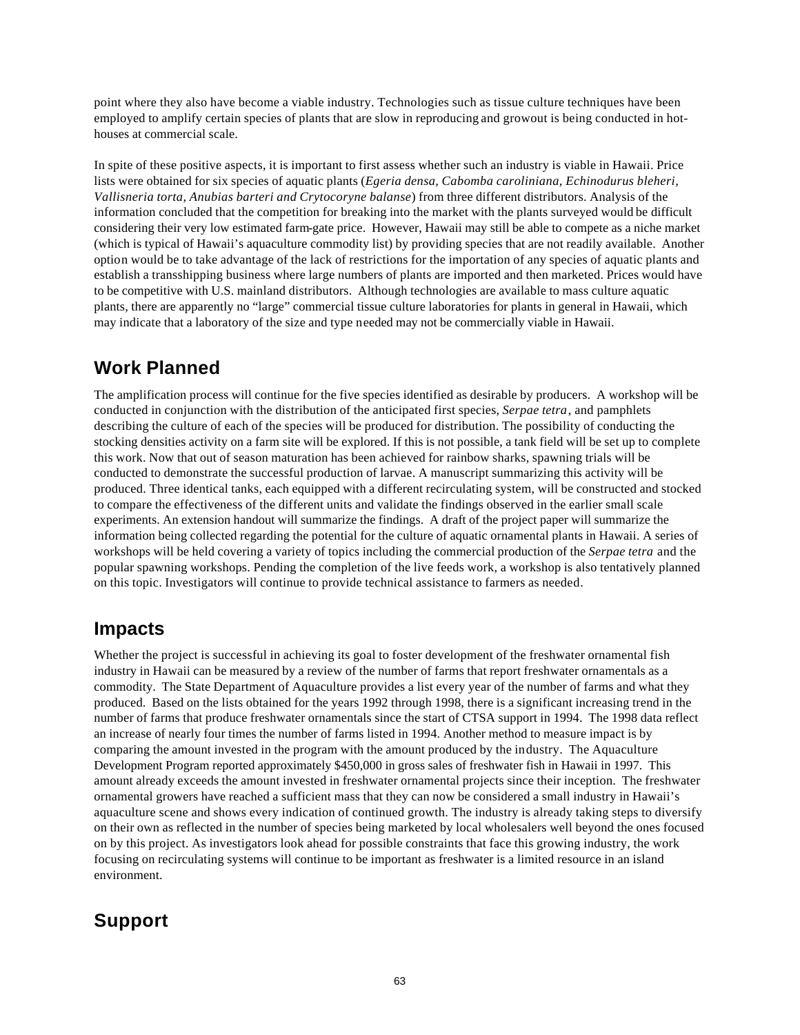point where they also have become a viable industry. Technologies such as tissue culture techniques have been employed to amplify certain species of plants that are slow in reproducing and growout is being conducted in hot-houses at commercial scale.

In spite of these positive aspects, it is important to first assess whether such an industry is viable in Hawaii. Price lists were obtained for six species of aquatic plants (*Egeria densa, Cabomba caroliniana, Echinodurus bleheri, Vallisneria torta, Anubias barteri and Crytocoryne balanse*) from three different distributors. Analysis of the information concluded that the competition for breaking into the market with the plants surveyed would be difficult considering their very low estimated farm-gate price. However, Hawaii may still be able to compete as a niche market (which is typical of Hawaii's aquaculture commodity list) by providing species that are not readily available. Another option would be to take advantage of the lack of restrictions for the importation of any species of aquatic plants and establish a transshipping business where large numbers of plants are imported and then marketed. Prices would have to be competitive with U.S. mainland distributors. Although technologies are available to mass culture aquatic plants, there are apparently no "large" commercial tissue culture laboratories for plants in general in Hawaii, which may indicate that a laboratory of the size and type needed may not be commercially viable in Hawaii.

## Work Planned

The amplification process will continue for the five species identified as desirable by producers. A workshop will be conducted in conjunction with the distribution of the anticipated first species, *Serpae tetra*, and pamphlets describing the culture of each of the species will be produced for distribution. The possibility of conducting the stocking densities activity on a farm site will be explored. If this is not possible, a tank field will be set up to complete this work. Now that out of season maturation has been achieved for rainbow sharks, spawning trials will be conducted to demonstrate the successful production of larvae. A manuscript summarizing this activity will be produced. Three identical tanks, each equipped with a different recirculating system, will be constructed and stocked to compare the effectiveness of the different units and validate the findings observed in the earlier small scale experiments. An extension handout will summarize the findings. A draft of the project paper will summarize the information being collected regarding the potential for the culture of aquatic ornamental plants in Hawaii. A series of workshops will be held covering a variety of topics including the commercial production of the *Serpae tetra* and the popular spawning workshops. Pending the completion of the live feeds work, a workshop is also tentatively planned on this topic. Investigators will continue to provide technical assistance to farmers as needed.

## Impacts

Whether the project is successful in achieving its goal to foster development of the freshwater ornamental fish industry in Hawaii can be measured by a review of the number of farms that report freshwater ornamentals as a commodity. The State Department of Aquaculture provides a list every year of the number of farms and what they produced. Based on the lists obtained for the years 1992 through 1998, there is a significant increasing trend in the number of farms that produce freshwater ornamentals since the start of CTSA support in 1994. The 1998 data reflect an increase of nearly four times the number of farms listed in 1994. Another method to measure impact is by comparing the amount invested in the program with the amount produced by the industry. The Aquaculture Development Program reported approximately $450,000 in gross sales of freshwater fish in Hawaii in 1997. This amount already exceeds the amount invested in freshwater ornamental projects since their inception. The freshwater ornamental growers have reached a sufficient mass that they can now be considered a small industry in Hawaii's aquaculture scene and shows every indication of continued growth. The industry is already taking steps to diversify on their own as reflected in the number of species being marketed by local wholesalers well beyond the ones focused on by this project. As investigators look ahead for possible constraints that face this growing industry, the work focusing on recirculating systems will continue to be important as freshwater is a limited resource in an island environment.

## Support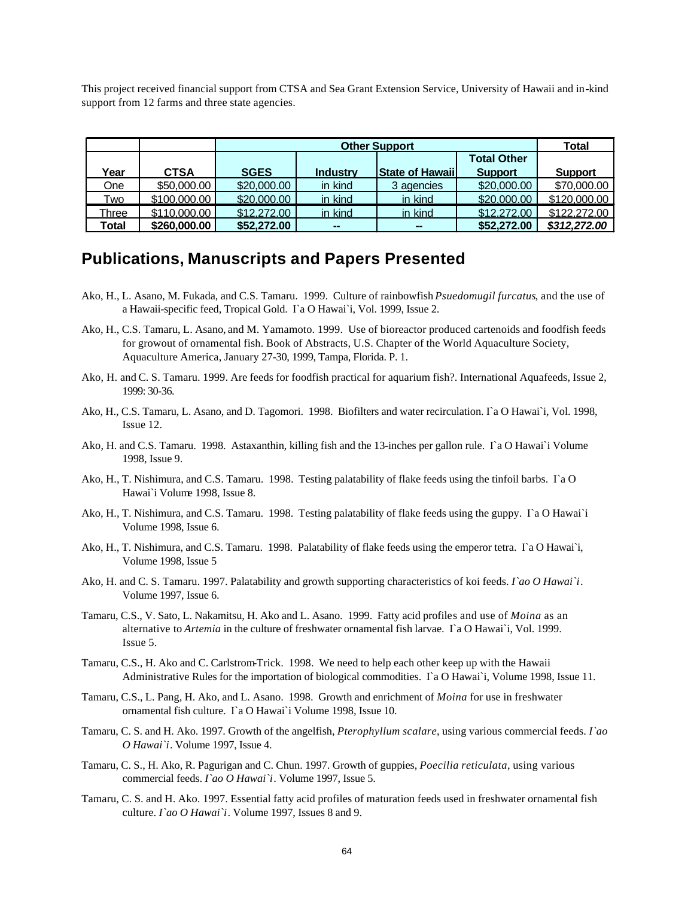This project received financial support from CTSA and Sea Grant Extension Service, University of Hawaii and in-kind support from 12 farms and three state agencies.

| | | Other Support | | | | Total |
|---|---|---|---|---|---|---|
| **Year** | **CTSA** | **SGES** | **Industry** | **State of Hawaii** | **Total Other Support** | **Support** |
| One | $50,000.00 | $20,000.00 | in kind | 3 agencies | $20,000.00 | $70,000.00 |
| Two | $100,000.00 | $20,000.00 | in kind | in kind | $20,000.00 | $120,000.00 |
| Three | $110,000.00 | $12,272.00 | in kind | in kind | $12,272.00 | $122,272.00 |
| **Total** | **$260,000.00** | **$52,272.00** | **--** | **--** | **$52,272.00** | ***$312,272.00*** |

## Publications, Manuscripts and Papers Presented

Ako, H., L. Asano, M. Fukada, and C.S. Tamaru. 1999. Culture of rainbowfish *Psuedomugil furcatus*, and the use of a Hawaii-specific feed, Tropical Gold. I`a O Hawai`i, Vol. 1999, Issue 2.

Ako, H., C.S. Tamaru, L. Asano, and M. Yamamoto. 1999. Use of bioreactor produced cartenoids and foodfish feeds for growout of ornamental fish. Book of Abstracts, U.S. Chapter of the World Aquaculture Society, Aquaculture America, January 27-30, 1999, Tampa, Florida. P. 1.

Ako, H. and C. S. Tamaru. 1999. Are feeds for foodfish practical for aquarium fish?. International Aquafeeds, Issue 2, 1999: 30-36.

Ako, H., C.S. Tamaru, L. Asano, and D. Tagomori. 1998. Biofilters and water recirculation. I`a O Hawai`i, Vol. 1998, Issue 12.

Ako, H. and C.S. Tamaru. 1998. Astaxanthin, killing fish and the 13-inches per gallon rule. I`a O Hawai`i Volume 1998, Issue 9.

Ako, H., T. Nishimura, and C.S. Tamaru. 1998. Testing palatability of flake feeds using the tinfoil barbs. I`a O Hawai`i Volume 1998, Issue 8.

Ako, H., T. Nishimura, and C.S. Tamaru. 1998. Testing palatability of flake feeds using the guppy. I`a O Hawai`i Volume 1998, Issue 6.

Ako, H., T. Nishimura, and C.S. Tamaru. 1998. Palatability of flake feeds using the emperor tetra. I`a O Hawai`i, Volume 1998, Issue 5

Ako, H. and C. S. Tamaru. 1997. Palatability and growth supporting characteristics of koi feeds. *I`ao O Hawai`i*. Volume 1997, Issue 6.

Tamaru, C.S., V. Sato, L. Nakamitsu, H. Ako and L. Asano. 1999. Fatty acid profiles and use of *Moina* as an alternative to *Artemia* in the culture of freshwater ornamental fish larvae. I`a O Hawai`i, Vol. 1999. Issue 5.

Tamaru, C.S., H. Ako and C. Carlstrom-Trick. 1998. We need to help each other keep up with the Hawaii Administrative Rules for the importation of biological commodities. I`a O Hawai`i, Volume 1998, Issue 11.

Tamaru, C.S., L. Pang, H. Ako, and L. Asano. 1998. Growth and enrichment of *Moina* for use in freshwater ornamental fish culture. I`a O Hawai`i Volume 1998, Issue 10.

Tamaru, C. S. and H. Ako. 1997. Growth of the angelfish, *Pterophyllum scalare*, using various commercial feeds. *I`ao O Hawai`i*. Volume 1997, Issue 4.

Tamaru, C. S., H. Ako, R. Pagurigan and C. Chun. 1997. Growth of guppies, *Poecilia reticulata*, using various commercial feeds. *I`ao O Hawai`i*. Volume 1997, Issue 5.

Tamaru, C. S. and H. Ako. 1997. Essential fatty acid profiles of maturation feeds used in freshwater ornamental fish culture. *I`ao O Hawai`i*. Volume 1997, Issues 8 and 9.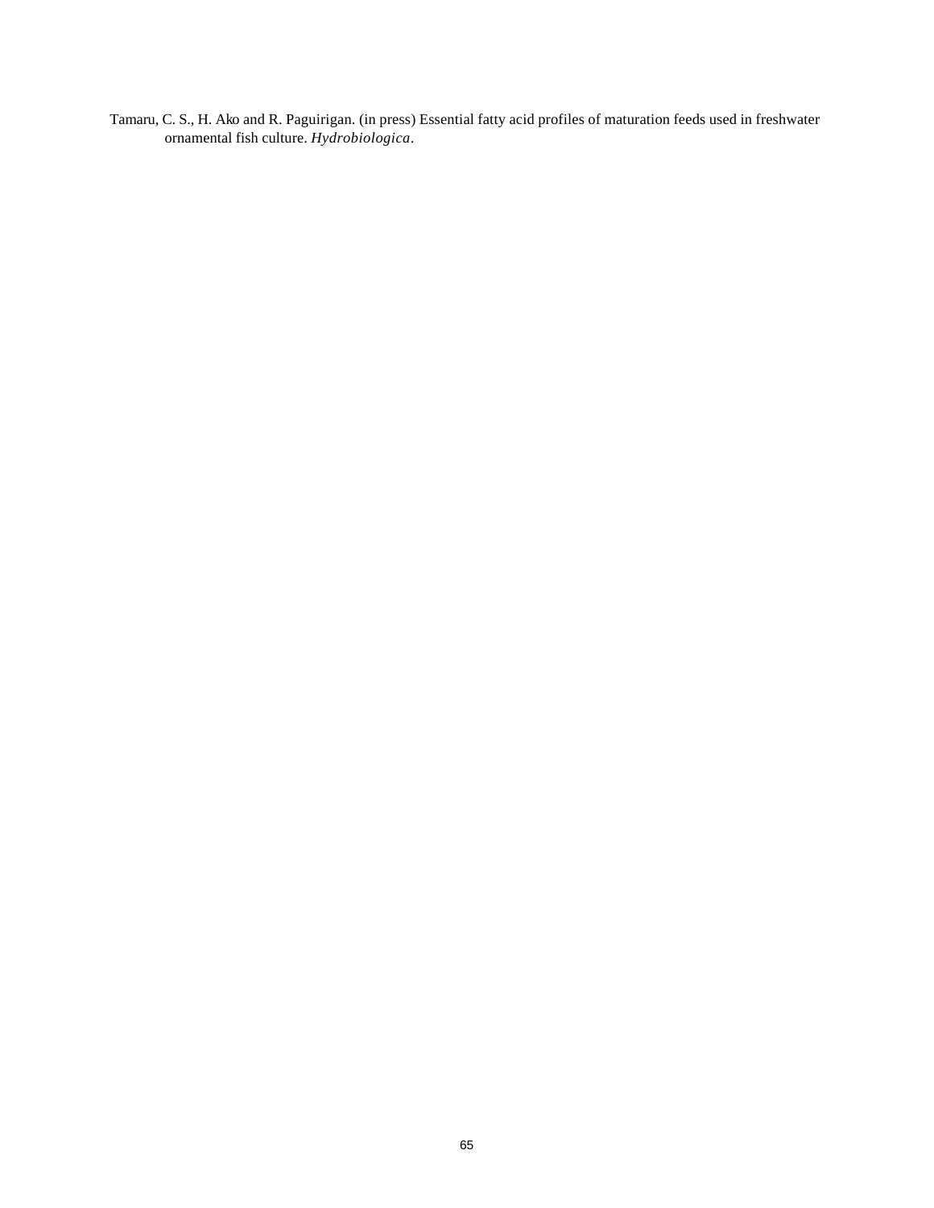Tamaru, C. S., H. Ako and R. Paguirigan. (in press) Essential fatty acid profiles of maturation feeds used in freshwater ornamental fish culture. *Hydrobiologica*.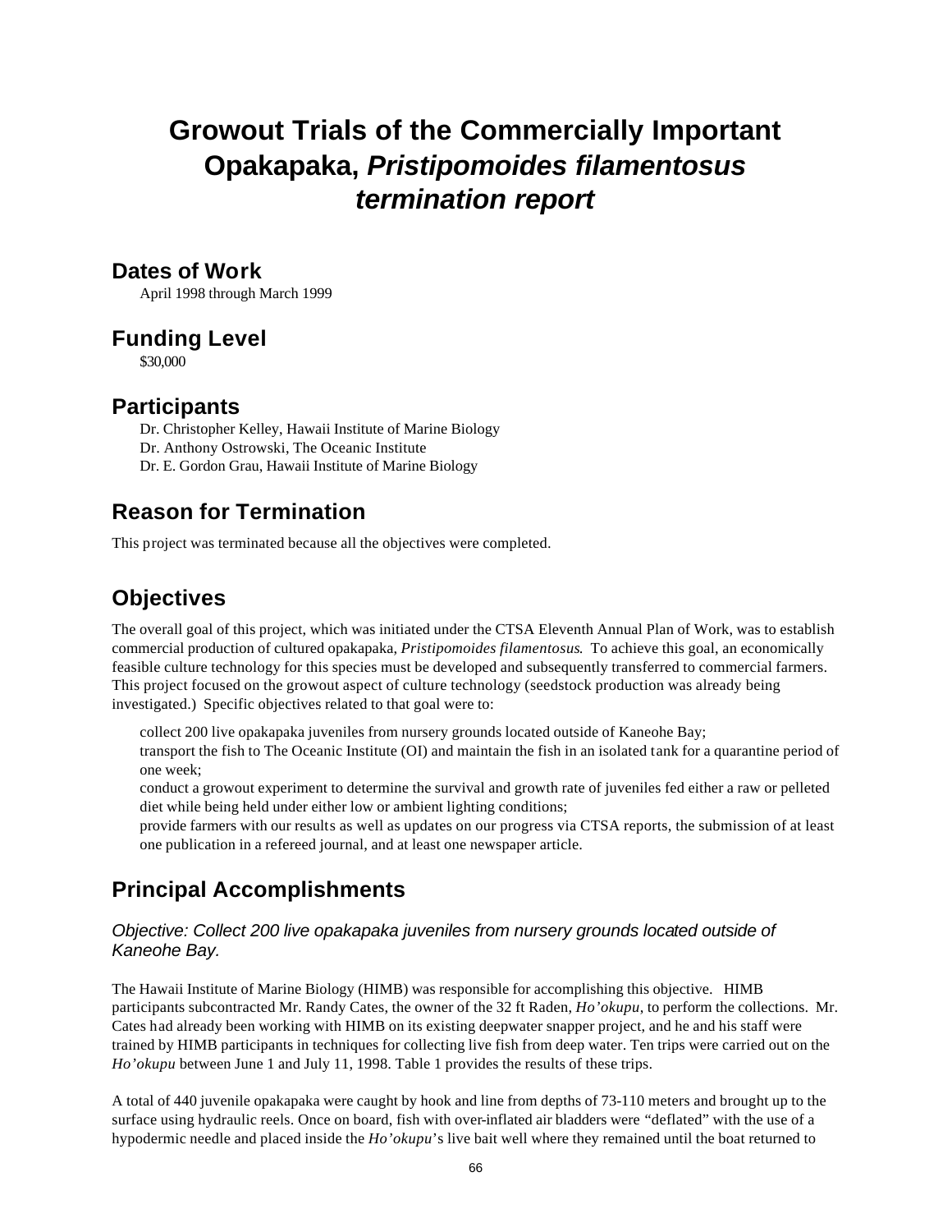# Growout Trials of the Commercially Important Opakapaka, *Pristipomoides filamentosus termination report*

## Dates of Work

April 1998 through March 1999

## Funding Level

$30,000

## Participants

Dr. Christopher Kelley, Hawaii Institute of Marine Biology
Dr. Anthony Ostrowski, The Oceanic Institute
Dr. E. Gordon Grau, Hawaii Institute of Marine Biology

## Reason for Termination

This project was terminated because all the objectives were completed.

## Objectives

The overall goal of this project, which was initiated under the CTSA Eleventh Annual Plan of Work, was to establish commercial production of cultured opakapaka, *Pristipomoides filamentosus*. To achieve this goal, an economically feasible culture technology for this species must be developed and subsequently transferred to commercial farmers. This project focused on the growout aspect of culture technology (seedstock production was already being investigated.) Specific objectives related to that goal were to:

- collect 200 live opakapaka juveniles from nursery grounds located outside of Kaneohe Bay;
- transport the fish to The Oceanic Institute (OI) and maintain the fish in an isolated tank for a quarantine period of one week;
- conduct a growout experiment to determine the survival and growth rate of juveniles fed either a raw or pelleted diet while being held under either low or ambient lighting conditions;
- provide farmers with our results as well as updates on our progress via CTSA reports, the submission of at least one publication in a refereed journal, and at least one newspaper article.

## Principal Accomplishments

### *Objective: Collect 200 live opakapaka juveniles from nursery grounds located outside of Kaneohe Bay.*

The Hawaii Institute of Marine Biology (HIMB) was responsible for accomplishing this objective. HIMB participants subcontracted Mr. Randy Cates, the owner of the 32 ft Raden, *Ho'okupu*, to perform the collections. Mr. Cates had already been working with HIMB on its existing deepwater snapper project, and he and his staff were trained by HIMB participants in techniques for collecting live fish from deep water. Ten trips were carried out on the *Ho'okupu* between June 1 and July 11, 1998. Table 1 provides the results of these trips.

A total of 440 juvenile opakapaka were caught by hook and line from depths of 73-110 meters and brought up to the surface using hydraulic reels. Once on board, fish with over-inflated air bladders were "deflated" with the use of a hypodermic needle and placed inside the *Ho'okupu*'s live bait well where they remained until the boat returned to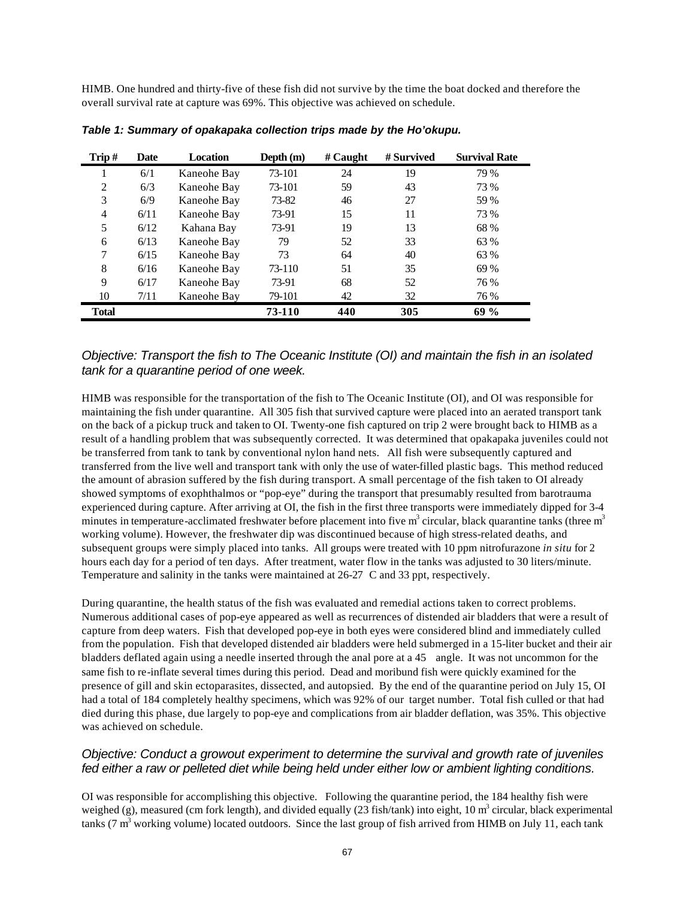HIMB. One hundred and thirty-five of these fish did not survive by the time the boat docked and therefore the overall survival rate at capture was 69%. This objective was achieved on schedule.

***Table 1: Summary of opakapaka collection trips made by the Ho'okupu.***

| Trip # | Date | Location | Depth (m) | # Caught | # Survived | Survival Rate |
|---|---|---|---|---|---|---|
| 1 | 6/1 | Kaneohe Bay | 73-101 | 24 | 19 | 79 % |
| 2 | 6/3 | Kaneohe Bay | 73-101 | 59 | 43 | 73 % |
| 3 | 6/9 | Kaneohe Bay | 73-82 | 46 | 27 | 59 % |
| 4 | 6/11 | Kaneohe Bay | 73-91 | 15 | 11 | 73 % |
| 5 | 6/12 | Kahana Bay | 73-91 | 19 | 13 | 68 % |
| 6 | 6/13 | Kaneohe Bay | 79 | 52 | 33 | 63 % |
| 7 | 6/15 | Kaneohe Bay | 73 | 64 | 40 | 63 % |
| 8 | 6/16 | Kaneohe Bay | 73-110 | 51 | 35 | 69 % |
| 9 | 6/17 | Kaneohe Bay | 73-91 | 68 | 52 | 76 % |
| 10 | 7/11 | Kaneohe Bay | 79-101 | 42 | 32 | 76 % |
| **Total** | | | **73-110** | **440** | **305** | **69 %** |

### *Objective: Transport the fish to The Oceanic Institute (OI) and maintain the fish in an isolated tank for a quarantine period of one week.*

HIMB was responsible for the transportation of the fish to The Oceanic Institute (OI), and OI was responsible for maintaining the fish under quarantine. All 305 fish that survived capture were placed into an aerated transport tank on the back of a pickup truck and taken to OI. Twenty-one fish captured on trip 2 were brought back to HIMB as a result of a handling problem that was subsequently corrected. It was determined that opakapaka juveniles could not be transferred from tank to tank by conventional nylon hand nets. All fish were subsequently captured and transferred from the live well and transport tank with only the use of water-filled plastic bags. This method reduced the amount of abrasion suffered by the fish during transport. A small percentage of the fish taken to OI already showed symptoms of exophthalmos or "pop-eye" during the transport that presumably resulted from barotrauma experienced during capture. After arriving at OI, the fish in the first three transports were immediately dipped for 3-4 minutes in temperature-acclimated freshwater before placement into five $m^3$ circular, black quarantine tanks (three $m^3$ working volume). However, the freshwater dip was discontinued because of high stress-related deaths, and subsequent groups were simply placed into tanks. All groups were treated with 10 ppm nitrofurazone *in situ* for 2 hours each day for a period of ten days. After treatment, water flow in the tanks was adjusted to 30 liters/minute. Temperature and salinity in the tanks were maintained at 26-27 C and 33 ppt, respectively.

During quarantine, the health status of the fish was evaluated and remedial actions taken to correct problems. Numerous additional cases of pop-eye appeared as well as recurrences of distended air bladders that were a result of capture from deep waters. Fish that developed pop-eye in both eyes were considered blind and immediately culled from the population. Fish that developed distended air bladders were held submerged in a 15-liter bucket and their air bladders deflated again using a needle inserted through the anal pore at a 45 angle. It was not uncommon for the same fish to re-inflate several times during this period. Dead and moribund fish were quickly examined for the presence of gill and skin ectoparasites, dissected, and autopsied. By the end of the quarantine period on July 15, OI had a total of 184 completely healthy specimens, which was 92% of our target number. Total fish culled or that had died during this phase, due largely to pop-eye and complications from air bladder deflation, was 35%. This objective was achieved on schedule.

### *Objective: Conduct a growout experiment to determine the survival and growth rate of juveniles fed either a raw or pelleted diet while being held under either low or ambient lighting conditions.*

OI was responsible for accomplishing this objective. Following the quarantine period, the 184 healthy fish were weighed (g), measured (cm fork length), and divided equally (23 fish/tank) into eight, 10 $m^3$ circular, black experimental tanks (7 $m^3$ working volume) located outdoors. Since the last group of fish arrived from HIMB on July 11, each tank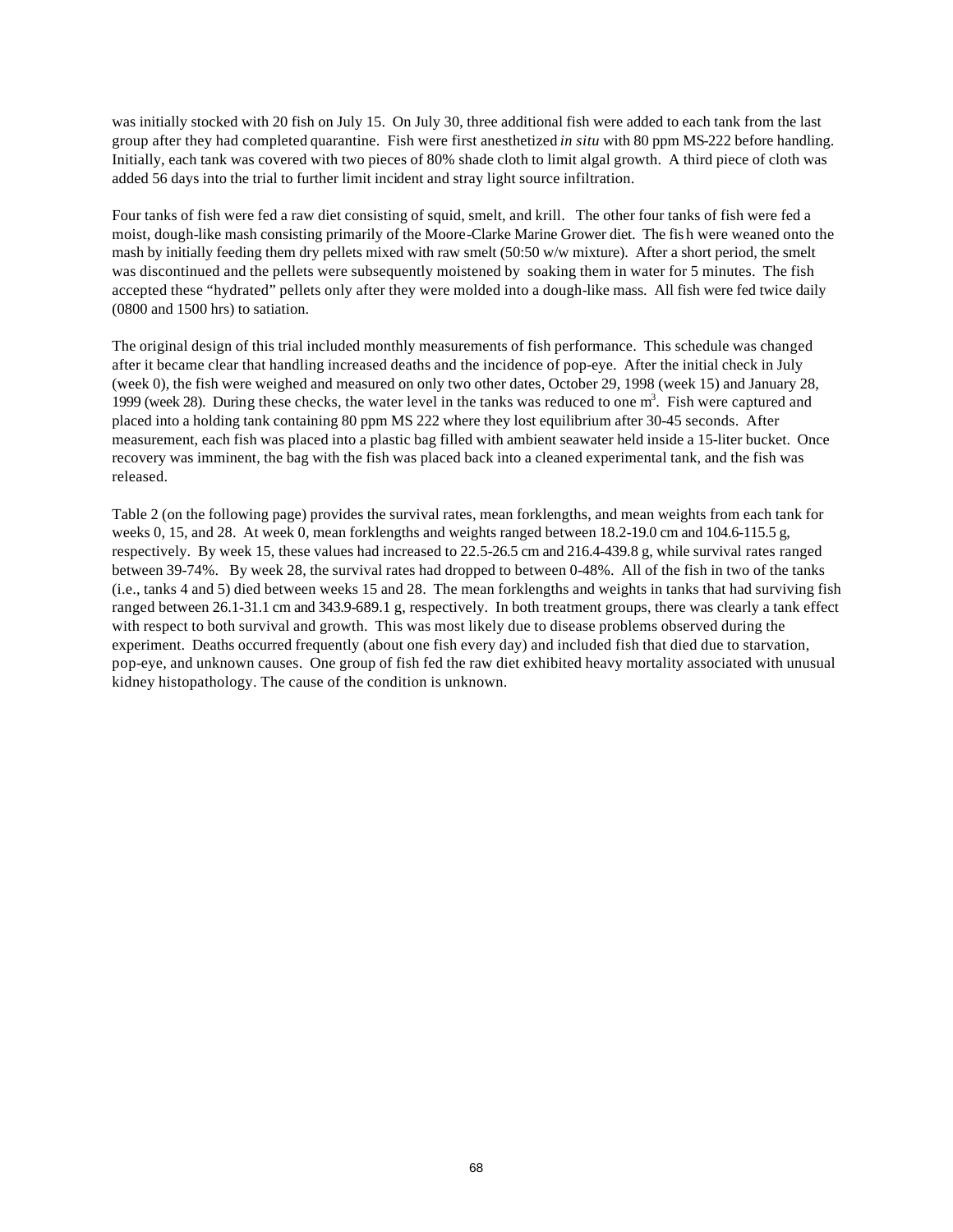was initially stocked with 20 fish on July 15. On July 30, three additional fish were added to each tank from the last group after they had completed quarantine. Fish were first anesthetized *in situ* with 80 ppm MS-222 before handling. Initially, each tank was covered with two pieces of 80% shade cloth to limit algal growth. A third piece of cloth was added 56 days into the trial to further limit incident and stray light source infiltration.

Four tanks of fish were fed a raw diet consisting of squid, smelt, and krill. The other four tanks of fish were fed a moist, dough-like mash consisting primarily of the Moore-Clarke Marine Grower diet. The fish were weaned onto the mash by initially feeding them dry pellets mixed with raw smelt (50:50 w/w mixture). After a short period, the smelt was discontinued and the pellets were subsequently moistened by soaking them in water for 5 minutes. The fish accepted these "hydrated" pellets only after they were molded into a dough-like mass. All fish were fed twice daily (0800 and 1500 hrs) to satiation.

The original design of this trial included monthly measurements of fish performance. This schedule was changed after it became clear that handling increased deaths and the incidence of pop-eye. After the initial check in July (week 0), the fish were weighed and measured on only two other dates, October 29, 1998 (week 15) and January 28, 1999 (week 28). During these checks, the water level in the tanks was reduced to one $m^3$. Fish were captured and placed into a holding tank containing 80 ppm MS 222 where they lost equilibrium after 30-45 seconds. After measurement, each fish was placed into a plastic bag filled with ambient seawater held inside a 15-liter bucket. Once recovery was imminent, the bag with the fish was placed back into a cleaned experimental tank, and the fish was released.

Table 2 (on the following page) provides the survival rates, mean forklengths, and mean weights from each tank for weeks 0, 15, and 28. At week 0, mean forklengths and weights ranged between 18.2-19.0 cm and 104.6-115.5 g, respectively. By week 15, these values had increased to 22.5-26.5 cm and 216.4-439.8 g, while survival rates ranged between 39-74%. By week 28, the survival rates had dropped to between 0-48%. All of the fish in two of the tanks (i.e., tanks 4 and 5) died between weeks 15 and 28. The mean forklengths and weights in tanks that had surviving fish ranged between 26.1-31.1 cm and 343.9-689.1 g, respectively. In both treatment groups, there was clearly a tank effect with respect to both survival and growth. This was most likely due to disease problems observed during the experiment. Deaths occurred frequently (about one fish every day) and included fish that died due to starvation, pop-eye, and unknown causes. One group of fish fed the raw diet exhibited heavy mortality associated with unusual kidney histopathology. The cause of the condition is unknown.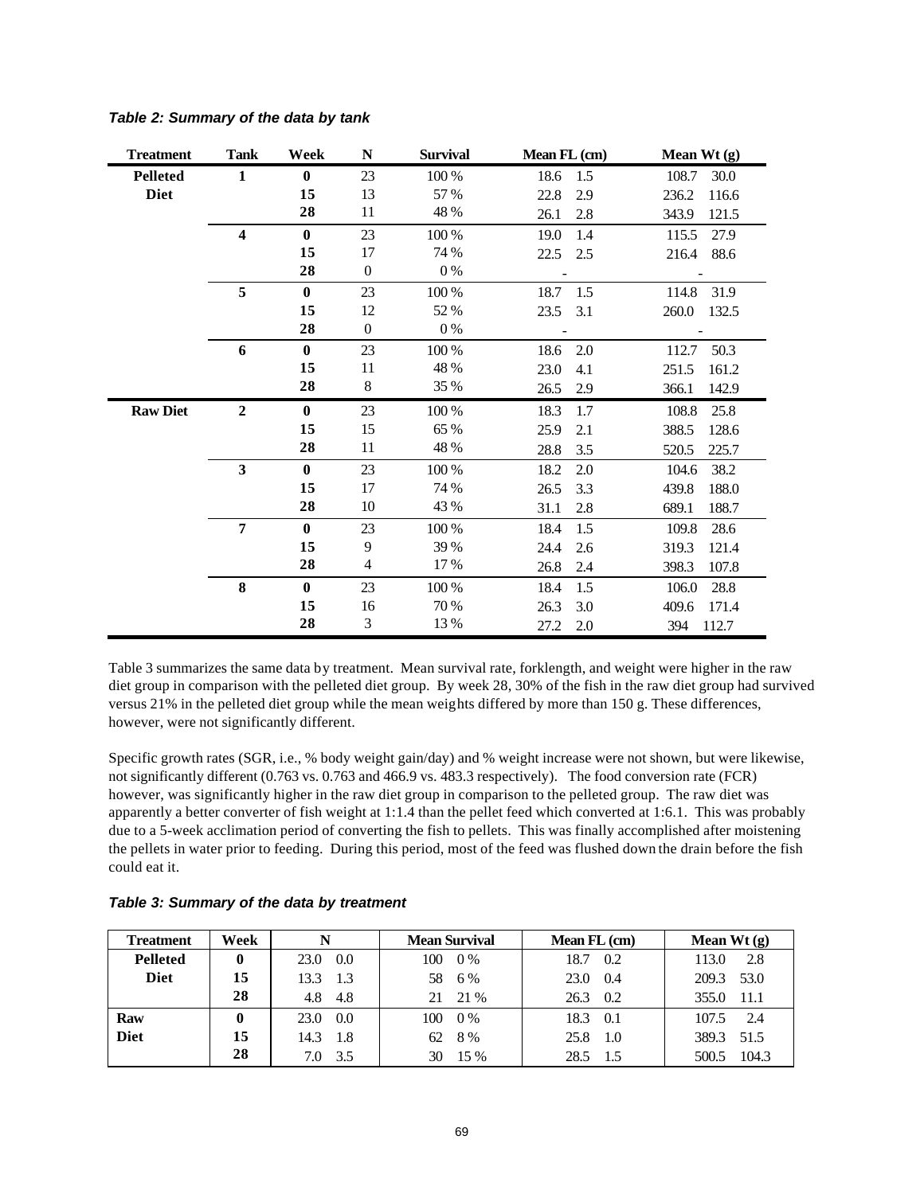***Table 2: Summary of the data by tank***

| Treatment | Tank | Week | N | Survival | Mean FL (cm) | | Mean Wt (g) | |
|---|---|---|---|---|---|---|---|---|
| **Pelleted Diet** | **1** | **0** | 23 | 100 % | 18.6 | 1.5 | 108.7 | 30.0 |
| | | **15** | 13 | 57 % | 22.8 | 2.9 | 236.2 | 116.6 |
| | | **28** | 11 | 48 % | 26.1 | 2.8 | 343.9 | 121.5 |
| | **4** | **0** | 23 | 100 % | 19.0 | 1.4 | 115.5 | 27.9 |
| | | **15** | 17 | 74 % | 22.5 | 2.5 | 216.4 | 88.6 |
| | | **28** | 0 | 0 % | - | | - | |
| | **5** | **0** | 23 | 100 % | 18.7 | 1.5 | 114.8 | 31.9 |
| | | **15** | 12 | 52 % | 23.5 | 3.1 | 260.0 | 132.5 |
| | | **28** | 0 | 0 % | - | | - | |
| | **6** | **0** | 23 | 100 % | 18.6 | 2.0 | 112.7 | 50.3 |
| | | **15** | 11 | 48 % | 23.0 | 4.1 | 251.5 | 161.2 |
| | | **28** | 8 | 35 % | 26.5 | 2.9 | 366.1 | 142.9 |
| **Raw Diet** | **2** | **0** | 23 | 100 % | 18.3 | 1.7 | 108.8 | 25.8 |
| | | **15** | 15 | 65 % | 25.9 | 2.1 | 388.5 | 128.6 |
| | | **28** | 11 | 48 % | 28.8 | 3.5 | 520.5 | 225.7 |
| | **3** | **0** | 23 | 100 % | 18.2 | 2.0 | 104.6 | 38.2 |
| | | **15** | 17 | 74 % | 26.5 | 3.3 | 439.8 | 188.0 |
| | | **28** | 10 | 43 % | 31.1 | 2.8 | 689.1 | 188.7 |
| | **7** | **0** | 23 | 100 % | 18.4 | 1.5 | 109.8 | 28.6 |
| | | **15** | 9 | 39 % | 24.4 | 2.6 | 319.3 | 121.4 |
| | | **28** | 4 | 17 % | 26.8 | 2.4 | 398.3 | 107.8 |
| | **8** | **0** | 23 | 100 % | 18.4 | 1.5 | 106.0 | 28.8 |
| | | **15** | 16 | 70 % | 26.3 | 3.0 | 409.6 | 171.4 |
| | | **28** | 3 | 13 % | 27.2 | 2.0 | 394 | 112.7 |

Table 3 summarizes the same data by treatment. Mean survival rate, forklength, and weight were higher in the raw diet group in comparison with the pelleted diet group. By week 28, 30% of the fish in the raw diet group had survived versus 21% in the pelleted diet group while the mean weights differed by more than 150 g. These differences, however, were not significantly different.

Specific growth rates (SGR, i.e., % body weight gain/day) and % weight increase were not shown, but were likewise, not significantly different (0.763 vs. 0.763 and 466.9 vs. 483.3 respectively). The food conversion rate (FCR) however, was significantly higher in the raw diet group in comparison to the pelleted group. The raw diet was apparently a better converter of fish weight at 1:1.4 than the pellet feed which converted at 1:6.1. This was probably due to a 5-week acclimation period of converting the fish to pellets. This was finally accomplished after moistening the pellets in water prior to feeding. During this period, most of the feed was flushed down the drain before the fish could eat it.

***Table 3: Summary of the data by treatment***

| Treatment | Week | N | | Mean Survival | | Mean FL (cm) | | Mean Wt (g) | |
|---|---|---|---|---|---|---|---|---|---|
| **Pelleted Diet** | **0** | 23.0 | 0.0 | 100 | 0 % | 18.7 | 0.2 | 113.0 | 2.8 |
| | **15** | 13.3 | 1.3 | 58 | 6 % | 23.0 | 0.4 | 209.3 | 53.0 |
| | **28** | 4.8 | 4.8 | 21 | 21 % | 26.3 | 0.2 | 355.0 | 11.1 |
| **Raw Diet** | **0** | 23.0 | 0.0 | 100 | 0 % | 18.3 | 0.1 | 107.5 | 2.4 |
| | **15** | 14.3 | 1.8 | 62 | 8 % | 25.8 | 1.0 | 389.3 | 51.5 |
| | **28** | 7.0 | 3.5 | 30 | 15 % | 28.5 | 1.5 | 500.5 | 104.3 |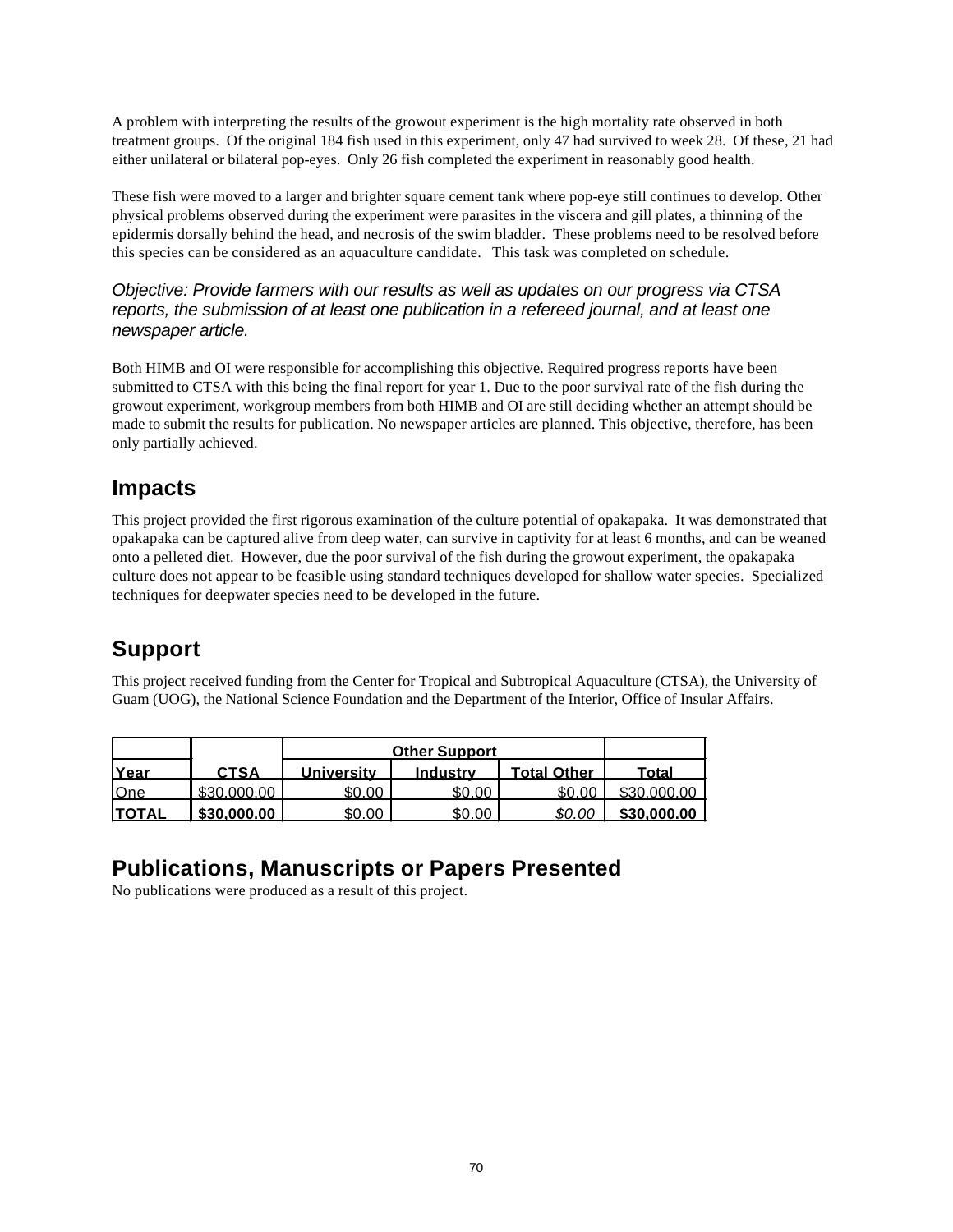A problem with interpreting the results of the growout experiment is the high mortality rate observed in both treatment groups. Of the original 184 fish used in this experiment, only 47 had survived to week 28. Of these, 21 had either unilateral or bilateral pop-eyes. Only 26 fish completed the experiment in reasonably good health.

These fish were moved to a larger and brighter square cement tank where pop-eye still continues to develop. Other physical problems observed during the experiment were parasites in the viscera and gill plates, a thinning of the epidermis dorsally behind the head, and necrosis of the swim bladder. These problems need to be resolved before this species can be considered as an aquaculture candidate. This task was completed on schedule.

*Objective: Provide farmers with our results as well as updates on our progress via CTSA reports, the submission of at least one publication in a refereed journal, and at least one newspaper article.*

Both HIMB and OI were responsible for accomplishing this objective. Required progress reports have been submitted to CTSA with this being the final report for year 1. Due to the poor survival rate of the fish during the growout experiment, workgroup members from both HIMB and OI are still deciding whether an attempt should be made to submit the results for publication. No newspaper articles are planned. This objective, therefore, has been only partially achieved.

## Impacts

This project provided the first rigorous examination of the culture potential of opakapaka. It was demonstrated that opakapaka can be captured alive from deep water, can survive in captivity for at least 6 months, and can be weaned onto a pelleted diet. However, due the poor survival of the fish during the growout experiment, the opakapaka culture does not appear to be feasible using standard techniques developed for shallow water species. Specialized techniques for deepwater species need to be developed in the future.

## Support

This project received funding from the Center for Tropical and Subtropical Aquaculture (CTSA), the University of Guam (UOG), the National Science Foundation and the Department of the Interior, Office of Insular Affairs.

| | | Other Support | | | |
|---|---|---|---|---|---|
| **Year** | **CTSA** | **University** | **Industry** | **Total Other** | **Total** |
| One | $30,000.00 | $0.00 | $0.00 | $0.00 | $30,000.00 |
| **TOTAL** | **$30,000.00** | $0.00 | $0.00 | *$0.00* | **$30,000.00** |

## Publications, Manuscripts or Papers Presented

No publications were produced as a result of this project.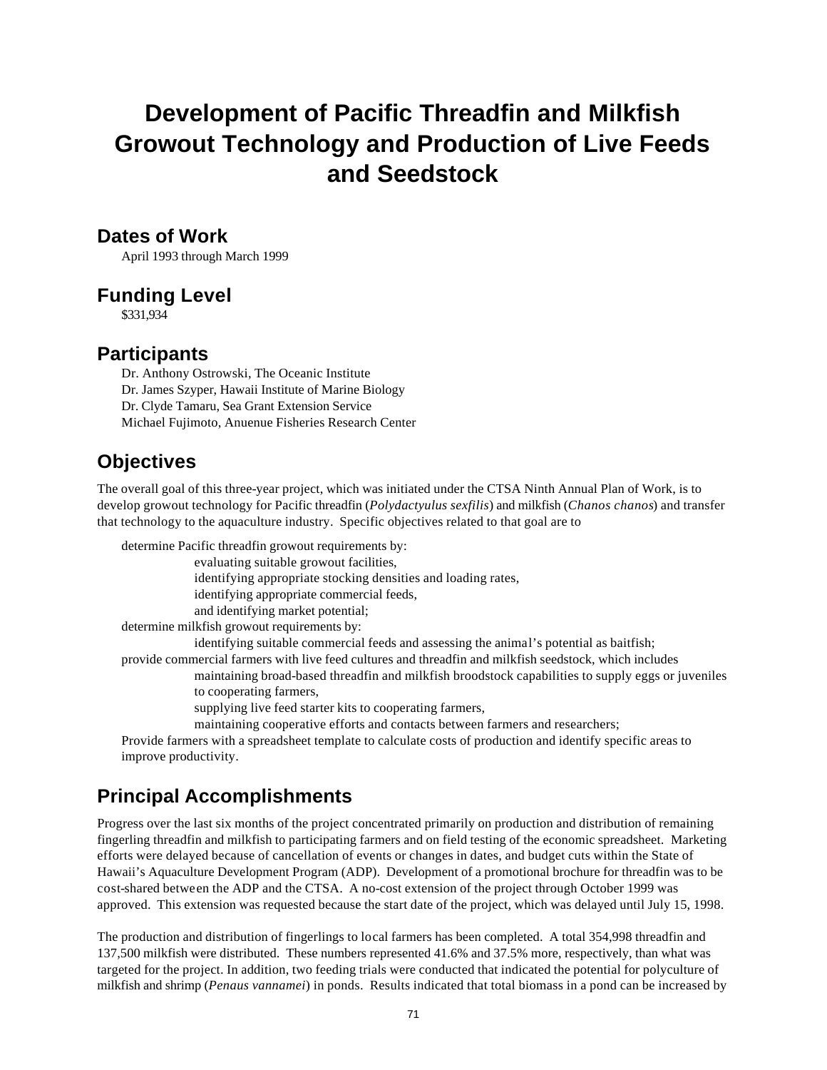# Development of Pacific Threadfin and Milkfish Growout Technology and Production of Live Feeds and Seedstock

## Dates of Work

April 1993 through March 1999

## Funding Level

$331,934

## Participants

Dr. Anthony Ostrowski, The Oceanic Institute
Dr. James Szyper, Hawaii Institute of Marine Biology
Dr. Clyde Tamaru, Sea Grant Extension Service
Michael Fujimoto, Anuenue Fisheries Research Center

## Objectives

The overall goal of this three-year project, which was initiated under the CTSA Ninth Annual Plan of Work, is to develop growout technology for Pacific threadfin (*Polydactyulus sexfilis*) and milkfish (*Chanos chanos*) and transfer that technology to the aquaculture industry. Specific objectives related to that goal are to

- determine Pacific threadfin growout requirements by:
  - evaluating suitable growout facilities,
  - identifying appropriate stocking densities and loading rates,
  - identifying appropriate commercial feeds,
  - and identifying market potential;
- determine milkfish growout requirements by:
  - identifying suitable commercial feeds and assessing the animal's potential as baitfish;
- provide commercial farmers with live feed cultures and threadfin and milkfish seedstock, which includes
  - maintaining broad-based threadfin and milkfish broodstock capabilities to supply eggs or juveniles to cooperating farmers,
  - supplying live feed starter kits to cooperating farmers,
  - maintaining cooperative efforts and contacts between farmers and researchers;
- Provide farmers with a spreadsheet template to calculate costs of production and identify specific areas to improve productivity.

## Principal Accomplishments

Progress over the last six months of the project concentrated primarily on production and distribution of remaining fingerling threadfin and milkfish to participating farmers and on field testing of the economic spreadsheet. Marketing efforts were delayed because of cancellation of events or changes in dates, and budget cuts within the State of Hawaii's Aquaculture Development Program (ADP). Development of a promotional brochure for threadfin was to be cost-shared between the ADP and the CTSA. A no-cost extension of the project through October 1999 was approved. This extension was requested because the start date of the project, which was delayed until July 15, 1998.

The production and distribution of fingerlings to local farmers has been completed. A total 354,998 threadfin and 137,500 milkfish were distributed. These numbers represented 41.6% and 37.5% more, respectively, than what was targeted for the project. In addition, two feeding trials were conducted that indicated the potential for polyculture of milkfish and shrimp (*Penaus vannamei*) in ponds. Results indicated that total biomass in a pond can be increased by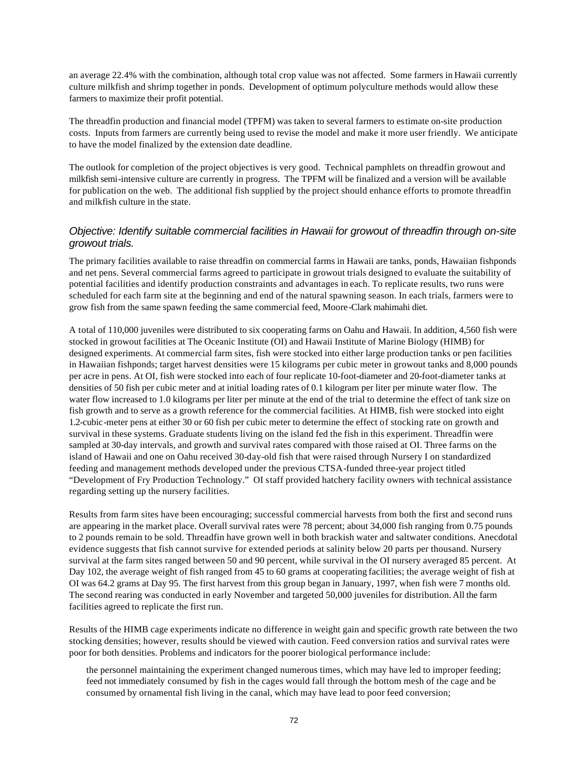an average 22.4% with the combination, although total crop value was not affected. Some farmers in Hawaii currently culture milkfish and shrimp together in ponds. Development of optimum polyculture methods would allow these farmers to maximize their profit potential.

The threadfin production and financial model (TPFM) was taken to several farmers to estimate on-site production costs. Inputs from farmers are currently being used to revise the model and make it more user friendly. We anticipate to have the model finalized by the extension date deadline.

The outlook for completion of the project objectives is very good. Technical pamphlets on threadfin growout and milkfish semi-intensive culture are currently in progress. The TPFM will be finalized and a version will be available for publication on the web. The additional fish supplied by the project should enhance efforts to promote threadfin and milkfish culture in the state.

### *Objective: Identify suitable commercial facilities in Hawaii for growout of threadfin through on-site growout trials.*

The primary facilities available to raise threadfin on commercial farms in Hawaii are tanks, ponds, Hawaiian fishponds and net pens. Several commercial farms agreed to participate in growout trials designed to evaluate the suitability of potential facilities and identify production constraints and advantages in each. To replicate results, two runs were scheduled for each farm site at the beginning and end of the natural spawning season. In each trials, farmers were to grow fish from the same spawn feeding the same commercial feed, Moore-Clark mahimahi diet.

A total of 110,000 juveniles were distributed to six cooperating farms on Oahu and Hawaii. In addition, 4,560 fish were stocked in growout facilities at The Oceanic Institute (OI) and Hawaii Institute of Marine Biology (HIMB) for designed experiments. At commercial farm sites, fish were stocked into either large production tanks or pen facilities in Hawaiian fishponds; target harvest densities were 15 kilograms per cubic meter in growout tanks and 8,000 pounds per acre in pens. At OI, fish were stocked into each of four replicate 10-foot-diameter and 20-foot-diameter tanks at densities of 50 fish per cubic meter and at initial loading rates of 0.1 kilogram per liter per minute water flow. The water flow increased to 1.0 kilograms per liter per minute at the end of the trial to determine the effect of tank size on fish growth and to serve as a growth reference for the commercial facilities. At HIMB, fish were stocked into eight 1.2-cubic-meter pens at either 30 or 60 fish per cubic meter to determine the effect of stocking rate on growth and survival in these systems. Graduate students living on the island fed the fish in this experiment. Threadfin were sampled at 30-day intervals, and growth and survival rates compared with those raised at OI. Three farms on the island of Hawaii and one on Oahu received 30-day-old fish that were raised through Nursery I on standardized feeding and management methods developed under the previous CTSA-funded three-year project titled "Development of Fry Production Technology." OI staff provided hatchery facility owners with technical assistance regarding setting up the nursery facilities.

Results from farm sites have been encouraging; successful commercial harvests from both the first and second runs are appearing in the market place. Overall survival rates were 78 percent; about 34,000 fish ranging from 0.75 pounds to 2 pounds remain to be sold. Threadfin have grown well in both brackish water and saltwater conditions. Anecdotal evidence suggests that fish cannot survive for extended periods at salinity below 20 parts per thousand. Nursery survival at the farm sites ranged between 50 and 90 percent, while survival in the OI nursery averaged 85 percent. At Day 102, the average weight of fish ranged from 45 to 60 grams at cooperating facilities; the average weight of fish at OI was 64.2 grams at Day 95. The first harvest from this group began in January, 1997, when fish were 7 months old. The second rearing was conducted in early November and targeted 50,000 juveniles for distribution. All the farm facilities agreed to replicate the first run.

Results of the HIMB cage experiments indicate no difference in weight gain and specific growth rate between the two stocking densities; however, results should be viewed with caution. Feed conversion ratios and survival rates were poor for both densities. Problems and indicators for the poorer biological performance include:

- the personnel maintaining the experiment changed numerous times, which may have led to improper feeding;
- feed not immediately consumed by fish in the cages would fall through the bottom mesh of the cage and be consumed by ornamental fish living in the canal, which may have lead to poor feed conversion;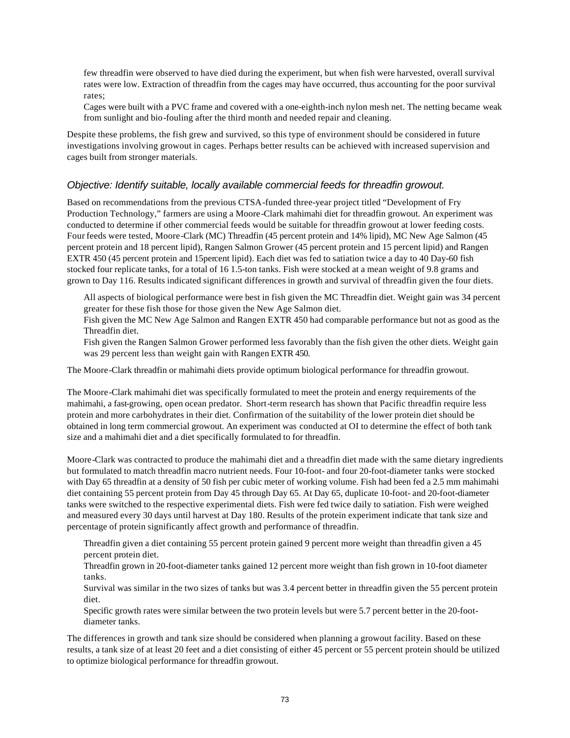few threadfin were observed to have died during the experiment, but when fish were harvested, overall survival rates were low. Extraction of threadfin from the cages may have occurred, thus accounting for the poor survival rates;

Cages were built with a PVC frame and covered with a one-eighth-inch nylon mesh net. The netting became weak from sunlight and bio-fouling after the third month and needed repair and cleaning.

Despite these problems, the fish grew and survived, so this type of environment should be considered in future investigations involving growout in cages. Perhaps better results can be achieved with increased supervision and cages built from stronger materials.

### *Objective: Identify suitable, locally available commercial feeds for threadfin growout.*

Based on recommendations from the previous CTSA-funded three-year project titled "Development of Fry Production Technology," farmers are using a Moore-Clark mahimahi diet for threadfin growout. An experiment was conducted to determine if other commercial feeds would be suitable for threadfin growout at lower feeding costs. Four feeds were tested, Moore-Clark (MC) Threadfin (45 percent protein and 14% lipid), MC New Age Salmon (45 percent protein and 18 percent lipid), Rangen Salmon Grower (45 percent protein and 15 percent lipid) and Rangen EXTR 450 (45 percent protein and 15percent lipid). Each diet was fed to satiation twice a day to 40 Day-60 fish stocked four replicate tanks, for a total of 16 1.5-ton tanks. Fish were stocked at a mean weight of 9.8 grams and grown to Day 116. Results indicated significant differences in growth and survival of threadfin given the four diets.

All aspects of biological performance were best in fish given the MC Threadfin diet. Weight gain was 34 percent greater for these fish those for those given the New Age Salmon diet.

Fish given the MC New Age Salmon and Rangen EXTR 450 had comparable performance but not as good as the Threadfin diet.

Fish given the Rangen Salmon Grower performed less favorably than the fish given the other diets. Weight gain was 29 percent less than weight gain with Rangen EXTR 450.

The Moore-Clark threadfin or mahimahi diets provide optimum biological performance for threadfin growout.

The Moore-Clark mahimahi diet was specifically formulated to meet the protein and energy requirements of the mahimahi, a fast-growing, open ocean predator. Short-term research has shown that Pacific threadfin require less protein and more carbohydrates in their diet. Confirmation of the suitability of the lower protein diet should be obtained in long term commercial growout. An experiment was conducted at OI to determine the effect of both tank size and a mahimahi diet and a diet specifically formulated to for threadfin.

Moore-Clark was contracted to produce the mahimahi diet and a threadfin diet made with the same dietary ingredients but formulated to match threadfin macro nutrient needs. Four 10-foot- and four 20-foot-diameter tanks were stocked with Day 65 threadfin at a density of 50 fish per cubic meter of working volume. Fish had been fed a 2.5 mm mahimahi diet containing 55 percent protein from Day 45 through Day 65. At Day 65, duplicate 10-foot- and 20-foot-diameter tanks were switched to the respective experimental diets. Fish were fed twice daily to satiation. Fish were weighed and measured every 30 days until harvest at Day 180. Results of the protein experiment indicate that tank size and percentage of protein significantly affect growth and performance of threadfin.

Threadfin given a diet containing 55 percent protein gained 9 percent more weight than threadfin given a 45 percent protein diet.

Threadfin grown in 20-foot-diameter tanks gained 12 percent more weight than fish grown in 10-foot diameter tanks.

Survival was similar in the two sizes of tanks but was 3.4 percent better in threadfin given the 55 percent protein diet.

Specific growth rates were similar between the two protein levels but were 5.7 percent better in the 20-foot-diameter tanks.

The differences in growth and tank size should be considered when planning a growout facility. Based on these results, a tank size of at least 20 feet and a diet consisting of either 45 percent or 55 percent protein should be utilized to optimize biological performance for threadfin growout.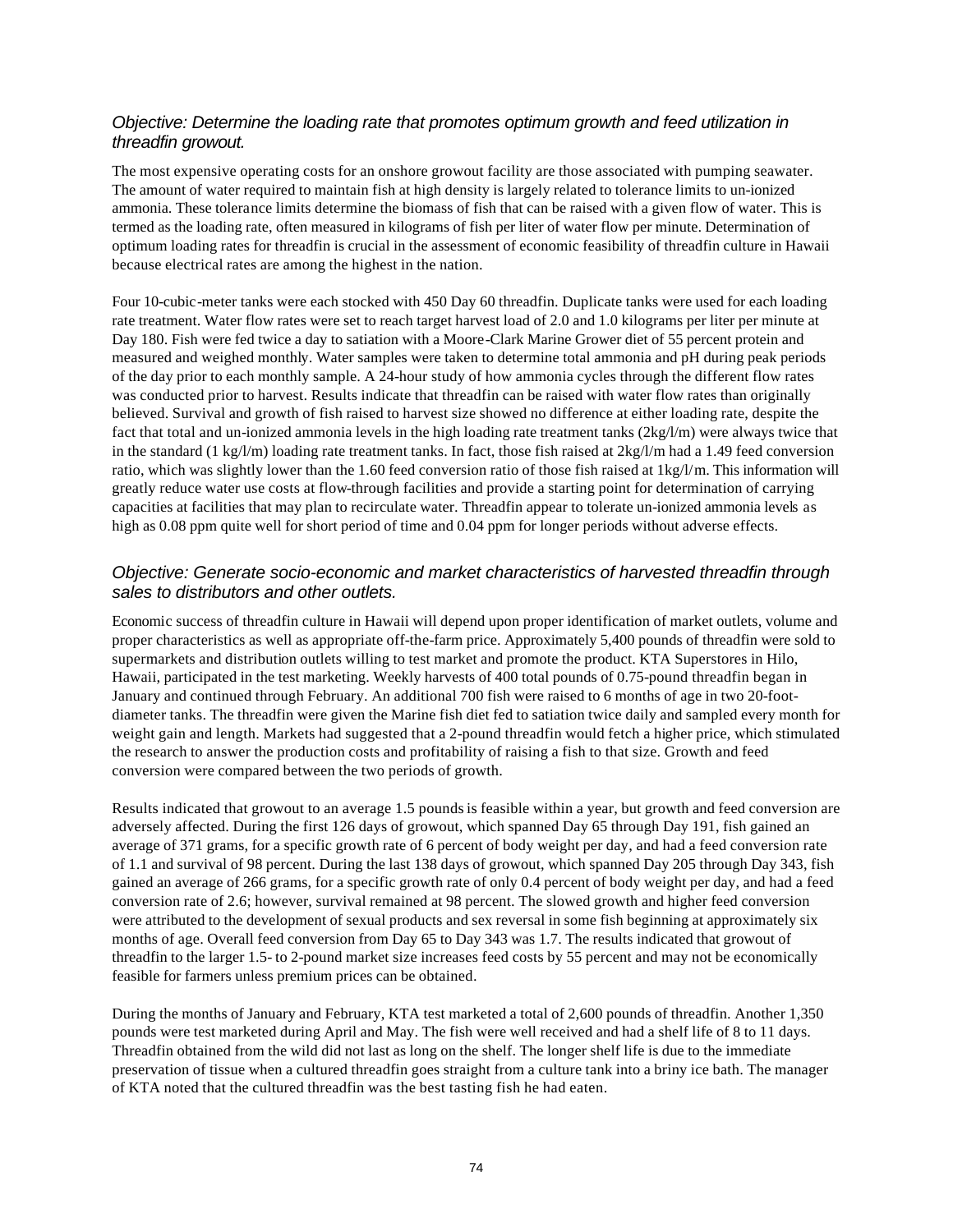### *Objective: Determine the loading rate that promotes optimum growth and feed utilization in threadfin growout.*

The most expensive operating costs for an onshore growout facility are those associated with pumping seawater. The amount of water required to maintain fish at high density is largely related to tolerance limits to un-ionized ammonia. These tolerance limits determine the biomass of fish that can be raised with a given flow of water. This is termed as the loading rate, often measured in kilograms of fish per liter of water flow per minute. Determination of optimum loading rates for threadfin is crucial in the assessment of economic feasibility of threadfin culture in Hawaii because electrical rates are among the highest in the nation.

Four 10-cubic-meter tanks were each stocked with 450 Day 60 threadfin. Duplicate tanks were used for each loading rate treatment. Water flow rates were set to reach target harvest load of 2.0 and 1.0 kilograms per liter per minute at Day 180. Fish were fed twice a day to satiation with a Moore-Clark Marine Grower diet of 55 percent protein and measured and weighed monthly. Water samples were taken to determine total ammonia and pH during peak periods of the day prior to each monthly sample. A 24-hour study of how ammonia cycles through the different flow rates was conducted prior to harvest. Results indicate that threadfin can be raised with water flow rates than originally believed. Survival and growth of fish raised to harvest size showed no difference at either loading rate, despite the fact that total and un-ionized ammonia levels in the high loading rate treatment tanks (2kg/l/m) were always twice that in the standard (1 kg/l/m) loading rate treatment tanks. In fact, those fish raised at 2kg/l/m had a 1.49 feed conversion ratio, which was slightly lower than the 1.60 feed conversion ratio of those fish raised at 1kg/l/m. This information will greatly reduce water use costs at flow-through facilities and provide a starting point for determination of carrying capacities at facilities that may plan to recirculate water. Threadfin appear to tolerate un-ionized ammonia levels as high as 0.08 ppm quite well for short period of time and 0.04 ppm for longer periods without adverse effects.

### *Objective: Generate socio-economic and market characteristics of harvested threadfin through sales to distributors and other outlets.*

Economic success of threadfin culture in Hawaii will depend upon proper identification of market outlets, volume and proper characteristics as well as appropriate off-the-farm price. Approximately 5,400 pounds of threadfin were sold to supermarkets and distribution outlets willing to test market and promote the product. KTA Superstores in Hilo, Hawaii, participated in the test marketing. Weekly harvests of 400 total pounds of 0.75-pound threadfin began in January and continued through February. An additional 700 fish were raised to 6 months of age in two 20-foot-diameter tanks. The threadfin were given the Marine fish diet fed to satiation twice daily and sampled every month for weight gain and length. Markets had suggested that a 2-pound threadfin would fetch a higher price, which stimulated the research to answer the production costs and profitability of raising a fish to that size. Growth and feed conversion were compared between the two periods of growth.

Results indicated that growout to an average 1.5 pounds is feasible within a year, but growth and feed conversion are adversely affected. During the first 126 days of growout, which spanned Day 65 through Day 191, fish gained an average of 371 grams, for a specific growth rate of 6 percent of body weight per day, and had a feed conversion rate of 1.1 and survival of 98 percent. During the last 138 days of growout, which spanned Day 205 through Day 343, fish gained an average of 266 grams, for a specific growth rate of only 0.4 percent of body weight per day, and had a feed conversion rate of 2.6; however, survival remained at 98 percent. The slowed growth and higher feed conversion were attributed to the development of sexual products and sex reversal in some fish beginning at approximately six months of age. Overall feed conversion from Day 65 to Day 343 was 1.7. The results indicated that growout of threadfin to the larger 1.5- to 2-pound market size increases feed costs by 55 percent and may not be economically feasible for farmers unless premium prices can be obtained.

During the months of January and February, KTA test marketed a total of 2,600 pounds of threadfin. Another 1,350 pounds were test marketed during April and May. The fish were well received and had a shelf life of 8 to 11 days. Threadfin obtained from the wild did not last as long on the shelf. The longer shelf life is due to the immediate preservation of tissue when a cultured threadfin goes straight from a culture tank into a briny ice bath. The manager of KTA noted that the cultured threadfin was the best tasting fish he had eaten.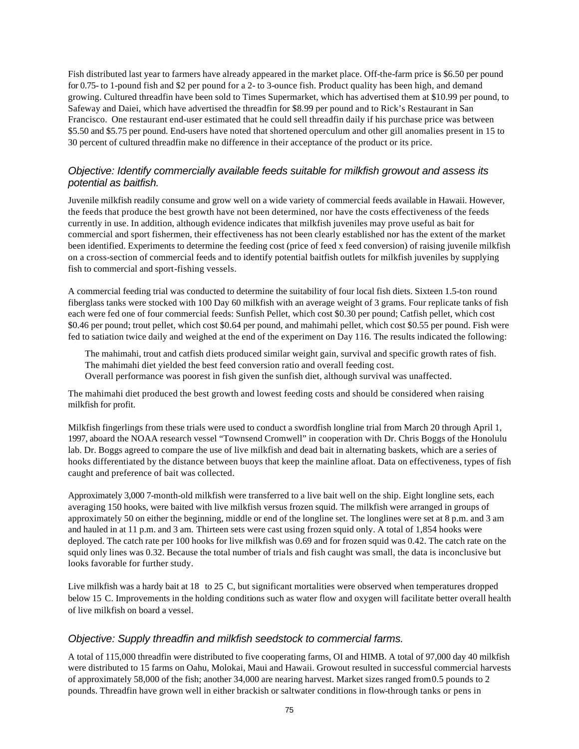Fish distributed last year to farmers have already appeared in the market place. Off-the-farm price is $6.50 per pound for 0.75- to 1-pound fish and $2 per pound for a 2- to 3-ounce fish. Product quality has been high, and demand growing. Cultured threadfin have been sold to Times Supermarket, which has advertised them at $10.99 per pound, to Safeway and Daiei, which have advertised the threadfin for $8.99 per pound and to Rick's Restaurant in San Francisco. One restaurant end-user estimated that he could sell threadfin daily if his purchase price was between $5.50 and $5.75 per pound. End-users have noted that shortened operculum and other gill anomalies present in 15 to 30 percent of cultured threadfin make no difference in their acceptance of the product or its price.

### *Objective: Identify commercially available feeds suitable for milkfish growout and assess its potential as baitfish.*

Juvenile milkfish readily consume and grow well on a wide variety of commercial feeds available in Hawaii. However, the feeds that produce the best growth have not been determined, nor have the costs effectiveness of the feeds currently in use. In addition, although evidence indicates that milkfish juveniles may prove useful as bait for commercial and sport fishermen, their effectiveness has not been clearly established nor has the extent of the market been identified. Experiments to determine the feeding cost (price of feed x feed conversion) of raising juvenile milkfish on a cross-section of commercial feeds and to identify potential baitfish outlets for milkfish juveniles by supplying fish to commercial and sport-fishing vessels.

A commercial feeding trial was conducted to determine the suitability of four local fish diets. Sixteen 1.5-ton round fiberglass tanks were stocked with 100 Day 60 milkfish with an average weight of 3 grams. Four replicate tanks of fish each were fed one of four commercial feeds: Sunfish Pellet, which cost $0.30 per pound; Catfish pellet, which cost $0.46 per pound; trout pellet, which cost $0.64 per pound, and mahimahi pellet, which cost $0.55 per pound. Fish were fed to satiation twice daily and weighed at the end of the experiment on Day 116. The results indicated the following:

- The mahimahi, trout and catfish diets produced similar weight gain, survival and specific growth rates of fish.
- The mahimahi diet yielded the best feed conversion ratio and overall feeding cost.
- Overall performance was poorest in fish given the sunfish diet, although survival was unaffected.

The mahimahi diet produced the best growth and lowest feeding costs and should be considered when raising milkfish for profit.

Milkfish fingerlings from these trials were used to conduct a swordfish longline trial from March 20 through April 1, 1997, aboard the NOAA research vessel "Townsend Cromwell" in cooperation with Dr. Chris Boggs of the Honolulu lab. Dr. Boggs agreed to compare the use of live milkfish and dead bait in alternating baskets, which are a series of hooks differentiated by the distance between buoys that keep the mainline afloat. Data on effectiveness, types of fish caught and preference of bait was collected.

Approximately 3,000 7-month-old milkfish were transferred to a live bait well on the ship. Eight longline sets, each averaging 150 hooks, were baited with live milkfish versus frozen squid. The milkfish were arranged in groups of approximately 50 on either the beginning, middle or end of the longline set. The longlines were set at 8 p.m. and 3 am and hauled in at 11 p.m. and 3 am. Thirteen sets were cast using frozen squid only. A total of 1,854 hooks were deployed. The catch rate per 100 hooks for live milkfish was 0.69 and for frozen squid was 0.42. The catch rate on the squid only lines was 0.32. Because the total number of trials and fish caught was small, the data is inconclusive but looks favorable for further study.

Live milkfish was a hardy bait at 18 to 25 C, but significant mortalities were observed when temperatures dropped below 15 C. Improvements in the holding conditions such as water flow and oxygen will facilitate better overall health of live milkfish on board a vessel.

### *Objective: Supply threadfin and milkfish seedstock to commercial farms.*

A total of 115,000 threadfin were distributed to five cooperating farms, OI and HIMB. A total of 97,000 day 40 milkfish were distributed to 15 farms on Oahu, Molokai, Maui and Hawaii. Growout resulted in successful commercial harvests of approximately 58,000 of the fish; another 34,000 are nearing harvest. Market sizes ranged from 0.5 pounds to 2 pounds. Threadfin have grown well in either brackish or saltwater conditions in flow-through tanks or pens in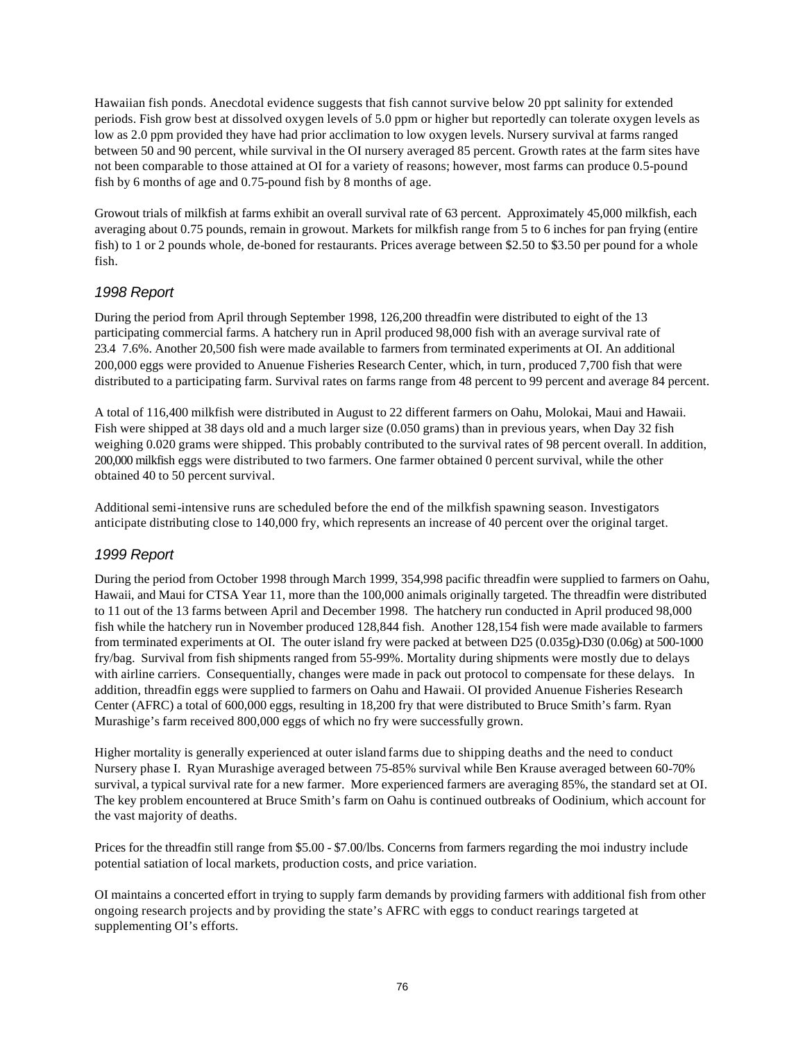Hawaiian fish ponds. Anecdotal evidence suggests that fish cannot survive below 20 ppt salinity for extended periods. Fish grow best at dissolved oxygen levels of 5.0 ppm or higher but reportedly can tolerate oxygen levels as low as 2.0 ppm provided they have had prior acclimation to low oxygen levels. Nursery survival at farms ranged between 50 and 90 percent, while survival in the OI nursery averaged 85 percent. Growth rates at the farm sites have not been comparable to those attained at OI for a variety of reasons; however, most farms can produce 0.5-pound fish by 6 months of age and 0.75-pound fish by 8 months of age.

Growout trials of milkfish at farms exhibit an overall survival rate of 63 percent. Approximately 45,000 milkfish, each averaging about 0.75 pounds, remain in growout. Markets for milkfish range from 5 to 6 inches for pan frying (entire fish) to 1 or 2 pounds whole, de-boned for restaurants. Prices average between $2.50 to $3.50 per pound for a whole fish.

### *1998 Report*

During the period from April through September 1998, 126,200 threadfin were distributed to eight of the 13 participating commercial farms. A hatchery run in April produced 98,000 fish with an average survival rate of 23.4 7.6%. Another 20,500 fish were made available to farmers from terminated experiments at OI. An additional 200,000 eggs were provided to Anuenue Fisheries Research Center, which, in turn, produced 7,700 fish that were distributed to a participating farm. Survival rates on farms range from 48 percent to 99 percent and average 84 percent.

A total of 116,400 milkfish were distributed in August to 22 different farmers on Oahu, Molokai, Maui and Hawaii. Fish were shipped at 38 days old and a much larger size (0.050 grams) than in previous years, when Day 32 fish weighing 0.020 grams were shipped. This probably contributed to the survival rates of 98 percent overall. In addition, 200,000 milkfish eggs were distributed to two farmers. One farmer obtained 0 percent survival, while the other obtained 40 to 50 percent survival.

Additional semi-intensive runs are scheduled before the end of the milkfish spawning season. Investigators anticipate distributing close to 140,000 fry, which represents an increase of 40 percent over the original target.

### *1999 Report*

During the period from October 1998 through March 1999, 354,998 pacific threadfin were supplied to farmers on Oahu, Hawaii, and Maui for CTSA Year 11, more than the 100,000 animals originally targeted. The threadfin were distributed to 11 out of the 13 farms between April and December 1998. The hatchery run conducted in April produced 98,000 fish while the hatchery run in November produced 128,844 fish. Another 128,154 fish were made available to farmers from terminated experiments at OI. The outer island fry were packed at between D25 (0.035g)-D30 (0.06g) at 500-1000 fry/bag. Survival from fish shipments ranged from 55-99%. Mortality during shipments were mostly due to delays with airline carriers. Consequentially, changes were made in pack out protocol to compensate for these delays. In addition, threadfin eggs were supplied to farmers on Oahu and Hawaii. OI provided Anuenue Fisheries Research Center (AFRC) a total of 600,000 eggs, resulting in 18,200 fry that were distributed to Bruce Smith's farm. Ryan Murashige's farm received 800,000 eggs of which no fry were successfully grown.

Higher mortality is generally experienced at outer island farms due to shipping deaths and the need to conduct Nursery phase I. Ryan Murashige averaged between 75-85% survival while Ben Krause averaged between 60-70% survival, a typical survival rate for a new farmer. More experienced farmers are averaging 85%, the standard set at OI. The key problem encountered at Bruce Smith's farm on Oahu is continued outbreaks of Oodinium, which account for the vast majority of deaths.

Prices for the threadfin still range from $5.00 - $7.00/lbs. Concerns from farmers regarding the moi industry include potential satiation of local markets, production costs, and price variation.

OI maintains a concerted effort in trying to supply farm demands by providing farmers with additional fish from other ongoing research projects and by providing the state's AFRC with eggs to conduct rearings targeted at supplementing OI's efforts.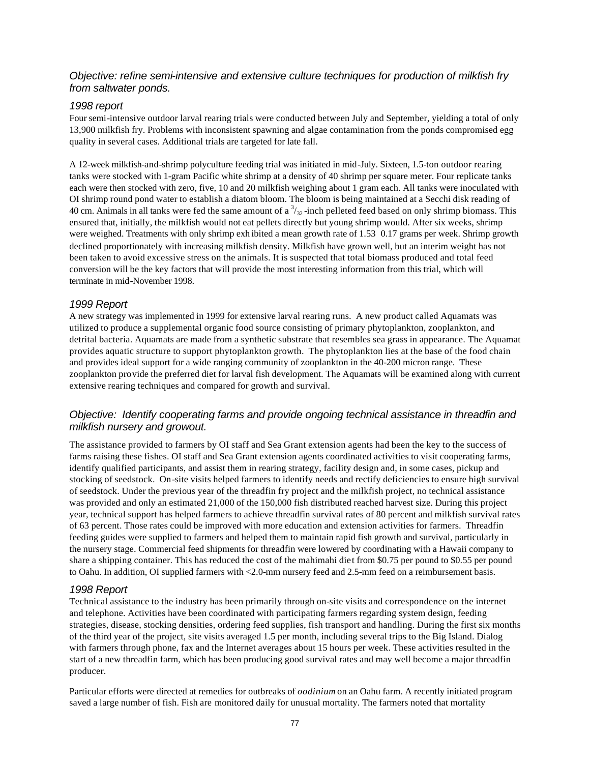### *Objective: refine semi-intensive and extensive culture techniques for production of milkfish fry from saltwater ponds.*

#### *1998 report*

Four semi-intensive outdoor larval rearing trials were conducted between July and September, yielding a total of only 13,900 milkfish fry. Problems with inconsistent spawning and algae contamination from the ponds compromised egg quality in several cases. Additional trials are targeted for late fall.

A 12-week milkfish-and-shrimp polyculture feeding trial was initiated in mid-July. Sixteen, 1.5-ton outdoor rearing tanks were stocked with 1-gram Pacific white shrimp at a density of 40 shrimp per square meter. Four replicate tanks each were then stocked with zero, five, 10 and 20 milkfish weighing about 1 gram each. All tanks were inoculated with OI shrimp round pond water to establish a diatom bloom. The bloom is being maintained at a Secchi disk reading of 40 cm. Animals in all tanks were fed the same amount of a $^{3}/_{32}$-inch pelleted feed based on only shrimp biomass. This ensured that, initially, the milkfish would not eat pellets directly but young shrimp would. After six weeks, shrimp were weighed. Treatments with only shrimp exhibited a mean growth rate of 1.53 0.17 grams per week. Shrimp growth declined proportionately with increasing milkfish density. Milkfish have grown well, but an interim weight has not been taken to avoid excessive stress on the animals. It is suspected that total biomass produced and total feed conversion will be the key factors that will provide the most interesting information from this trial, which will terminate in mid-November 1998.

#### *1999 Report*

A new strategy was implemented in 1999 for extensive larval rearing runs. A new product called Aquamats was utilized to produce a supplemental organic food source consisting of primary phytoplankton, zooplankton, and detrital bacteria. Aquamats are made from a synthetic substrate that resembles sea grass in appearance. The Aquamat provides aquatic structure to support phytoplankton growth. The phytoplankton lies at the base of the food chain and provides ideal support for a wide ranging community of zooplankton in the 40-200 micron range. These zooplankton provide the preferred diet for larval fish development. The Aquamats will be examined along with current extensive rearing techniques and compared for growth and survival.

### *Objective: Identify cooperating farms and provide ongoing technical assistance in threadfin and milkfish nursery and growout.*

The assistance provided to farmers by OI staff and Sea Grant extension agents had been the key to the success of farms raising these fishes. OI staff and Sea Grant extension agents coordinated activities to visit cooperating farms, identify qualified participants, and assist them in rearing strategy, facility design and, in some cases, pickup and stocking of seedstock. On-site visits helped farmers to identify needs and rectify deficiencies to ensure high survival of seedstock. Under the previous year of the threadfin fry project and the milkfish project, no technical assistance was provided and only an estimated 21,000 of the 150,000 fish distributed reached harvest size. During this project year, technical support has helped farmers to achieve threadfin survival rates of 80 percent and milkfish survival rates of 63 percent. Those rates could be improved with more education and extension activities for farmers. Threadfin feeding guides were supplied to farmers and helped them to maintain rapid fish growth and survival, particularly in the nursery stage. Commercial feed shipments for threadfin were lowered by coordinating with a Hawaii company to share a shipping container. This has reduced the cost of the mahimahi diet from $0.75 per pound to $0.55 per pound to Oahu. In addition, OI supplied farmers with <2.0-mm nursery feed and 2.5-mm feed on a reimbursement basis.

#### *1998 Report*

Technical assistance to the industry has been primarily through on-site visits and correspondence on the internet and telephone. Activities have been coordinated with participating farmers regarding system design, feeding strategies, disease, stocking densities, ordering feed supplies, fish transport and handling. During the first six months of the third year of the project, site visits averaged 1.5 per month, including several trips to the Big Island. Dialog with farmers through phone, fax and the Internet averages about 15 hours per week. These activities resulted in the start of a new threadfin farm, which has been producing good survival rates and may well become a major threadfin producer.

Particular efforts were directed at remedies for outbreaks of *oodinium* on an Oahu farm. A recently initiated program saved a large number of fish. Fish are monitored daily for unusual mortality. The farmers noted that mortality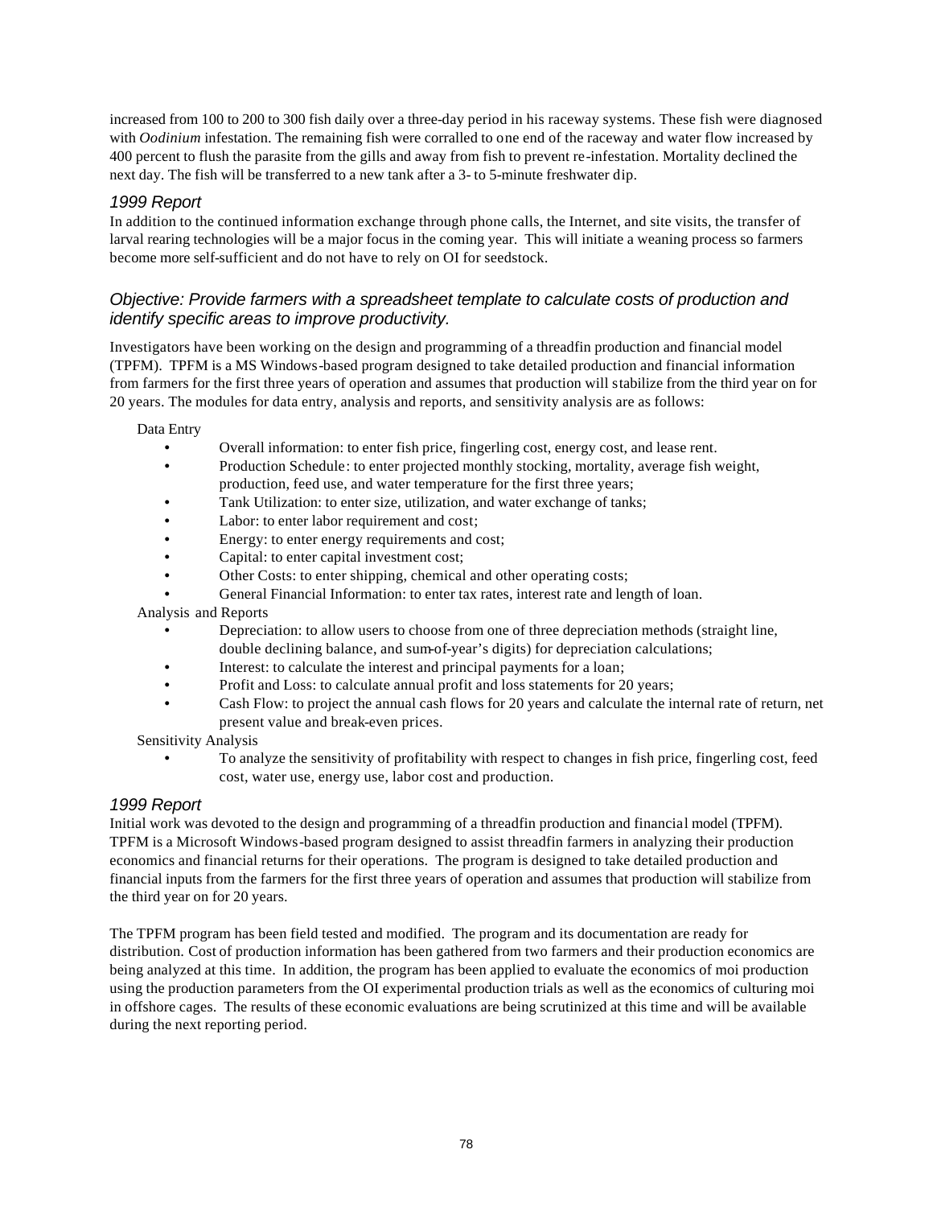increased from 100 to 200 to 300 fish daily over a three-day period in his raceway systems. These fish were diagnosed with *Oodinium* infestation. The remaining fish were corralled to one end of the raceway and water flow increased by 400 percent to flush the parasite from the gills and away from fish to prevent re-infestation. Mortality declined the next day. The fish will be transferred to a new tank after a 3- to 5-minute freshwater dip.

### *1999 Report*

In addition to the continued information exchange through phone calls, the Internet, and site visits, the transfer of larval rearing technologies will be a major focus in the coming year. This will initiate a weaning process so farmers become more self-sufficient and do not have to rely on OI for seedstock.

## *Objective: Provide farmers with a spreadsheet template to calculate costs of production and identify specific areas to improve productivity.*

Investigators have been working on the design and programming of a threadfin production and financial model (TPFM). TPFM is a MS Windows-based program designed to take detailed production and financial information from farmers for the first three years of operation and assumes that production will stabilize from the third year on for 20 years. The modules for data entry, analysis and reports, and sensitivity analysis are as follows:

Data Entry

- Overall information: to enter fish price, fingerling cost, energy cost, and lease rent.
- Production Schedule: to enter projected monthly stocking, mortality, average fish weight, production, feed use, and water temperature for the first three years;
- Tank Utilization: to enter size, utilization, and water exchange of tanks;
- Labor: to enter labor requirement and cost;
- Energy: to enter energy requirements and cost;
- Capital: to enter capital investment cost;
- Other Costs: to enter shipping, chemical and other operating costs;
- General Financial Information: to enter tax rates, interest rate and length of loan.

Analysis and Reports

- Depreciation: to allow users to choose from one of three depreciation methods (straight line, double declining balance, and sum-of-year's digits) for depreciation calculations;
- Interest: to calculate the interest and principal payments for a loan;
- Profit and Loss: to calculate annual profit and loss statements for 20 years;
- Cash Flow: to project the annual cash flows for 20 years and calculate the internal rate of return, net present value and break-even prices.

Sensitivity Analysis

- To analyze the sensitivity of profitability with respect to changes in fish price, fingerling cost, feed cost, water use, energy use, labor cost and production.

### *1999 Report*

Initial work was devoted to the design and programming of a threadfin production and financial model (TPFM). TPFM is a Microsoft Windows-based program designed to assist threadfin farmers in analyzing their production economics and financial returns for their operations. The program is designed to take detailed production and financial inputs from the farmers for the first three years of operation and assumes that production will stabilize from the third year on for 20 years.

The TPFM program has been field tested and modified. The program and its documentation are ready for distribution. Cost of production information has been gathered from two farmers and their production economics are being analyzed at this time. In addition, the program has been applied to evaluate the economics of moi production using the production parameters from the OI experimental production trials as well as the economics of culturing moi in offshore cages. The results of these economic evaluations are being scrutinized at this time and will be available during the next reporting period.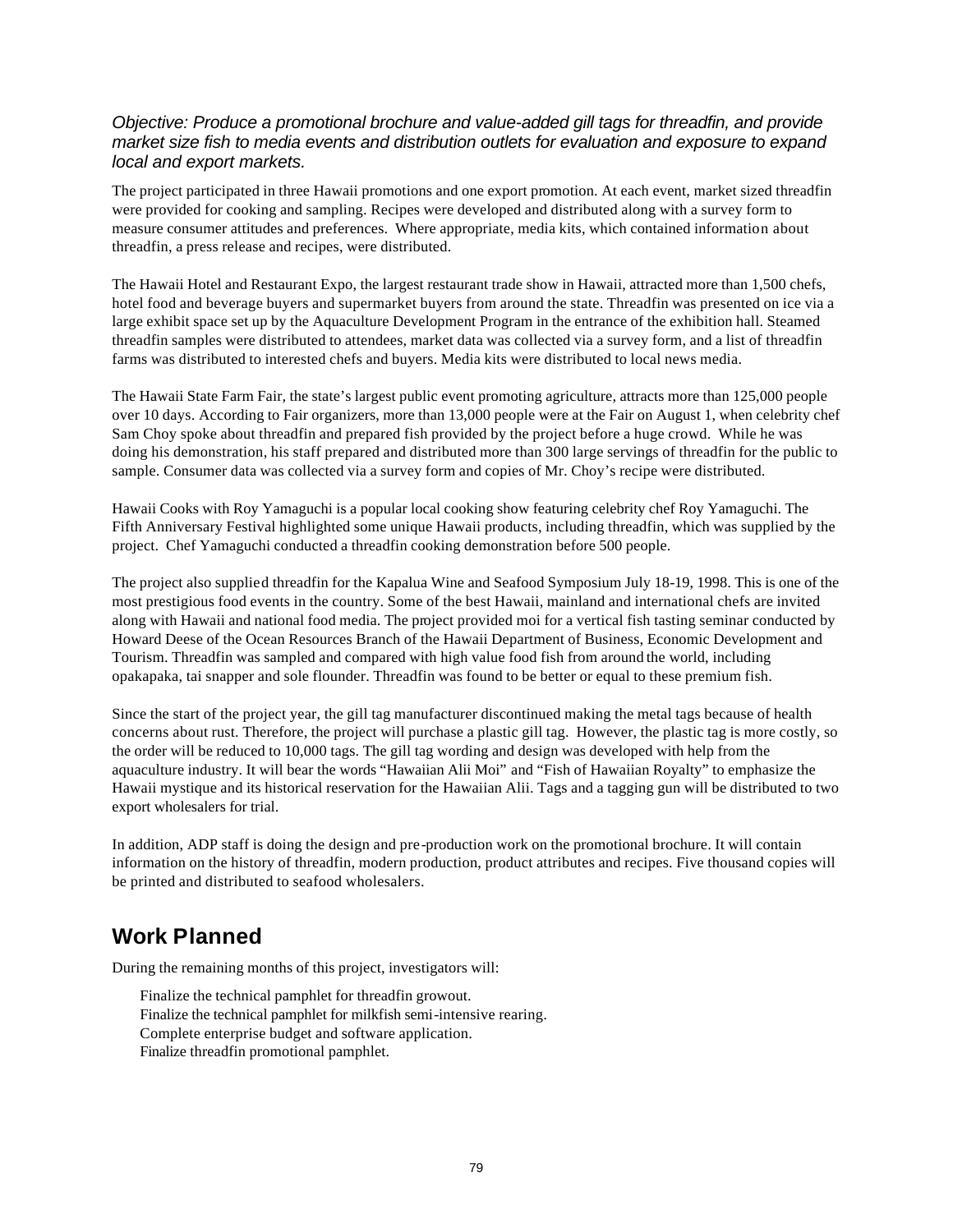*Objective: Produce a promotional brochure and value-added gill tags for threadfin, and provide market size fish to media events and distribution outlets for evaluation and exposure to expand local and export markets.*

The project participated in three Hawaii promotions and one export promotion. At each event, market sized threadfin were provided for cooking and sampling. Recipes were developed and distributed along with a survey form to measure consumer attitudes and preferences. Where appropriate, media kits, which contained information about threadfin, a press release and recipes, were distributed.

The Hawaii Hotel and Restaurant Expo, the largest restaurant trade show in Hawaii, attracted more than 1,500 chefs, hotel food and beverage buyers and supermarket buyers from around the state. Threadfin was presented on ice via a large exhibit space set up by the Aquaculture Development Program in the entrance of the exhibition hall. Steamed threadfin samples were distributed to attendees, market data was collected via a survey form, and a list of threadfin farms was distributed to interested chefs and buyers. Media kits were distributed to local news media.

The Hawaii State Farm Fair, the state's largest public event promoting agriculture, attracts more than 125,000 people over 10 days. According to Fair organizers, more than 13,000 people were at the Fair on August 1, when celebrity chef Sam Choy spoke about threadfin and prepared fish provided by the project before a huge crowd. While he was doing his demonstration, his staff prepared and distributed more than 300 large servings of threadfin for the public to sample. Consumer data was collected via a survey form and copies of Mr. Choy's recipe were distributed.

Hawaii Cooks with Roy Yamaguchi is a popular local cooking show featuring celebrity chef Roy Yamaguchi. The Fifth Anniversary Festival highlighted some unique Hawaii products, including threadfin, which was supplied by the project. Chef Yamaguchi conducted a threadfin cooking demonstration before 500 people.

The project also supplied threadfin for the Kapalua Wine and Seafood Symposium July 18-19, 1998. This is one of the most prestigious food events in the country. Some of the best Hawaii, mainland and international chefs are invited along with Hawaii and national food media. The project provided moi for a vertical fish tasting seminar conducted by Howard Deese of the Ocean Resources Branch of the Hawaii Department of Business, Economic Development and Tourism. Threadfin was sampled and compared with high value food fish from around the world, including opakapaka, tai snapper and sole flounder. Threadfin was found to be better or equal to these premium fish.

Since the start of the project year, the gill tag manufacturer discontinued making the metal tags because of health concerns about rust. Therefore, the project will purchase a plastic gill tag. However, the plastic tag is more costly, so the order will be reduced to 10,000 tags. The gill tag wording and design was developed with help from the aquaculture industry. It will bear the words "Hawaiian Alii Moi" and "Fish of Hawaiian Royalty" to emphasize the Hawaii mystique and its historical reservation for the Hawaiian Alii. Tags and a tagging gun will be distributed to two export wholesalers for trial.

In addition, ADP staff is doing the design and pre-production work on the promotional brochure. It will contain information on the history of threadfin, modern production, product attributes and recipes. Five thousand copies will be printed and distributed to seafood wholesalers.

## Work Planned

During the remaining months of this project, investigators will:

- Finalize the technical pamphlet for threadfin growout.
- Finalize the technical pamphlet for milkfish semi-intensive rearing.
- Complete enterprise budget and software application.
- Finalize threadfin promotional pamphlet.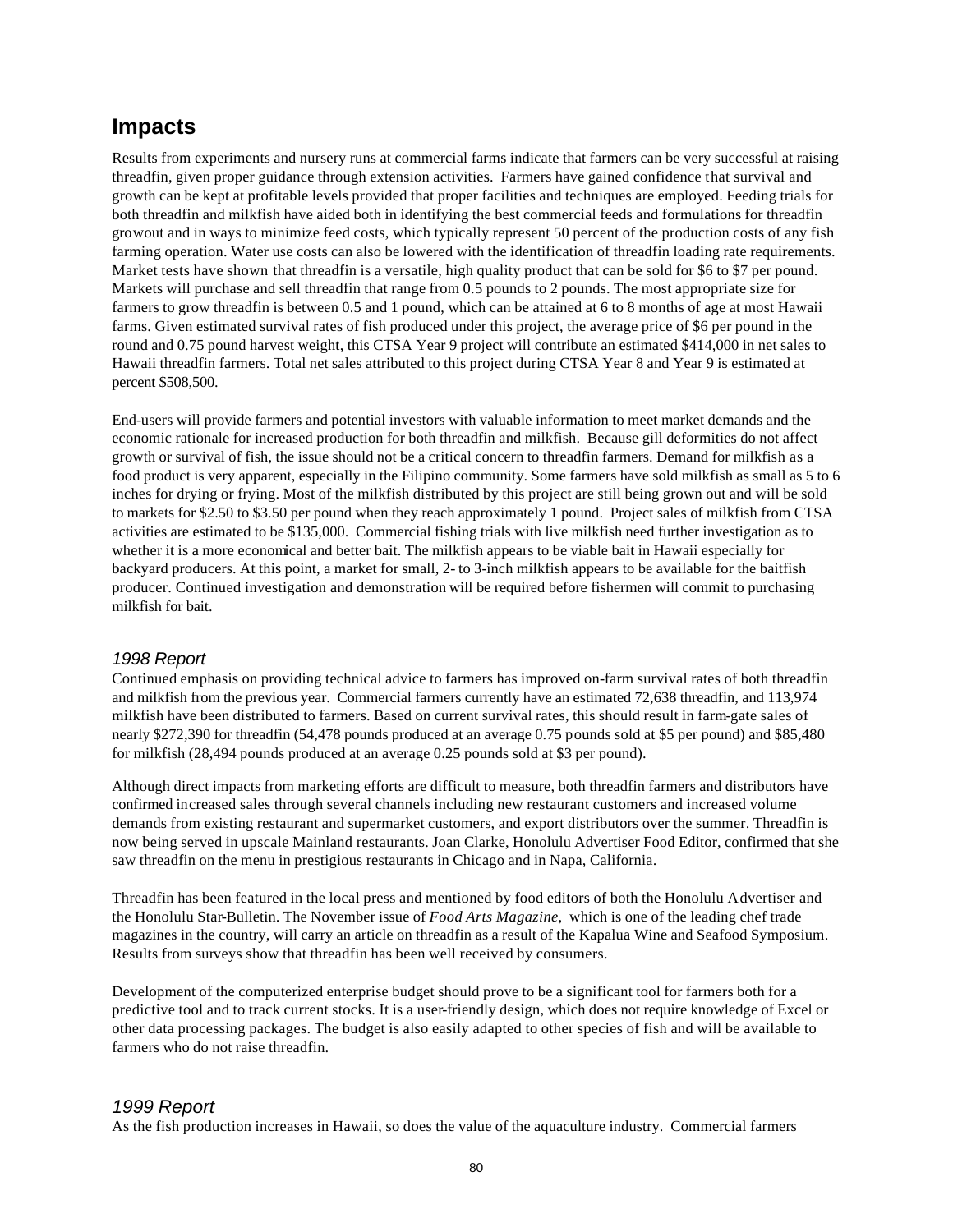## Impacts

Results from experiments and nursery runs at commercial farms indicate that farmers can be very successful at raising threadfin, given proper guidance through extension activities. Farmers have gained confidence that survival and growth can be kept at profitable levels provided that proper facilities and techniques are employed. Feeding trials for both threadfin and milkfish have aided both in identifying the best commercial feeds and formulations for threadfin growout and in ways to minimize feed costs, which typically represent 50 percent of the production costs of any fish farming operation. Water use costs can also be lowered with the identification of threadfin loading rate requirements. Market tests have shown that threadfin is a versatile, high quality product that can be sold for $6 to $7 per pound. Markets will purchase and sell threadfin that range from 0.5 pounds to 2 pounds. The most appropriate size for farmers to grow threadfin is between 0.5 and 1 pound, which can be attained at 6 to 8 months of age at most Hawaii farms. Given estimated survival rates of fish produced under this project, the average price of $6 per pound in the round and 0.75 pound harvest weight, this CTSA Year 9 project will contribute an estimated $414,000 in net sales to Hawaii threadfin farmers. Total net sales attributed to this project during CTSA Year 8 and Year 9 is estimated at percent $508,500.

End-users will provide farmers and potential investors with valuable information to meet market demands and the economic rationale for increased production for both threadfin and milkfish. Because gill deformities do not affect growth or survival of fish, the issue should not be a critical concern to threadfin farmers. Demand for milkfish as a food product is very apparent, especially in the Filipino community. Some farmers have sold milkfish as small as 5 to 6 inches for drying or frying. Most of the milkfish distributed by this project are still being grown out and will be sold to markets for $2.50 to $3.50 per pound when they reach approximately 1 pound. Project sales of milkfish from CTSA activities are estimated to be $135,000. Commercial fishing trials with live milkfish need further investigation as to whether it is a more economical and better bait. The milkfish appears to be viable bait in Hawaii especially for backyard producers. At this point, a market for small, 2- to 3-inch milkfish appears to be available for the baitfish producer. Continued investigation and demonstration will be required before fishermen will commit to purchasing milkfish for bait.

### *1998 Report*

Continued emphasis on providing technical advice to farmers has improved on-farm survival rates of both threadfin and milkfish from the previous year. Commercial farmers currently have an estimated 72,638 threadfin, and 113,974 milkfish have been distributed to farmers. Based on current survival rates, this should result in farm-gate sales of nearly $272,390 for threadfin (54,478 pounds produced at an average 0.75 pounds sold at $5 per pound) and $85,480 for milkfish (28,494 pounds produced at an average 0.25 pounds sold at $3 per pound).

Although direct impacts from marketing efforts are difficult to measure, both threadfin farmers and distributors have confirmed increased sales through several channels including new restaurant customers and increased volume demands from existing restaurant and supermarket customers, and export distributors over the summer. Threadfin is now being served in upscale Mainland restaurants. Joan Clarke, Honolulu Advertiser Food Editor, confirmed that she saw threadfin on the menu in prestigious restaurants in Chicago and in Napa, California.

Threadfin has been featured in the local press and mentioned by food editors of both the Honolulu Advertiser and the Honolulu Star-Bulletin. The November issue of *Food Arts Magazine,* which is one of the leading chef trade magazines in the country, will carry an article on threadfin as a result of the Kapalua Wine and Seafood Symposium. Results from surveys show that threadfin has been well received by consumers.

Development of the computerized enterprise budget should prove to be a significant tool for farmers both for a predictive tool and to track current stocks. It is a user-friendly design, which does not require knowledge of Excel or other data processing packages. The budget is also easily adapted to other species of fish and will be available to farmers who do not raise threadfin.

### *1999 Report*

As the fish production increases in Hawaii, so does the value of the aquaculture industry. Commercial farmers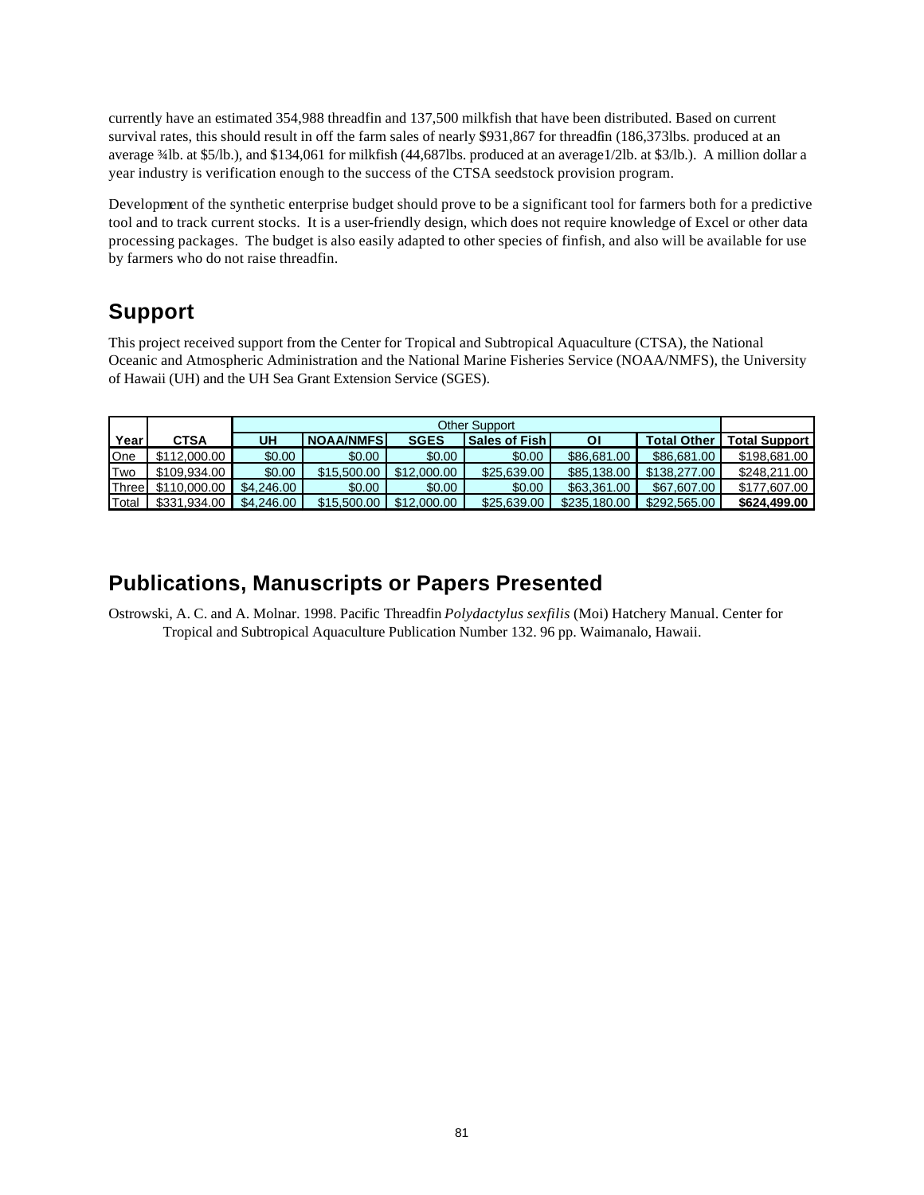currently have an estimated 354,988 threadfin and 137,500 milkfish that have been distributed. Based on current survival rates, this should result in off the farm sales of nearly $931,867 for threadfin (186,373lbs. produced at an average ¾lb. at $5/lb.), and $134,061 for milkfish (44,687lbs. produced at an average1/2lb. at $3/lb.). A million dollar a year industry is verification enough to the success of the CTSA seedstock provision program.

Development of the synthetic enterprise budget should prove to be a significant tool for farmers both for a predictive tool and to track current stocks. It is a user-friendly design, which does not require knowledge of Excel or other data processing packages. The budget is also easily adapted to other species of finfish, and also will be available for use by farmers who do not raise threadfin.

## Support

This project received support from the Center for Tropical and Subtropical Aquaculture (CTSA), the National Oceanic and Atmospheric Administration and the National Marine Fisheries Service (NOAA/NMFS), the University of Hawaii (UH) and the UH Sea Grant Extension Service (SGES).

| | | Other Support | | | | | | |
|---|---|---|---|---|---|---|---|---|
| Year | CTSA | UH | NOAA/NMFS | SGES | Sales of Fish | OI | Total Other | Total Support |
| One | $112,000.00 | $0.00 | $0.00 | $0.00 | $0.00 | $86,681.00 | $86,681.00 | $198,681.00 |
| Two | $109,934.00 | $0.00 | $15,500.00 | $12,000.00 | $25,639.00 | $85,138.00 | $138,277.00 | $248,211.00 |
| Three | $110,000.00 | $4,246.00 | $0.00 | $0.00 | $0.00 | $63,361.00 | $67,607.00 | $177,607.00 |
| Total | $331,934.00 | $4,246.00 | $15,500.00 | $12,000.00 | $25,639.00 | $235,180.00 | $292,565.00 | **$624,499.00** |

## Publications, Manuscripts or Papers Presented

Ostrowski, A. C. and A. Molnar. 1998. Pacific Threadfin *Polydactylus sexfilis* (Moi) Hatchery Manual. Center for Tropical and Subtropical Aquaculture Publication Number 132. 96 pp. Waimanalo, Hawaii.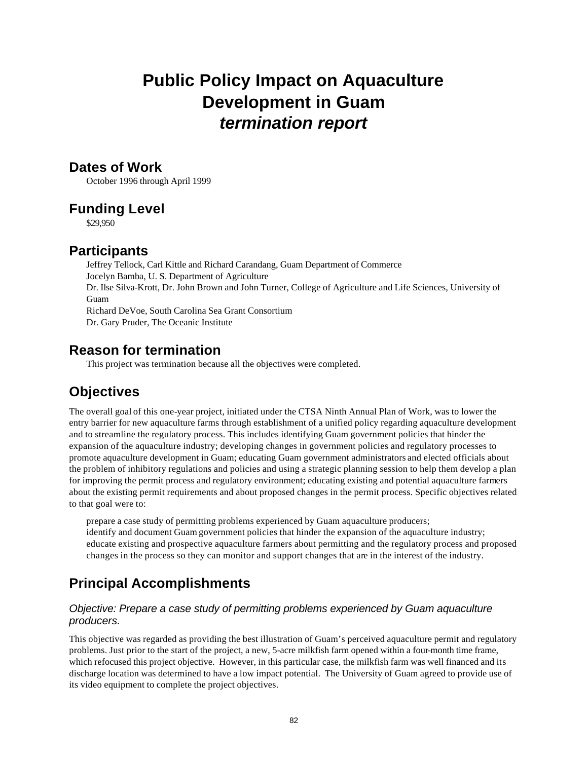# Public Policy Impact on Aquaculture Development in Guam
## *termination report*

## Dates of Work

October 1996 through April 1999

## Funding Level

$29,950

## Participants

Jeffrey Tellock, Carl Kittle and Richard Carandang, Guam Department of Commerce
Jocelyn Bamba, U. S. Department of Agriculture
Dr. Ilse Silva-Krott, Dr. John Brown and John Turner, College of Agriculture and Life Sciences, University of Guam
Richard DeVoe, South Carolina Sea Grant Consortium
Dr. Gary Pruder, The Oceanic Institute

## Reason for termination

This project was termination because all the objectives were completed.

## Objectives

The overall goal of this one-year project, initiated under the CTSA Ninth Annual Plan of Work, was to lower the entry barrier for new aquaculture farms through establishment of a unified policy regarding aquaculture development and to streamline the regulatory process. This includes identifying Guam government policies that hinder the expansion of the aquaculture industry; developing changes in government policies and regulatory processes to promote aquaculture development in Guam; educating Guam government administrators and elected officials about the problem of inhibitory regulations and policies and using a strategic planning session to help them develop a plan for improving the permit process and regulatory environment; educating existing and potential aquaculture farmers about the existing permit requirements and about proposed changes in the permit process. Specific objectives related to that goal were to:

- prepare a case study of permitting problems experienced by Guam aquaculture producers;
- identify and document Guam government policies that hinder the expansion of the aquaculture industry;
- educate existing and prospective aquaculture farmers about permitting and the regulatory process and proposed changes in the process so they can monitor and support changes that are in the interest of the industry.

## Principal Accomplishments

### *Objective: Prepare a case study of permitting problems experienced by Guam aquaculture producers.*

This objective was regarded as providing the best illustration of Guam's perceived aquaculture permit and regulatory problems. Just prior to the start of the project, a new, 5-acre milkfish farm opened within a four-month time frame, which refocused this project objective. However, in this particular case, the milkfish farm was well financed and its discharge location was determined to have a low impact potential. The University of Guam agreed to provide use of its video equipment to complete the project objectives.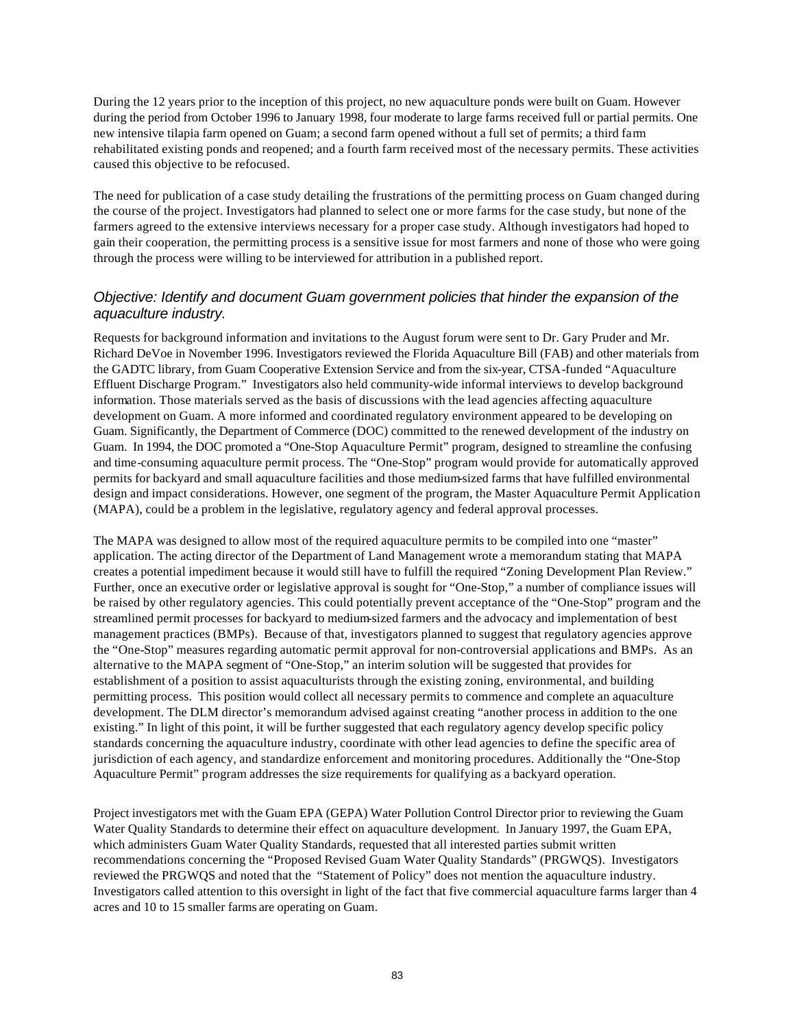During the 12 years prior to the inception of this project, no new aquaculture ponds were built on Guam. However during the period from October 1996 to January 1998, four moderate to large farms received full or partial permits. One new intensive tilapia farm opened on Guam; a second farm opened without a full set of permits; a third farm rehabilitated existing ponds and reopened; and a fourth farm received most of the necessary permits. These activities caused this objective to be refocused.

The need for publication of a case study detailing the frustrations of the permitting process on Guam changed during the course of the project. Investigators had planned to select one or more farms for the case study, but none of the farmers agreed to the extensive interviews necessary for a proper case study. Although investigators had hoped to gain their cooperation, the permitting process is a sensitive issue for most farmers and none of those who were going through the process were willing to be interviewed for attribution in a published report.

### *Objective: Identify and document Guam government policies that hinder the expansion of the aquaculture industry.*

Requests for background information and invitations to the August forum were sent to Dr. Gary Pruder and Mr. Richard DeVoe in November 1996. Investigators reviewed the Florida Aquaculture Bill (FAB) and other materials from the GADTC library, from Guam Cooperative Extension Service and from the six-year, CTSA-funded "Aquaculture Effluent Discharge Program." Investigators also held community-wide informal interviews to develop background information. Those materials served as the basis of discussions with the lead agencies affecting aquaculture development on Guam. A more informed and coordinated regulatory environment appeared to be developing on Guam. Significantly, the Department of Commerce (DOC) committed to the renewed development of the industry on Guam. In 1994, the DOC promoted a "One-Stop Aquaculture Permit" program, designed to streamline the confusing and time-consuming aquaculture permit process. The "One-Stop" program would provide for automatically approved permits for backyard and small aquaculture facilities and those medium-sized farms that have fulfilled environmental design and impact considerations. However, one segment of the program, the Master Aquaculture Permit Application (MAPA), could be a problem in the legislative, regulatory agency and federal approval processes.

The MAPA was designed to allow most of the required aquaculture permits to be compiled into one "master" application. The acting director of the Department of Land Management wrote a memorandum stating that MAPA creates a potential impediment because it would still have to fulfill the required "Zoning Development Plan Review." Further, once an executive order or legislative approval is sought for "One-Stop," a number of compliance issues will be raised by other regulatory agencies. This could potentially prevent acceptance of the "One-Stop" program and the streamlined permit processes for backyard to medium-sized farmers and the advocacy and implementation of best management practices (BMPs). Because of that, investigators planned to suggest that regulatory agencies approve the "One-Stop" measures regarding automatic permit approval for non-controversial applications and BMPs. As an alternative to the MAPA segment of "One-Stop," an interim solution will be suggested that provides for establishment of a position to assist aquaculturists through the existing zoning, environmental, and building permitting process. This position would collect all necessary permits to commence and complete an aquaculture development. The DLM director's memorandum advised against creating "another process in addition to the one existing." In light of this point, it will be further suggested that each regulatory agency develop specific policy standards concerning the aquaculture industry, coordinate with other lead agencies to define the specific area of jurisdiction of each agency, and standardize enforcement and monitoring procedures. Additionally the "One-Stop Aquaculture Permit" program addresses the size requirements for qualifying as a backyard operation.

Project investigators met with the Guam EPA (GEPA) Water Pollution Control Director prior to reviewing the Guam Water Quality Standards to determine their effect on aquaculture development. In January 1997, the Guam EPA, which administers Guam Water Quality Standards, requested that all interested parties submit written recommendations concerning the "Proposed Revised Guam Water Quality Standards" (PRGWQS). Investigators reviewed the PRGWQS and noted that the "Statement of Policy" does not mention the aquaculture industry. Investigators called attention to this oversight in light of the fact that five commercial aquaculture farms larger than 4 acres and 10 to 15 smaller farms are operating on Guam.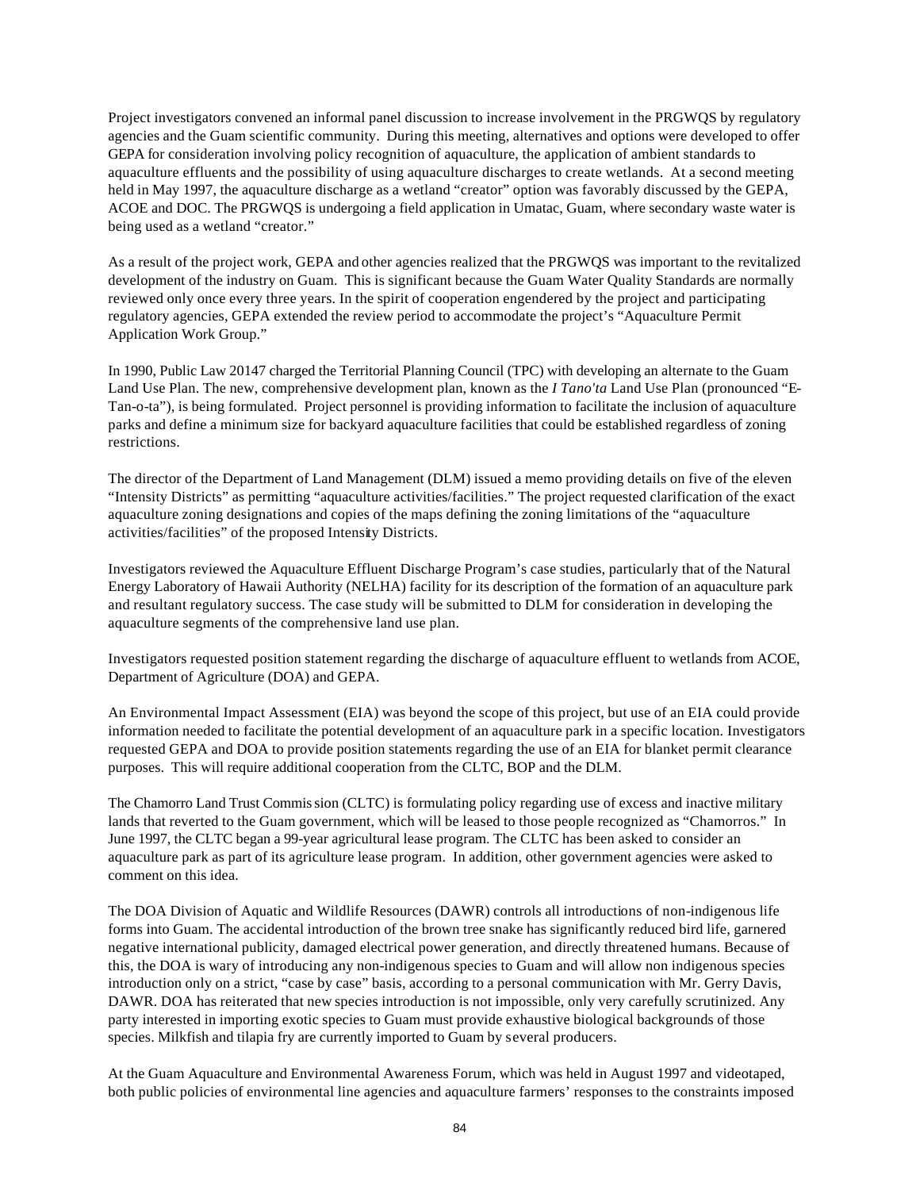Project investigators convened an informal panel discussion to increase involvement in the PRGWQS by regulatory agencies and the Guam scientific community. During this meeting, alternatives and options were developed to offer GEPA for consideration involving policy recognition of aquaculture, the application of ambient standards to aquaculture effluents and the possibility of using aquaculture discharges to create wetlands. At a second meeting held in May 1997, the aquaculture discharge as a wetland "creator" option was favorably discussed by the GEPA, ACOE and DOC. The PRGWQS is undergoing a field application in Umatac, Guam, where secondary waste water is being used as a wetland "creator."

As a result of the project work, GEPA and other agencies realized that the PRGWQS was important to the revitalized development of the industry on Guam. This is significant because the Guam Water Quality Standards are normally reviewed only once every three years. In the spirit of cooperation engendered by the project and participating regulatory agencies, GEPA extended the review period to accommodate the project's "Aquaculture Permit Application Work Group."

In 1990, Public Law 20147 charged the Territorial Planning Council (TPC) with developing an alternate to the Guam Land Use Plan. The new, comprehensive development plan, known as the *I Tano'ta* Land Use Plan (pronounced "E-Tan-o-ta"), is being formulated. Project personnel is providing information to facilitate the inclusion of aquaculture parks and define a minimum size for backyard aquaculture facilities that could be established regardless of zoning restrictions.

The director of the Department of Land Management (DLM) issued a memo providing details on five of the eleven "Intensity Districts" as permitting "aquaculture activities/facilities." The project requested clarification of the exact aquaculture zoning designations and copies of the maps defining the zoning limitations of the "aquaculture activities/facilities" of the proposed Intensity Districts.

Investigators reviewed the Aquaculture Effluent Discharge Program's case studies, particularly that of the Natural Energy Laboratory of Hawaii Authority (NELHA) facility for its description of the formation of an aquaculture park and resultant regulatory success. The case study will be submitted to DLM for consideration in developing the aquaculture segments of the comprehensive land use plan.

Investigators requested position statement regarding the discharge of aquaculture effluent to wetlands from ACOE, Department of Agriculture (DOA) and GEPA.

An Environmental Impact Assessment (EIA) was beyond the scope of this project, but use of an EIA could provide information needed to facilitate the potential development of an aquaculture park in a specific location. Investigators requested GEPA and DOA to provide position statements regarding the use of an EIA for blanket permit clearance purposes. This will require additional cooperation from the CLTC, BOP and the DLM.

The Chamorro Land Trust Commission (CLTC) is formulating policy regarding use of excess and inactive military lands that reverted to the Guam government, which will be leased to those people recognized as "Chamorros." In June 1997, the CLTC began a 99-year agricultural lease program. The CLTC has been asked to consider an aquaculture park as part of its agriculture lease program. In addition, other government agencies were asked to comment on this idea.

The DOA Division of Aquatic and Wildlife Resources (DAWR) controls all introductions of non-indigenous life forms into Guam. The accidental introduction of the brown tree snake has significantly reduced bird life, garnered negative international publicity, damaged electrical power generation, and directly threatened humans. Because of this, the DOA is wary of introducing any non-indigenous species to Guam and will allow non indigenous species introduction only on a strict, "case by case" basis, according to a personal communication with Mr. Gerry Davis, DAWR. DOA has reiterated that new species introduction is not impossible, only very carefully scrutinized. Any party interested in importing exotic species to Guam must provide exhaustive biological backgrounds of those species. Milkfish and tilapia fry are currently imported to Guam by several producers.

At the Guam Aquaculture and Environmental Awareness Forum, which was held in August 1997 and videotaped, both public policies of environmental line agencies and aquaculture farmers' responses to the constraints imposed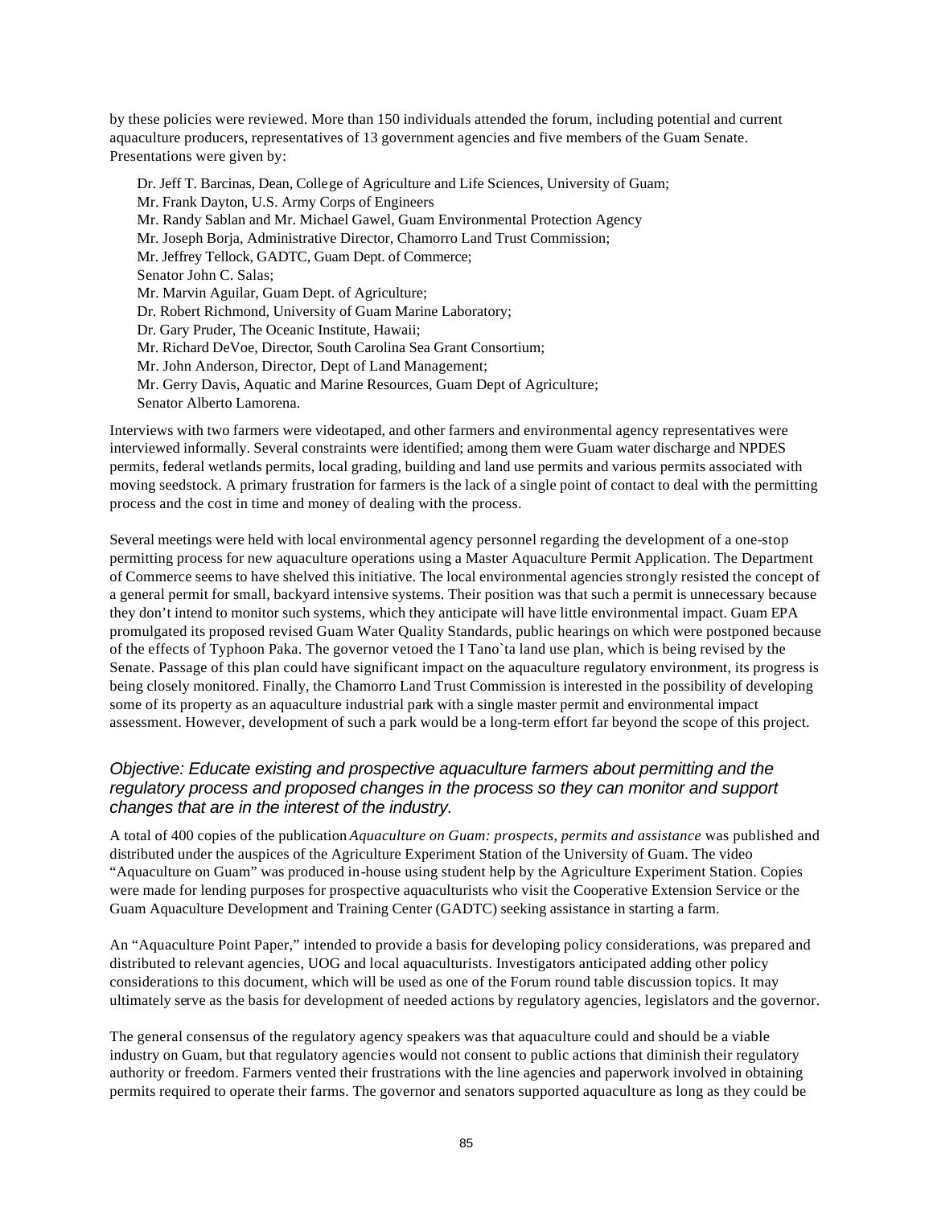by these policies were reviewed. More than 150 individuals attended the forum, including potential and current aquaculture producers, representatives of 13 government agencies and five members of the Guam Senate. Presentations were given by:

Dr. Jeff T. Barcinas, Dean, College of Agriculture and Life Sciences, University of Guam;
Mr. Frank Dayton, U.S. Army Corps of Engineers
Mr. Randy Sablan and Mr. Michael Gawel, Guam Environmental Protection Agency
Mr. Joseph Borja, Administrative Director, Chamorro Land Trust Commission;
Mr. Jeffrey Tellock, GADTC, Guam Dept. of Commerce;
Senator John C. Salas;
Mr. Marvin Aguilar, Guam Dept. of Agriculture;
Dr. Robert Richmond, University of Guam Marine Laboratory;
Dr. Gary Pruder, The Oceanic Institute, Hawaii;
Mr. Richard DeVoe, Director, South Carolina Sea Grant Consortium;
Mr. John Anderson, Director, Dept of Land Management;
Mr. Gerry Davis, Aquatic and Marine Resources, Guam Dept of Agriculture;
Senator Alberto Lamorena.

Interviews with two farmers were videotaped, and other farmers and environmental agency representatives were interviewed informally. Several constraints were identified; among them were Guam water discharge and NPDES permits, federal wetlands permits, local grading, building and land use permits and various permits associated with moving seedstock. A primary frustration for farmers is the lack of a single point of contact to deal with the permitting process and the cost in time and money of dealing with the process.

Several meetings were held with local environmental agency personnel regarding the development of a one-stop permitting process for new aquaculture operations using a Master Aquaculture Permit Application. The Department of Commerce seems to have shelved this initiative. The local environmental agencies strongly resisted the concept of a general permit for small, backyard intensive systems. Their position was that such a permit is unnecessary because they don't intend to monitor such systems, which they anticipate will have little environmental impact. Guam EPA promulgated its proposed revised Guam Water Quality Standards, public hearings on which were postponed because of the effects of Typhoon Paka. The governor vetoed the I Tano`ta land use plan, which is being revised by the Senate. Passage of this plan could have significant impact on the aquaculture regulatory environment, its progress is being closely monitored. Finally, the Chamorro Land Trust Commission is interested in the possibility of developing some of its property as an aquaculture industrial park with a single master permit and environmental impact assessment. However, development of such a park would be a long-term effort far beyond the scope of this project.

### *Objective: Educate existing and prospective aquaculture farmers about permitting and the regulatory process and proposed changes in the process so they can monitor and support changes that are in the interest of the industry.*

A total of 400 copies of the publication *Aquaculture on Guam: prospects, permits and assistance* was published and distributed under the auspices of the Agriculture Experiment Station of the University of Guam. The video "Aquaculture on Guam" was produced in-house using student help by the Agriculture Experiment Station. Copies were made for lending purposes for prospective aquaculturists who visit the Cooperative Extension Service or the Guam Aquaculture Development and Training Center (GADTC) seeking assistance in starting a farm.

An "Aquaculture Point Paper," intended to provide a basis for developing policy considerations, was prepared and distributed to relevant agencies, UOG and local aquaculturists. Investigators anticipated adding other policy considerations to this document, which will be used as one of the Forum round table discussion topics. It may ultimately serve as the basis for development of needed actions by regulatory agencies, legislators and the governor.

The general consensus of the regulatory agency speakers was that aquaculture could and should be a viable industry on Guam, but that regulatory agencies would not consent to public actions that diminish their regulatory authority or freedom. Farmers vented their frustrations with the line agencies and paperwork involved in obtaining permits required to operate their farms. The governor and senators supported aquaculture as long as they could be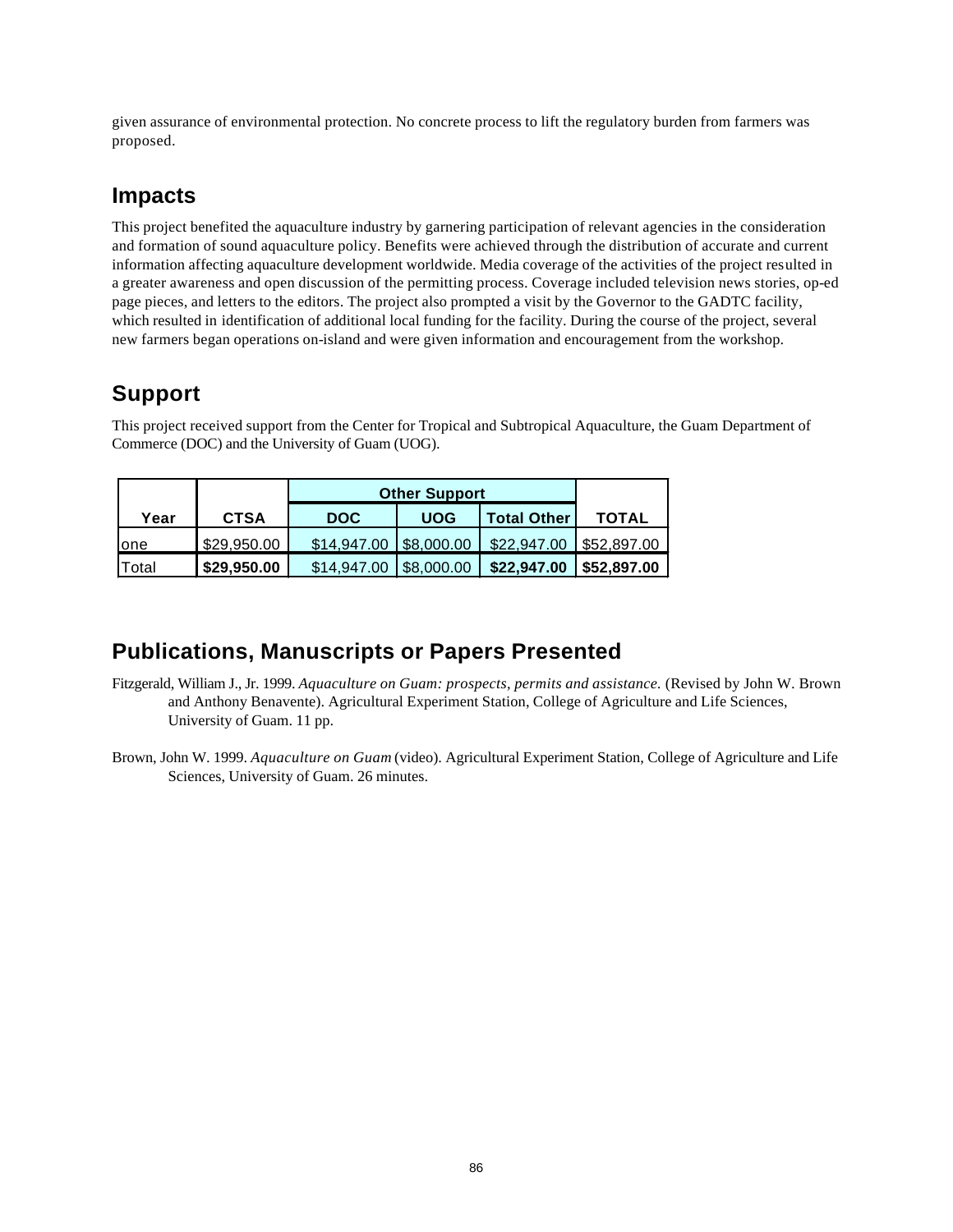given assurance of environmental protection. No concrete process to lift the regulatory burden from farmers was proposed.

## Impacts

This project benefited the aquaculture industry by garnering participation of relevant agencies in the consideration and formation of sound aquaculture policy. Benefits were achieved through the distribution of accurate and current information affecting aquaculture development worldwide. Media coverage of the activities of the project resulted in a greater awareness and open discussion of the permitting process. Coverage included television news stories, op-ed page pieces, and letters to the editors. The project also prompted a visit by the Governor to the GADTC facility, which resulted in identification of additional local funding for the facility. During the course of the project, several new farmers began operations on-island and were given information and encouragement from the workshop.

## Support

This project received support from the Center for Tropical and Subtropical Aquaculture, the Guam Department of Commerce (DOC) and the University of Guam (UOG).

| | | Other Support | | | |
|---|---|---|---|---|---|
| **Year** | **CTSA** | **DOC** | **UOG** | **Total Other** | **TOTAL** |
| one | $29,950.00 | $14,947.00 | $8,000.00 | $22,947.00 | $52,897.00 |
| Total | **$29,950.00** | $14,947.00 | $8,000.00 | **$22,947.00** | **$52,897.00** |

## Publications, Manuscripts or Papers Presented

Fitzgerald, William J., Jr. 1999. *Aquaculture on Guam: prospects, permits and assistance.* (Revised by John W. Brown and Anthony Benavente). Agricultural Experiment Station, College of Agriculture and Life Sciences, University of Guam. 11 pp.

Brown, John W. 1999. *Aquaculture on Guam* (video). Agricultural Experiment Station, College of Agriculture and Life Sciences, University of Guam. 26 minutes.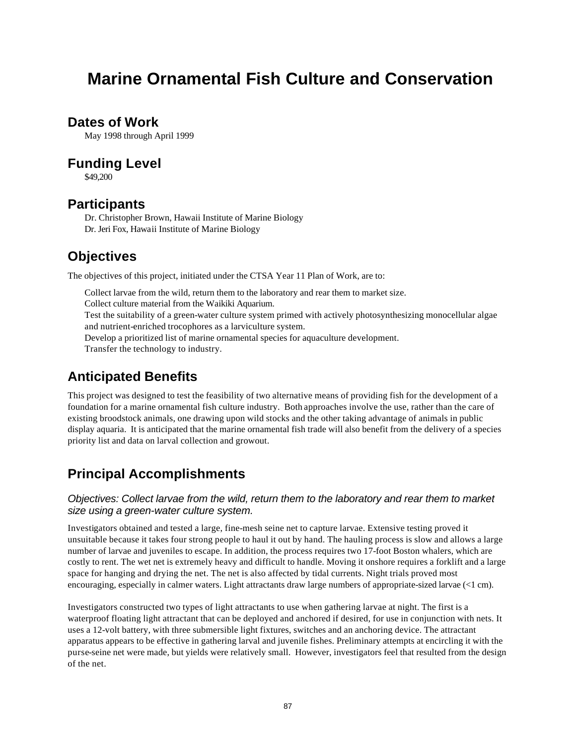# Marine Ornamental Fish Culture and Conservation

## Dates of Work

May 1998 through April 1999

## Funding Level

$49,200

## Participants

Dr. Christopher Brown, Hawaii Institute of Marine Biology
Dr. Jeri Fox, Hawaii Institute of Marine Biology

## Objectives

The objectives of this project, initiated under the CTSA Year 11 Plan of Work, are to:

Collect larvae from the wild, return them to the laboratory and rear them to market size.
Collect culture material from the Waikiki Aquarium.
Test the suitability of a green-water culture system primed with actively photosynthesizing monocellular algae and nutrient-enriched trocophores as a larviculture system.
Develop a prioritized list of marine ornamental species for aquaculture development.
Transfer the technology to industry.

## Anticipated Benefits

This project was designed to test the feasibility of two alternative means of providing fish for the development of a foundation for a marine ornamental fish culture industry. Both approaches involve the use, rather than the care of existing broodstock animals, one drawing upon wild stocks and the other taking advantage of animals in public display aquaria. It is anticipated that the marine ornamental fish trade will also benefit from the delivery of a species priority list and data on larval collection and growout.

## Principal Accomplishments

### *Objectives: Collect larvae from the wild, return them to the laboratory and rear them to market size using a green-water culture system.*

Investigators obtained and tested a large, fine-mesh seine net to capture larvae. Extensive testing proved it unsuitable because it takes four strong people to haul it out by hand. The hauling process is slow and allows a large number of larvae and juveniles to escape. In addition, the process requires two 17-foot Boston whalers, which are costly to rent. The wet net is extremely heavy and difficult to handle. Moving it onshore requires a forklift and a large space for hanging and drying the net. The net is also affected by tidal currents. Night trials proved most encouraging, especially in calmer waters. Light attractants draw large numbers of appropriate-sized larvae (<1 cm).

Investigators constructed two types of light attractants to use when gathering larvae at night. The first is a waterproof floating light attractant that can be deployed and anchored if desired, for use in conjunction with nets. It uses a 12-volt battery, with three submersible light fixtures, switches and an anchoring device. The attractant apparatus appears to be effective in gathering larval and juvenile fishes. Preliminary attempts at encircling it with the purse-seine net were made, but yields were relatively small. However, investigators feel that resulted from the design of the net.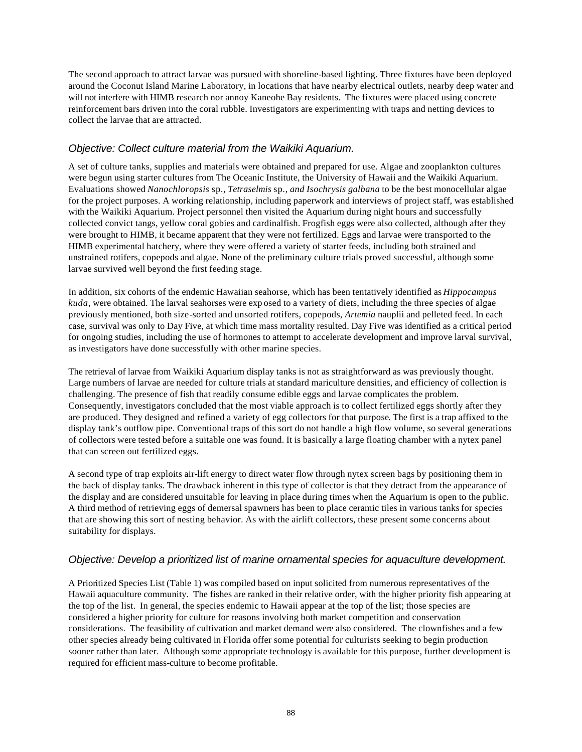The second approach to attract larvae was pursued with shoreline-based lighting. Three fixtures have been deployed around the Coconut Island Marine Laboratory, in locations that have nearby electrical outlets, nearby deep water and will not interfere with HIMB research nor annoy Kaneohe Bay residents. The fixtures were placed using concrete reinforcement bars driven into the coral rubble. Investigators are experimenting with traps and netting devices to collect the larvae that are attracted.

### *Objective: Collect culture material from the Waikiki Aquarium.*

A set of culture tanks, supplies and materials were obtained and prepared for use. Algae and zooplankton cultures were begun using starter cultures from The Oceanic Institute, the University of Hawaii and the Waikiki Aquarium. Evaluations showed *Nanochloropsis* sp., *Tetraselmis* sp., *and Isochrysis galbana* to be the best monocellular algae for the project purposes. A working relationship, including paperwork and interviews of project staff, was established with the Waikiki Aquarium. Project personnel then visited the Aquarium during night hours and successfully collected convict tangs, yellow coral gobies and cardinalfish. Frogfish eggs were also collected, although after they were brought to HIMB, it became apparent that they were not fertilized. Eggs and larvae were transported to the HIMB experimental hatchery, where they were offered a variety of starter feeds, including both strained and unstrained rotifers, copepods and algae. None of the preliminary culture trials proved successful, although some larvae survived well beyond the first feeding stage.

In addition, six cohorts of the endemic Hawaiian seahorse, which has been tentatively identified as *Hippocampus kuda*, were obtained. The larval seahorses were exposed to a variety of diets, including the three species of algae previously mentioned, both size-sorted and unsorted rotifers, copepods, *Artemia* nauplii and pelleted feed. In each case, survival was only to Day Five, at which time mass mortality resulted. Day Five was identified as a critical period for ongoing studies, including the use of hormones to attempt to accelerate development and improve larval survival, as investigators have done successfully with other marine species.

The retrieval of larvae from Waikiki Aquarium display tanks is not as straightforward as was previously thought. Large numbers of larvae are needed for culture trials at standard mariculture densities, and efficiency of collection is challenging. The presence of fish that readily consume edible eggs and larvae complicates the problem. Consequently, investigators concluded that the most viable approach is to collect fertilized eggs shortly after they are produced. They designed and refined a variety of egg collectors for that purpose. The first is a trap affixed to the display tank's outflow pipe. Conventional traps of this sort do not handle a high flow volume, so several generations of collectors were tested before a suitable one was found. It is basically a large floating chamber with a nytex panel that can screen out fertilized eggs.

A second type of trap exploits air-lift energy to direct water flow through nytex screen bags by positioning them in the back of display tanks. The drawback inherent in this type of collector is that they detract from the appearance of the display and are considered unsuitable for leaving in place during times when the Aquarium is open to the public. A third method of retrieving eggs of demersal spawners has been to place ceramic tiles in various tanks for species that are showing this sort of nesting behavior. As with the airlift collectors, these present some concerns about suitability for displays.

### *Objective: Develop a prioritized list of marine ornamental species for aquaculture development.*

A Prioritized Species List (Table 1) was compiled based on input solicited from numerous representatives of the Hawaii aquaculture community. The fishes are ranked in their relative order, with the higher priority fish appearing at the top of the list. In general, the species endemic to Hawaii appear at the top of the list; those species are considered a higher priority for culture for reasons involving both market competition and conservation considerations. The feasibility of cultivation and market demand were also considered. The clownfishes and a few other species already being cultivated in Florida offer some potential for culturists seeking to begin production sooner rather than later. Although some appropriate technology is available for this purpose, further development is required for efficient mass-culture to become profitable.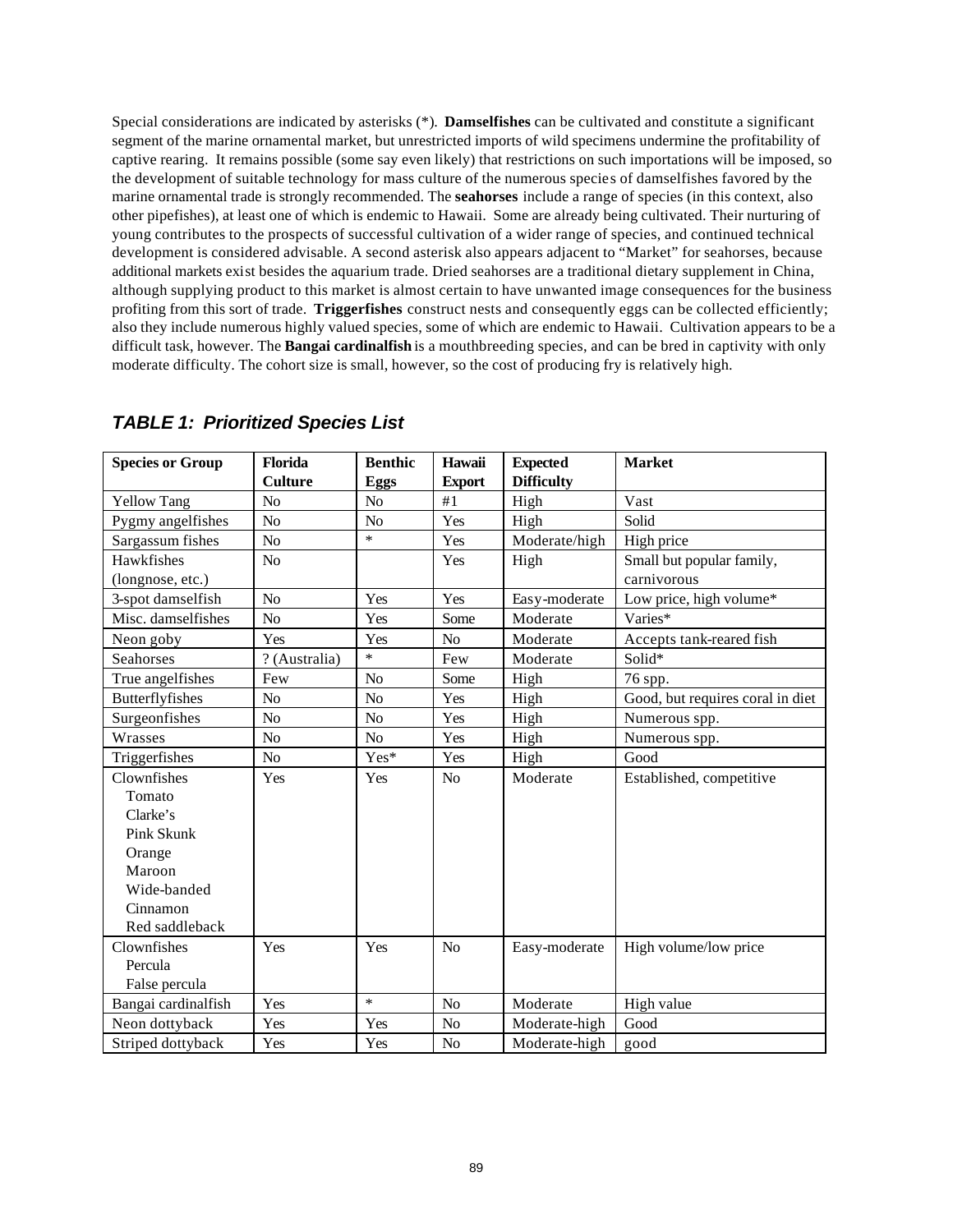Special considerations are indicated by asterisks (*). **Damselfishes** can be cultivated and constitute a significant segment of the marine ornamental market, but unrestricted imports of wild specimens undermine the profitability of captive rearing. It remains possible (some say even likely) that restrictions on such importations will be imposed, so the development of suitable technology for mass culture of the numerous species of damselfishes favored by the marine ornamental trade is strongly recommended. The **seahorses** include a range of species (in this context, also other pipefishes), at least one of which is endemic to Hawaii. Some are already being cultivated. Their nurturing of young contributes to the prospects of successful cultivation of a wider range of species, and continued technical development is considered advisable. A second asterisk also appears adjacent to "Market" for seahorses, because additional markets exist besides the aquarium trade. Dried seahorses are a traditional dietary supplement in China, although supplying product to this market is almost certain to have unwanted image consequences for the business profiting from this sort of trade. **Triggerfishes** construct nests and consequently eggs can be collected efficiently; also they include numerous highly valued species, some of which are endemic to Hawaii. Cultivation appears to be a difficult task, however. The **Bangai cardinalfish** is a mouthbreeding species, and can be bred in captivity with only moderate difficulty. The cohort size is small, however, so the cost of producing fry is relatively high.

## *TABLE 1: Prioritized Species List*

| Species or Group | Florida Culture | Benthic Eggs | Hawaii Export | Expected Difficulty | Market |
|---|---|---|---|---|---|
| Yellow Tang | No | No | #1 | High | Vast |
| Pygmy angelfishes | No | No | Yes | High | Solid |
| Sargassum fishes | No | * | Yes | Moderate/high | High price |
| Hawkfishes (longnose, etc.) | No | | Yes | High | Small but popular family, carnivorous |
| 3-spot damselfish | No | Yes | Yes | Easy-moderate | Low price, high volume* |
| Misc. damselfishes | No | Yes | Some | Moderate | Varies* |
| Neon goby | Yes | Yes | No | Moderate | Accepts tank-reared fish |
| Seahorses | ? (Australia) | * | Few | Moderate | Solid* |
| True angelfishes | Few | No | Some | High | 76 spp. |
| Butterflyfishes | No | No | Yes | High | Good, but requires coral in diet |
| Surgeonfishes | No | No | Yes | High | Numerous spp. |
| Wrasses | No | No | Yes | High | Numerous spp. |
| Triggerfishes | No | Yes* | Yes | High | Good |
| Clownfishes<br>Tomato<br>Clarke's<br>Pink Skunk<br>Orange<br>Maroon<br>Wide-banded<br>Cinnamon<br>Red saddleback | Yes | Yes | No | Moderate | Established, competitive |
| Clownfishes<br>Percula<br>False percula | Yes | Yes | No | Easy-moderate | High volume/low price |
| Bangai cardinalfish | Yes | * | No | Moderate | High value |
| Neon dottyback | Yes | Yes | No | Moderate-high | Good |
| Striped dottyback | Yes | Yes | No | Moderate-high | good |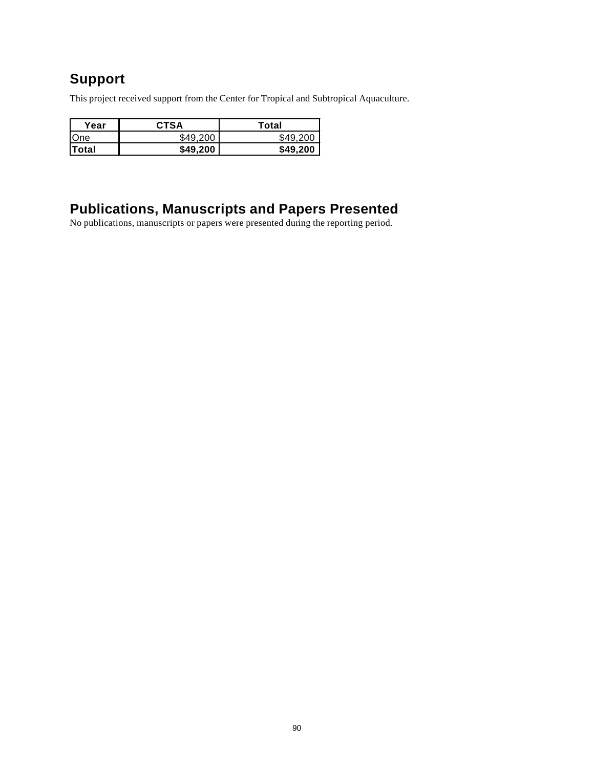## Support

This project received support from the Center for Tropical and Subtropical Aquaculture.

| Year | CTSA | Total |
|---|---|---|
| One | $49,200 | $49,200 |
| **Total** | **$49,200** | **$49,200** |

## Publications, Manuscripts and Papers Presented

No publications, manuscripts or papers were presented during the reporting period.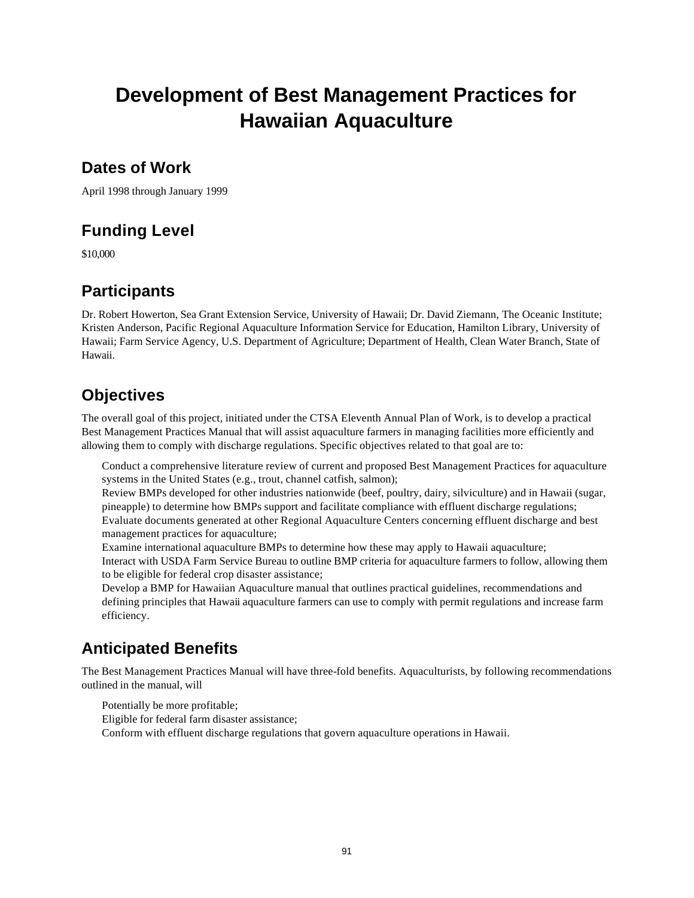# Development of Best Management Practices for Hawaiian Aquaculture

## Dates of Work

April 1998 through January 1999

## Funding Level

$10,000

## Participants

Dr. Robert Howerton, Sea Grant Extension Service, University of Hawaii; Dr. David Ziemann, The Oceanic Institute; Kristen Anderson, Pacific Regional Aquaculture Information Service for Education, Hamilton Library, University of Hawaii; Farm Service Agency, U.S. Department of Agriculture; Department of Health, Clean Water Branch, State of Hawaii.

## Objectives

The overall goal of this project, initiated under the CTSA Eleventh Annual Plan of Work, is to develop a practical Best Management Practices Manual that will assist aquaculture farmers in managing facilities more efficiently and allowing them to comply with discharge regulations. Specific objectives related to that goal are to:

- Conduct a comprehensive literature review of current and proposed Best Management Practices for aquaculture systems in the United States (e.g., trout, channel catfish, salmon);
- Review BMPs developed for other industries nationwide (beef, poultry, dairy, silviculture) and in Hawaii (sugar, pineapple) to determine how BMPs support and facilitate compliance with effluent discharge regulations;
- Evaluate documents generated at other Regional Aquaculture Centers concerning effluent discharge and best management practices for aquaculture;
- Examine international aquaculture BMPs to determine how these may apply to Hawaii aquaculture;
- Interact with USDA Farm Service Bureau to outline BMP criteria for aquaculture farmers to follow, allowing them to be eligible for federal crop disaster assistance;
- Develop a BMP for Hawaiian Aquaculture manual that outlines practical guidelines, recommendations and defining principles that Hawaii aquaculture farmers can use to comply with permit regulations and increase farm efficiency.

## Anticipated Benefits

The Best Management Practices Manual will have three-fold benefits. Aquaculturists, by following recommendations outlined in the manual, will

- Potentially be more profitable;
- Eligible for federal farm disaster assistance;
- Conform with effluent discharge regulations that govern aquaculture operations in Hawaii.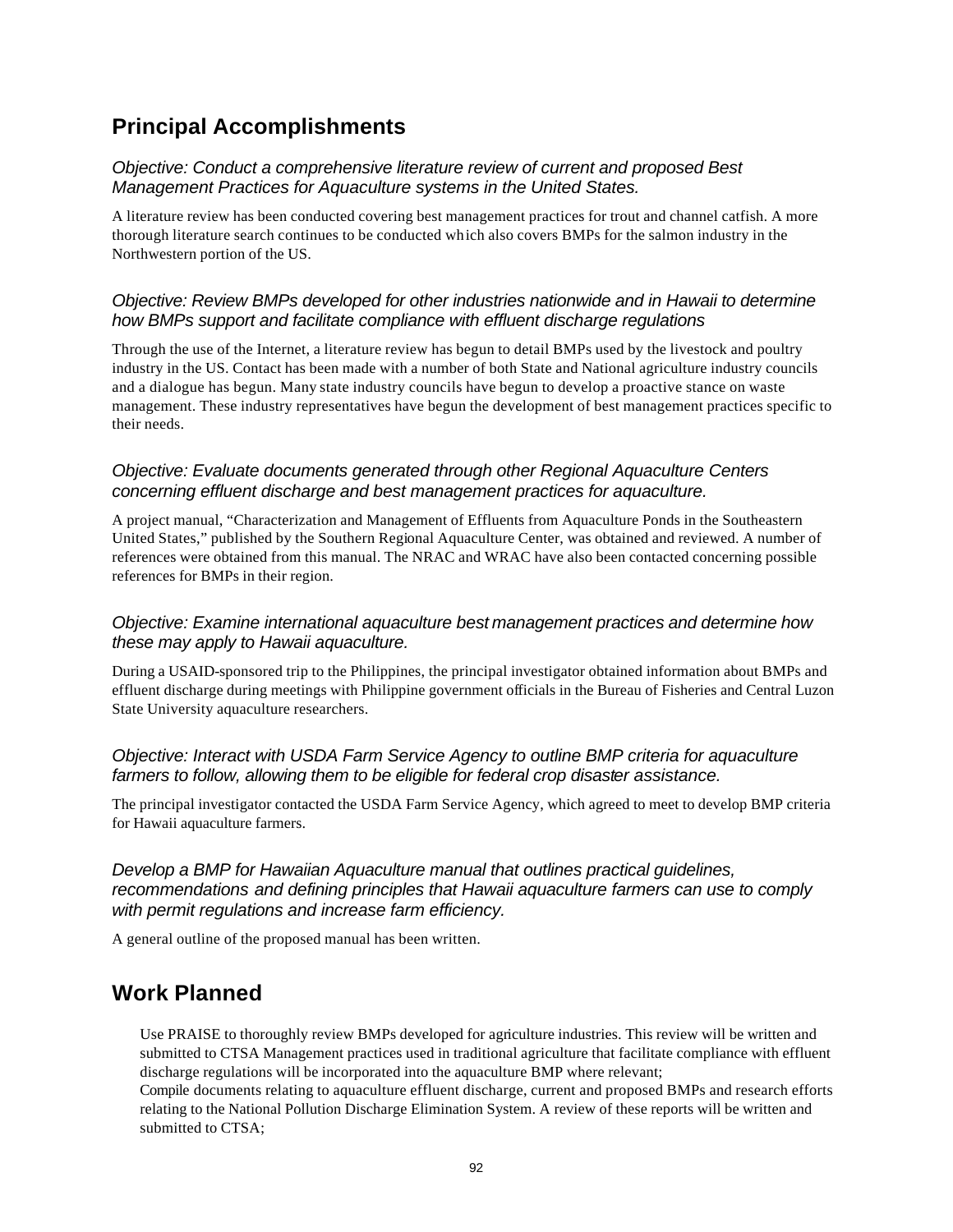## Principal Accomplishments

*Objective: Conduct a comprehensive literature review of current and proposed Best Management Practices for Aquaculture systems in the United States.*

A literature review has been conducted covering best management practices for trout and channel catfish. A more thorough literature search continues to be conducted which also covers BMPs for the salmon industry in the Northwestern portion of the US.

*Objective: Review BMPs developed for other industries nationwide and in Hawaii to determine how BMPs support and facilitate compliance with effluent discharge regulations*

Through the use of the Internet, a literature review has begun to detail BMPs used by the livestock and poultry industry in the US. Contact has been made with a number of both State and National agriculture industry councils and a dialogue has begun. Many state industry councils have begun to develop a proactive stance on waste management. These industry representatives have begun the development of best management practices specific to their needs.

*Objective: Evaluate documents generated through other Regional Aquaculture Centers concerning effluent discharge and best management practices for aquaculture.*

A project manual, "Characterization and Management of Effluents from Aquaculture Ponds in the Southeastern United States," published by the Southern Regional Aquaculture Center, was obtained and reviewed. A number of references were obtained from this manual. The NRAC and WRAC have also been contacted concerning possible references for BMPs in their region.

*Objective: Examine international aquaculture best management practices and determine how these may apply to Hawaii aquaculture.*

During a USAID-sponsored trip to the Philippines, the principal investigator obtained information about BMPs and effluent discharge during meetings with Philippine government officials in the Bureau of Fisheries and Central Luzon State University aquaculture researchers.

*Objective: Interact with USDA Farm Service Agency to outline BMP criteria for aquaculture farmers to follow, allowing them to be eligible for federal crop disaster assistance.*

The principal investigator contacted the USDA Farm Service Agency, which agreed to meet to develop BMP criteria for Hawaii aquaculture farmers.

*Develop a BMP for Hawaiian Aquaculture manual that outlines practical guidelines, recommendations and defining principles that Hawaii aquaculture farmers can use to comply with permit regulations and increase farm efficiency.*

A general outline of the proposed manual has been written.

## Work Planned

Use PRAISE to thoroughly review BMPs developed for agriculture industries. This review will be written and submitted to CTSA Management practices used in traditional agriculture that facilitate compliance with effluent discharge regulations will be incorporated into the aquaculture BMP where relevant;

Compile documents relating to aquaculture effluent discharge, current and proposed BMPs and research efforts relating to the National Pollution Discharge Elimination System. A review of these reports will be written and submitted to CTSA;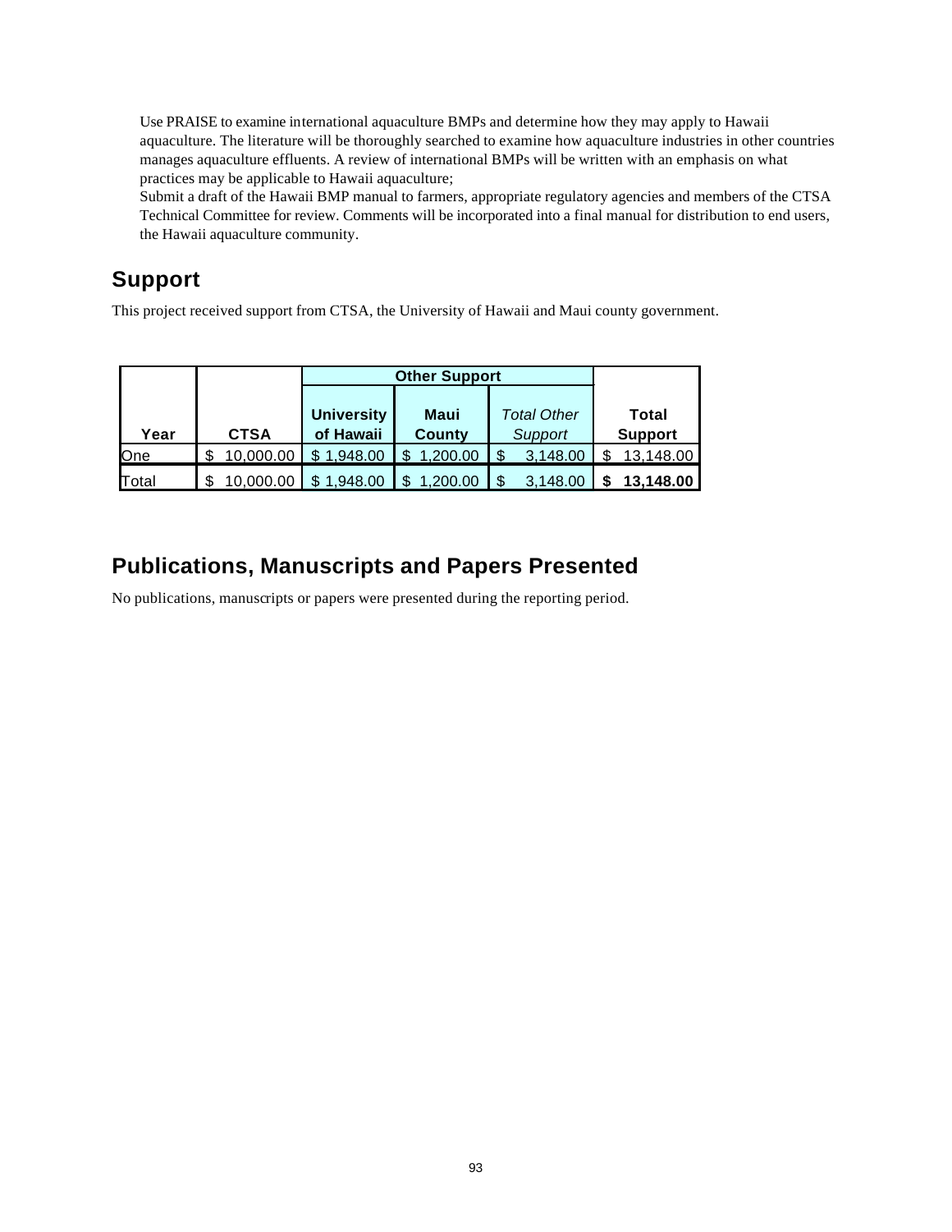Use PRAISE to examine international aquaculture BMPs and determine how they may apply to Hawaii aquaculture. The literature will be thoroughly searched to examine how aquaculture industries in other countries manages aquaculture effluents. A review of international BMPs will be written with an emphasis on what practices may be applicable to Hawaii aquaculture;

Submit a draft of the Hawaii BMP manual to farmers, appropriate regulatory agencies and members of the CTSA Technical Committee for review. Comments will be incorporated into a final manual for distribution to end users, the Hawaii aquaculture community.

## Support

This project received support from CTSA, the University of Hawaii and Maui county government.

| | | Other Support | | | |
|---|---|---|---|---|---|
| **Year** | **CTSA** | **University of Hawaii** | **Maui County** | *Total Other Support* | **Total Support** |
| One | $ 10,000.00 | $ 1,948.00 | $ 1,200.00 | $ 3,148.00 | $ 13,148.00 |
| Total | $ 10,000.00 | $ 1,948.00 | $ 1,200.00 | $ 3,148.00 | **$ 13,148.00** |

## Publications, Manuscripts and Papers Presented

No publications, manuscripts or papers were presented during the reporting period.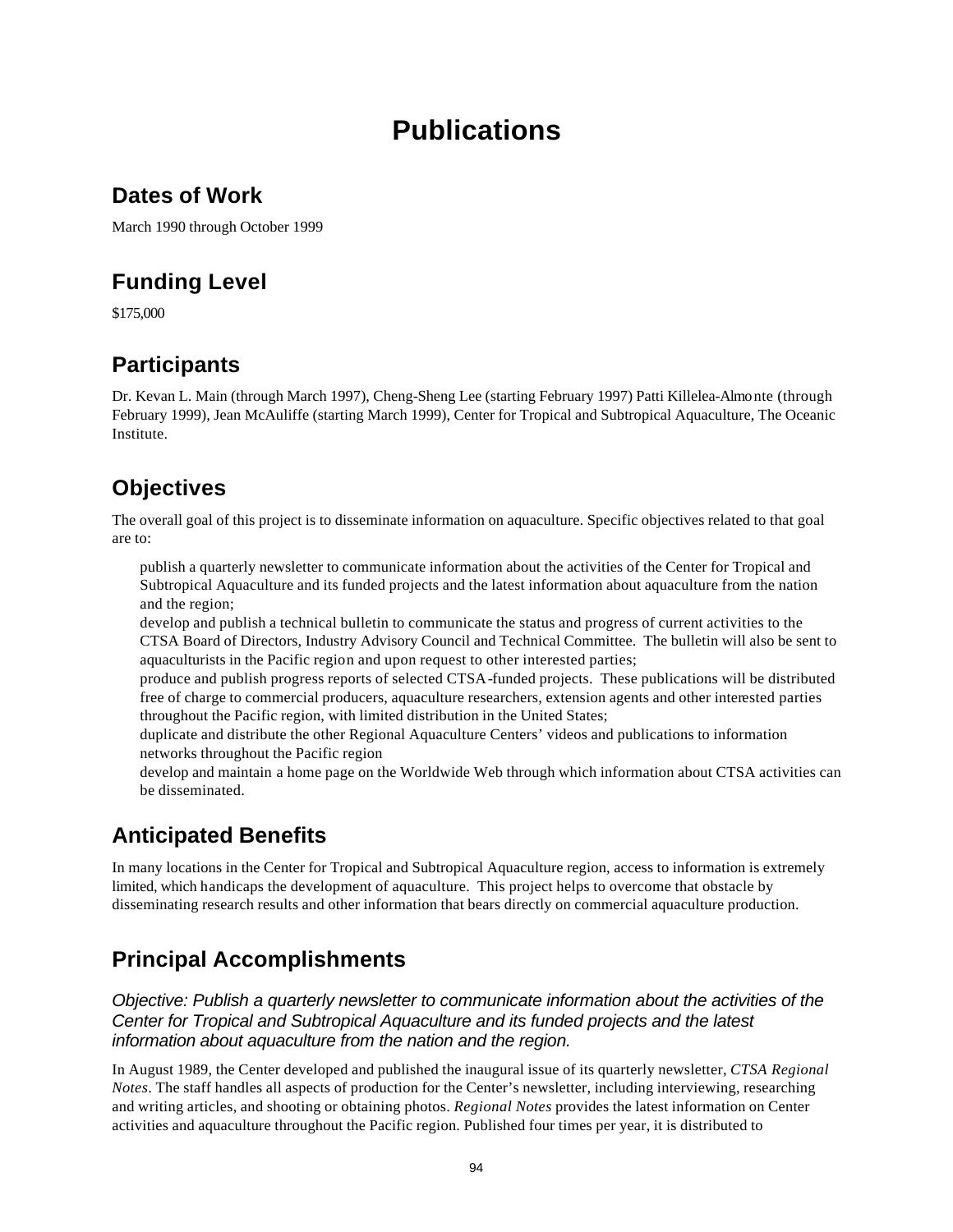# Publications

## Dates of Work

March 1990 through October 1999

## Funding Level

$175,000

## Participants

Dr. Kevan L. Main (through March 1997), Cheng-Sheng Lee (starting February 1997) Patti Killelea-Almonte (through February 1999), Jean McAuliffe (starting March 1999), Center for Tropical and Subtropical Aquaculture, The Oceanic Institute.

## Objectives

The overall goal of this project is to disseminate information on aquaculture. Specific objectives related to that goal are to:

- publish a quarterly newsletter to communicate information about the activities of the Center for Tropical and Subtropical Aquaculture and its funded projects and the latest information about aquaculture from the nation and the region;
- develop and publish a technical bulletin to communicate the status and progress of current activities to the CTSA Board of Directors, Industry Advisory Council and Technical Committee. The bulletin will also be sent to aquaculturists in the Pacific region and upon request to other interested parties;
- produce and publish progress reports of selected CTSA-funded projects. These publications will be distributed free of charge to commercial producers, aquaculture researchers, extension agents and other interested parties throughout the Pacific region, with limited distribution in the United States;
- duplicate and distribute the other Regional Aquaculture Centers' videos and publications to information networks throughout the Pacific region
- develop and maintain a home page on the Worldwide Web through which information about CTSA activities can be disseminated.

## Anticipated Benefits

In many locations in the Center for Tropical and Subtropical Aquaculture region, access to information is extremely limited, which handicaps the development of aquaculture. This project helps to overcome that obstacle by disseminating research results and other information that bears directly on commercial aquaculture production.

## Principal Accomplishments

### *Objective: Publish a quarterly newsletter to communicate information about the activities of the Center for Tropical and Subtropical Aquaculture and its funded projects and the latest information about aquaculture from the nation and the region.*

In August 1989, the Center developed and published the inaugural issue of its quarterly newsletter, *CTSA Regional Notes*. The staff handles all aspects of production for the Center's newsletter, including interviewing, researching and writing articles, and shooting or obtaining photos. *Regional Notes* provides the latest information on Center activities and aquaculture throughout the Pacific region. Published four times per year, it is distributed to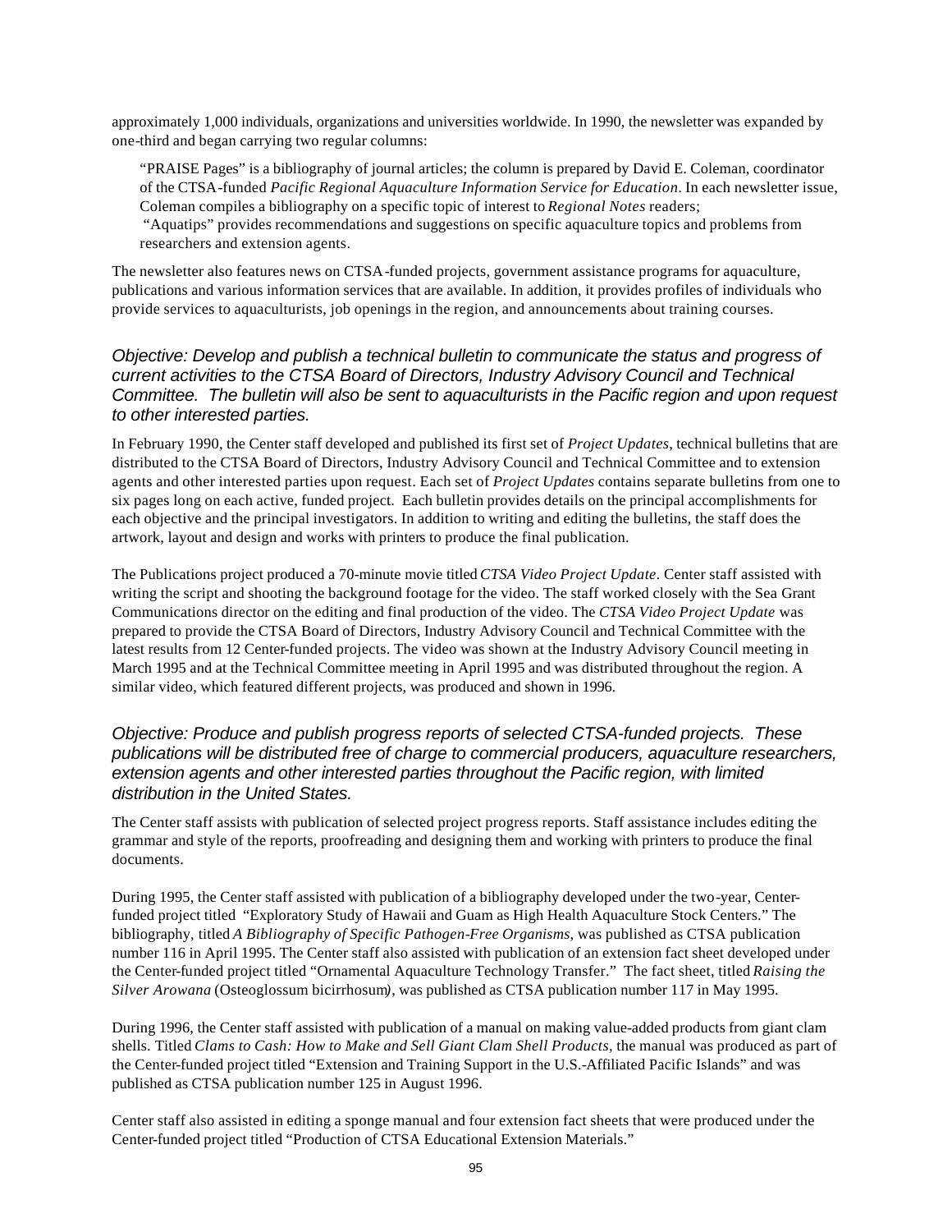approximately 1,000 individuals, organizations and universities worldwide. In 1990, the newsletter was expanded by one-third and began carrying two regular columns:

> "PRAISE Pages" is a bibliography of journal articles; the column is prepared by David E. Coleman, coordinator of the CTSA-funded *Pacific Regional Aquaculture Information Service for Education*. In each newsletter issue, Coleman compiles a bibliography on a specific topic of interest to *Regional Notes* readers;
> "Aquatips" provides recommendations and suggestions on specific aquaculture topics and problems from researchers and extension agents.

The newsletter also features news on CTSA-funded projects, government assistance programs for aquaculture, publications and various information services that are available. In addition, it provides profiles of individuals who provide services to aquaculturists, job openings in the region, and announcements about training courses.

*Objective: Develop and publish a technical bulletin to communicate the status and progress of current activities to the CTSA Board of Directors, Industry Advisory Council and Technical Committee. The bulletin will also be sent to aquaculturists in the Pacific region and upon request to other interested parties.*

In February 1990, the Center staff developed and published its first set of *Project Updates*, technical bulletins that are distributed to the CTSA Board of Directors, Industry Advisory Council and Technical Committee and to extension agents and other interested parties upon request. Each set of *Project Updates* contains separate bulletins from one to six pages long on each active, funded project. Each bulletin provides details on the principal accomplishments for each objective and the principal investigators. In addition to writing and editing the bulletins, the staff does the artwork, layout and design and works with printers to produce the final publication.

The Publications project produced a 70-minute movie titled *CTSA Video Project Update*. Center staff assisted with writing the script and shooting the background footage for the video. The staff worked closely with the Sea Grant Communications director on the editing and final production of the video. The *CTSA Video Project Update* was prepared to provide the CTSA Board of Directors, Industry Advisory Council and Technical Committee with the latest results from 12 Center-funded projects. The video was shown at the Industry Advisory Council meeting in March 1995 and at the Technical Committee meeting in April 1995 and was distributed throughout the region. A similar video, which featured different projects, was produced and shown in 1996.

*Objective: Produce and publish progress reports of selected CTSA-funded projects. These publications will be distributed free of charge to commercial producers, aquaculture researchers, extension agents and other interested parties throughout the Pacific region, with limited distribution in the United States.*

The Center staff assists with publication of selected project progress reports. Staff assistance includes editing the grammar and style of the reports, proofreading and designing them and working with printers to produce the final documents.

During 1995, the Center staff assisted with publication of a bibliography developed under the two-year, Center-funded project titled "Exploratory Study of Hawaii and Guam as High Health Aquaculture Stock Centers." The bibliography, titled *A Bibliography of Specific Pathogen-Free Organisms*, was published as CTSA publication number 116 in April 1995. The Center staff also assisted with publication of an extension fact sheet developed under the Center-funded project titled "Ornamental Aquaculture Technology Transfer." The fact sheet, titled *Raising the Silver Arowana* (Osteoglossum bicirrhosum), was published as CTSA publication number 117 in May 1995.

During 1996, the Center staff assisted with publication of a manual on making value-added products from giant clam shells. Titled *Clams to Cash: How to Make and Sell Giant Clam Shell Products*, the manual was produced as part of the Center-funded project titled "Extension and Training Support in the U.S.-Affiliated Pacific Islands" and was published as CTSA publication number 125 in August 1996.

Center staff also assisted in editing a sponge manual and four extension fact sheets that were produced under the Center-funded project titled "Production of CTSA Educational Extension Materials."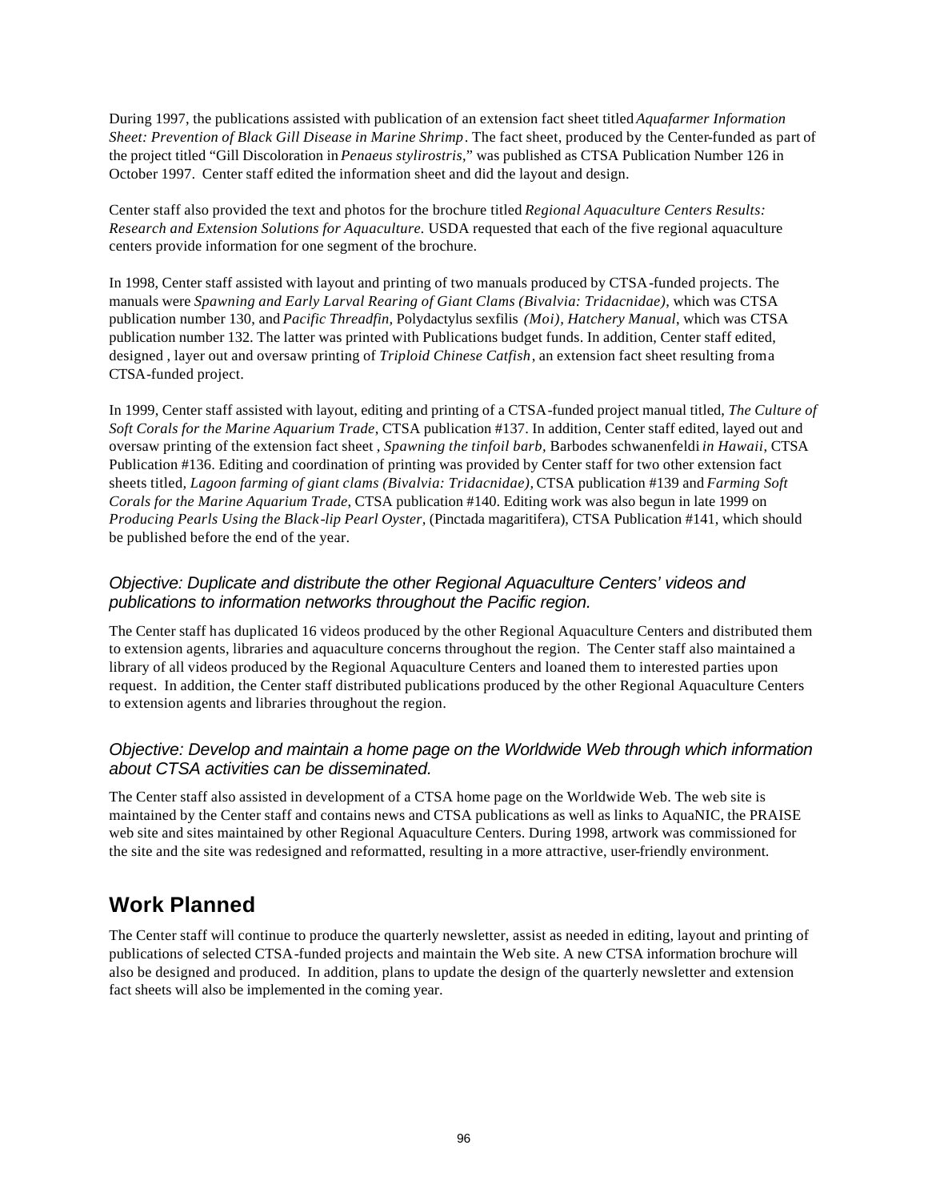During 1997, the publications assisted with publication of an extension fact sheet titled *Aquafarmer Information Sheet: Prevention of Black Gill Disease in Marine Shrimp*. The fact sheet, produced by the Center-funded as part of the project titled "Gill Discoloration in *Penaeus stylirostris*," was published as CTSA Publication Number 126 in October 1997. Center staff edited the information sheet and did the layout and design.

Center staff also provided the text and photos for the brochure titled *Regional Aquaculture Centers Results: Research and Extension Solutions for Aquaculture.* USDA requested that each of the five regional aquaculture centers provide information for one segment of the brochure.

In 1998, Center staff assisted with layout and printing of two manuals produced by CTSA-funded projects. The manuals were *Spawning and Early Larval Rearing of Giant Clams (Bivalvia: Tridacnidae)*, which was CTSA publication number 130, and *Pacific Threadfin,* Polydactylus sexfilis *(Moi), Hatchery Manual*, which was CTSA publication number 132. The latter was printed with Publications budget funds. In addition, Center staff edited, designed , layer out and oversaw printing of *Triploid Chinese Catfish*, an extension fact sheet resulting from a CTSA-funded project.

In 1999, Center staff assisted with layout, editing and printing of a CTSA-funded project manual titled, *The Culture of Soft Corals for the Marine Aquarium Trade*, CTSA publication #137. In addition, Center staff edited, layed out and oversaw printing of the extension fact sheet , *Spawning the tinfoil barb,* Barbodes schwanenfeldi *in Hawaii*, CTSA Publication #136. Editing and coordination of printing was provided by Center staff for two other extension fact sheets titled, *Lagoon farming of giant clams (Bivalvia: Tridacnidae),* CTSA publication #139 and *Farming Soft Corals for the Marine Aquarium Trade,* CTSA publication #140. Editing work was also begun in late 1999 on *Producing Pearls Using the Black-lip Pearl Oyster,* (Pinctada magaritifera), CTSA Publication #141, which should be published before the end of the year.

### *Objective: Duplicate and distribute the other Regional Aquaculture Centers' videos and publications to information networks throughout the Pacific region.*

The Center staff has duplicated 16 videos produced by the other Regional Aquaculture Centers and distributed them to extension agents, libraries and aquaculture concerns throughout the region. The Center staff also maintained a library of all videos produced by the Regional Aquaculture Centers and loaned them to interested parties upon request. In addition, the Center staff distributed publications produced by the other Regional Aquaculture Centers to extension agents and libraries throughout the region.

### *Objective: Develop and maintain a home page on the Worldwide Web through which information about CTSA activities can be disseminated.*

The Center staff also assisted in development of a CTSA home page on the Worldwide Web. The web site is maintained by the Center staff and contains news and CTSA publications as well as links to AquaNIC, the PRAISE web site and sites maintained by other Regional Aquaculture Centers. During 1998, artwork was commissioned for the site and the site was redesigned and reformatted, resulting in a more attractive, user-friendly environment.

## Work Planned

The Center staff will continue to produce the quarterly newsletter, assist as needed in editing, layout and printing of publications of selected CTSA-funded projects and maintain the Web site. A new CTSA information brochure will also be designed and produced. In addition, plans to update the design of the quarterly newsletter and extension fact sheets will also be implemented in the coming year.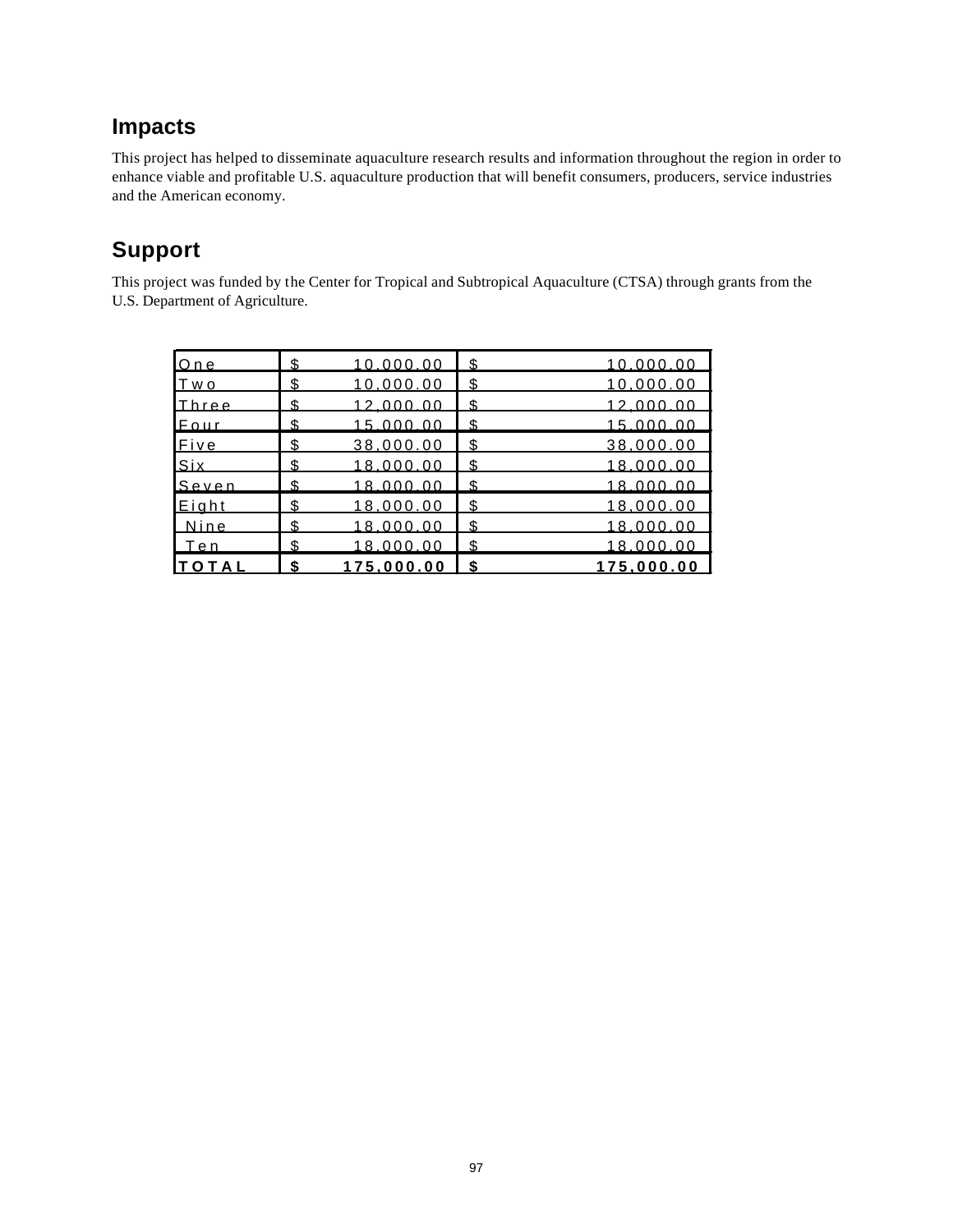## Impacts

This project has helped to disseminate aquaculture research results and information throughout the region in order to enhance viable and profitable U.S. aquaculture production that will benefit consumers, producers, service industries and the American economy.

## Support

This project was funded by the Center for Tropical and Subtropical Aquaculture (CTSA) through grants from the U.S. Department of Agriculture.

| | | |
|---|---|---|
| One | $ 10,000.00 | $ 10,000.00 |
| Two | $ 10,000.00 | $ 10,000.00 |
| Three | $ 12,000.00 | $ 12,000.00 |
| Four | $ 15,000.00 | $ 15,000.00 |
| Five | $ 38,000.00 | $ 38,000.00 |
| Six | $ 18,000.00 | $ 18,000.00 |
| Seven | $ 18,000.00 | $ 18,000.00 |
| Eight | $ 18,000.00 | $ 18,000.00 |
| Nine | $ 18,000.00 | $ 18,000.00 |
| Ten | $ 18,000.00 | $ 18,000.00 |
| **TOTAL** | **$ 175,000.00** | **$ 175,000.00** |